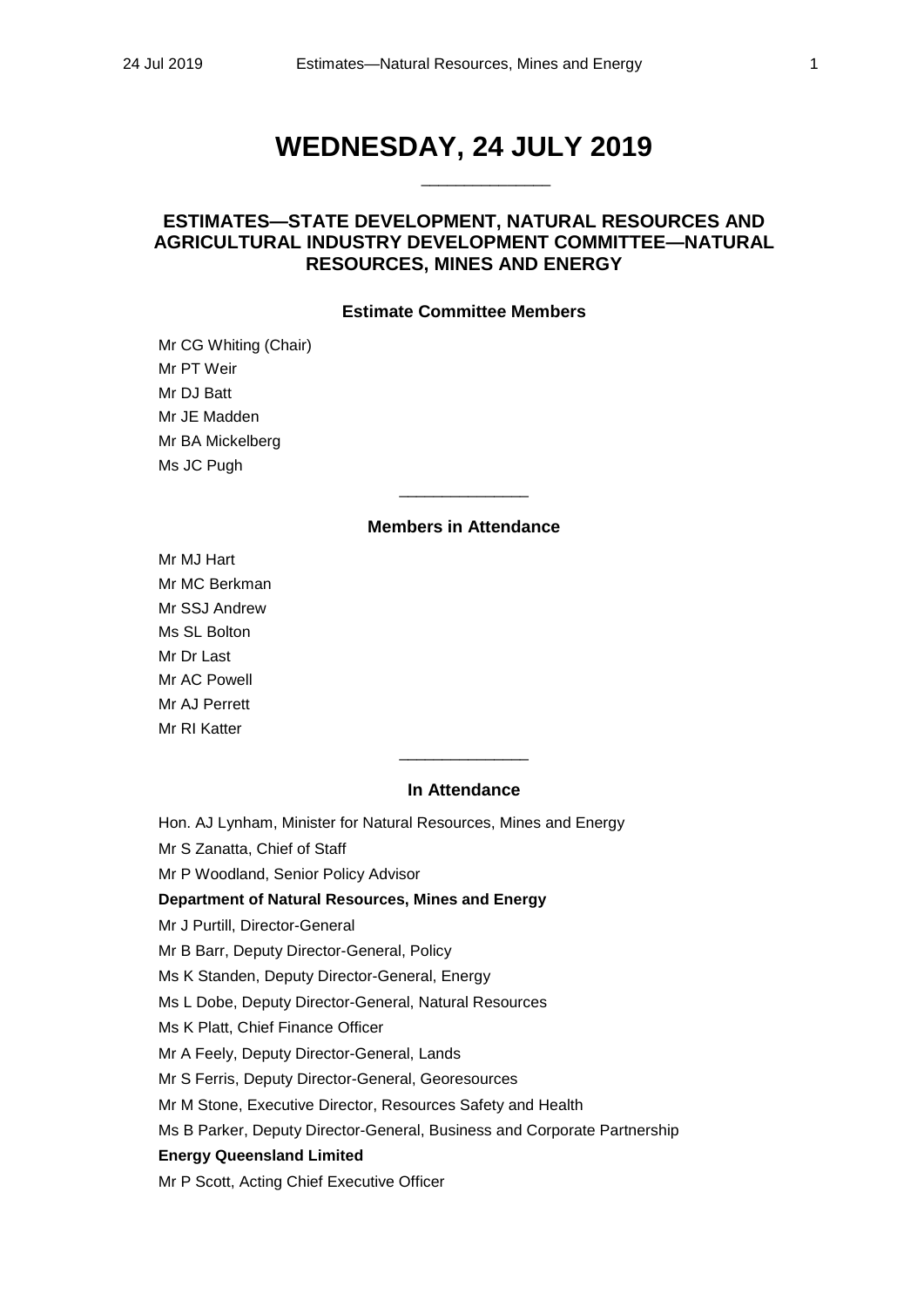# WEDNESDAY, 24 JULY 2019

______________

## ESTIMATES—STATE DEVELOPMENT, NATURAL RESOURCES AND AGRICULTURAL INDUSTRY DEVELOPMENT COMMITTEE—NATURAL RESOURCES, MINES AND ENERGY

### Estimate Committee Members

Mr CG Whiting (Chair)
Mr PT Weir
Mr DJ Batt
Mr JE Madden
Mr BA Mickelberg
Ms JC Pugh

______________

### Members in Attendance

Mr MJ Hart
Mr MC Berkman
Mr SSJ Andrew
Ms SL Bolton
Mr Dr Last
Mr AC Powell
Mr AJ Perrett
Mr RI Katter

______________

### In Attendance

Hon. AJ Lynham, Minister for Natural Resources, Mines and Energy
Mr S Zanatta, Chief of Staff
Mr P Woodland, Senior Policy Advisor

**Department of Natural Resources, Mines and Energy**

Mr J Purtill, Director-General
Mr B Barr, Deputy Director-General, Policy
Ms K Standen, Deputy Director-General, Energy
Ms L Dobe, Deputy Director-General, Natural Resources
Ms K Platt, Chief Finance Officer
Mr A Feely, Deputy Director-General, Lands
Mr S Ferris, Deputy Director-General, Georesources
Mr M Stone, Executive Director, Resources Safety and Health
Ms B Parker, Deputy Director-General, Business and Corporate Partnership

**Energy Queensland Limited**

Mr P Scott, Acting Chief Executive Officer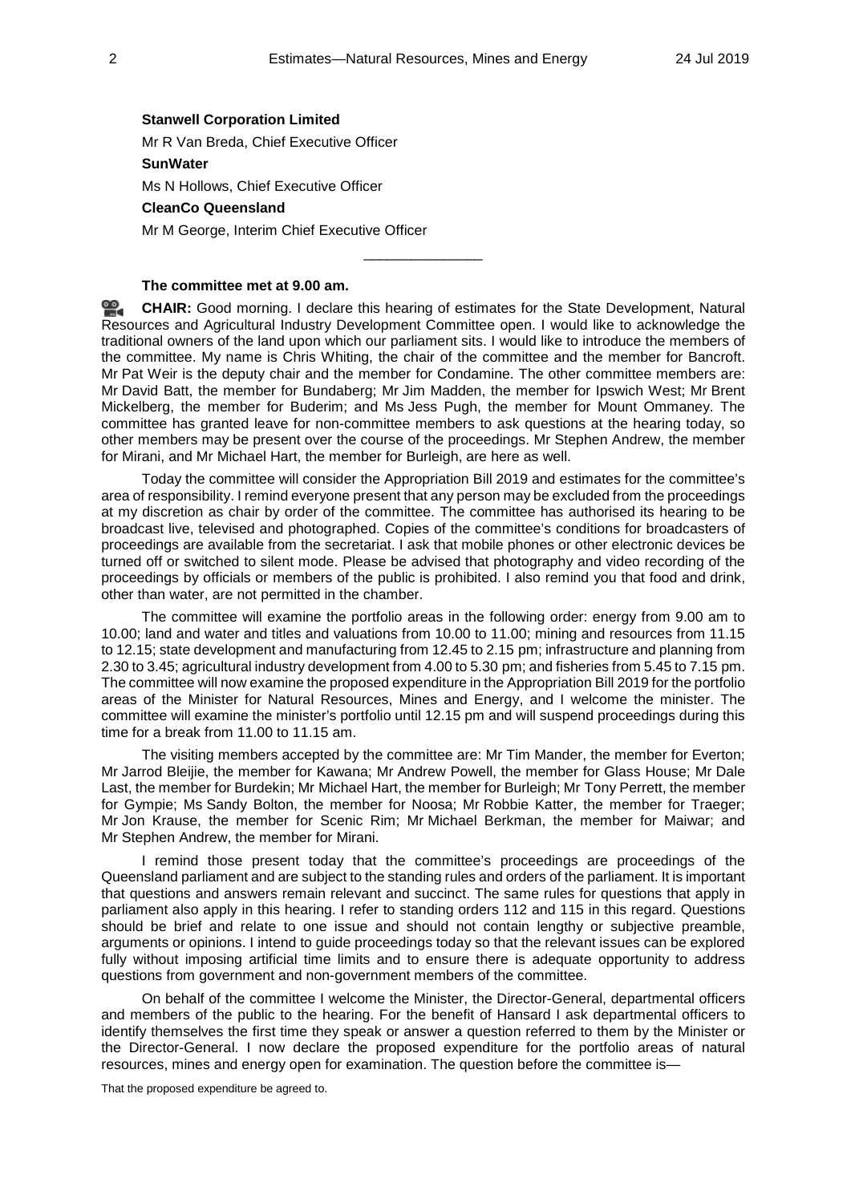**Stanwell Corporation Limited**

Mr R Van Breda, Chief Executive Officer

**SunWater**

Ms N Hollows, Chief Executive Officer

**CleanCo Queensland**

Mr M George, Interim Chief Executive Officer

---

**The committee met at 9.00 am.**

**CHAIR:** Good morning. I declare this hearing of estimates for the State Development, Natural Resources and Agricultural Industry Development Committee open. I would like to acknowledge the traditional owners of the land upon which our parliament sits. I would like to introduce the members of the committee. My name is Chris Whiting, the chair of the committee and the member for Bancroft. Mr Pat Weir is the deputy chair and the member for Condamine. The other committee members are: Mr David Batt, the member for Bundaberg; Mr Jim Madden, the member for Ipswich West; Mr Brent Mickelberg, the member for Buderim; and Ms Jess Pugh, the member for Mount Ommaney. The committee has granted leave for non-committee members to ask questions at the hearing today, so other members may be present over the course of the proceedings. Mr Stephen Andrew, the member for Mirani, and Mr Michael Hart, the member for Burleigh, are here as well.

Today the committee will consider the Appropriation Bill 2019 and estimates for the committee's area of responsibility. I remind everyone present that any person may be excluded from the proceedings at my discretion as chair by order of the committee. The committee has authorised its hearing to be broadcast live, televised and photographed. Copies of the committee's conditions for broadcasters of proceedings are available from the secretariat. I ask that mobile phones or other electronic devices be turned off or switched to silent mode. Please be advised that photography and video recording of the proceedings by officials or members of the public is prohibited. I also remind you that food and drink, other than water, are not permitted in the chamber.

The committee will examine the portfolio areas in the following order: energy from 9.00 am to 10.00; land and water and titles and valuations from 10.00 to 11.00; mining and resources from 11.15 to 12.15; state development and manufacturing from 12.45 to 2.15 pm; infrastructure and planning from 2.30 to 3.45; agricultural industry development from 4.00 to 5.30 pm; and fisheries from 5.45 to 7.15 pm. The committee will now examine the proposed expenditure in the Appropriation Bill 2019 for the portfolio areas of the Minister for Natural Resources, Mines and Energy, and I welcome the minister. The committee will examine the minister's portfolio until 12.15 pm and will suspend proceedings during this time for a break from 11.00 to 11.15 am.

The visiting members accepted by the committee are: Mr Tim Mander, the member for Everton; Mr Jarrod Bleijie, the member for Kawana; Mr Andrew Powell, the member for Glass House; Mr Dale Last, the member for Burdekin; Mr Michael Hart, the member for Burleigh; Mr Tony Perrett, the member for Gympie; Ms Sandy Bolton, the member for Noosa; Mr Robbie Katter, the member for Traeger; Mr Jon Krause, the member for Scenic Rim; Mr Michael Berkman, the member for Maiwar; and Mr Stephen Andrew, the member for Mirani.

I remind those present today that the committee's proceedings are proceedings of the Queensland parliament and are subject to the standing rules and orders of the parliament. It is important that questions and answers remain relevant and succinct. The same rules for questions that apply in parliament also apply in this hearing. I refer to standing orders 112 and 115 in this regard. Questions should be brief and relate to one issue and should not contain lengthy or subjective preamble, arguments or opinions. I intend to guide proceedings today so that the relevant issues can be explored fully without imposing artificial time limits and to ensure there is adequate opportunity to address questions from government and non-government members of the committee.

On behalf of the committee I welcome the Minister, the Director-General, departmental officers and members of the public to the hearing. For the benefit of Hansard I ask departmental officers to identify themselves the first time they speak or answer a question referred to them by the Minister or the Director-General. I now declare the proposed expenditure for the portfolio areas of natural resources, mines and energy open for examination. The question before the committee is—

That the proposed expenditure be agreed to.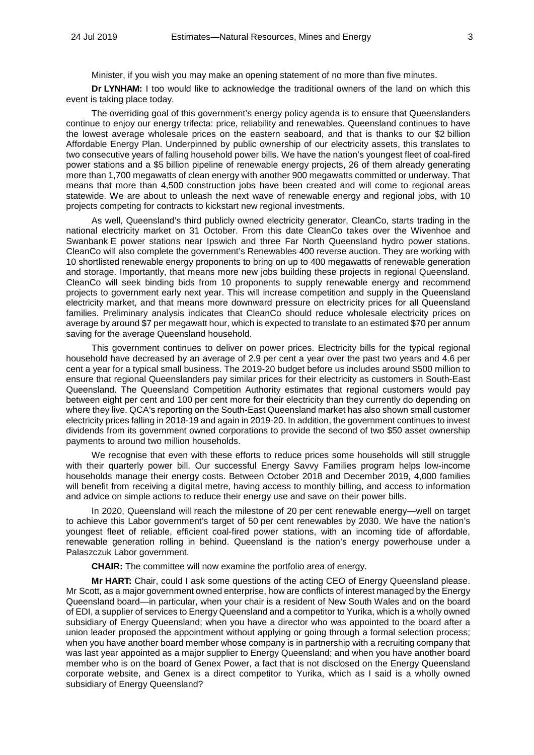Minister, if you wish you may make an opening statement of no more than five minutes.

**Dr LYNHAM:** I too would like to acknowledge the traditional owners of the land on which this event is taking place today.

The overriding goal of this government's energy policy agenda is to ensure that Queenslanders continue to enjoy our energy trifecta: price, reliability and renewables. Queensland continues to have the lowest average wholesale prices on the eastern seaboard, and that is thanks to our $2 billion Affordable Energy Plan. Underpinned by public ownership of our electricity assets, this translates to two consecutive years of falling household power bills. We have the nation's youngest fleet of coal-fired power stations and a $5 billion pipeline of renewable energy projects, 26 of them already generating more than 1,700 megawatts of clean energy with another 900 megawatts committed or underway. That means that more than 4,500 construction jobs have been created and will come to regional areas statewide. We are about to unleash the next wave of renewable energy and regional jobs, with 10 projects competing for contracts to kickstart new regional investments.

As well, Queensland's third publicly owned electricity generator, CleanCo, starts trading in the national electricity market on 31 October. From this date CleanCo takes over the Wivenhoe and Swanbank E power stations near Ipswich and three Far North Queensland hydro power stations. CleanCo will also complete the government's Renewables 400 reverse auction. They are working with 10 shortlisted renewable energy proponents to bring on up to 400 megawatts of renewable generation and storage. Importantly, that means more new jobs building these projects in regional Queensland. CleanCo will seek binding bids from 10 proponents to supply renewable energy and recommend projects to government early next year. This will increase competition and supply in the Queensland electricity market, and that means more downward pressure on electricity prices for all Queensland families. Preliminary analysis indicates that CleanCo should reduce wholesale electricity prices on average by around $7 per megawatt hour, which is expected to translate to an estimated $70 per annum saving for the average Queensland household.

This government continues to deliver on power prices. Electricity bills for the typical regional household have decreased by an average of 2.9 per cent a year over the past two years and 4.6 per cent a year for a typical small business. The 2019-20 budget before us includes around $500 million to ensure that regional Queenslanders pay similar prices for their electricity as customers in South-East Queensland. The Queensland Competition Authority estimates that regional customers would pay between eight per cent and 100 per cent more for their electricity than they currently do depending on where they live. QCA's reporting on the South-East Queensland market has also shown small customer electricity prices falling in 2018-19 and again in 2019-20. In addition, the government continues to invest dividends from its government owned corporations to provide the second of two $50 asset ownership payments to around two million households.

We recognise that even with these efforts to reduce prices some households will still struggle with their quarterly power bill. Our successful Energy Savvy Families program helps low-income households manage their energy costs. Between October 2018 and December 2019, 4,000 families will benefit from receiving a digital metre, having access to monthly billing, and access to information and advice on simple actions to reduce their energy use and save on their power bills.

In 2020, Queensland will reach the milestone of 20 per cent renewable energy—well on target to achieve this Labor government's target of 50 per cent renewables by 2030. We have the nation's youngest fleet of reliable, efficient coal-fired power stations, with an incoming tide of affordable, renewable generation rolling in behind. Queensland is the nation's energy powerhouse under a Palaszczuk Labor government.

**CHAIR:** The committee will now examine the portfolio area of energy.

**Mr HART:** Chair, could I ask some questions of the acting CEO of Energy Queensland please. Mr Scott, as a major government owned enterprise, how are conflicts of interest managed by the Energy Queensland board—in particular, when your chair is a resident of New South Wales and on the board of EDI, a supplier of services to Energy Queensland and a competitor to Yurika, which is a wholly owned subsidiary of Energy Queensland; when you have a director who was appointed to the board after a union leader proposed the appointment without applying or going through a formal selection process; when you have another board member whose company is in partnership with a recruiting company that was last year appointed as a major supplier to Energy Queensland; and when you have another board member who is on the board of Genex Power, a fact that is not disclosed on the Energy Queensland corporate website, and Genex is a direct competitor to Yurika, which as I said is a wholly owned subsidiary of Energy Queensland?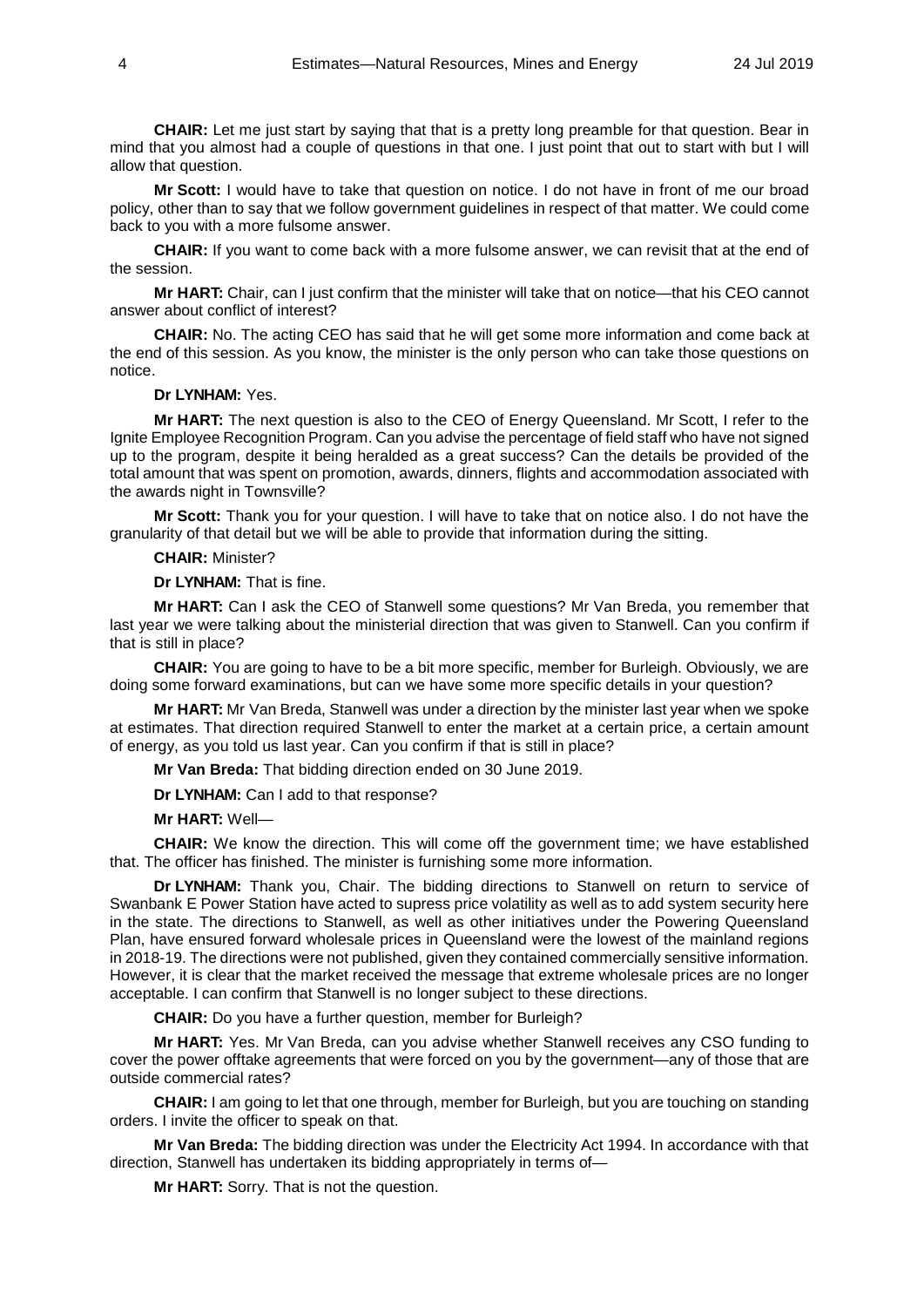**CHAIR:** Let me just start by saying that that is a pretty long preamble for that question. Bear in mind that you almost had a couple of questions in that one. I just point that out to start with but I will allow that question.

**Mr Scott:** I would have to take that question on notice. I do not have in front of me our broad policy, other than to say that we follow government guidelines in respect of that matter. We could come back to you with a more fulsome answer.

**CHAIR:** If you want to come back with a more fulsome answer, we can revisit that at the end of the session.

**Mr HART:** Chair, can I just confirm that the minister will take that on notice—that his CEO cannot answer about conflict of interest?

**CHAIR:** No. The acting CEO has said that he will get some more information and come back at the end of this session. As you know, the minister is the only person who can take those questions on notice.

**Dr LYNHAM:** Yes.

**Mr HART:** The next question is also to the CEO of Energy Queensland. Mr Scott, I refer to the Ignite Employee Recognition Program. Can you advise the percentage of field staff who have not signed up to the program, despite it being heralded as a great success? Can the details be provided of the total amount that was spent on promotion, awards, dinners, flights and accommodation associated with the awards night in Townsville?

**Mr Scott:** Thank you for your question. I will have to take that on notice also. I do not have the granularity of that detail but we will be able to provide that information during the sitting.

**CHAIR:** Minister?

**Dr LYNHAM:** That is fine.

**Mr HART:** Can I ask the CEO of Stanwell some questions? Mr Van Breda, you remember that last year we were talking about the ministerial direction that was given to Stanwell. Can you confirm if that is still in place?

**CHAIR:** You are going to have to be a bit more specific, member for Burleigh. Obviously, we are doing some forward examinations, but can we have some more specific details in your question?

**Mr HART:** Mr Van Breda, Stanwell was under a direction by the minister last year when we spoke at estimates. That direction required Stanwell to enter the market at a certain price, a certain amount of energy, as you told us last year. Can you confirm if that is still in place?

**Mr Van Breda:** That bidding direction ended on 30 June 2019.

**Dr LYNHAM:** Can I add to that response?

**Mr HART:** Well—

**CHAIR:** We know the direction. This will come off the government time; we have established that. The officer has finished. The minister is furnishing some more information.

**Dr LYNHAM:** Thank you, Chair. The bidding directions to Stanwell on return to service of Swanbank E Power Station have acted to supress price volatility as well as to add system security here in the state. The directions to Stanwell, as well as other initiatives under the Powering Queensland Plan, have ensured forward wholesale prices in Queensland were the lowest of the mainland regions in 2018-19. The directions were not published, given they contained commercially sensitive information. However, it is clear that the market received the message that extreme wholesale prices are no longer acceptable. I can confirm that Stanwell is no longer subject to these directions.

**CHAIR:** Do you have a further question, member for Burleigh?

**Mr HART:** Yes. Mr Van Breda, can you advise whether Stanwell receives any CSO funding to cover the power offtake agreements that were forced on you by the government—any of those that are outside commercial rates?

**CHAIR:** I am going to let that one through, member for Burleigh, but you are touching on standing orders. I invite the officer to speak on that.

**Mr Van Breda:** The bidding direction was under the Electricity Act 1994. In accordance with that direction, Stanwell has undertaken its bidding appropriately in terms of—

**Mr HART:** Sorry. That is not the question.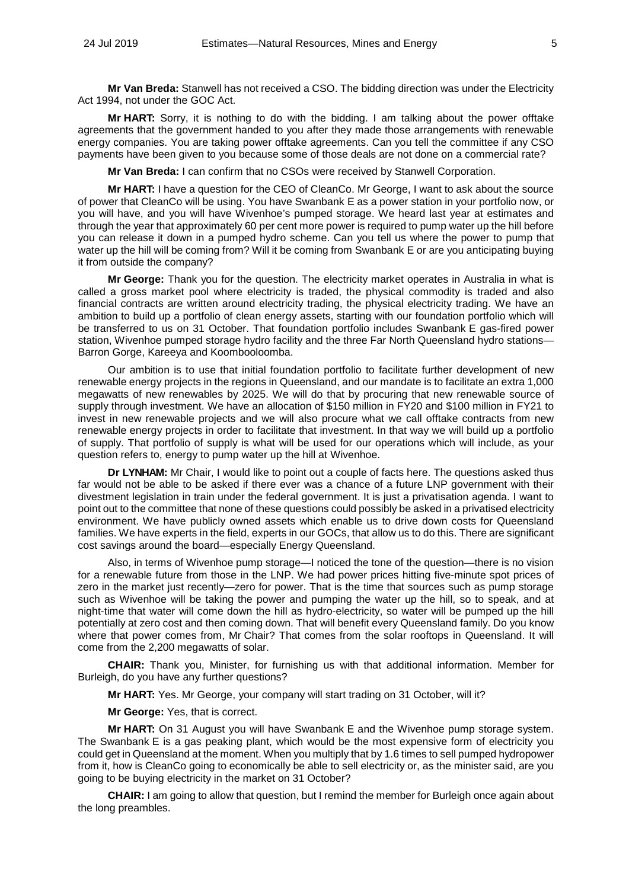**Mr Van Breda:** Stanwell has not received a CSO. The bidding direction was under the Electricity Act 1994, not under the GOC Act.

**Mr HART:** Sorry, it is nothing to do with the bidding. I am talking about the power offtake agreements that the government handed to you after they made those arrangements with renewable energy companies. You are taking power offtake agreements. Can you tell the committee if any CSO payments have been given to you because some of those deals are not done on a commercial rate?

**Mr Van Breda:** I can confirm that no CSOs were received by Stanwell Corporation.

**Mr HART:** I have a question for the CEO of CleanCo. Mr George, I want to ask about the source of power that CleanCo will be using. You have Swanbank E as a power station in your portfolio now, or you will have, and you will have Wivenhoe's pumped storage. We heard last year at estimates and through the year that approximately 60 per cent more power is required to pump water up the hill before you can release it down in a pumped hydro scheme. Can you tell us where the power to pump that water up the hill will be coming from? Will it be coming from Swanbank E or are you anticipating buying it from outside the company?

**Mr George:** Thank you for the question. The electricity market operates in Australia in what is called a gross market pool where electricity is traded, the physical commodity is traded and also financial contracts are written around electricity trading, the physical electricity trading. We have an ambition to build up a portfolio of clean energy assets, starting with our foundation portfolio which will be transferred to us on 31 October. That foundation portfolio includes Swanbank E gas-fired power station, Wivenhoe pumped storage hydro facility and the three Far North Queensland hydro stations—Barron Gorge, Kareeya and Koombooloomba.

Our ambition is to use that initial foundation portfolio to facilitate further development of new renewable energy projects in the regions in Queensland, and our mandate is to facilitate an extra 1,000 megawatts of new renewables by 2025. We will do that by procuring that new renewable source of supply through investment. We have an allocation of $150 million in FY20 and $100 million in FY21 to invest in new renewable projects and we will also procure what we call offtake contracts from new renewable energy projects in order to facilitate that investment. In that way we will build up a portfolio of supply. That portfolio of supply is what will be used for our operations which will include, as your question refers to, energy to pump water up the hill at Wivenhoe.

**Dr LYNHAM:** Mr Chair, I would like to point out a couple of facts here. The questions asked thus far would not be able to be asked if there ever was a chance of a future LNP government with their divestment legislation in train under the federal government. It is just a privatisation agenda. I want to point out to the committee that none of these questions could possibly be asked in a privatised electricity environment. We have publicly owned assets which enable us to drive down costs for Queensland families. We have experts in the field, experts in our GOCs, that allow us to do this. There are significant cost savings around the board—especially Energy Queensland.

Also, in terms of Wivenhoe pump storage—I noticed the tone of the question—there is no vision for a renewable future from those in the LNP. We had power prices hitting five-minute spot prices of zero in the market just recently—zero for power. That is the time that sources such as pump storage such as Wivenhoe will be taking the power and pumping the water up the hill, so to speak, and at night-time that water will come down the hill as hydro-electricity, so water will be pumped up the hill potentially at zero cost and then coming down. That will benefit every Queensland family. Do you know where that power comes from, Mr Chair? That comes from the solar rooftops in Queensland. It will come from the 2,200 megawatts of solar.

**CHAIR:** Thank you, Minister, for furnishing us with that additional information. Member for Burleigh, do you have any further questions?

**Mr HART:** Yes. Mr George, your company will start trading on 31 October, will it?

**Mr George:** Yes, that is correct.

**Mr HART:** On 31 August you will have Swanbank E and the Wivenhoe pump storage system. The Swanbank E is a gas peaking plant, which would be the most expensive form of electricity you could get in Queensland at the moment. When you multiply that by 1.6 times to sell pumped hydropower from it, how is CleanCo going to economically be able to sell electricity or, as the minister said, are you going to be buying electricity in the market on 31 October?

**CHAIR:** I am going to allow that question, but I remind the member for Burleigh once again about the long preambles.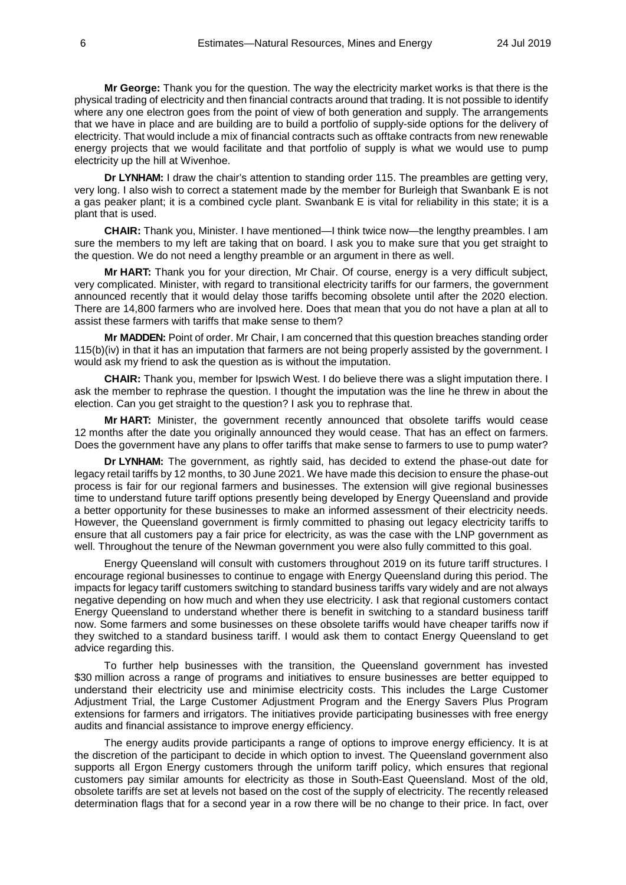**Mr George:** Thank you for the question. The way the electricity market works is that there is the physical trading of electricity and then financial contracts around that trading. It is not possible to identify where any one electron goes from the point of view of both generation and supply. The arrangements that we have in place and are building are to build a portfolio of supply-side options for the delivery of electricity. That would include a mix of financial contracts such as offtake contracts from new renewable energy projects that we would facilitate and that portfolio of supply is what we would use to pump electricity up the hill at Wivenhoe.

**Dr LYNHAM:** I draw the chair's attention to standing order 115. The preambles are getting very, very long. I also wish to correct a statement made by the member for Burleigh that Swanbank E is not a gas peaker plant; it is a combined cycle plant. Swanbank E is vital for reliability in this state; it is a plant that is used.

**CHAIR:** Thank you, Minister. I have mentioned—I think twice now—the lengthy preambles. I am sure the members to my left are taking that on board. I ask you to make sure that you get straight to the question. We do not need a lengthy preamble or an argument in there as well.

**Mr HART:** Thank you for your direction, Mr Chair. Of course, energy is a very difficult subject, very complicated. Minister, with regard to transitional electricity tariffs for our farmers, the government announced recently that it would delay those tariffs becoming obsolete until after the 2020 election. There are 14,800 farmers who are involved here. Does that mean that you do not have a plan at all to assist these farmers with tariffs that make sense to them?

**Mr MADDEN:** Point of order. Mr Chair, I am concerned that this question breaches standing order 115(b)(iv) in that it has an imputation that farmers are not being properly assisted by the government. I would ask my friend to ask the question as is without the imputation.

**CHAIR:** Thank you, member for Ipswich West. I do believe there was a slight imputation there. I ask the member to rephrase the question. I thought the imputation was the line he threw in about the election. Can you get straight to the question? I ask you to rephrase that.

**Mr HART:** Minister, the government recently announced that obsolete tariffs would cease 12 months after the date you originally announced they would cease. That has an effect on farmers. Does the government have any plans to offer tariffs that make sense to farmers to use to pump water?

**Dr LYNHAM:** The government, as rightly said, has decided to extend the phase-out date for legacy retail tariffs by 12 months, to 30 June 2021. We have made this decision to ensure the phase-out process is fair for our regional farmers and businesses. The extension will give regional businesses time to understand future tariff options presently being developed by Energy Queensland and provide a better opportunity for these businesses to make an informed assessment of their electricity needs. However, the Queensland government is firmly committed to phasing out legacy electricity tariffs to ensure that all customers pay a fair price for electricity, as was the case with the LNP government as well. Throughout the tenure of the Newman government you were also fully committed to this goal.

Energy Queensland will consult with customers throughout 2019 on its future tariff structures. I encourage regional businesses to continue to engage with Energy Queensland during this period. The impacts for legacy tariff customers switching to standard business tariffs vary widely and are not always negative depending on how much and when they use electricity. I ask that regional customers contact Energy Queensland to understand whether there is benefit in switching to a standard business tariff now. Some farmers and some businesses on these obsolete tariffs would have cheaper tariffs now if they switched to a standard business tariff. I would ask them to contact Energy Queensland to get advice regarding this.

To further help businesses with the transition, the Queensland government has invested \$30 million across a range of programs and initiatives to ensure businesses are better equipped to understand their electricity use and minimise electricity costs. This includes the Large Customer Adjustment Trial, the Large Customer Adjustment Program and the Energy Savers Plus Program extensions for farmers and irrigators. The initiatives provide participating businesses with free energy audits and financial assistance to improve energy efficiency.

The energy audits provide participants a range of options to improve energy efficiency. It is at the discretion of the participant to decide in which option to invest. The Queensland government also supports all Ergon Energy customers through the uniform tariff policy, which ensures that regional customers pay similar amounts for electricity as those in South-East Queensland. Most of the old, obsolete tariffs are set at levels not based on the cost of the supply of electricity. The recently released determination flags that for a second year in a row there will be no change to their price. In fact, over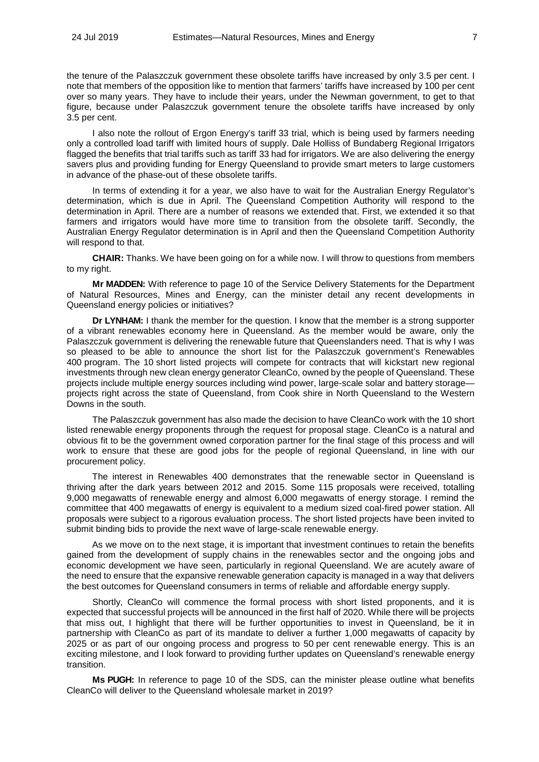the tenure of the Palaszczuk government these obsolete tariffs have increased by only 3.5 per cent. I note that members of the opposition like to mention that farmers' tariffs have increased by 100 per cent over so many years. They have to include their years, under the Newman government, to get to that figure, because under Palaszczuk government tenure the obsolete tariffs have increased by only 3.5 per cent.

I also note the rollout of Ergon Energy's tariff 33 trial, which is being used by farmers needing only a controlled load tariff with limited hours of supply. Dale Holliss of Bundaberg Regional Irrigators flagged the benefits that trial tariffs such as tariff 33 had for irrigators. We are also delivering the energy savers plus and providing funding for Energy Queensland to provide smart meters to large customers in advance of the phase-out of these obsolete tariffs.

In terms of extending it for a year, we also have to wait for the Australian Energy Regulator's determination, which is due in April. The Queensland Competition Authority will respond to the determination in April. There are a number of reasons we extended that. First, we extended it so that farmers and irrigators would have more time to transition from the obsolete tariff. Secondly, the Australian Energy Regulator determination is in April and then the Queensland Competition Authority will respond to that.

**CHAIR:** Thanks. We have been going on for a while now. I will throw to questions from members to my right.

**Mr MADDEN:** With reference to page 10 of the Service Delivery Statements for the Department of Natural Resources, Mines and Energy, can the minister detail any recent developments in Queensland energy policies or initiatives?

**Dr LYNHAM:** I thank the member for the question. I know that the member is a strong supporter of a vibrant renewables economy here in Queensland. As the member would be aware, only the Palaszczuk government is delivering the renewable future that Queenslanders need. That is why I was so pleased to be able to announce the short list for the Palaszczuk government's Renewables 400 program. The 10 short listed projects will compete for contracts that will kickstart new regional investments through new clean energy generator CleanCo, owned by the people of Queensland. These projects include multiple energy sources including wind power, large-scale solar and battery storage—projects right across the state of Queensland, from Cook shire in North Queensland to the Western Downs in the south.

The Palaszczuk government has also made the decision to have CleanCo work with the 10 short listed renewable energy proponents through the request for proposal stage. CleanCo is a natural and obvious fit to be the government owned corporation partner for the final stage of this process and will work to ensure that these are good jobs for the people of regional Queensland, in line with our procurement policy.

The interest in Renewables 400 demonstrates that the renewable sector in Queensland is thriving after the dark years between 2012 and 2015. Some 115 proposals were received, totalling 9,000 megawatts of renewable energy and almost 6,000 megawatts of energy storage. I remind the committee that 400 megawatts of energy is equivalent to a medium sized coal-fired power station. All proposals were subject to a rigorous evaluation process. The short listed projects have been invited to submit binding bids to provide the next wave of large-scale renewable energy.

As we move on to the next stage, it is important that investment continues to retain the benefits gained from the development of supply chains in the renewables sector and the ongoing jobs and economic development we have seen, particularly in regional Queensland. We are acutely aware of the need to ensure that the expansive renewable generation capacity is managed in a way that delivers the best outcomes for Queensland consumers in terms of reliable and affordable energy supply.

Shortly, CleanCo will commence the formal process with short listed proponents, and it is expected that successful projects will be announced in the first half of 2020. While there will be projects that miss out, I highlight that there will be further opportunities to invest in Queensland, be it in partnership with CleanCo as part of its mandate to deliver a further 1,000 megawatts of capacity by 2025 or as part of our ongoing process and progress to 50 per cent renewable energy. This is an exciting milestone, and I look forward to providing further updates on Queensland's renewable energy transition.

**Ms PUGH:** In reference to page 10 of the SDS, can the minister please outline what benefits CleanCo will deliver to the Queensland wholesale market in 2019?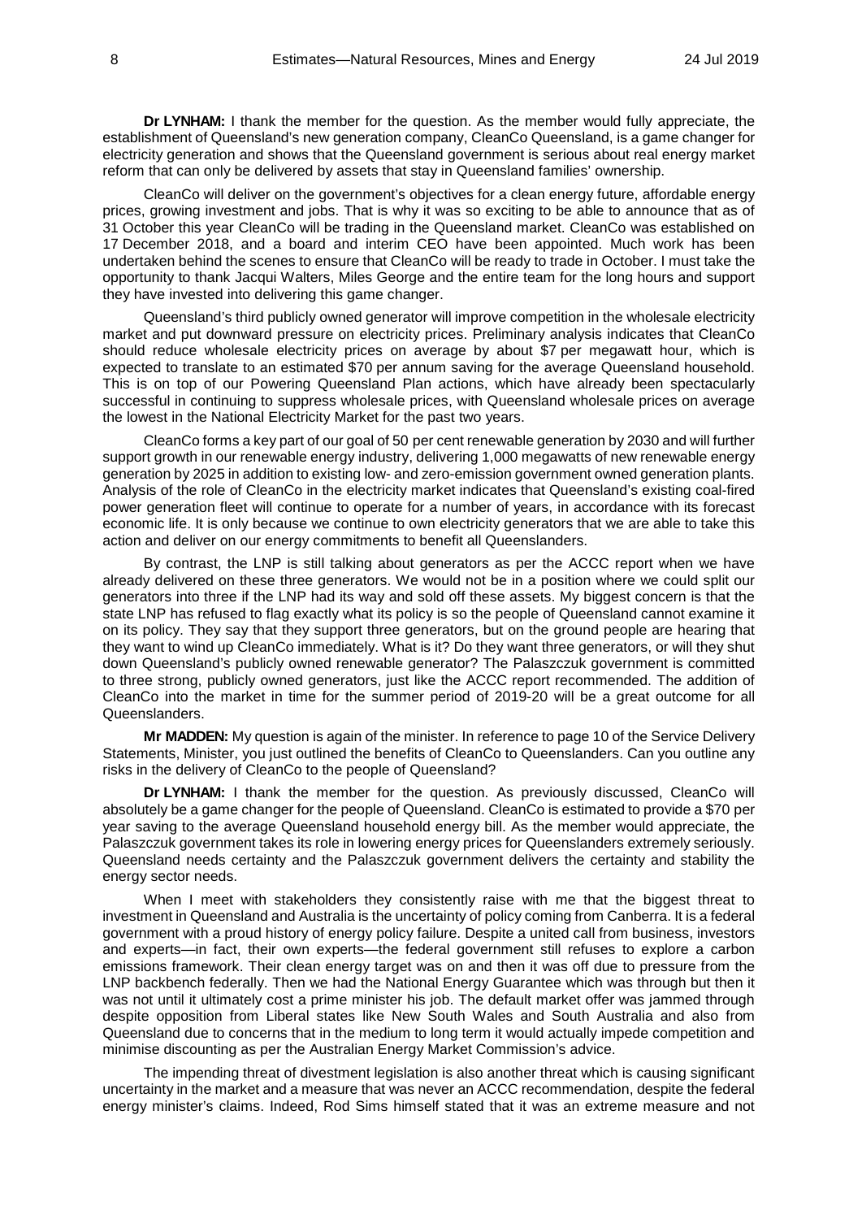**Dr LYNHAM:** I thank the member for the question. As the member would fully appreciate, the establishment of Queensland's new generation company, CleanCo Queensland, is a game changer for electricity generation and shows that the Queensland government is serious about real energy market reform that can only be delivered by assets that stay in Queensland families' ownership.

CleanCo will deliver on the government's objectives for a clean energy future, affordable energy prices, growing investment and jobs. That is why it was so exciting to be able to announce that as of 31 October this year CleanCo will be trading in the Queensland market. CleanCo was established on 17 December 2018, and a board and interim CEO have been appointed. Much work has been undertaken behind the scenes to ensure that CleanCo will be ready to trade in October. I must take the opportunity to thank Jacqui Walters, Miles George and the entire team for the long hours and support they have invested into delivering this game changer.

Queensland's third publicly owned generator will improve competition in the wholesale electricity market and put downward pressure on electricity prices. Preliminary analysis indicates that CleanCo should reduce wholesale electricity prices on average by about $7 per megawatt hour, which is expected to translate to an estimated $70 per annum saving for the average Queensland household. This is on top of our Powering Queensland Plan actions, which have already been spectacularly successful in continuing to suppress wholesale prices, with Queensland wholesale prices on average the lowest in the National Electricity Market for the past two years.

CleanCo forms a key part of our goal of 50 per cent renewable generation by 2030 and will further support growth in our renewable energy industry, delivering 1,000 megawatts of new renewable energy generation by 2025 in addition to existing low- and zero-emission government owned generation plants. Analysis of the role of CleanCo in the electricity market indicates that Queensland's existing coal-fired power generation fleet will continue to operate for a number of years, in accordance with its forecast economic life. It is only because we continue to own electricity generators that we are able to take this action and deliver on our energy commitments to benefit all Queenslanders.

By contrast, the LNP is still talking about generators as per the ACCC report when we have already delivered on these three generators. We would not be in a position where we could split our generators into three if the LNP had its way and sold off these assets. My biggest concern is that the state LNP has refused to flag exactly what its policy is so the people of Queensland cannot examine it on its policy. They say that they support three generators, but on the ground people are hearing that they want to wind up CleanCo immediately. What is it? Do they want three generators, or will they shut down Queensland's publicly owned renewable generator? The Palaszczuk government is committed to three strong, publicly owned generators, just like the ACCC report recommended. The addition of CleanCo into the market in time for the summer period of 2019-20 will be a great outcome for all Queenslanders.

**Mr MADDEN:** My question is again of the minister. In reference to page 10 of the Service Delivery Statements, Minister, you just outlined the benefits of CleanCo to Queenslanders. Can you outline any risks in the delivery of CleanCo to the people of Queensland?

**Dr LYNHAM:** I thank the member for the question. As previously discussed, CleanCo will absolutely be a game changer for the people of Queensland. CleanCo is estimated to provide a $70 per year saving to the average Queensland household energy bill. As the member would appreciate, the Palaszczuk government takes its role in lowering energy prices for Queenslanders extremely seriously. Queensland needs certainty and the Palaszczuk government delivers the certainty and stability the energy sector needs.

When I meet with stakeholders they consistently raise with me that the biggest threat to investment in Queensland and Australia is the uncertainty of policy coming from Canberra. It is a federal government with a proud history of energy policy failure. Despite a united call from business, investors and experts—in fact, their own experts—the federal government still refuses to explore a carbon emissions framework. Their clean energy target was on and then it was off due to pressure from the LNP backbench federally. Then we had the National Energy Guarantee which was through but then it was not until it ultimately cost a prime minister his job. The default market offer was jammed through despite opposition from Liberal states like New South Wales and South Australia and also from Queensland due to concerns that in the medium to long term it would actually impede competition and minimise discounting as per the Australian Energy Market Commission's advice.

The impending threat of divestment legislation is also another threat which is causing significant uncertainty in the market and a measure that was never an ACCC recommendation, despite the federal energy minister's claims. Indeed, Rod Sims himself stated that it was an extreme measure and not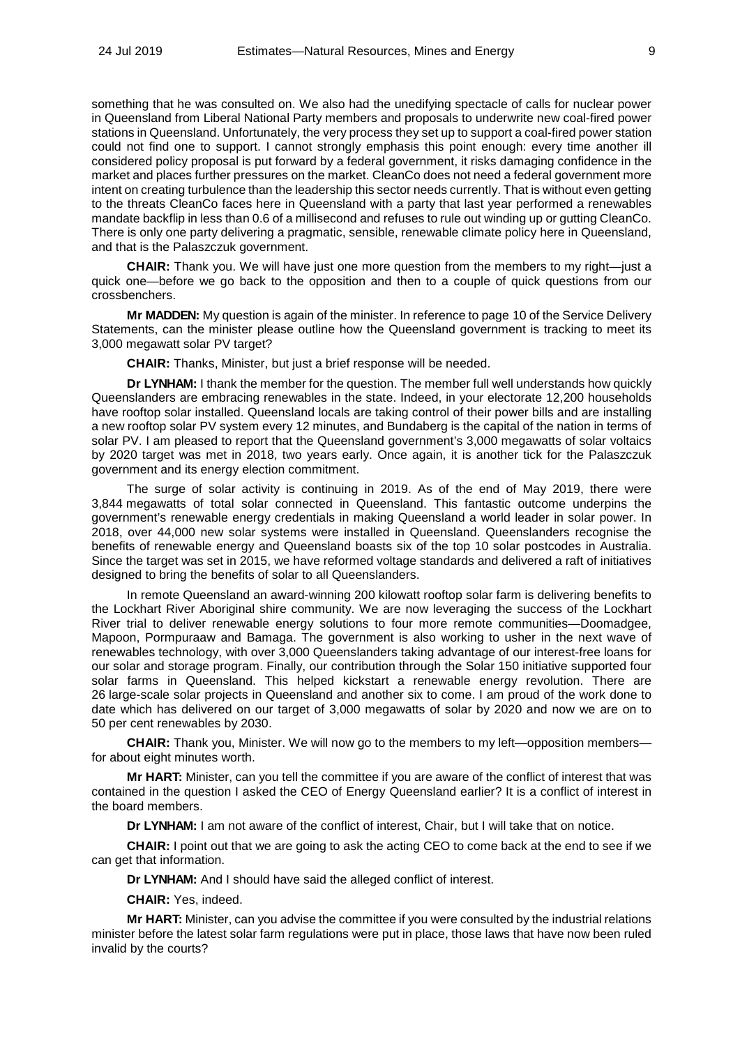something that he was consulted on. We also had the unedifying spectacle of calls for nuclear power in Queensland from Liberal National Party members and proposals to underwrite new coal-fired power stations in Queensland. Unfortunately, the very process they set up to support a coal-fired power station could not find one to support. I cannot strongly emphasis this point enough: every time another ill considered policy proposal is put forward by a federal government, it risks damaging confidence in the market and places further pressures on the market. CleanCo does not need a federal government more intent on creating turbulence than the leadership this sector needs currently. That is without even getting to the threats CleanCo faces here in Queensland with a party that last year performed a renewables mandate backflip in less than 0.6 of a millisecond and refuses to rule out winding up or gutting CleanCo. There is only one party delivering a pragmatic, sensible, renewable climate policy here in Queensland, and that is the Palaszczuk government.

**CHAIR:** Thank you. We will have just one more question from the members to my right—just a quick one—before we go back to the opposition and then to a couple of quick questions from our crossbenchers.

**Mr MADDEN:** My question is again of the minister. In reference to page 10 of the Service Delivery Statements, can the minister please outline how the Queensland government is tracking to meet its 3,000 megawatt solar PV target?

**CHAIR:** Thanks, Minister, but just a brief response will be needed.

**Dr LYNHAM:** I thank the member for the question. The member full well understands how quickly Queenslanders are embracing renewables in the state. Indeed, in your electorate 12,200 households have rooftop solar installed. Queensland locals are taking control of their power bills and are installing a new rooftop solar PV system every 12 minutes, and Bundaberg is the capital of the nation in terms of solar PV. I am pleased to report that the Queensland government's 3,000 megawatts of solar voltaics by 2020 target was met in 2018, two years early. Once again, it is another tick for the Palaszczuk government and its energy election commitment.

The surge of solar activity is continuing in 2019. As of the end of May 2019, there were 3,844 megawatts of total solar connected in Queensland. This fantastic outcome underpins the government's renewable energy credentials in making Queensland a world leader in solar power. In 2018, over 44,000 new solar systems were installed in Queensland. Queenslanders recognise the benefits of renewable energy and Queensland boasts six of the top 10 solar postcodes in Australia. Since the target was set in 2015, we have reformed voltage standards and delivered a raft of initiatives designed to bring the benefits of solar to all Queenslanders.

In remote Queensland an award-winning 200 kilowatt rooftop solar farm is delivering benefits to the Lockhart River Aboriginal shire community. We are now leveraging the success of the Lockhart River trial to deliver renewable energy solutions to four more remote communities—Doomadgee, Mapoon, Pormpuraaw and Bamaga. The government is also working to usher in the next wave of renewables technology, with over 3,000 Queenslanders taking advantage of our interest-free loans for our solar and storage program. Finally, our contribution through the Solar 150 initiative supported four solar farms in Queensland. This helped kickstart a renewable energy revolution. There are 26 large-scale solar projects in Queensland and another six to come. I am proud of the work done to date which has delivered on our target of 3,000 megawatts of solar by 2020 and now we are on to 50 per cent renewables by 2030.

**CHAIR:** Thank you, Minister. We will now go to the members to my left—opposition members—for about eight minutes worth.

**Mr HART:** Minister, can you tell the committee if you are aware of the conflict of interest that was contained in the question I asked the CEO of Energy Queensland earlier? It is a conflict of interest in the board members.

**Dr LYNHAM:** I am not aware of the conflict of interest, Chair, but I will take that on notice.

**CHAIR:** I point out that we are going to ask the acting CEO to come back at the end to see if we can get that information.

**Dr LYNHAM:** And I should have said the alleged conflict of interest.

**CHAIR:** Yes, indeed.

**Mr HART:** Minister, can you advise the committee if you were consulted by the industrial relations minister before the latest solar farm regulations were put in place, those laws that have now been ruled invalid by the courts?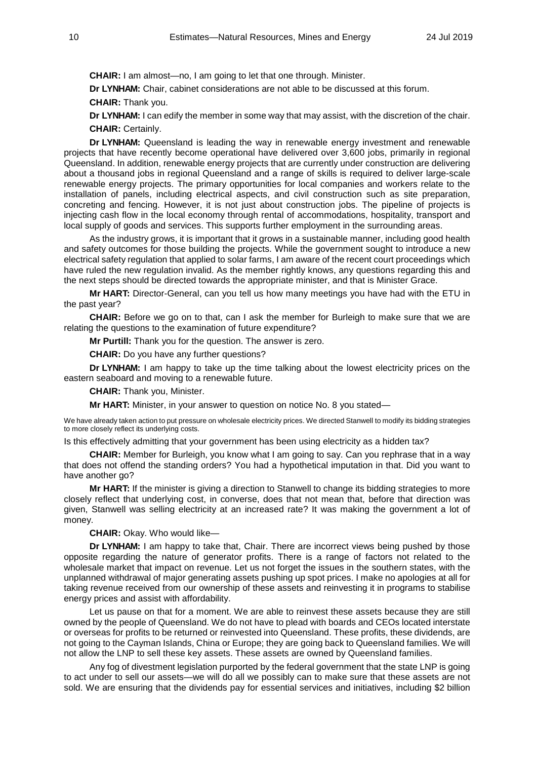**CHAIR:** I am almost—no, I am going to let that one through. Minister.

**Dr LYNHAM:** Chair, cabinet considerations are not able to be discussed at this forum.

**CHAIR:** Thank you.

**Dr LYNHAM:** I can edify the member in some way that may assist, with the discretion of the chair.

**CHAIR:** Certainly.

**Dr LYNHAM:** Queensland is leading the way in renewable energy investment and renewable projects that have recently become operational have delivered over 3,600 jobs, primarily in regional Queensland. In addition, renewable energy projects that are currently under construction are delivering about a thousand jobs in regional Queensland and a range of skills is required to deliver large-scale renewable energy projects. The primary opportunities for local companies and workers relate to the installation of panels, including electrical aspects, and civil construction such as site preparation, concreting and fencing. However, it is not just about construction jobs. The pipeline of projects is injecting cash flow in the local economy through rental of accommodations, hospitality, transport and local supply of goods and services. This supports further employment in the surrounding areas.

As the industry grows, it is important that it grows in a sustainable manner, including good health and safety outcomes for those building the projects. While the government sought to introduce a new electrical safety regulation that applied to solar farms, I am aware of the recent court proceedings which have ruled the new regulation invalid. As the member rightly knows, any questions regarding this and the next steps should be directed towards the appropriate minister, and that is Minister Grace.

**Mr HART:** Director-General, can you tell us how many meetings you have had with the ETU in the past year?

**CHAIR:** Before we go on to that, can I ask the member for Burleigh to make sure that we are relating the questions to the examination of future expenditure?

**Mr Purtill:** Thank you for the question. The answer is zero.

**CHAIR:** Do you have any further questions?

**Dr LYNHAM:** I am happy to take up the time talking about the lowest electricity prices on the eastern seaboard and moving to a renewable future.

**CHAIR:** Thank you, Minister.

**Mr HART:** Minister, in your answer to question on notice No. 8 you stated—

> We have already taken action to put pressure on wholesale electricity prices. We directed Stanwell to modify its bidding strategies to more closely reflect its underlying costs.

Is this effectively admitting that your government has been using electricity as a hidden tax?

**CHAIR:** Member for Burleigh, you know what I am going to say. Can you rephrase that in a way that does not offend the standing orders? You had a hypothetical imputation in that. Did you want to have another go?

**Mr HART:** If the minister is giving a direction to Stanwell to change its bidding strategies to more closely reflect that underlying cost, in converse, does that not mean that, before that direction was given, Stanwell was selling electricity at an increased rate? It was making the government a lot of money.

**CHAIR:** Okay. Who would like—

**Dr LYNHAM:** I am happy to take that, Chair. There are incorrect views being pushed by those opposite regarding the nature of generator profits. There is a range of factors not related to the wholesale market that impact on revenue. Let us not forget the issues in the southern states, with the unplanned withdrawal of major generating assets pushing up spot prices. I make no apologies at all for taking revenue received from our ownership of these assets and reinvesting it in programs to stabilise energy prices and assist with affordability.

Let us pause on that for a moment. We are able to reinvest these assets because they are still owned by the people of Queensland. We do not have to plead with boards and CEOs located interstate or overseas for profits to be returned or reinvested into Queensland. These profits, these dividends, are not going to the Cayman Islands, China or Europe; they are going back to Queensland families. We will not allow the LNP to sell these key assets. These assets are owned by Queensland families.

Any fog of divestment legislation purported by the federal government that the state LNP is going to act under to sell our assets—we will do all we possibly can to make sure that these assets are not sold. We are ensuring that the dividends pay for essential services and initiatives, including $2 billion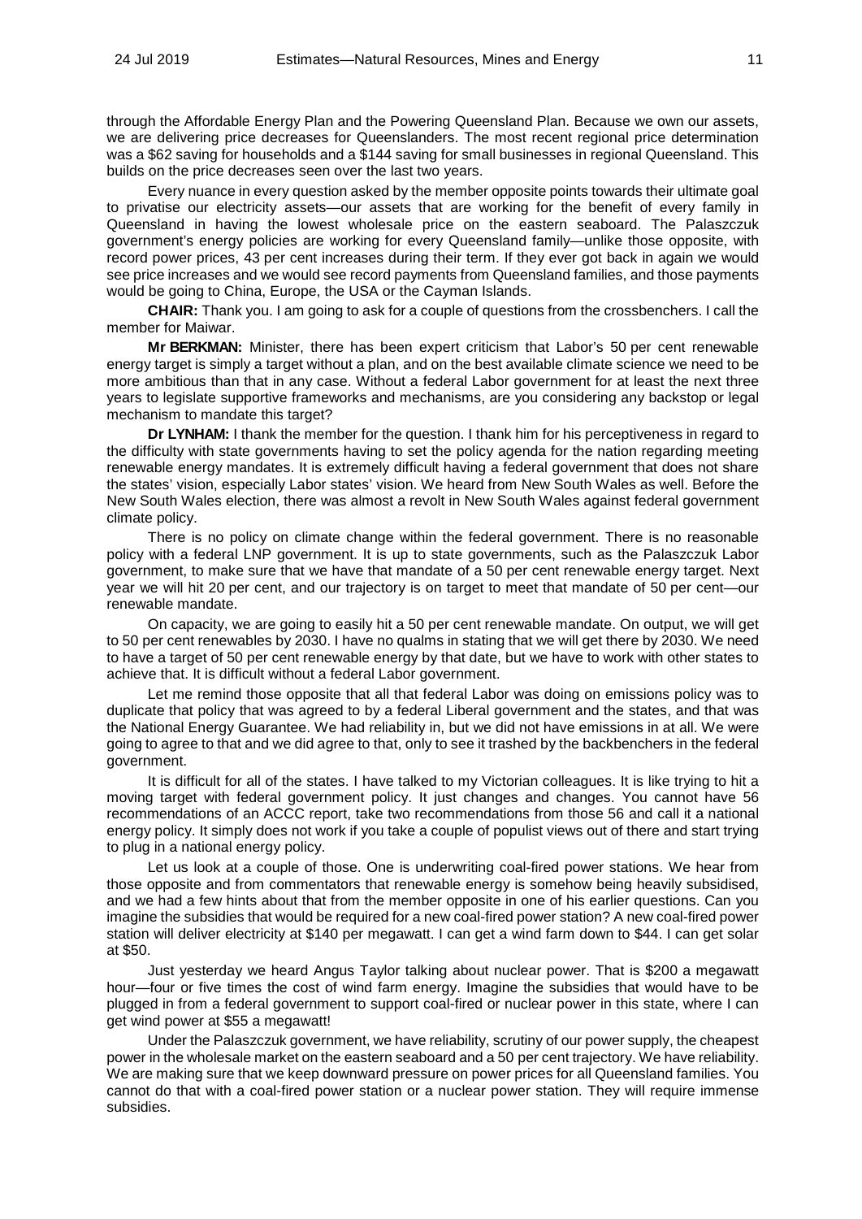through the Affordable Energy Plan and the Powering Queensland Plan. Because we own our assets, we are delivering price decreases for Queenslanders. The most recent regional price determination was a $62 saving for households and a $144 saving for small businesses in regional Queensland. This builds on the price decreases seen over the last two years.

Every nuance in every question asked by the member opposite points towards their ultimate goal to privatise our electricity assets—our assets that are working for the benefit of every family in Queensland in having the lowest wholesale price on the eastern seaboard. The Palaszczuk government's energy policies are working for every Queensland family—unlike those opposite, with record power prices, 43 per cent increases during their term. If they ever got back in again we would see price increases and we would see record payments from Queensland families, and those payments would be going to China, Europe, the USA or the Cayman Islands.

**CHAIR:** Thank you. I am going to ask for a couple of questions from the crossbenchers. I call the member for Maiwar.

**Mr BERKMAN:** Minister, there has been expert criticism that Labor's 50 per cent renewable energy target is simply a target without a plan, and on the best available climate science we need to be more ambitious than that in any case. Without a federal Labor government for at least the next three years to legislate supportive frameworks and mechanisms, are you considering any backstop or legal mechanism to mandate this target?

**Dr LYNHAM:** I thank the member for the question. I thank him for his perceptiveness in regard to the difficulty with state governments having to set the policy agenda for the nation regarding meeting renewable energy mandates. It is extremely difficult having a federal government that does not share the states' vision, especially Labor states' vision. We heard from New South Wales as well. Before the New South Wales election, there was almost a revolt in New South Wales against federal government climate policy.

There is no policy on climate change within the federal government. There is no reasonable policy with a federal LNP government. It is up to state governments, such as the Palaszczuk Labor government, to make sure that we have that mandate of a 50 per cent renewable energy target. Next year we will hit 20 per cent, and our trajectory is on target to meet that mandate of 50 per cent—our renewable mandate.

On capacity, we are going to easily hit a 50 per cent renewable mandate. On output, we will get to 50 per cent renewables by 2030. I have no qualms in stating that we will get there by 2030. We need to have a target of 50 per cent renewable energy by that date, but we have to work with other states to achieve that. It is difficult without a federal Labor government.

Let me remind those opposite that all that federal Labor was doing on emissions policy was to duplicate that policy that was agreed to by a federal Liberal government and the states, and that was the National Energy Guarantee. We had reliability in, but we did not have emissions in at all. We were going to agree to that and we did agree to that, only to see it trashed by the backbenchers in the federal government.

It is difficult for all of the states. I have talked to my Victorian colleagues. It is like trying to hit a moving target with federal government policy. It just changes and changes. You cannot have 56 recommendations of an ACCC report, take two recommendations from those 56 and call it a national energy policy. It simply does not work if you take a couple of populist views out of there and start trying to plug in a national energy policy.

Let us look at a couple of those. One is underwriting coal-fired power stations. We hear from those opposite and from commentators that renewable energy is somehow being heavily subsidised, and we had a few hints about that from the member opposite in one of his earlier questions. Can you imagine the subsidies that would be required for a new coal-fired power station? A new coal-fired power station will deliver electricity at $140 per megawatt. I can get a wind farm down to $44. I can get solar at $50.

Just yesterday we heard Angus Taylor talking about nuclear power. That is $200 a megawatt hour—four or five times the cost of wind farm energy. Imagine the subsidies that would have to be plugged in from a federal government to support coal-fired or nuclear power in this state, where I can get wind power at $55 a megawatt!

Under the Palaszczuk government, we have reliability, scrutiny of our power supply, the cheapest power in the wholesale market on the eastern seaboard and a 50 per cent trajectory. We have reliability. We are making sure that we keep downward pressure on power prices for all Queensland families. You cannot do that with a coal-fired power station or a nuclear power station. They will require immense subsidies.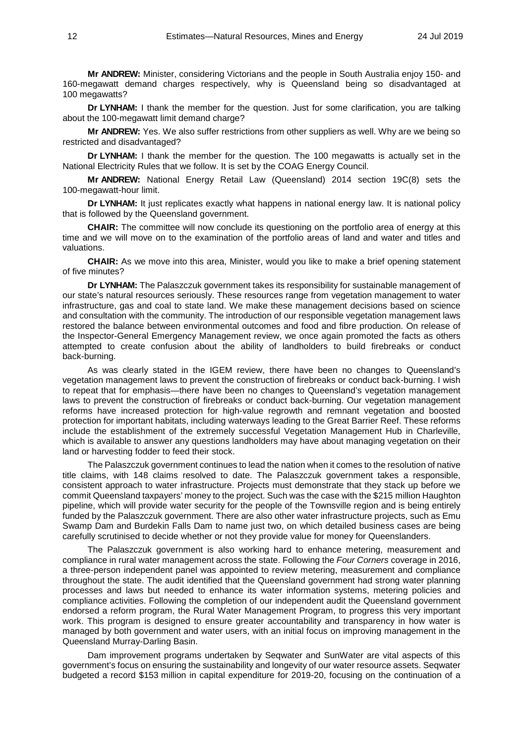**Mr ANDREW:** Minister, considering Victorians and the people in South Australia enjoy 150- and 160-megawatt demand charges respectively, why is Queensland being so disadvantaged at 100 megawatts?

**Dr LYNHAM:** I thank the member for the question. Just for some clarification, you are talking about the 100-megawatt limit demand charge?

**Mr ANDREW:** Yes. We also suffer restrictions from other suppliers as well. Why are we being so restricted and disadvantaged?

**Dr LYNHAM:** I thank the member for the question. The 100 megawatts is actually set in the National Electricity Rules that we follow. It is set by the COAG Energy Council.

**Mr ANDREW:** National Energy Retail Law (Queensland) 2014 section 19C(8) sets the 100-megawatt-hour limit.

**Dr LYNHAM:** It just replicates exactly what happens in national energy law. It is national policy that is followed by the Queensland government.

**CHAIR:** The committee will now conclude its questioning on the portfolio area of energy at this time and we will move on to the examination of the portfolio areas of land and water and titles and valuations.

**CHAIR:** As we move into this area, Minister, would you like to make a brief opening statement of five minutes?

**Dr LYNHAM:** The Palaszczuk government takes its responsibility for sustainable management of our state's natural resources seriously. These resources range from vegetation management to water infrastructure, gas and coal to state land. We make these management decisions based on science and consultation with the community. The introduction of our responsible vegetation management laws restored the balance between environmental outcomes and food and fibre production. On release of the Inspector-General Emergency Management review, we once again promoted the facts as others attempted to create confusion about the ability of landholders to build firebreaks or conduct back-burning.

As was clearly stated in the IGEM review, there have been no changes to Queensland's vegetation management laws to prevent the construction of firebreaks or conduct back-burning. I wish to repeat that for emphasis—there have been no changes to Queensland's vegetation management laws to prevent the construction of firebreaks or conduct back-burning. Our vegetation management reforms have increased protection for high-value regrowth and remnant vegetation and boosted protection for important habitats, including waterways leading to the Great Barrier Reef. These reforms include the establishment of the extremely successful Vegetation Management Hub in Charleville, which is available to answer any questions landholders may have about managing vegetation on their land or harvesting fodder to feed their stock.

The Palaszczuk government continues to lead the nation when it comes to the resolution of native title claims, with 148 claims resolved to date. The Palaszczuk government takes a responsible, consistent approach to water infrastructure. Projects must demonstrate that they stack up before we commit Queensland taxpayers' money to the project. Such was the case with the $215 million Haughton pipeline, which will provide water security for the people of the Townsville region and is being entirely funded by the Palaszczuk government. There are also other water infrastructure projects, such as Emu Swamp Dam and Burdekin Falls Dam to name just two, on which detailed business cases are being carefully scrutinised to decide whether or not they provide value for money for Queenslanders.

The Palaszczuk government is also working hard to enhance metering, measurement and compliance in rural water management across the state. Following the *Four Corners* coverage in 2016, a three-person independent panel was appointed to review metering, measurement and compliance throughout the state. The audit identified that the Queensland government had strong water planning processes and laws but needed to enhance its water information systems, metering policies and compliance activities. Following the completion of our independent audit the Queensland government endorsed a reform program, the Rural Water Management Program, to progress this very important work. This program is designed to ensure greater accountability and transparency in how water is managed by both government and water users, with an initial focus on improving management in the Queensland Murray-Darling Basin.

Dam improvement programs undertaken by Seqwater and SunWater are vital aspects of this government's focus on ensuring the sustainability and longevity of our water resource assets. Seqwater budgeted a record $153 million in capital expenditure for 2019-20, focusing on the continuation of a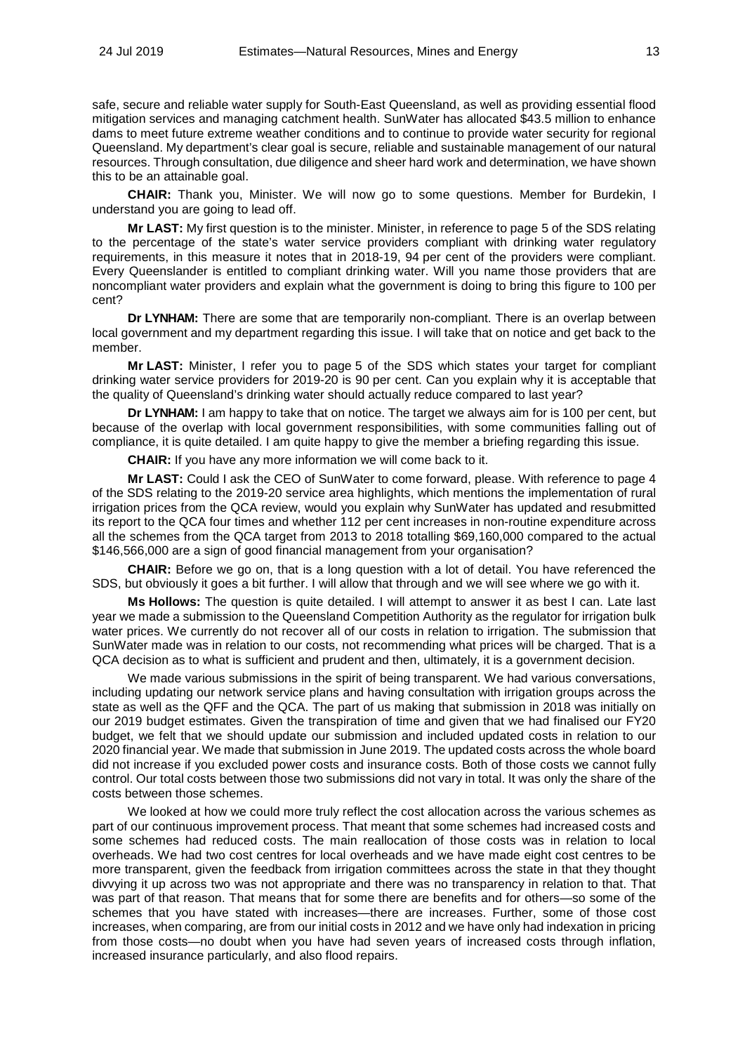safe, secure and reliable water supply for South-East Queensland, as well as providing essential flood mitigation services and managing catchment health. SunWater has allocated $43.5 million to enhance dams to meet future extreme weather conditions and to continue to provide water security for regional Queensland. My department's clear goal is secure, reliable and sustainable management of our natural resources. Through consultation, due diligence and sheer hard work and determination, we have shown this to be an attainable goal.

**CHAIR:** Thank you, Minister. We will now go to some questions. Member for Burdekin, I understand you are going to lead off.

**Mr LAST:** My first question is to the minister. Minister, in reference to page 5 of the SDS relating to the percentage of the state's water service providers compliant with drinking water regulatory requirements, in this measure it notes that in 2018-19, 94 per cent of the providers were compliant. Every Queenslander is entitled to compliant drinking water. Will you name those providers that are noncompliant water providers and explain what the government is doing to bring this figure to 100 per cent?

**Dr LYNHAM:** There are some that are temporarily non-compliant. There is an overlap between local government and my department regarding this issue. I will take that on notice and get back to the member.

**Mr LAST:** Minister, I refer you to page 5 of the SDS which states your target for compliant drinking water service providers for 2019-20 is 90 per cent. Can you explain why it is acceptable that the quality of Queensland's drinking water should actually reduce compared to last year?

**Dr LYNHAM:** I am happy to take that on notice. The target we always aim for is 100 per cent, but because of the overlap with local government responsibilities, with some communities falling out of compliance, it is quite detailed. I am quite happy to give the member a briefing regarding this issue.

**CHAIR:** If you have any more information we will come back to it.

**Mr LAST:** Could I ask the CEO of SunWater to come forward, please. With reference to page 4 of the SDS relating to the 2019-20 service area highlights, which mentions the implementation of rural irrigation prices from the QCA review, would you explain why SunWater has updated and resubmitted its report to the QCA four times and whether 112 per cent increases in non-routine expenditure across all the schemes from the QCA target from 2013 to 2018 totalling $69,160,000 compared to the actual $146,566,000 are a sign of good financial management from your organisation?

**CHAIR:** Before we go on, that is a long question with a lot of detail. You have referenced the SDS, but obviously it goes a bit further. I will allow that through and we will see where we go with it.

**Ms Hollows:** The question is quite detailed. I will attempt to answer it as best I can. Late last year we made a submission to the Queensland Competition Authority as the regulator for irrigation bulk water prices. We currently do not recover all of our costs in relation to irrigation. The submission that SunWater made was in relation to our costs, not recommending what prices will be charged. That is a QCA decision as to what is sufficient and prudent and then, ultimately, it is a government decision.

We made various submissions in the spirit of being transparent. We had various conversations, including updating our network service plans and having consultation with irrigation groups across the state as well as the QFF and the QCA. The part of us making that submission in 2018 was initially on our 2019 budget estimates. Given the transpiration of time and given that we had finalised our FY20 budget, we felt that we should update our submission and included updated costs in relation to our 2020 financial year. We made that submission in June 2019. The updated costs across the whole board did not increase if you excluded power costs and insurance costs. Both of those costs we cannot fully control. Our total costs between those two submissions did not vary in total. It was only the share of the costs between those schemes.

We looked at how we could more truly reflect the cost allocation across the various schemes as part of our continuous improvement process. That meant that some schemes had increased costs and some schemes had reduced costs. The main reallocation of those costs was in relation to local overheads. We had two cost centres for local overheads and we have made eight cost centres to be more transparent, given the feedback from irrigation committees across the state in that they thought divvying it up across two was not appropriate and there was no transparency in relation to that. That was part of that reason. That means that for some there are benefits and for others—so some of the schemes that you have stated with increases—there are increases. Further, some of those cost increases, when comparing, are from our initial costs in 2012 and we have only had indexation in pricing from those costs—no doubt when you have had seven years of increased costs through inflation, increased insurance particularly, and also flood repairs.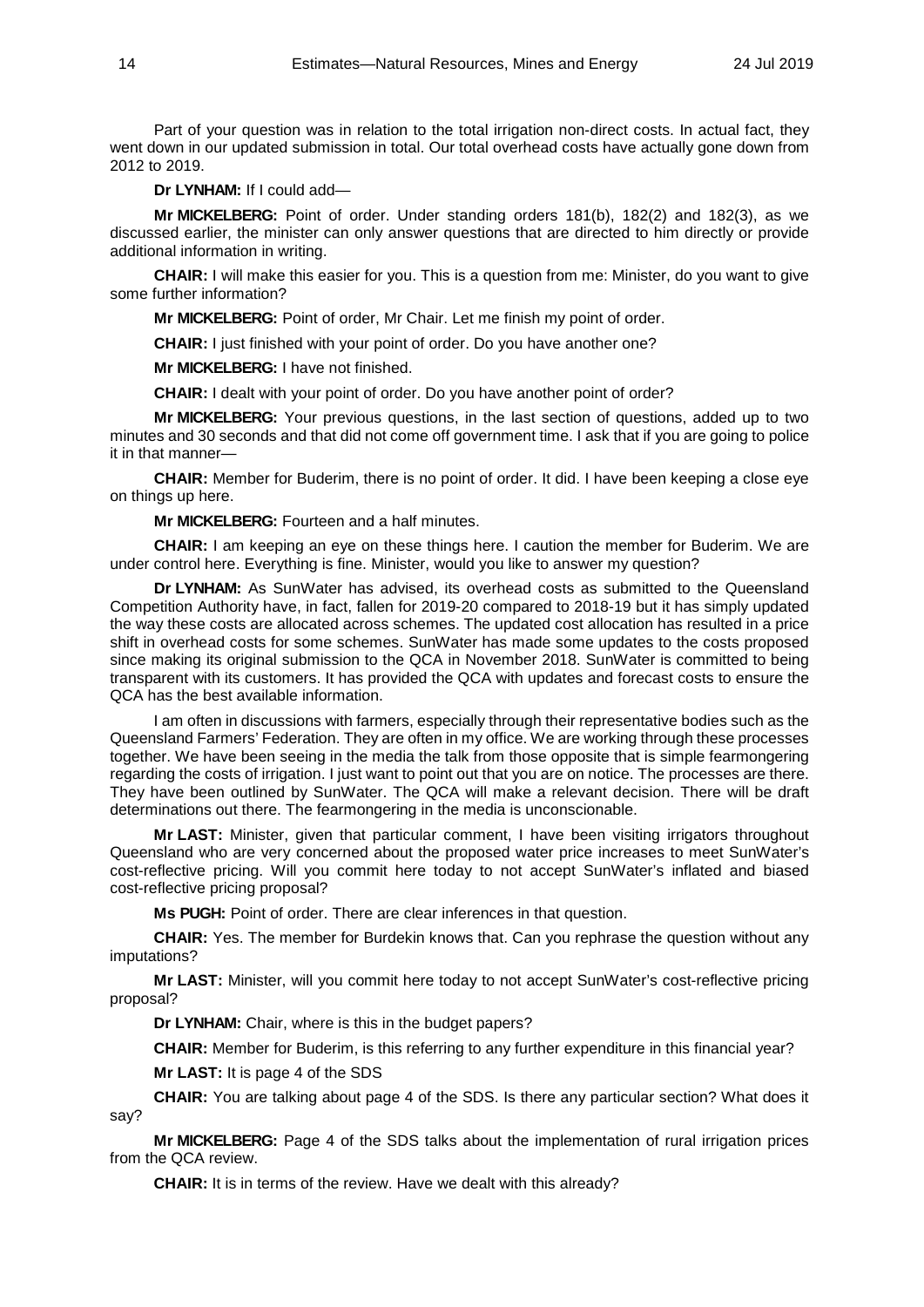Part of your question was in relation to the total irrigation non-direct costs. In actual fact, they went down in our updated submission in total. Our total overhead costs have actually gone down from 2012 to 2019.

**Dr LYNHAM:** If I could add—

**Mr MICKELBERG:** Point of order. Under standing orders 181(b), 182(2) and 182(3), as we discussed earlier, the minister can only answer questions that are directed to him directly or provide additional information in writing.

**CHAIR:** I will make this easier for you. This is a question from me: Minister, do you want to give some further information?

**Mr MICKELBERG:** Point of order, Mr Chair. Let me finish my point of order.

**CHAIR:** I just finished with your point of order. Do you have another one?

**Mr MICKELBERG:** I have not finished.

**CHAIR:** I dealt with your point of order. Do you have another point of order?

**Mr MICKELBERG:** Your previous questions, in the last section of questions, added up to two minutes and 30 seconds and that did not come off government time. I ask that if you are going to police it in that manner—

**CHAIR:** Member for Buderim, there is no point of order. It did. I have been keeping a close eye on things up here.

**Mr MICKELBERG:** Fourteen and a half minutes.

**CHAIR:** I am keeping an eye on these things here. I caution the member for Buderim. We are under control here. Everything is fine. Minister, would you like to answer my question?

**Dr LYNHAM:** As SunWater has advised, its overhead costs as submitted to the Queensland Competition Authority have, in fact, fallen for 2019-20 compared to 2018-19 but it has simply updated the way these costs are allocated across schemes. The updated cost allocation has resulted in a price shift in overhead costs for some schemes. SunWater has made some updates to the costs proposed since making its original submission to the QCA in November 2018. SunWater is committed to being transparent with its customers. It has provided the QCA with updates and forecast costs to ensure the QCA has the best available information.

I am often in discussions with farmers, especially through their representative bodies such as the Queensland Farmers' Federation. They are often in my office. We are working through these processes together. We have been seeing in the media the talk from those opposite that is simple fearmongering regarding the costs of irrigation. I just want to point out that you are on notice. The processes are there. They have been outlined by SunWater. The QCA will make a relevant decision. There will be draft determinations out there. The fearmongering in the media is unconscionable.

**Mr LAST:** Minister, given that particular comment, I have been visiting irrigators throughout Queensland who are very concerned about the proposed water price increases to meet SunWater's cost-reflective pricing. Will you commit here today to not accept SunWater's inflated and biased cost-reflective pricing proposal?

**Ms PUGH:** Point of order. There are clear inferences in that question.

**CHAIR:** Yes. The member for Burdekin knows that. Can you rephrase the question without any imputations?

**Mr LAST:** Minister, will you commit here today to not accept SunWater's cost-reflective pricing proposal?

**Dr LYNHAM:** Chair, where is this in the budget papers?

**CHAIR:** Member for Buderim, is this referring to any further expenditure in this financial year?

**Mr LAST:** It is page 4 of the SDS

**CHAIR:** You are talking about page 4 of the SDS. Is there any particular section? What does it say?

**Mr MICKELBERG:** Page 4 of the SDS talks about the implementation of rural irrigation prices from the QCA review.

**CHAIR:** It is in terms of the review. Have we dealt with this already?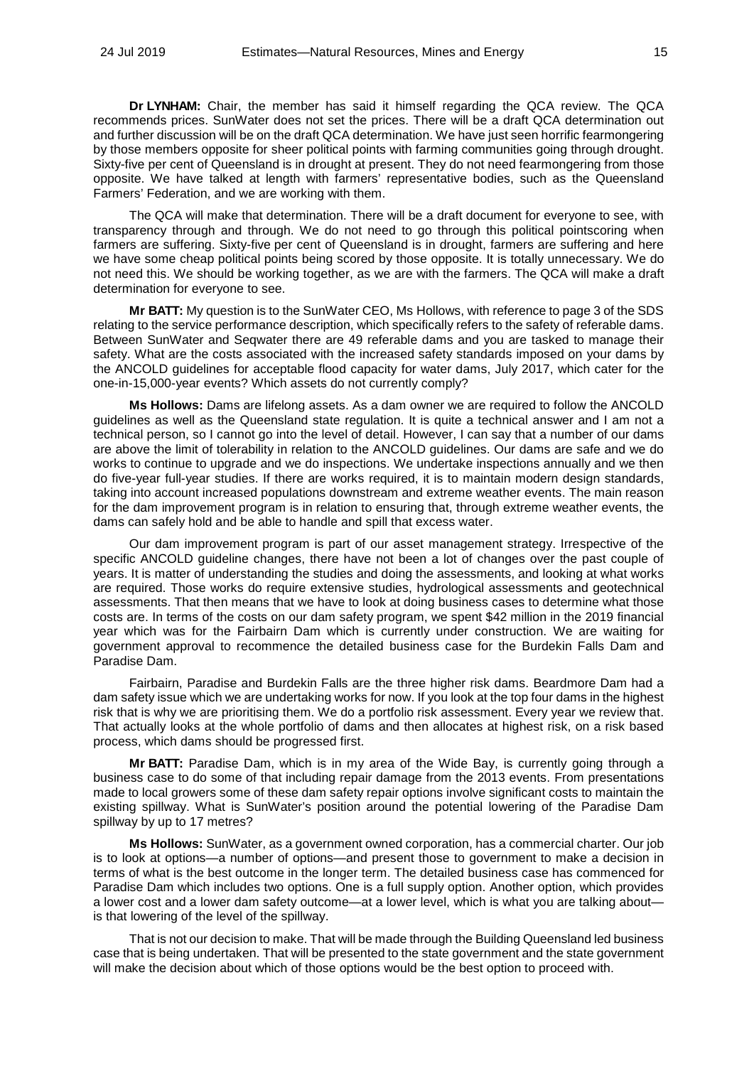**Dr LYNHAM:** Chair, the member has said it himself regarding the QCA review. The QCA recommends prices. SunWater does not set the prices. There will be a draft QCA determination out and further discussion will be on the draft QCA determination. We have just seen horrific fearmongering by those members opposite for sheer political points with farming communities going through drought. Sixty-five per cent of Queensland is in drought at present. They do not need fearmongering from those opposite. We have talked at length with farmers' representative bodies, such as the Queensland Farmers' Federation, and we are working with them.

The QCA will make that determination. There will be a draft document for everyone to see, with transparency through and through. We do not need to go through this political pointscoring when farmers are suffering. Sixty-five per cent of Queensland is in drought, farmers are suffering and here we have some cheap political points being scored by those opposite. It is totally unnecessary. We do not need this. We should be working together, as we are with the farmers. The QCA will make a draft determination for everyone to see.

**Mr BATT:** My question is to the SunWater CEO, Ms Hollows, with reference to page 3 of the SDS relating to the service performance description, which specifically refers to the safety of referable dams. Between SunWater and Seqwater there are 49 referable dams and you are tasked to manage their safety. What are the costs associated with the increased safety standards imposed on your dams by the ANCOLD guidelines for acceptable flood capacity for water dams, July 2017, which cater for the one-in-15,000-year events? Which assets do not currently comply?

**Ms Hollows:** Dams are lifelong assets. As a dam owner we are required to follow the ANCOLD guidelines as well as the Queensland state regulation. It is quite a technical answer and I am not a technical person, so I cannot go into the level of detail. However, I can say that a number of our dams are above the limit of tolerability in relation to the ANCOLD guidelines. Our dams are safe and we do works to continue to upgrade and we do inspections. We undertake inspections annually and we then do five-year full-year studies. If there are works required, it is to maintain modern design standards, taking into account increased populations downstream and extreme weather events. The main reason for the dam improvement program is in relation to ensuring that, through extreme weather events, the dams can safely hold and be able to handle and spill that excess water.

Our dam improvement program is part of our asset management strategy. Irrespective of the specific ANCOLD guideline changes, there have not been a lot of changes over the past couple of years. It is matter of understanding the studies and doing the assessments, and looking at what works are required. Those works do require extensive studies, hydrological assessments and geotechnical assessments. That then means that we have to look at doing business cases to determine what those costs are. In terms of the costs on our dam safety program, we spent $42 million in the 2019 financial year which was for the Fairbairn Dam which is currently under construction. We are waiting for government approval to recommence the detailed business case for the Burdekin Falls Dam and Paradise Dam.

Fairbairn, Paradise and Burdekin Falls are the three higher risk dams. Beardmore Dam had a dam safety issue which we are undertaking works for now. If you look at the top four dams in the highest risk that is why we are prioritising them. We do a portfolio risk assessment. Every year we review that. That actually looks at the whole portfolio of dams and then allocates at highest risk, on a risk based process, which dams should be progressed first.

**Mr BATT:** Paradise Dam, which is in my area of the Wide Bay, is currently going through a business case to do some of that including repair damage from the 2013 events. From presentations made to local growers some of these dam safety repair options involve significant costs to maintain the existing spillway. What is SunWater's position around the potential lowering of the Paradise Dam spillway by up to 17 metres?

**Ms Hollows:** SunWater, as a government owned corporation, has a commercial charter. Our job is to look at options—a number of options—and present those to government to make a decision in terms of what is the best outcome in the longer term. The detailed business case has commenced for Paradise Dam which includes two options. One is a full supply option. Another option, which provides a lower cost and a lower dam safety outcome—at a lower level, which is what you are talking about—is that lowering of the level of the spillway.

That is not our decision to make. That will be made through the Building Queensland led business case that is being undertaken. That will be presented to the state government and the state government will make the decision about which of those options would be the best option to proceed with.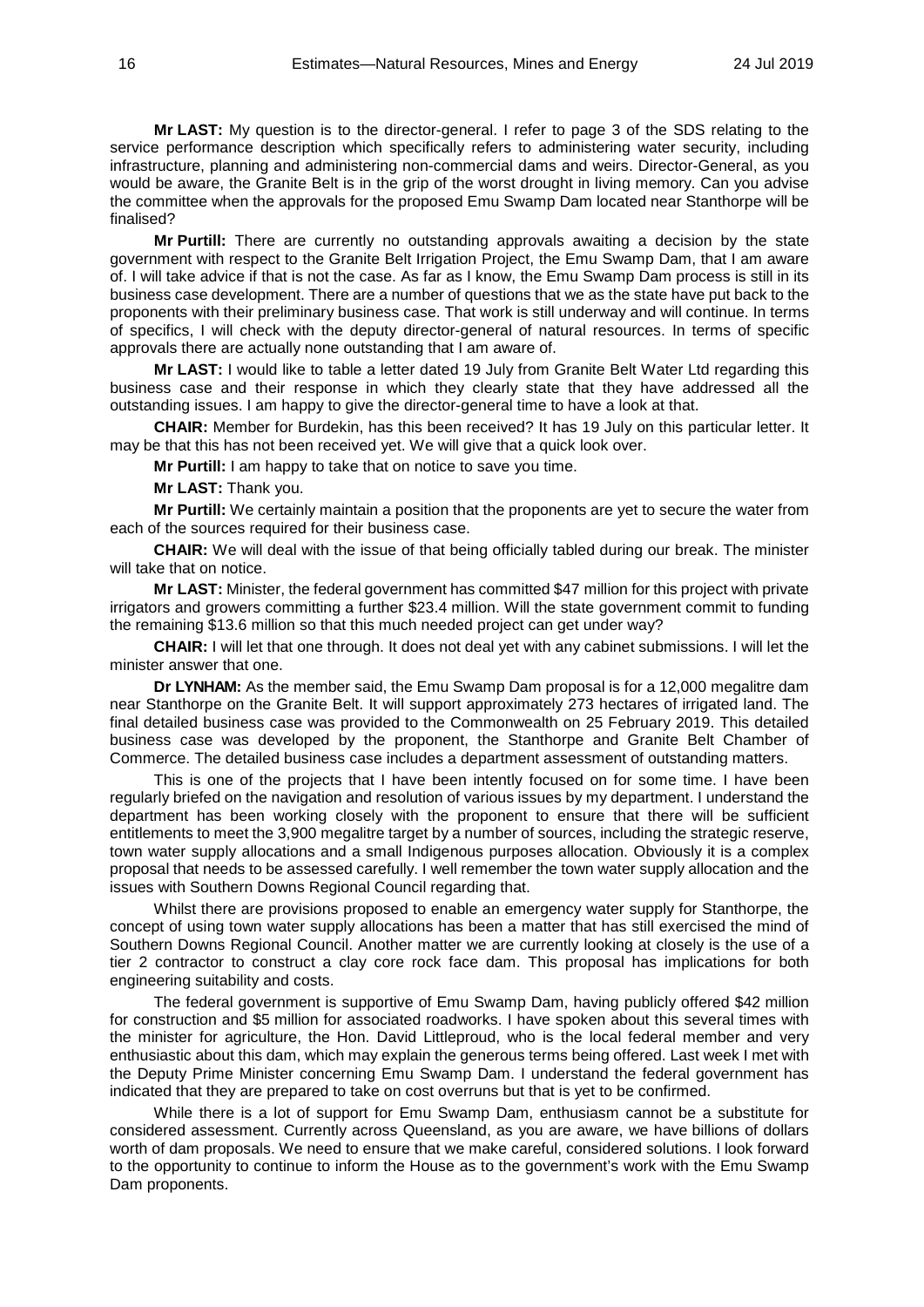**Mr LAST:** My question is to the director-general. I refer to page 3 of the SDS relating to the service performance description which specifically refers to administering water security, including infrastructure, planning and administering non-commercial dams and weirs. Director-General, as you would be aware, the Granite Belt is in the grip of the worst drought in living memory. Can you advise the committee when the approvals for the proposed Emu Swamp Dam located near Stanthorpe will be finalised?

**Mr Purtill:** There are currently no outstanding approvals awaiting a decision by the state government with respect to the Granite Belt Irrigation Project, the Emu Swamp Dam, that I am aware of. I will take advice if that is not the case. As far as I know, the Emu Swamp Dam process is still in its business case development. There are a number of questions that we as the state have put back to the proponents with their preliminary business case. That work is still underway and will continue. In terms of specifics, I will check with the deputy director-general of natural resources. In terms of specific approvals there are actually none outstanding that I am aware of.

**Mr LAST:** I would like to table a letter dated 19 July from Granite Belt Water Ltd regarding this business case and their response in which they clearly state that they have addressed all the outstanding issues. I am happy to give the director-general time to have a look at that.

**CHAIR:** Member for Burdekin, has this been received? It has 19 July on this particular letter. It may be that this has not been received yet. We will give that a quick look over.

**Mr Purtill:** I am happy to take that on notice to save you time.

**Mr LAST:** Thank you.

**Mr Purtill:** We certainly maintain a position that the proponents are yet to secure the water from each of the sources required for their business case.

**CHAIR:** We will deal with the issue of that being officially tabled during our break. The minister will take that on notice.

**Mr LAST:** Minister, the federal government has committed $47 million for this project with private irrigators and growers committing a further $23.4 million. Will the state government commit to funding the remaining $13.6 million so that this much needed project can get under way?

**CHAIR:** I will let that one through. It does not deal yet with any cabinet submissions. I will let the minister answer that one.

**Dr LYNHAM:** As the member said, the Emu Swamp Dam proposal is for a 12,000 megalitre dam near Stanthorpe on the Granite Belt. It will support approximately 273 hectares of irrigated land. The final detailed business case was provided to the Commonwealth on 25 February 2019. This detailed business case was developed by the proponent, the Stanthorpe and Granite Belt Chamber of Commerce. The detailed business case includes a department assessment of outstanding matters.

This is one of the projects that I have been intently focused on for some time. I have been regularly briefed on the navigation and resolution of various issues by my department. I understand the department has been working closely with the proponent to ensure that there will be sufficient entitlements to meet the 3,900 megalitre target by a number of sources, including the strategic reserve, town water supply allocations and a small Indigenous purposes allocation. Obviously it is a complex proposal that needs to be assessed carefully. I well remember the town water supply allocation and the issues with Southern Downs Regional Council regarding that.

Whilst there are provisions proposed to enable an emergency water supply for Stanthorpe, the concept of using town water supply allocations has been a matter that has still exercised the mind of Southern Downs Regional Council. Another matter we are currently looking at closely is the use of a tier 2 contractor to construct a clay core rock face dam. This proposal has implications for both engineering suitability and costs.

The federal government is supportive of Emu Swamp Dam, having publicly offered $42 million for construction and $5 million for associated roadworks. I have spoken about this several times with the minister for agriculture, the Hon. David Littleproud, who is the local federal member and very enthusiastic about this dam, which may explain the generous terms being offered. Last week I met with the Deputy Prime Minister concerning Emu Swamp Dam. I understand the federal government has indicated that they are prepared to take on cost overruns but that is yet to be confirmed.

While there is a lot of support for Emu Swamp Dam, enthusiasm cannot be a substitute for considered assessment. Currently across Queensland, as you are aware, we have billions of dollars worth of dam proposals. We need to ensure that we make careful, considered solutions. I look forward to the opportunity to continue to inform the House as to the government's work with the Emu Swamp Dam proponents.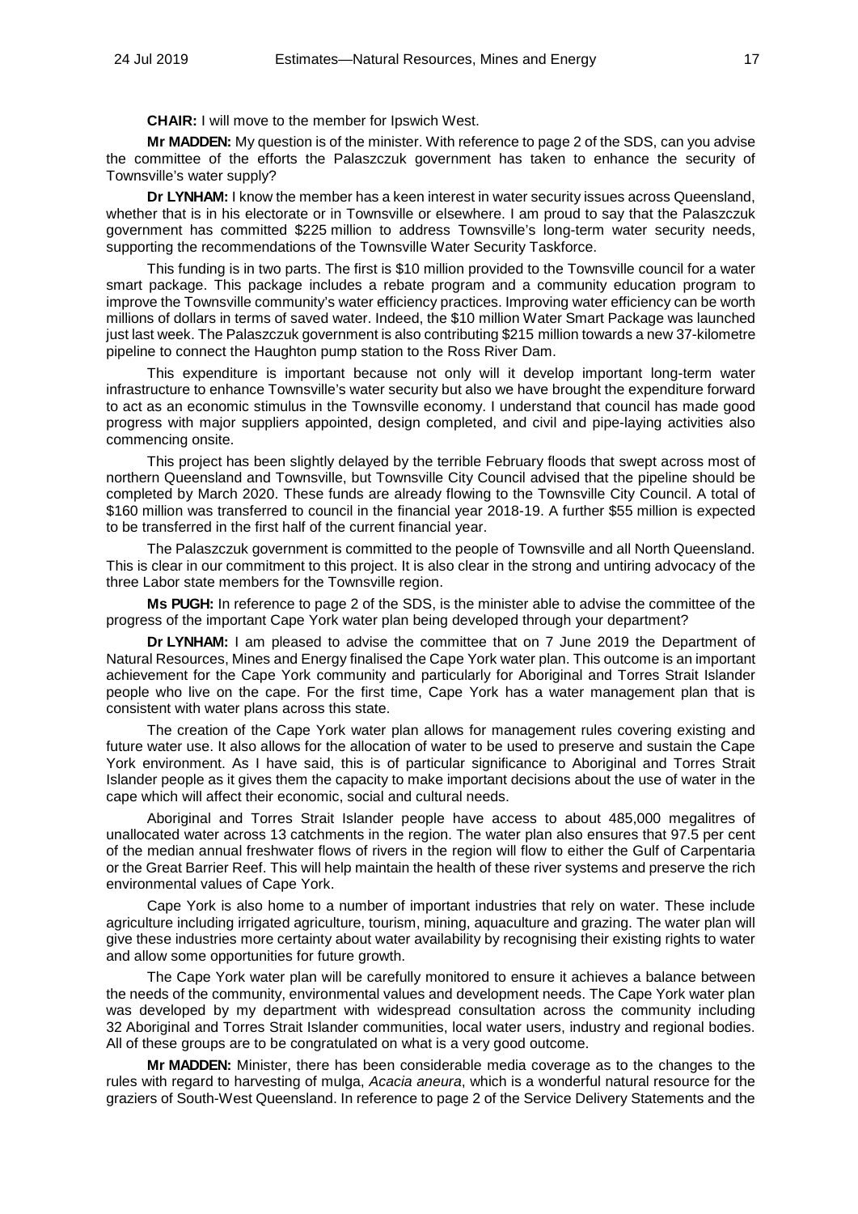**CHAIR:** I will move to the member for Ipswich West.

**Mr MADDEN:** My question is of the minister. With reference to page 2 of the SDS, can you advise the committee of the efforts the Palaszczuk government has taken to enhance the security of Townsville's water supply?

**Dr LYNHAM:** I know the member has a keen interest in water security issues across Queensland, whether that is in his electorate or in Townsville or elsewhere. I am proud to say that the Palaszczuk government has committed $225 million to address Townsville's long-term water security needs, supporting the recommendations of the Townsville Water Security Taskforce.

This funding is in two parts. The first is $10 million provided to the Townsville council for a water smart package. This package includes a rebate program and a community education program to improve the Townsville community's water efficiency practices. Improving water efficiency can be worth millions of dollars in terms of saved water. Indeed, the $10 million Water Smart Package was launched just last week. The Palaszczuk government is also contributing $215 million towards a new 37-kilometre pipeline to connect the Haughton pump station to the Ross River Dam.

This expenditure is important because not only will it develop important long-term water infrastructure to enhance Townsville's water security but also we have brought the expenditure forward to act as an economic stimulus in the Townsville economy. I understand that council has made good progress with major suppliers appointed, design completed, and civil and pipe-laying activities also commencing onsite.

This project has been slightly delayed by the terrible February floods that swept across most of northern Queensland and Townsville, but Townsville City Council advised that the pipeline should be completed by March 2020. These funds are already flowing to the Townsville City Council. A total of $160 million was transferred to council in the financial year 2018-19. A further $55 million is expected to be transferred in the first half of the current financial year.

The Palaszczuk government is committed to the people of Townsville and all North Queensland. This is clear in our commitment to this project. It is also clear in the strong and untiring advocacy of the three Labor state members for the Townsville region.

**Ms PUGH:** In reference to page 2 of the SDS, is the minister able to advise the committee of the progress of the important Cape York water plan being developed through your department?

**Dr LYNHAM:** I am pleased to advise the committee that on 7 June 2019 the Department of Natural Resources, Mines and Energy finalised the Cape York water plan. This outcome is an important achievement for the Cape York community and particularly for Aboriginal and Torres Strait Islander people who live on the cape. For the first time, Cape York has a water management plan that is consistent with water plans across this state.

The creation of the Cape York water plan allows for management rules covering existing and future water use. It also allows for the allocation of water to be used to preserve and sustain the Cape York environment. As I have said, this is of particular significance to Aboriginal and Torres Strait Islander people as it gives them the capacity to make important decisions about the use of water in the cape which will affect their economic, social and cultural needs.

Aboriginal and Torres Strait Islander people have access to about 485,000 megalitres of unallocated water across 13 catchments in the region. The water plan also ensures that 97.5 per cent of the median annual freshwater flows of rivers in the region will flow to either the Gulf of Carpentaria or the Great Barrier Reef. This will help maintain the health of these river systems and preserve the rich environmental values of Cape York.

Cape York is also home to a number of important industries that rely on water. These include agriculture including irrigated agriculture, tourism, mining, aquaculture and grazing. The water plan will give these industries more certainty about water availability by recognising their existing rights to water and allow some opportunities for future growth.

The Cape York water plan will be carefully monitored to ensure it achieves a balance between the needs of the community, environmental values and development needs. The Cape York water plan was developed by my department with widespread consultation across the community including 32 Aboriginal and Torres Strait Islander communities, local water users, industry and regional bodies. All of these groups are to be congratulated on what is a very good outcome.

**Mr MADDEN:** Minister, there has been considerable media coverage as to the changes to the rules with regard to harvesting of mulga, *Acacia aneura*, which is a wonderful natural resource for the graziers of South-West Queensland. In reference to page 2 of the Service Delivery Statements and the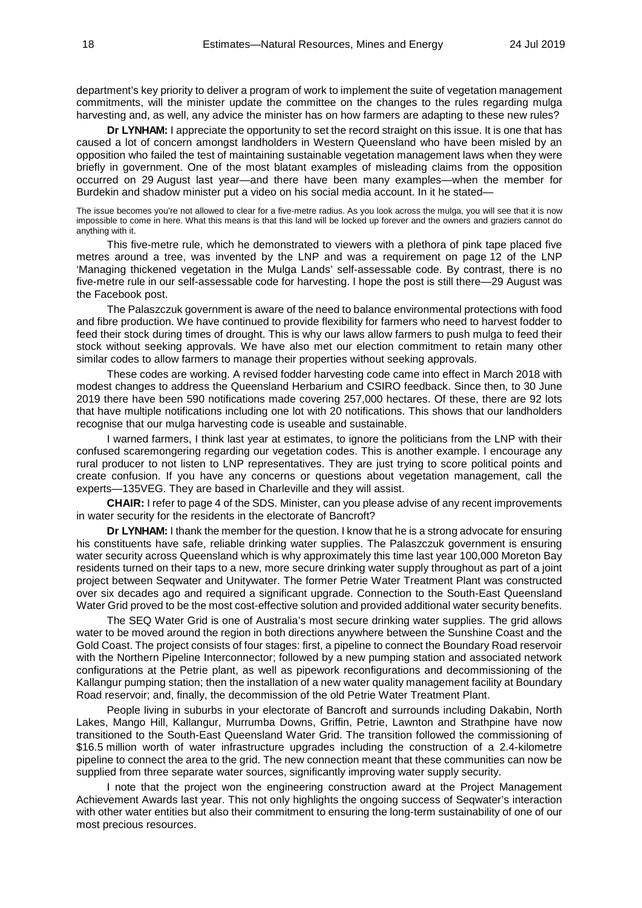department's key priority to deliver a program of work to implement the suite of vegetation management commitments, will the minister update the committee on the changes to the rules regarding mulga harvesting and, as well, any advice the minister has on how farmers are adapting to these new rules?

**Dr LYNHAM:** I appreciate the opportunity to set the record straight on this issue. It is one that has caused a lot of concern amongst landholders in Western Queensland who have been misled by an opposition who failed the test of maintaining sustainable vegetation management laws when they were briefly in government. One of the most blatant examples of misleading claims from the opposition occurred on 29 August last year—and there have been many examples—when the member for Burdekin and shadow minister put a video on his social media account. In it he stated—

> The issue becomes you're not allowed to clear for a five-metre radius. As you look across the mulga, you will see that it is now impossible to come in here. What this means is that this land will be locked up forever and the owners and graziers cannot do anything with it.

This five-metre rule, which he demonstrated to viewers with a plethora of pink tape placed five metres around a tree, was invented by the LNP and was a requirement on page 12 of the LNP 'Managing thickened vegetation in the Mulga Lands' self-assessable code. By contrast, there is no five-metre rule in our self-assessable code for harvesting. I hope the post is still there—29 August was the Facebook post.

The Palaszczuk government is aware of the need to balance environmental protections with food and fibre production. We have continued to provide flexibility for farmers who need to harvest fodder to feed their stock during times of drought. This is why our laws allow farmers to push mulga to feed their stock without seeking approvals. We have also met our election commitment to retain many other similar codes to allow farmers to manage their properties without seeking approvals.

These codes are working. A revised fodder harvesting code came into effect in March 2018 with modest changes to address the Queensland Herbarium and CSIRO feedback. Since then, to 30 June 2019 there have been 590 notifications made covering 257,000 hectares. Of these, there are 92 lots that have multiple notifications including one lot with 20 notifications. This shows that our landholders recognise that our mulga harvesting code is useable and sustainable.

I warned farmers, I think last year at estimates, to ignore the politicians from the LNP with their confused scaremongering regarding our vegetation codes. This is another example. I encourage any rural producer to not listen to LNP representatives. They are just trying to score political points and create confusion. If you have any concerns or questions about vegetation management, call the experts—135VEG. They are based in Charleville and they will assist.

**CHAIR:** I refer to page 4 of the SDS. Minister, can you please advise of any recent improvements in water security for the residents in the electorate of Bancroft?

**Dr LYNHAM:** I thank the member for the question. I know that he is a strong advocate for ensuring his constituents have safe, reliable drinking water supplies. The Palaszczuk government is ensuring water security across Queensland which is why approximately this time last year 100,000 Moreton Bay residents turned on their taps to a new, more secure drinking water supply throughout as part of a joint project between Seqwater and Unitywater. The former Petrie Water Treatment Plant was constructed over six decades ago and required a significant upgrade. Connection to the South-East Queensland Water Grid proved to be the most cost-effective solution and provided additional water security benefits.

The SEQ Water Grid is one of Australia's most secure drinking water supplies. The grid allows water to be moved around the region in both directions anywhere between the Sunshine Coast and the Gold Coast. The project consists of four stages: first, a pipeline to connect the Boundary Road reservoir with the Northern Pipeline Interconnector; followed by a new pumping station and associated network configurations at the Petrie plant, as well as pipework reconfigurations and decommissioning of the Kallangur pumping station; then the installation of a new water quality management facility at Boundary Road reservoir; and, finally, the decommission of the old Petrie Water Treatment Plant.

People living in suburbs in your electorate of Bancroft and surrounds including Dakabin, North Lakes, Mango Hill, Kallangur, Murrumba Downs, Griffin, Petrie, Lawnton and Strathpine have now transitioned to the South-East Queensland Water Grid. The transition followed the commissioning of $16.5 million worth of water infrastructure upgrades including the construction of a 2.4-kilometre pipeline to connect the area to the grid. The new connection meant that these communities can now be supplied from three separate water sources, significantly improving water supply security.

I note that the project won the engineering construction award at the Project Management Achievement Awards last year. This not only highlights the ongoing success of Seqwater's interaction with other water entities but also their commitment to ensuring the long-term sustainability of one of our most precious resources.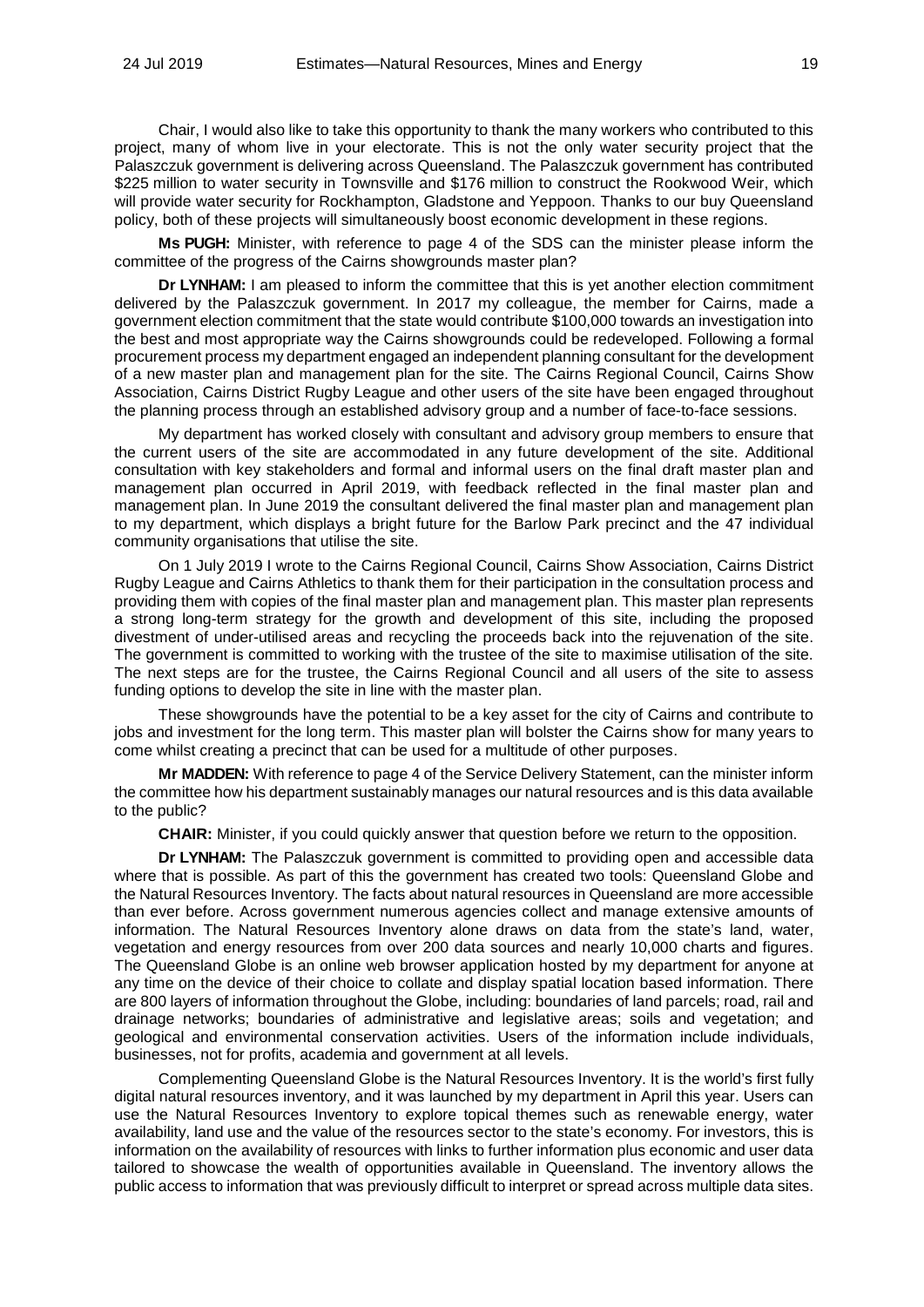Chair, I would also like to take this opportunity to thank the many workers who contributed to this project, many of whom live in your electorate. This is not the only water security project that the Palaszczuk government is delivering across Queensland. The Palaszczuk government has contributed $225 million to water security in Townsville and $176 million to construct the Rookwood Weir, which will provide water security for Rockhampton, Gladstone and Yeppoon. Thanks to our buy Queensland policy, both of these projects will simultaneously boost economic development in these regions.

**Ms PUGH:** Minister, with reference to page 4 of the SDS can the minister please inform the committee of the progress of the Cairns showgrounds master plan?

**Dr LYNHAM:** I am pleased to inform the committee that this is yet another election commitment delivered by the Palaszczuk government. In 2017 my colleague, the member for Cairns, made a government election commitment that the state would contribute $100,000 towards an investigation into the best and most appropriate way the Cairns showgrounds could be redeveloped. Following a formal procurement process my department engaged an independent planning consultant for the development of a new master plan and management plan for the site. The Cairns Regional Council, Cairns Show Association, Cairns District Rugby League and other users of the site have been engaged throughout the planning process through an established advisory group and a number of face-to-face sessions.

My department has worked closely with consultant and advisory group members to ensure that the current users of the site are accommodated in any future development of the site. Additional consultation with key stakeholders and formal and informal users on the final draft master plan and management plan occurred in April 2019, with feedback reflected in the final master plan and management plan. In June 2019 the consultant delivered the final master plan and management plan to my department, which displays a bright future for the Barlow Park precinct and the 47 individual community organisations that utilise the site.

On 1 July 2019 I wrote to the Cairns Regional Council, Cairns Show Association, Cairns District Rugby League and Cairns Athletics to thank them for their participation in the consultation process and providing them with copies of the final master plan and management plan. This master plan represents a strong long-term strategy for the growth and development of this site, including the proposed divestment of under-utilised areas and recycling the proceeds back into the rejuvenation of the site. The government is committed to working with the trustee of the site to maximise utilisation of the site. The next steps are for the trustee, the Cairns Regional Council and all users of the site to assess funding options to develop the site in line with the master plan.

These showgrounds have the potential to be a key asset for the city of Cairns and contribute to jobs and investment for the long term. This master plan will bolster the Cairns show for many years to come whilst creating a precinct that can be used for a multitude of other purposes.

**Mr MADDEN:** With reference to page 4 of the Service Delivery Statement, can the minister inform the committee how his department sustainably manages our natural resources and is this data available to the public?

**CHAIR:** Minister, if you could quickly answer that question before we return to the opposition.

**Dr LYNHAM:** The Palaszczuk government is committed to providing open and accessible data where that is possible. As part of this the government has created two tools: Queensland Globe and the Natural Resources Inventory. The facts about natural resources in Queensland are more accessible than ever before. Across government numerous agencies collect and manage extensive amounts of information. The Natural Resources Inventory alone draws on data from the state's land, water, vegetation and energy resources from over 200 data sources and nearly 10,000 charts and figures. The Queensland Globe is an online web browser application hosted by my department for anyone at any time on the device of their choice to collate and display spatial location based information. There are 800 layers of information throughout the Globe, including: boundaries of land parcels; road, rail and drainage networks; boundaries of administrative and legislative areas; soils and vegetation; and geological and environmental conservation activities. Users of the information include individuals, businesses, not for profits, academia and government at all levels.

Complementing Queensland Globe is the Natural Resources Inventory. It is the world's first fully digital natural resources inventory, and it was launched by my department in April this year. Users can use the Natural Resources Inventory to explore topical themes such as renewable energy, water availability, land use and the value of the resources sector to the state's economy. For investors, this is information on the availability of resources with links to further information plus economic and user data tailored to showcase the wealth of opportunities available in Queensland. The inventory allows the public access to information that was previously difficult to interpret or spread across multiple data sites.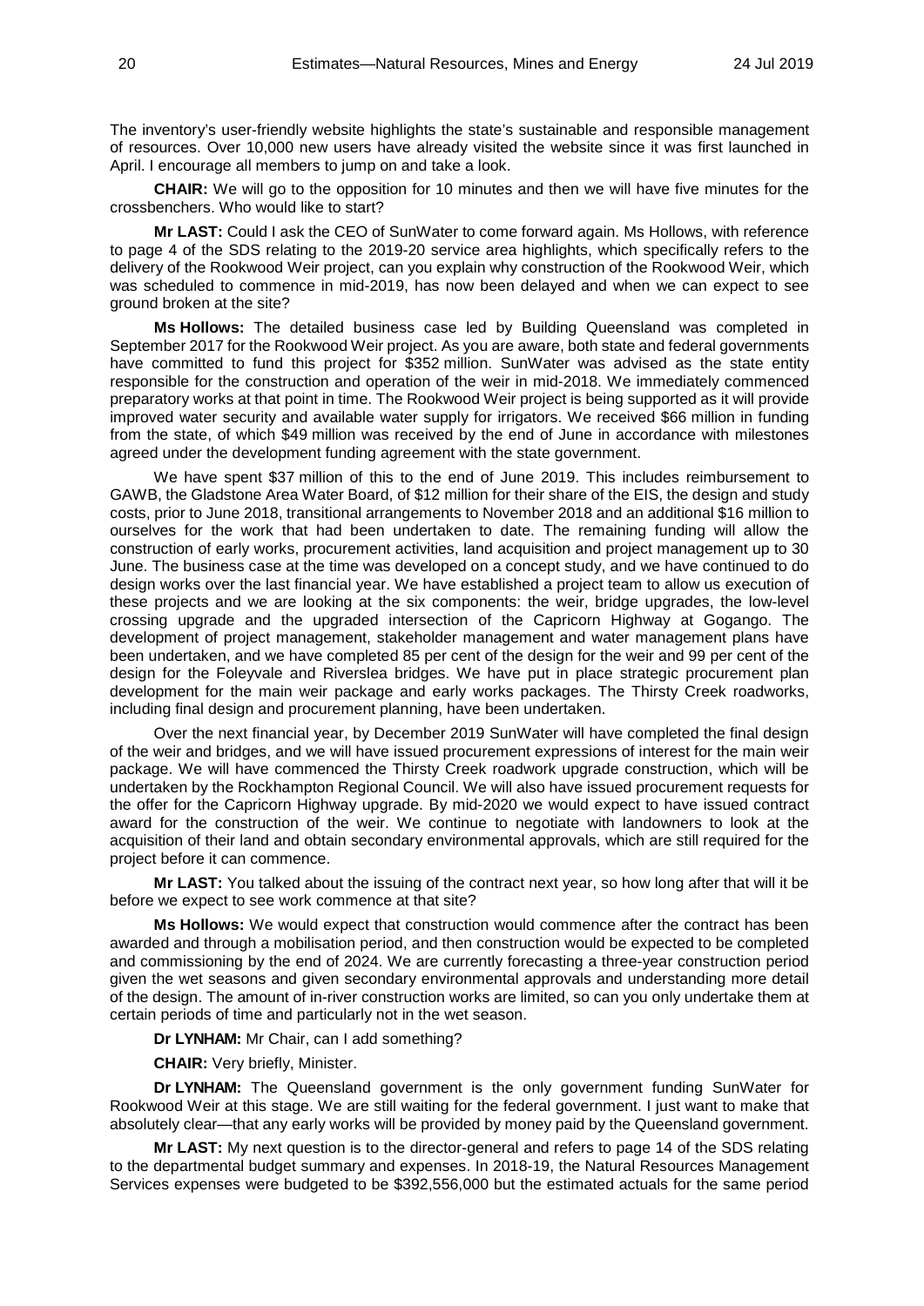The inventory's user-friendly website highlights the state's sustainable and responsible management of resources. Over 10,000 new users have already visited the website since it was first launched in April. I encourage all members to jump on and take a look.

**CHAIR:** We will go to the opposition for 10 minutes and then we will have five minutes for the crossbenchers. Who would like to start?

**Mr LAST:** Could I ask the CEO of SunWater to come forward again. Ms Hollows, with reference to page 4 of the SDS relating to the 2019-20 service area highlights, which specifically refers to the delivery of the Rookwood Weir project, can you explain why construction of the Rookwood Weir, which was scheduled to commence in mid-2019, has now been delayed and when we can expect to see ground broken at the site?

**Ms Hollows:** The detailed business case led by Building Queensland was completed in September 2017 for the Rookwood Weir project. As you are aware, both state and federal governments have committed to fund this project for $352 million. SunWater was advised as the state entity responsible for the construction and operation of the weir in mid-2018. We immediately commenced preparatory works at that point in time. The Rookwood Weir project is being supported as it will provide improved water security and available water supply for irrigators. We received $66 million in funding from the state, of which $49 million was received by the end of June in accordance with milestones agreed under the development funding agreement with the state government.

We have spent $37 million of this to the end of June 2019. This includes reimbursement to GAWB, the Gladstone Area Water Board, of $12 million for their share of the EIS, the design and study costs, prior to June 2018, transitional arrangements to November 2018 and an additional $16 million to ourselves for the work that had been undertaken to date. The remaining funding will allow the construction of early works, procurement activities, land acquisition and project management up to 30 June. The business case at the time was developed on a concept study, and we have continued to do design works over the last financial year. We have established a project team to allow us execution of these projects and we are looking at the six components: the weir, bridge upgrades, the low-level crossing upgrade and the upgraded intersection of the Capricorn Highway at Gogango. The development of project management, stakeholder management and water management plans have been undertaken, and we have completed 85 per cent of the design for the weir and 99 per cent of the design for the Foleyvale and Riverslea bridges. We have put in place strategic procurement plan development for the main weir package and early works packages. The Thirsty Creek roadworks, including final design and procurement planning, have been undertaken.

Over the next financial year, by December 2019 SunWater will have completed the final design of the weir and bridges, and we will have issued procurement expressions of interest for the main weir package. We will have commenced the Thirsty Creek roadwork upgrade construction, which will be undertaken by the Rockhampton Regional Council. We will also have issued procurement requests for the offer for the Capricorn Highway upgrade. By mid-2020 we would expect to have issued contract award for the construction of the weir. We continue to negotiate with landowners to look at the acquisition of their land and obtain secondary environmental approvals, which are still required for the project before it can commence.

**Mr LAST:** You talked about the issuing of the contract next year, so how long after that will it be before we expect to see work commence at that site?

**Ms Hollows:** We would expect that construction would commence after the contract has been awarded and through a mobilisation period, and then construction would be expected to be completed and commissioning by the end of 2024. We are currently forecasting a three-year construction period given the wet seasons and given secondary environmental approvals and understanding more detail of the design. The amount of in-river construction works are limited, so can you only undertake them at certain periods of time and particularly not in the wet season.

**Dr LYNHAM:** Mr Chair, can I add something?

**CHAIR:** Very briefly, Minister.

**Dr LYNHAM:** The Queensland government is the only government funding SunWater for Rookwood Weir at this stage. We are still waiting for the federal government. I just want to make that absolutely clear—that any early works will be provided by money paid by the Queensland government.

**Mr LAST:** My next question is to the director-general and refers to page 14 of the SDS relating to the departmental budget summary and expenses. In 2018-19, the Natural Resources Management Services expenses were budgeted to be $392,556,000 but the estimated actuals for the same period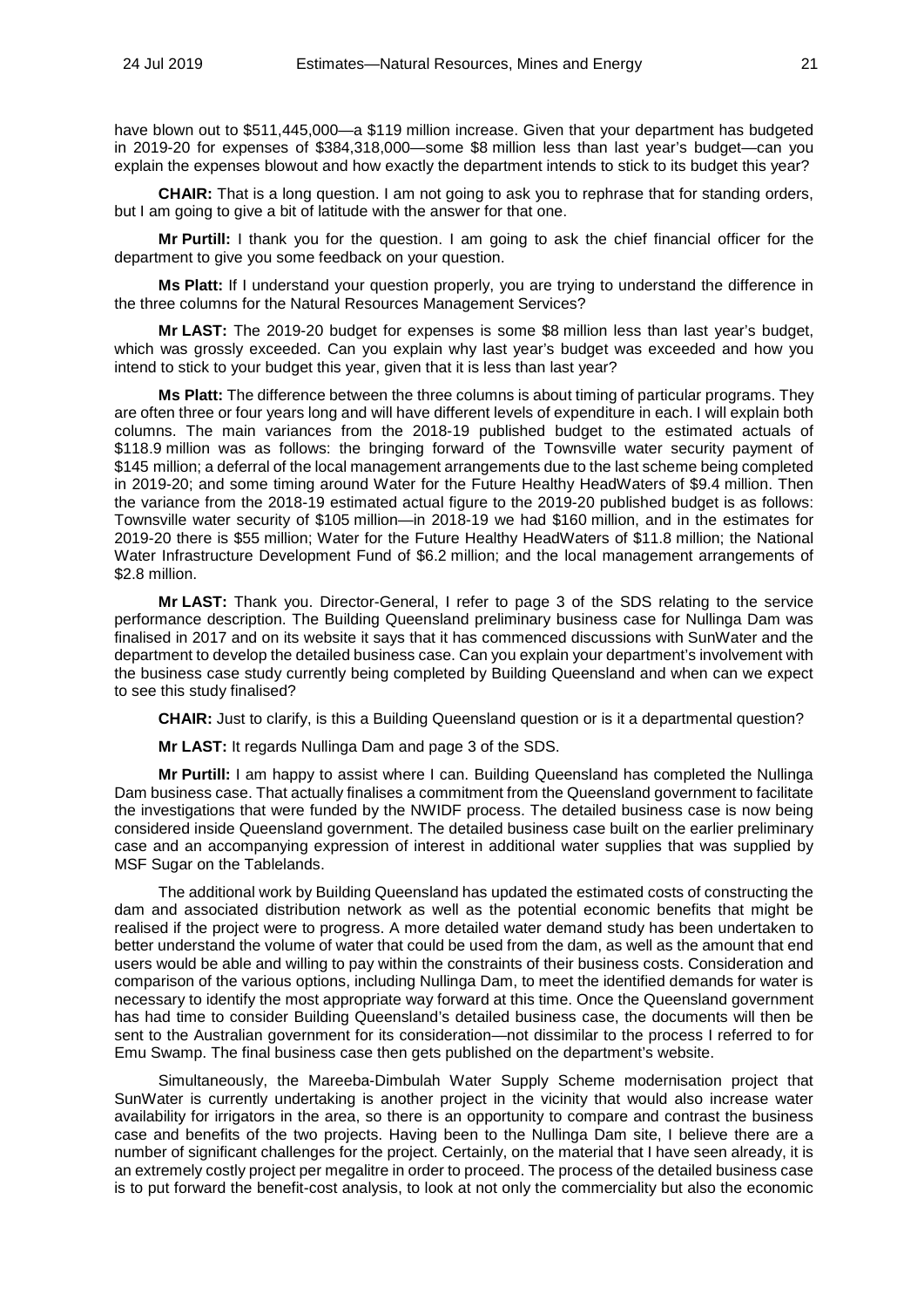have blown out to $511,445,000—a $119 million increase. Given that your department has budgeted in 2019-20 for expenses of $384,318,000—some $8 million less than last year's budget—can you explain the expenses blowout and how exactly the department intends to stick to its budget this year?

**CHAIR:** That is a long question. I am not going to ask you to rephrase that for standing orders, but I am going to give a bit of latitude with the answer for that one.

**Mr Purtill:** I thank you for the question. I am going to ask the chief financial officer for the department to give you some feedback on your question.

**Ms Platt:** If I understand your question properly, you are trying to understand the difference in the three columns for the Natural Resources Management Services?

**Mr LAST:** The 2019-20 budget for expenses is some $8 million less than last year's budget, which was grossly exceeded. Can you explain why last year's budget was exceeded and how you intend to stick to your budget this year, given that it is less than last year?

**Ms Platt:** The difference between the three columns is about timing of particular programs. They are often three or four years long and will have different levels of expenditure in each. I will explain both columns. The main variances from the 2018-19 published budget to the estimated actuals of $118.9 million was as follows: the bringing forward of the Townsville water security payment of $145 million; a deferral of the local management arrangements due to the last scheme being completed in 2019-20; and some timing around Water for the Future Healthy HeadWaters of $9.4 million. Then the variance from the 2018-19 estimated actual figure to the 2019-20 published budget is as follows: Townsville water security of $105 million—in 2018-19 we had $160 million, and in the estimates for 2019-20 there is $55 million; Water for the Future Healthy HeadWaters of $11.8 million; the National Water Infrastructure Development Fund of $6.2 million; and the local management arrangements of $2.8 million.

**Mr LAST:** Thank you. Director-General, I refer to page 3 of the SDS relating to the service performance description. The Building Queensland preliminary business case for Nullinga Dam was finalised in 2017 and on its website it says that it has commenced discussions with SunWater and the department to develop the detailed business case. Can you explain your department's involvement with the business case study currently being completed by Building Queensland and when can we expect to see this study finalised?

**CHAIR:** Just to clarify, is this a Building Queensland question or is it a departmental question?

**Mr LAST:** It regards Nullinga Dam and page 3 of the SDS.

**Mr Purtill:** I am happy to assist where I can. Building Queensland has completed the Nullinga Dam business case. That actually finalises a commitment from the Queensland government to facilitate the investigations that were funded by the NWIDF process. The detailed business case is now being considered inside Queensland government. The detailed business case built on the earlier preliminary case and an accompanying expression of interest in additional water supplies that was supplied by MSF Sugar on the Tablelands.

The additional work by Building Queensland has updated the estimated costs of constructing the dam and associated distribution network as well as the potential economic benefits that might be realised if the project were to progress. A more detailed water demand study has been undertaken to better understand the volume of water that could be used from the dam, as well as the amount that end users would be able and willing to pay within the constraints of their business costs. Consideration and comparison of the various options, including Nullinga Dam, to meet the identified demands for water is necessary to identify the most appropriate way forward at this time. Once the Queensland government has had time to consider Building Queensland's detailed business case, the documents will then be sent to the Australian government for its consideration—not dissimilar to the process I referred to for Emu Swamp. The final business case then gets published on the department's website.

Simultaneously, the Mareeba-Dimbulah Water Supply Scheme modernisation project that SunWater is currently undertaking is another project in the vicinity that would also increase water availability for irrigators in the area, so there is an opportunity to compare and contrast the business case and benefits of the two projects. Having been to the Nullinga Dam site, I believe there are a number of significant challenges for the project. Certainly, on the material that I have seen already, it is an extremely costly project per megalitre in order to proceed. The process of the detailed business case is to put forward the benefit-cost analysis, to look at not only the commerciality but also the economic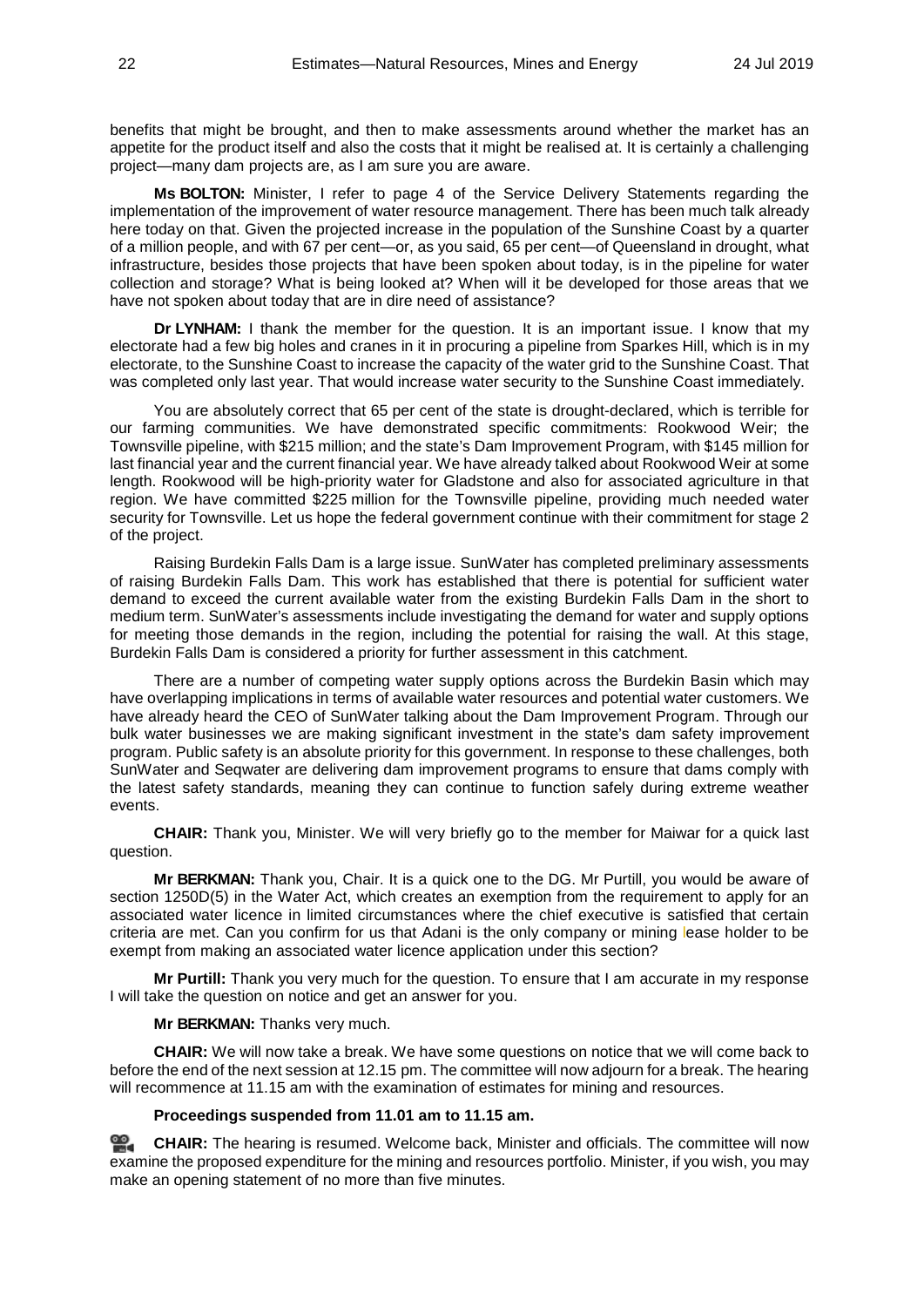benefits that might be brought, and then to make assessments around whether the market has an appetite for the product itself and also the costs that it might be realised at. It is certainly a challenging project—many dam projects are, as I am sure you are aware.

**Ms BOLTON:** Minister, I refer to page 4 of the Service Delivery Statements regarding the implementation of the improvement of water resource management. There has been much talk already here today on that. Given the projected increase in the population of the Sunshine Coast by a quarter of a million people, and with 67 per cent—or, as you said, 65 per cent—of Queensland in drought, what infrastructure, besides those projects that have been spoken about today, is in the pipeline for water collection and storage? What is being looked at? When will it be developed for those areas that we have not spoken about today that are in dire need of assistance?

**Dr LYNHAM:** I thank the member for the question. It is an important issue. I know that my electorate had a few big holes and cranes in it in procuring a pipeline from Sparkes Hill, which is in my electorate, to the Sunshine Coast to increase the capacity of the water grid to the Sunshine Coast. That was completed only last year. That would increase water security to the Sunshine Coast immediately.

You are absolutely correct that 65 per cent of the state is drought-declared, which is terrible for our farming communities. We have demonstrated specific commitments: Rookwood Weir; the Townsville pipeline, with $215 million; and the state's Dam Improvement Program, with $145 million for last financial year and the current financial year. We have already talked about Rookwood Weir at some length. Rookwood will be high-priority water for Gladstone and also for associated agriculture in that region. We have committed $225 million for the Townsville pipeline, providing much needed water security for Townsville. Let us hope the federal government continue with their commitment for stage 2 of the project.

Raising Burdekin Falls Dam is a large issue. SunWater has completed preliminary assessments of raising Burdekin Falls Dam. This work has established that there is potential for sufficient water demand to exceed the current available water from the existing Burdekin Falls Dam in the short to medium term. SunWater's assessments include investigating the demand for water and supply options for meeting those demands in the region, including the potential for raising the wall. At this stage, Burdekin Falls Dam is considered a priority for further assessment in this catchment.

There are a number of competing water supply options across the Burdekin Basin which may have overlapping implications in terms of available water resources and potential water customers. We have already heard the CEO of SunWater talking about the Dam Improvement Program. Through our bulk water businesses we are making significant investment in the state's dam safety improvement program. Public safety is an absolute priority for this government. In response to these challenges, both SunWater and Seqwater are delivering dam improvement programs to ensure that dams comply with the latest safety standards, meaning they can continue to function safely during extreme weather events.

**CHAIR:** Thank you, Minister. We will very briefly go to the member for Maiwar for a quick last question.

**Mr BERKMAN:** Thank you, Chair. It is a quick one to the DG. Mr Purtill, you would be aware of section 1250D(5) in the Water Act, which creates an exemption from the requirement to apply for an associated water licence in limited circumstances where the chief executive is satisfied that certain criteria are met. Can you confirm for us that Adani is the only company or mining lease holder to be exempt from making an associated water licence application under this section?

**Mr Purtill:** Thank you very much for the question. To ensure that I am accurate in my response I will take the question on notice and get an answer for you.

**Mr BERKMAN:** Thanks very much.

**CHAIR:** We will now take a break. We have some questions on notice that we will come back to before the end of the next session at 12.15 pm. The committee will now adjourn for a break. The hearing will recommence at 11.15 am with the examination of estimates for mining and resources.

**Proceedings suspended from 11.01 am to 11.15 am.**

**CHAIR:** The hearing is resumed. Welcome back, Minister and officials. The committee will now examine the proposed expenditure for the mining and resources portfolio. Minister, if you wish, you may make an opening statement of no more than five minutes.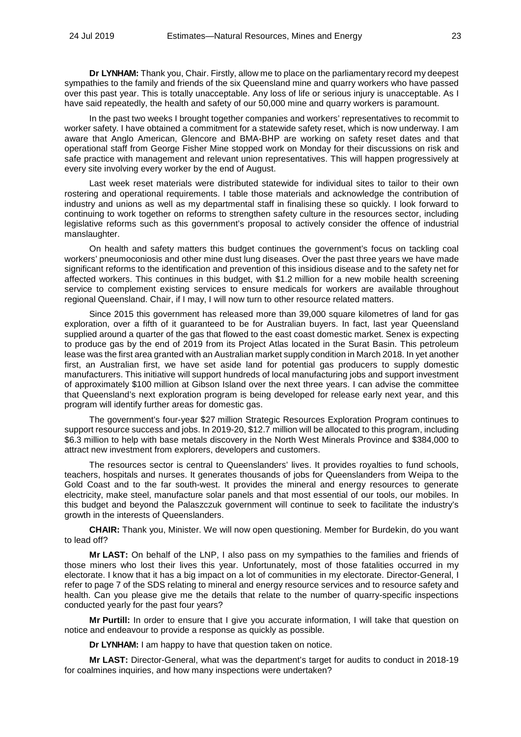**Dr LYNHAM:** Thank you, Chair. Firstly, allow me to place on the parliamentary record my deepest sympathies to the family and friends of the six Queensland mine and quarry workers who have passed over this past year. This is totally unacceptable. Any loss of life or serious injury is unacceptable. As I have said repeatedly, the health and safety of our 50,000 mine and quarry workers is paramount.

In the past two weeks I brought together companies and workers' representatives to recommit to worker safety. I have obtained a commitment for a statewide safety reset, which is now underway. I am aware that Anglo American, Glencore and BMA-BHP are working on safety reset dates and that operational staff from George Fisher Mine stopped work on Monday for their discussions on risk and safe practice with management and relevant union representatives. This will happen progressively at every site involving every worker by the end of August.

Last week reset materials were distributed statewide for individual sites to tailor to their own rostering and operational requirements. I table those materials and acknowledge the contribution of industry and unions as well as my departmental staff in finalising these so quickly. I look forward to continuing to work together on reforms to strengthen safety culture in the resources sector, including legislative reforms such as this government's proposal to actively consider the offence of industrial manslaughter.

On health and safety matters this budget continues the government's focus on tackling coal workers' pneumoconiosis and other mine dust lung diseases. Over the past three years we have made significant reforms to the identification and prevention of this insidious disease and to the safety net for affected workers. This continues in this budget, with $1.2 million for a new mobile health screening service to complement existing services to ensure medicals for workers are available throughout regional Queensland. Chair, if I may, I will now turn to other resource related matters.

Since 2015 this government has released more than 39,000 square kilometres of land for gas exploration, over a fifth of it guaranteed to be for Australian buyers. In fact, last year Queensland supplied around a quarter of the gas that flowed to the east coast domestic market. Senex is expecting to produce gas by the end of 2019 from its Project Atlas located in the Surat Basin. This petroleum lease was the first area granted with an Australian market supply condition in March 2018. In yet another first, an Australian first, we have set aside land for potential gas producers to supply domestic manufacturers. This initiative will support hundreds of local manufacturing jobs and support investment of approximately $100 million at Gibson Island over the next three years. I can advise the committee that Queensland's next exploration program is being developed for release early next year, and this program will identify further areas for domestic gas.

The government's four-year $27 million Strategic Resources Exploration Program continues to support resource success and jobs. In 2019-20, $12.7 million will be allocated to this program, including $6.3 million to help with base metals discovery in the North West Minerals Province and $384,000 to attract new investment from explorers, developers and customers.

The resources sector is central to Queenslanders' lives. It provides royalties to fund schools, teachers, hospitals and nurses. It generates thousands of jobs for Queenslanders from Weipa to the Gold Coast and to the far south-west. It provides the mineral and energy resources to generate electricity, make steel, manufacture solar panels and that most essential of our tools, our mobiles. In this budget and beyond the Palaszczuk government will continue to seek to facilitate the industry's growth in the interests of Queenslanders.

**CHAIR:** Thank you, Minister. We will now open questioning. Member for Burdekin, do you want to lead off?

**Mr LAST:** On behalf of the LNP, I also pass on my sympathies to the families and friends of those miners who lost their lives this year. Unfortunately, most of those fatalities occurred in my electorate. I know that it has a big impact on a lot of communities in my electorate. Director-General, I refer to page 7 of the SDS relating to mineral and energy resource services and to resource safety and health. Can you please give me the details that relate to the number of quarry-specific inspections conducted yearly for the past four years?

**Mr Purtill:** In order to ensure that I give you accurate information, I will take that question on notice and endeavour to provide a response as quickly as possible.

**Dr LYNHAM:** I am happy to have that question taken on notice.

**Mr LAST:** Director-General, what was the department's target for audits to conduct in 2018-19 for coalmines inquiries, and how many inspections were undertaken?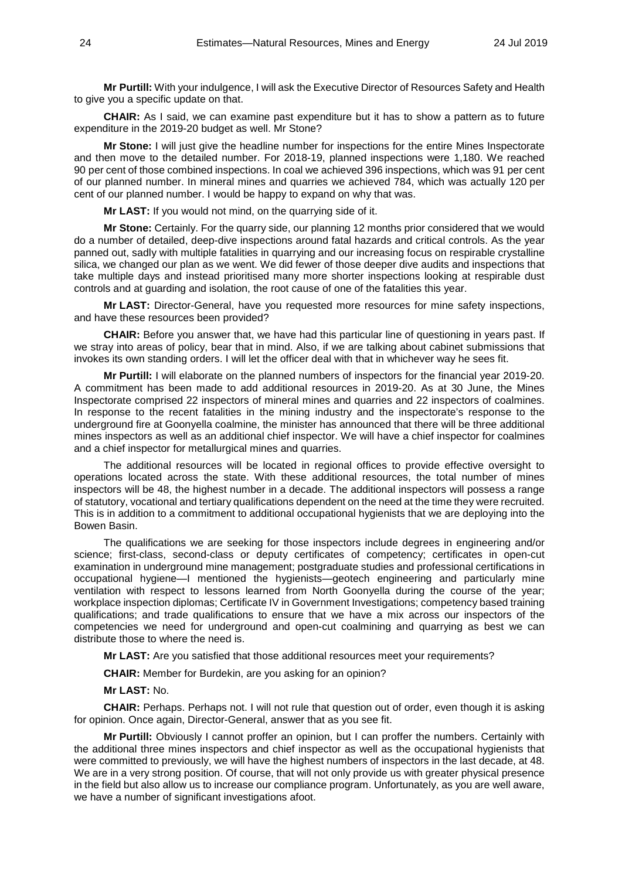**Mr Purtill:** With your indulgence, I will ask the Executive Director of Resources Safety and Health to give you a specific update on that.

**CHAIR:** As I said, we can examine past expenditure but it has to show a pattern as to future expenditure in the 2019-20 budget as well. Mr Stone?

**Mr Stone:** I will just give the headline number for inspections for the entire Mines Inspectorate and then move to the detailed number. For 2018-19, planned inspections were 1,180. We reached 90 per cent of those combined inspections. In coal we achieved 396 inspections, which was 91 per cent of our planned number. In mineral mines and quarries we achieved 784, which was actually 120 per cent of our planned number. I would be happy to expand on why that was.

**Mr LAST:** If you would not mind, on the quarrying side of it.

**Mr Stone:** Certainly. For the quarry side, our planning 12 months prior considered that we would do a number of detailed, deep-dive inspections around fatal hazards and critical controls. As the year panned out, sadly with multiple fatalities in quarrying and our increasing focus on respirable crystalline silica, we changed our plan as we went. We did fewer of those deeper dive audits and inspections that take multiple days and instead prioritised many more shorter inspections looking at respirable dust controls and at guarding and isolation, the root cause of one of the fatalities this year.

**Mr LAST:** Director-General, have you requested more resources for mine safety inspections, and have these resources been provided?

**CHAIR:** Before you answer that, we have had this particular line of questioning in years past. If we stray into areas of policy, bear that in mind. Also, if we are talking about cabinet submissions that invokes its own standing orders. I will let the officer deal with that in whichever way he sees fit.

**Mr Purtill:** I will elaborate on the planned numbers of inspectors for the financial year 2019-20. A commitment has been made to add additional resources in 2019-20. As at 30 June, the Mines Inspectorate comprised 22 inspectors of mineral mines and quarries and 22 inspectors of coalmines. In response to the recent fatalities in the mining industry and the inspectorate's response to the underground fire at Goonyella coalmine, the minister has announced that there will be three additional mines inspectors as well as an additional chief inspector. We will have a chief inspector for coalmines and a chief inspector for metallurgical mines and quarries.

The additional resources will be located in regional offices to provide effective oversight to operations located across the state. With these additional resources, the total number of mines inspectors will be 48, the highest number in a decade. The additional inspectors will possess a range of statutory, vocational and tertiary qualifications dependent on the need at the time they were recruited. This is in addition to a commitment to additional occupational hygienists that we are deploying into the Bowen Basin.

The qualifications we are seeking for those inspectors include degrees in engineering and/or science; first-class, second-class or deputy certificates of competency; certificates in open-cut examination in underground mine management; postgraduate studies and professional certifications in occupational hygiene—I mentioned the hygienists—geotech engineering and particularly mine ventilation with respect to lessons learned from North Goonyella during the course of the year; workplace inspection diplomas; Certificate IV in Government Investigations; competency based training qualifications; and trade qualifications to ensure that we have a mix across our inspectors of the competencies we need for underground and open-cut coalmining and quarrying as best we can distribute those to where the need is.

**Mr LAST:** Are you satisfied that those additional resources meet your requirements?

**CHAIR:** Member for Burdekin, are you asking for an opinion?

**Mr LAST:** No.

**CHAIR:** Perhaps. Perhaps not. I will not rule that question out of order, even though it is asking for opinion. Once again, Director-General, answer that as you see fit.

**Mr Purtill:** Obviously I cannot proffer an opinion, but I can proffer the numbers. Certainly with the additional three mines inspectors and chief inspector as well as the occupational hygienists that were committed to previously, we will have the highest numbers of inspectors in the last decade, at 48. We are in a very strong position. Of course, that will not only provide us with greater physical presence in the field but also allow us to increase our compliance program. Unfortunately, as you are well aware, we have a number of significant investigations afoot.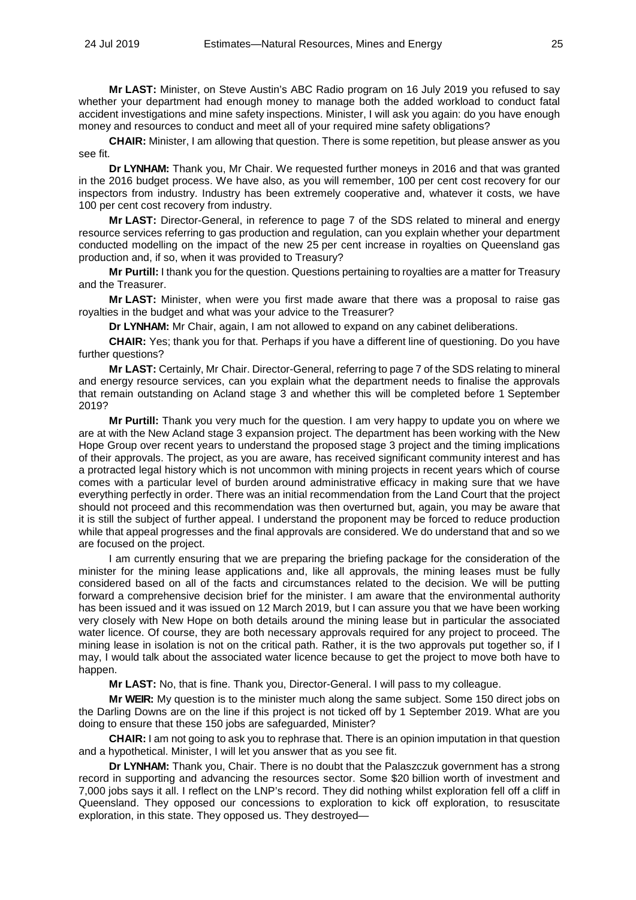**Mr LAST:** Minister, on Steve Austin's ABC Radio program on 16 July 2019 you refused to say whether your department had enough money to manage both the added workload to conduct fatal accident investigations and mine safety inspections. Minister, I will ask you again: do you have enough money and resources to conduct and meet all of your required mine safety obligations?

**CHAIR:** Minister, I am allowing that question. There is some repetition, but please answer as you see fit.

**Dr LYNHAM:** Thank you, Mr Chair. We requested further moneys in 2016 and that was granted in the 2016 budget process. We have also, as you will remember, 100 per cent cost recovery for our inspectors from industry. Industry has been extremely cooperative and, whatever it costs, we have 100 per cent cost recovery from industry.

**Mr LAST:** Director-General, in reference to page 7 of the SDS related to mineral and energy resource services referring to gas production and regulation, can you explain whether your department conducted modelling on the impact of the new 25 per cent increase in royalties on Queensland gas production and, if so, when it was provided to Treasury?

**Mr Purtill:** I thank you for the question. Questions pertaining to royalties are a matter for Treasury and the Treasurer.

**Mr LAST:** Minister, when were you first made aware that there was a proposal to raise gas royalties in the budget and what was your advice to the Treasurer?

**Dr LYNHAM:** Mr Chair, again, I am not allowed to expand on any cabinet deliberations.

**CHAIR:** Yes; thank you for that. Perhaps if you have a different line of questioning. Do you have further questions?

**Mr LAST:** Certainly, Mr Chair. Director-General, referring to page 7 of the SDS relating to mineral and energy resource services, can you explain what the department needs to finalise the approvals that remain outstanding on Acland stage 3 and whether this will be completed before 1 September 2019?

**Mr Purtill:** Thank you very much for the question. I am very happy to update you on where we are at with the New Acland stage 3 expansion project. The department has been working with the New Hope Group over recent years to understand the proposed stage 3 project and the timing implications of their approvals. The project, as you are aware, has received significant community interest and has a protracted legal history which is not uncommon with mining projects in recent years which of course comes with a particular level of burden around administrative efficacy in making sure that we have everything perfectly in order. There was an initial recommendation from the Land Court that the project should not proceed and this recommendation was then overturned but, again, you may be aware that it is still the subject of further appeal. I understand the proponent may be forced to reduce production while that appeal progresses and the final approvals are considered. We do understand that and so we are focused on the project.

I am currently ensuring that we are preparing the briefing package for the consideration of the minister for the mining lease applications and, like all approvals, the mining leases must be fully considered based on all of the facts and circumstances related to the decision. We will be putting forward a comprehensive decision brief for the minister. I am aware that the environmental authority has been issued and it was issued on 12 March 2019, but I can assure you that we have been working very closely with New Hope on both details around the mining lease but in particular the associated water licence. Of course, they are both necessary approvals required for any project to proceed. The mining lease in isolation is not on the critical path. Rather, it is the two approvals put together so, if I may, I would talk about the associated water licence because to get the project to move both have to happen.

**Mr LAST:** No, that is fine. Thank you, Director-General. I will pass to my colleague.

**Mr WEIR:** My question is to the minister much along the same subject. Some 150 direct jobs on the Darling Downs are on the line if this project is not ticked off by 1 September 2019. What are you doing to ensure that these 150 jobs are safeguarded, Minister?

**CHAIR:** I am not going to ask you to rephrase that. There is an opinion imputation in that question and a hypothetical. Minister, I will let you answer that as you see fit.

**Dr LYNHAM:** Thank you, Chair. There is no doubt that the Palaszczuk government has a strong record in supporting and advancing the resources sector. Some $20 billion worth of investment and 7,000 jobs says it all. I reflect on the LNP's record. They did nothing whilst exploration fell off a cliff in Queensland. They opposed our concessions to exploration to kick off exploration, to resuscitate exploration, in this state. They opposed us. They destroyed—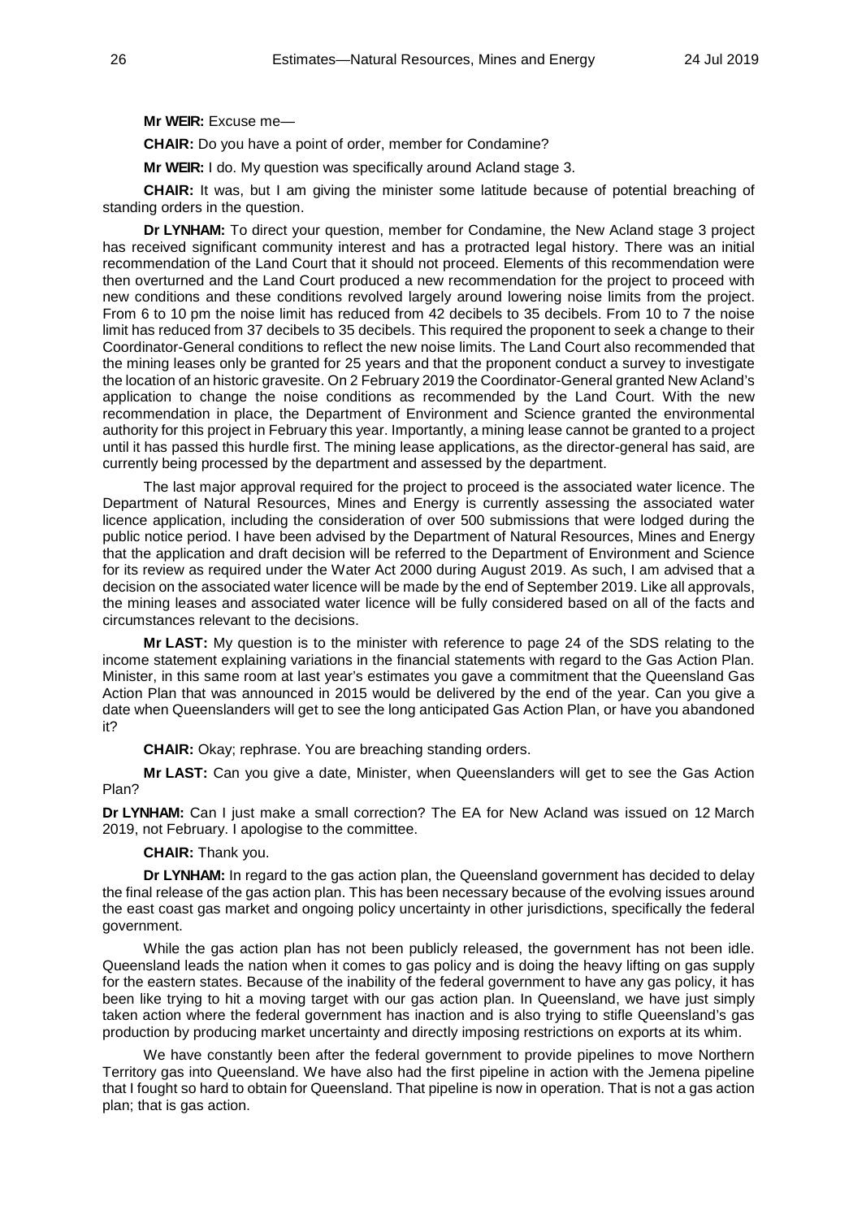**Mr WEIR:** Excuse me—

**CHAIR:** Do you have a point of order, member for Condamine?

**Mr WEIR:** I do. My question was specifically around Acland stage 3.

**CHAIR:** It was, but I am giving the minister some latitude because of potential breaching of standing orders in the question.

**Dr LYNHAM:** To direct your question, member for Condamine, the New Acland stage 3 project has received significant community interest and has a protracted legal history. There was an initial recommendation of the Land Court that it should not proceed. Elements of this recommendation were then overturned and the Land Court produced a new recommendation for the project to proceed with new conditions and these conditions revolved largely around lowering noise limits from the project. From 6 to 10 pm the noise limit has reduced from 42 decibels to 35 decibels. From 10 to 7 the noise limit has reduced from 37 decibels to 35 decibels. This required the proponent to seek a change to their Coordinator-General conditions to reflect the new noise limits. The Land Court also recommended that the mining leases only be granted for 25 years and that the proponent conduct a survey to investigate the location of an historic gravesite. On 2 February 2019 the Coordinator-General granted New Acland's application to change the noise conditions as recommended by the Land Court. With the new recommendation in place, the Department of Environment and Science granted the environmental authority for this project in February this year. Importantly, a mining lease cannot be granted to a project until it has passed this hurdle first. The mining lease applications, as the director-general has said, are currently being processed by the department and assessed by the department.

The last major approval required for the project to proceed is the associated water licence. The Department of Natural Resources, Mines and Energy is currently assessing the associated water licence application, including the consideration of over 500 submissions that were lodged during the public notice period. I have been advised by the Department of Natural Resources, Mines and Energy that the application and draft decision will be referred to the Department of Environment and Science for its review as required under the Water Act 2000 during August 2019. As such, I am advised that a decision on the associated water licence will be made by the end of September 2019. Like all approvals, the mining leases and associated water licence will be fully considered based on all of the facts and circumstances relevant to the decisions.

**Mr LAST:** My question is to the minister with reference to page 24 of the SDS relating to the income statement explaining variations in the financial statements with regard to the Gas Action Plan. Minister, in this same room at last year's estimates you gave a commitment that the Queensland Gas Action Plan that was announced in 2015 would be delivered by the end of the year. Can you give a date when Queenslanders will get to see the long anticipated Gas Action Plan, or have you abandoned it?

**CHAIR:** Okay; rephrase. You are breaching standing orders.

**Mr LAST:** Can you give a date, Minister, when Queenslanders will get to see the Gas Action Plan?

**Dr LYNHAM:** Can I just make a small correction? The EA for New Acland was issued on 12 March 2019, not February. I apologise to the committee.

**CHAIR:** Thank you.

**Dr LYNHAM:** In regard to the gas action plan, the Queensland government has decided to delay the final release of the gas action plan. This has been necessary because of the evolving issues around the east coast gas market and ongoing policy uncertainty in other jurisdictions, specifically the federal government.

While the gas action plan has not been publicly released, the government has not been idle. Queensland leads the nation when it comes to gas policy and is doing the heavy lifting on gas supply for the eastern states. Because of the inability of the federal government to have any gas policy, it has been like trying to hit a moving target with our gas action plan. In Queensland, we have just simply taken action where the federal government has inaction and is also trying to stifle Queensland's gas production by producing market uncertainty and directly imposing restrictions on exports at its whim.

We have constantly been after the federal government to provide pipelines to move Northern Territory gas into Queensland. We have also had the first pipeline in action with the Jemena pipeline that I fought so hard to obtain for Queensland. That pipeline is now in operation. That is not a gas action plan; that is gas action.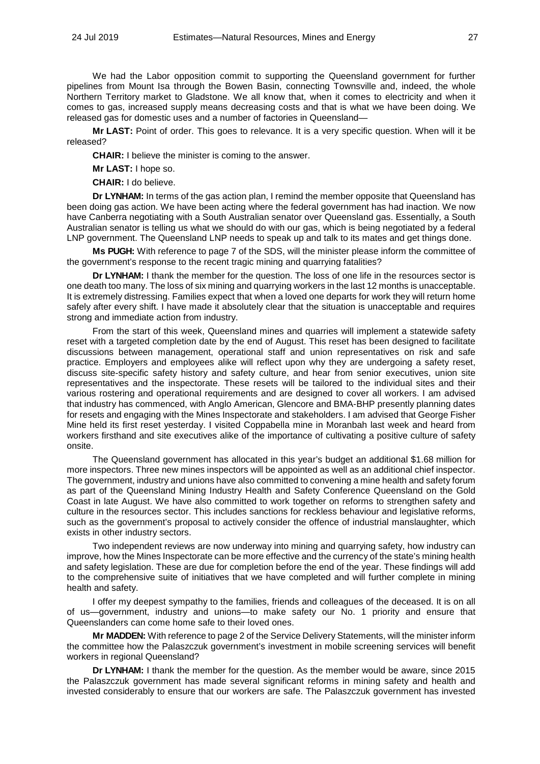We had the Labor opposition commit to supporting the Queensland government for further pipelines from Mount Isa through the Bowen Basin, connecting Townsville and, indeed, the whole Northern Territory market to Gladstone. We all know that, when it comes to electricity and when it comes to gas, increased supply means decreasing costs and that is what we have been doing. We released gas for domestic uses and a number of factories in Queensland—

**Mr LAST:** Point of order. This goes to relevance. It is a very specific question. When will it be released?

**CHAIR:** I believe the minister is coming to the answer.

**Mr LAST:** I hope so.

**CHAIR:** I do believe.

**Dr LYNHAM:** In terms of the gas action plan, I remind the member opposite that Queensland has been doing gas action. We have been acting where the federal government has had inaction. We now have Canberra negotiating with a South Australian senator over Queensland gas. Essentially, a South Australian senator is telling us what we should do with our gas, which is being negotiated by a federal LNP government. The Queensland LNP needs to speak up and talk to its mates and get things done.

**Ms PUGH:** With reference to page 7 of the SDS, will the minister please inform the committee of the government's response to the recent tragic mining and quarrying fatalities?

**Dr LYNHAM:** I thank the member for the question. The loss of one life in the resources sector is one death too many. The loss of six mining and quarrying workers in the last 12 months is unacceptable. It is extremely distressing. Families expect that when a loved one departs for work they will return home safely after every shift. I have made it absolutely clear that the situation is unacceptable and requires strong and immediate action from industry.

From the start of this week, Queensland mines and quarries will implement a statewide safety reset with a targeted completion date by the end of August. This reset has been designed to facilitate discussions between management, operational staff and union representatives on risk and safe practice. Employers and employees alike will reflect upon why they are undergoing a safety reset, discuss site-specific safety history and safety culture, and hear from senior executives, union site representatives and the inspectorate. These resets will be tailored to the individual sites and their various rostering and operational requirements and are designed to cover all workers. I am advised that industry has commenced, with Anglo American, Glencore and BMA-BHP presently planning dates for resets and engaging with the Mines Inspectorate and stakeholders. I am advised that George Fisher Mine held its first reset yesterday. I visited Coppabella mine in Moranbah last week and heard from workers firsthand and site executives alike of the importance of cultivating a positive culture of safety onsite.

The Queensland government has allocated in this year's budget an additional $1.68 million for more inspectors. Three new mines inspectors will be appointed as well as an additional chief inspector. The government, industry and unions have also committed to convening a mine health and safety forum as part of the Queensland Mining Industry Health and Safety Conference Queensland on the Gold Coast in late August. We have also committed to work together on reforms to strengthen safety and culture in the resources sector. This includes sanctions for reckless behaviour and legislative reforms, such as the government's proposal to actively consider the offence of industrial manslaughter, which exists in other industry sectors.

Two independent reviews are now underway into mining and quarrying safety, how industry can improve, how the Mines Inspectorate can be more effective and the currency of the state's mining health and safety legislation. These are due for completion before the end of the year. These findings will add to the comprehensive suite of initiatives that we have completed and will further complete in mining health and safety.

I offer my deepest sympathy to the families, friends and colleagues of the deceased. It is on all of us—government, industry and unions—to make safety our No. 1 priority and ensure that Queenslanders can come home safe to their loved ones.

**Mr MADDEN:** With reference to page 2 of the Service Delivery Statements, will the minister inform the committee how the Palaszczuk government's investment in mobile screening services will benefit workers in regional Queensland?

**Dr LYNHAM:** I thank the member for the question. As the member would be aware, since 2015 the Palaszczuk government has made several significant reforms in mining safety and health and invested considerably to ensure that our workers are safe. The Palaszczuk government has invested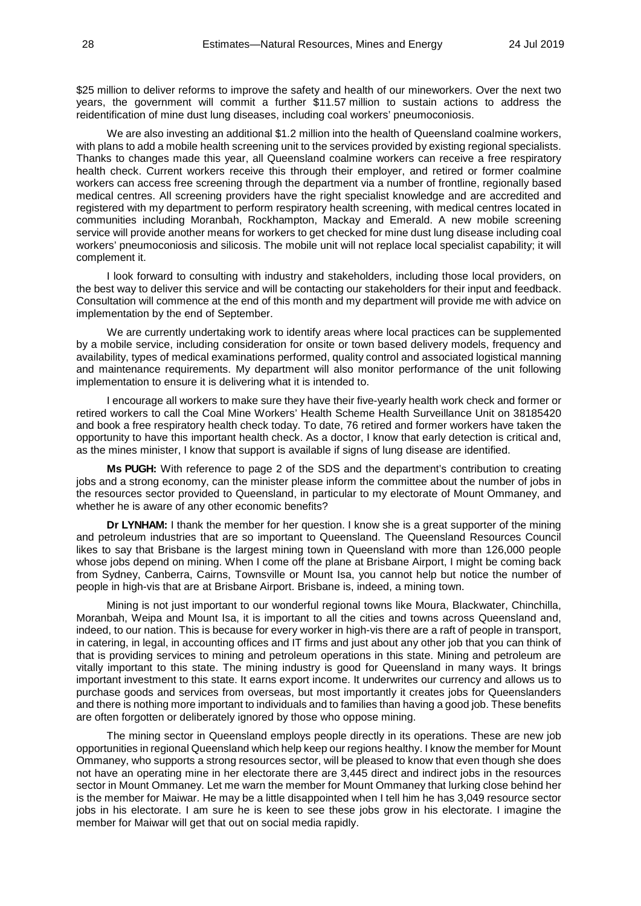$25 million to deliver reforms to improve the safety and health of our mineworkers. Over the next two years, the government will commit a further $11.57 million to sustain actions to address the reidentification of mine dust lung diseases, including coal workers' pneumoconiosis.

We are also investing an additional $1.2 million into the health of Queensland coalmine workers, with plans to add a mobile health screening unit to the services provided by existing regional specialists. Thanks to changes made this year, all Queensland coalmine workers can receive a free respiratory health check. Current workers receive this through their employer, and retired or former coalmine workers can access free screening through the department via a number of frontline, regionally based medical centres. All screening providers have the right specialist knowledge and are accredited and registered with my department to perform respiratory health screening, with medical centres located in communities including Moranbah, Rockhampton, Mackay and Emerald. A new mobile screening service will provide another means for workers to get checked for mine dust lung disease including coal workers' pneumoconiosis and silicosis. The mobile unit will not replace local specialist capability; it will complement it.

I look forward to consulting with industry and stakeholders, including those local providers, on the best way to deliver this service and will be contacting our stakeholders for their input and feedback. Consultation will commence at the end of this month and my department will provide me with advice on implementation by the end of September.

We are currently undertaking work to identify areas where local practices can be supplemented by a mobile service, including consideration for onsite or town based delivery models, frequency and availability, types of medical examinations performed, quality control and associated logistical manning and maintenance requirements. My department will also monitor performance of the unit following implementation to ensure it is delivering what it is intended to.

I encourage all workers to make sure they have their five-yearly health work check and former or retired workers to call the Coal Mine Workers' Health Scheme Health Surveillance Unit on 38185420 and book a free respiratory health check today. To date, 76 retired and former workers have taken the opportunity to have this important health check. As a doctor, I know that early detection is critical and, as the mines minister, I know that support is available if signs of lung disease are identified.

**Ms PUGH:** With reference to page 2 of the SDS and the department's contribution to creating jobs and a strong economy, can the minister please inform the committee about the number of jobs in the resources sector provided to Queensland, in particular to my electorate of Mount Ommaney, and whether he is aware of any other economic benefits?

**Dr LYNHAM:** I thank the member for her question. I know she is a great supporter of the mining and petroleum industries that are so important to Queensland. The Queensland Resources Council likes to say that Brisbane is the largest mining town in Queensland with more than 126,000 people whose jobs depend on mining. When I come off the plane at Brisbane Airport, I might be coming back from Sydney, Canberra, Cairns, Townsville or Mount Isa, you cannot help but notice the number of people in high-vis that are at Brisbane Airport. Brisbane is, indeed, a mining town.

Mining is not just important to our wonderful regional towns like Moura, Blackwater, Chinchilla, Moranbah, Weipa and Mount Isa, it is important to all the cities and towns across Queensland and, indeed, to our nation. This is because for every worker in high-vis there are a raft of people in transport, in catering, in legal, in accounting offices and IT firms and just about any other job that you can think of that is providing services to mining and petroleum operations in this state. Mining and petroleum are vitally important to this state. The mining industry is good for Queensland in many ways. It brings important investment to this state. It earns export income. It underwrites our currency and allows us to purchase goods and services from overseas, but most importantly it creates jobs for Queenslanders and there is nothing more important to individuals and to families than having a good job. These benefits are often forgotten or deliberately ignored by those who oppose mining.

The mining sector in Queensland employs people directly in its operations. These are new job opportunities in regional Queensland which help keep our regions healthy. I know the member for Mount Ommaney, who supports a strong resources sector, will be pleased to know that even though she does not have an operating mine in her electorate there are 3,445 direct and indirect jobs in the resources sector in Mount Ommaney. Let me warn the member for Mount Ommaney that lurking close behind her is the member for Maiwar. He may be a little disappointed when I tell him he has 3,049 resource sector jobs in his electorate. I am sure he is keen to see these jobs grow in his electorate. I imagine the member for Maiwar will get that out on social media rapidly.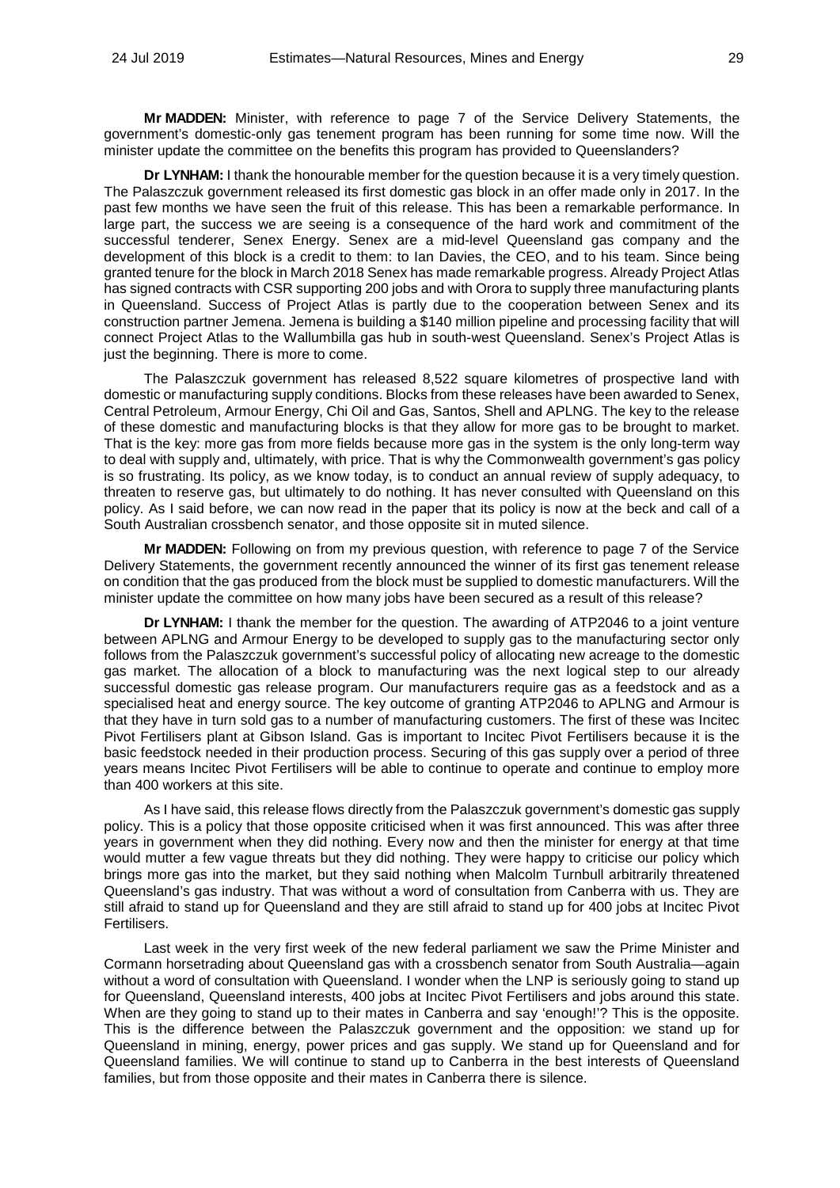**Mr MADDEN:** Minister, with reference to page 7 of the Service Delivery Statements, the government's domestic-only gas tenement program has been running for some time now. Will the minister update the committee on the benefits this program has provided to Queenslanders?

**Dr LYNHAM:** I thank the honourable member for the question because it is a very timely question. The Palaszczuk government released its first domestic gas block in an offer made only in 2017. In the past few months we have seen the fruit of this release. This has been a remarkable performance. In large part, the success we are seeing is a consequence of the hard work and commitment of the successful tenderer, Senex Energy. Senex are a mid-level Queensland gas company and the development of this block is a credit to them: to Ian Davies, the CEO, and to his team. Since being granted tenure for the block in March 2018 Senex has made remarkable progress. Already Project Atlas has signed contracts with CSR supporting 200 jobs and with Orora to supply three manufacturing plants in Queensland. Success of Project Atlas is partly due to the cooperation between Senex and its construction partner Jemena. Jemena is building a $140 million pipeline and processing facility that will connect Project Atlas to the Wallumbilla gas hub in south-west Queensland. Senex's Project Atlas is just the beginning. There is more to come.

The Palaszczuk government has released 8,522 square kilometres of prospective land with domestic or manufacturing supply conditions. Blocks from these releases have been awarded to Senex, Central Petroleum, Armour Energy, Chi Oil and Gas, Santos, Shell and APLNG. The key to the release of these domestic and manufacturing blocks is that they allow for more gas to be brought to market. That is the key: more gas from more fields because more gas in the system is the only long-term way to deal with supply and, ultimately, with price. That is why the Commonwealth government's gas policy is so frustrating. Its policy, as we know today, is to conduct an annual review of supply adequacy, to threaten to reserve gas, but ultimately to do nothing. It has never consulted with Queensland on this policy. As I said before, we can now read in the paper that its policy is now at the beck and call of a South Australian crossbench senator, and those opposite sit in muted silence.

**Mr MADDEN:** Following on from my previous question, with reference to page 7 of the Service Delivery Statements, the government recently announced the winner of its first gas tenement release on condition that the gas produced from the block must be supplied to domestic manufacturers. Will the minister update the committee on how many jobs have been secured as a result of this release?

**Dr LYNHAM:** I thank the member for the question. The awarding of ATP2046 to a joint venture between APLNG and Armour Energy to be developed to supply gas to the manufacturing sector only follows from the Palaszczuk government's successful policy of allocating new acreage to the domestic gas market. The allocation of a block to manufacturing was the next logical step to our already successful domestic gas release program. Our manufacturers require gas as a feedstock and as a specialised heat and energy source. The key outcome of granting ATP2046 to APLNG and Armour is that they have in turn sold gas to a number of manufacturing customers. The first of these was Incitec Pivot Fertilisers plant at Gibson Island. Gas is important to Incitec Pivot Fertilisers because it is the basic feedstock needed in their production process. Securing of this gas supply over a period of three years means Incitec Pivot Fertilisers will be able to continue to operate and continue to employ more than 400 workers at this site.

As I have said, this release flows directly from the Palaszczuk government's domestic gas supply policy. This is a policy that those opposite criticised when it was first announced. This was after three years in government when they did nothing. Every now and then the minister for energy at that time would mutter a few vague threats but they did nothing. They were happy to criticise our policy which brings more gas into the market, but they said nothing when Malcolm Turnbull arbitrarily threatened Queensland's gas industry. That was without a word of consultation from Canberra with us. They are still afraid to stand up for Queensland and they are still afraid to stand up for 400 jobs at Incitec Pivot Fertilisers.

Last week in the very first week of the new federal parliament we saw the Prime Minister and Cormann horsetrading about Queensland gas with a crossbench senator from South Australia—again without a word of consultation with Queensland. I wonder when the LNP is seriously going to stand up for Queensland, Queensland interests, 400 jobs at Incitec Pivot Fertilisers and jobs around this state. When are they going to stand up to their mates in Canberra and say 'enough!'? This is the opposite. This is the difference between the Palaszczuk government and the opposition: we stand up for Queensland in mining, energy, power prices and gas supply. We stand up for Queensland and for Queensland families. We will continue to stand up to Canberra in the best interests of Queensland families, but from those opposite and their mates in Canberra there is silence.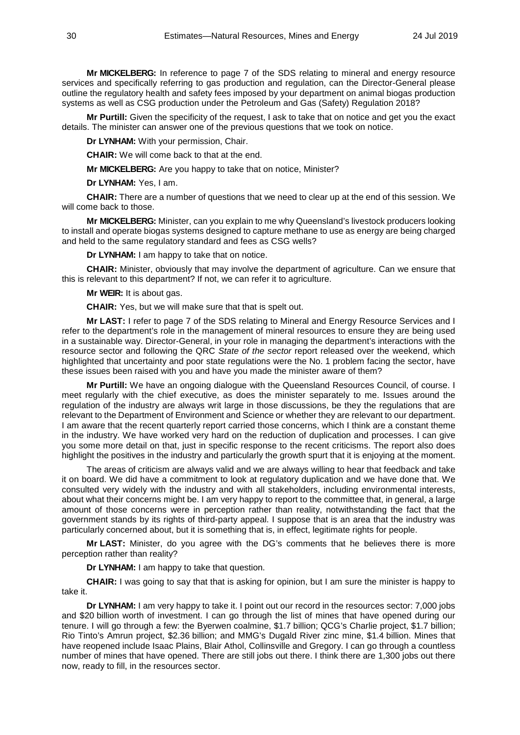**Mr MICKELBERG:** In reference to page 7 of the SDS relating to mineral and energy resource services and specifically referring to gas production and regulation, can the Director-General please outline the regulatory health and safety fees imposed by your department on animal biogas production systems as well as CSG production under the Petroleum and Gas (Safety) Regulation 2018?

**Mr Purtill:** Given the specificity of the request, I ask to take that on notice and get you the exact details. The minister can answer one of the previous questions that we took on notice.

**Dr LYNHAM:** With your permission, Chair.

**CHAIR:** We will come back to that at the end.

**Mr MICKELBERG:** Are you happy to take that on notice, Minister?

**Dr LYNHAM:** Yes, I am.

**CHAIR:** There are a number of questions that we need to clear up at the end of this session. We will come back to those.

**Mr MICKELBERG:** Minister, can you explain to me why Queensland's livestock producers looking to install and operate biogas systems designed to capture methane to use as energy are being charged and held to the same regulatory standard and fees as CSG wells?

**Dr LYNHAM:** I am happy to take that on notice.

**CHAIR:** Minister, obviously that may involve the department of agriculture. Can we ensure that this is relevant to this department? If not, we can refer it to agriculture.

**Mr WEIR:** It is about gas.

**CHAIR:** Yes, but we will make sure that that is spelt out.

**Mr LAST:** I refer to page 7 of the SDS relating to Mineral and Energy Resource Services and I refer to the department's role in the management of mineral resources to ensure they are being used in a sustainable way. Director-General, in your role in managing the department's interactions with the resource sector and following the QRC *State of the sector* report released over the weekend, which highlighted that uncertainty and poor state regulations were the No. 1 problem facing the sector, have these issues been raised with you and have you made the minister aware of them?

**Mr Purtill:** We have an ongoing dialogue with the Queensland Resources Council, of course. I meet regularly with the chief executive, as does the minister separately to me. Issues around the regulation of the industry are always writ large in those discussions, be they the regulations that are relevant to the Department of Environment and Science or whether they are relevant to our department. I am aware that the recent quarterly report carried those concerns, which I think are a constant theme in the industry. We have worked very hard on the reduction of duplication and processes. I can give you some more detail on that, just in specific response to the recent criticisms. The report also does highlight the positives in the industry and particularly the growth spurt that it is enjoying at the moment.

The areas of criticism are always valid and we are always willing to hear that feedback and take it on board. We did have a commitment to look at regulatory duplication and we have done that. We consulted very widely with the industry and with all stakeholders, including environmental interests, about what their concerns might be. I am very happy to report to the committee that, in general, a large amount of those concerns were in perception rather than reality, notwithstanding the fact that the government stands by its rights of third-party appeal. I suppose that is an area that the industry was particularly concerned about, but it is something that is, in effect, legitimate rights for people.

**Mr LAST:** Minister, do you agree with the DG's comments that he believes there is more perception rather than reality?

**Dr LYNHAM:** I am happy to take that question.

**CHAIR:** I was going to say that that is asking for opinion, but I am sure the minister is happy to take it.

**Dr LYNHAM:** I am very happy to take it. I point out our record in the resources sector: 7,000 jobs and $20 billion worth of investment. I can go through the list of mines that have opened during our tenure. I will go through a few: the Byerwen coalmine, $1.7 billion; QCG's Charlie project, $1.7 billion; Rio Tinto's Amrun project, $2.36 billion; and MMG's Dugald River zinc mine, $1.4 billion. Mines that have reopened include Isaac Plains, Blair Athol, Collinsville and Gregory. I can go through a countless number of mines that have opened. There are still jobs out there. I think there are 1,300 jobs out there now, ready to fill, in the resources sector.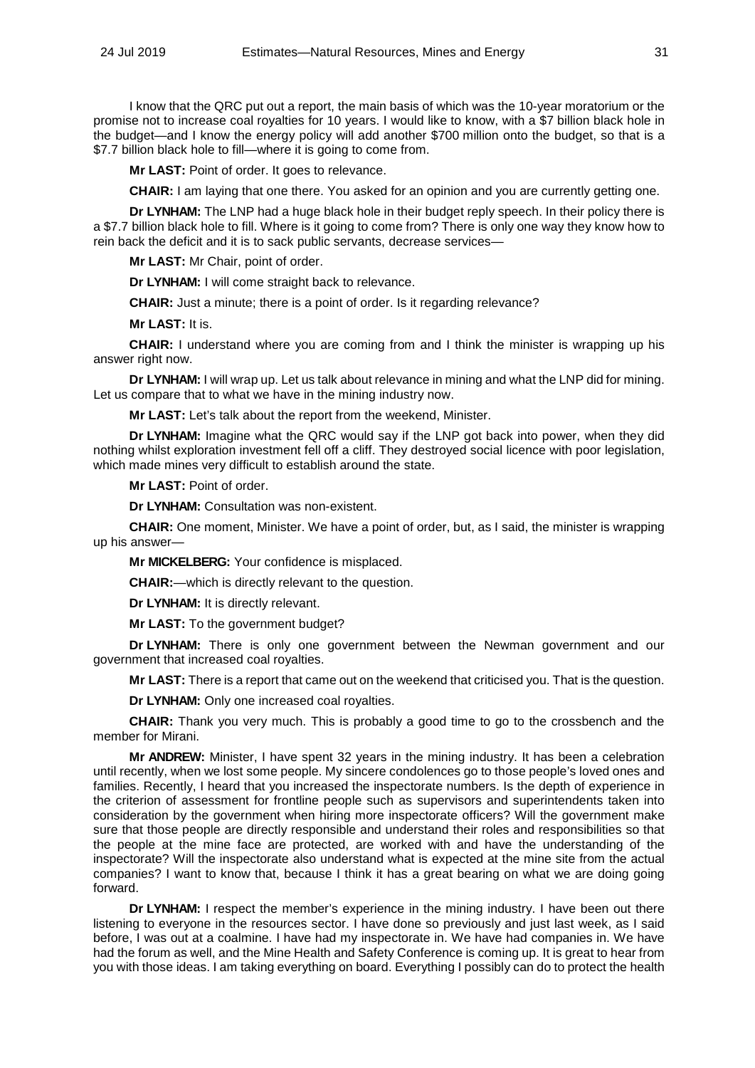I know that the QRC put out a report, the main basis of which was the 10-year moratorium or the promise not to increase coal royalties for 10 years. I would like to know, with a $7 billion black hole in the budget—and I know the energy policy will add another $700 million onto the budget, so that is a $7.7 billion black hole to fill—where it is going to come from.

**Mr LAST:** Point of order. It goes to relevance.

**CHAIR:** I am laying that one there. You asked for an opinion and you are currently getting one.

**Dr LYNHAM:** The LNP had a huge black hole in their budget reply speech. In their policy there is a $7.7 billion black hole to fill. Where is it going to come from? There is only one way they know how to rein back the deficit and it is to sack public servants, decrease services—

**Mr LAST:** Mr Chair, point of order.

**Dr LYNHAM:** I will come straight back to relevance.

**CHAIR:** Just a minute; there is a point of order. Is it regarding relevance?

**Mr LAST:** It is.

**CHAIR:** I understand where you are coming from and I think the minister is wrapping up his answer right now.

**Dr LYNHAM:** I will wrap up. Let us talk about relevance in mining and what the LNP did for mining. Let us compare that to what we have in the mining industry now.

**Mr LAST:** Let's talk about the report from the weekend, Minister.

**Dr LYNHAM:** Imagine what the QRC would say if the LNP got back into power, when they did nothing whilst exploration investment fell off a cliff. They destroyed social licence with poor legislation, which made mines very difficult to establish around the state.

**Mr LAST:** Point of order.

**Dr LYNHAM:** Consultation was non-existent.

**CHAIR:** One moment, Minister. We have a point of order, but, as I said, the minister is wrapping up his answer—

**Mr MICKELBERG:** Your confidence is misplaced.

**CHAIR:**—which is directly relevant to the question.

**Dr LYNHAM:** It is directly relevant.

**Mr LAST:** To the government budget?

**Dr LYNHAM:** There is only one government between the Newman government and our government that increased coal royalties.

**Mr LAST:** There is a report that came out on the weekend that criticised you. That is the question.

**Dr LYNHAM:** Only one increased coal royalties.

**CHAIR:** Thank you very much. This is probably a good time to go to the crossbench and the member for Mirani.

**Mr ANDREW:** Minister, I have spent 32 years in the mining industry. It has been a celebration until recently, when we lost some people. My sincere condolences go to those people's loved ones and families. Recently, I heard that you increased the inspectorate numbers. Is the depth of experience in the criterion of assessment for frontline people such as supervisors and superintendents taken into consideration by the government when hiring more inspectorate officers? Will the government make sure that those people are directly responsible and understand their roles and responsibilities so that the people at the mine face are protected, are worked with and have the understanding of the inspectorate? Will the inspectorate also understand what is expected at the mine site from the actual companies? I want to know that, because I think it has a great bearing on what we are doing going forward.

**Dr LYNHAM:** I respect the member's experience in the mining industry. I have been out there listening to everyone in the resources sector. I have done so previously and just last week, as I said before, I was out at a coalmine. I have had my inspectorate in. We have had companies in. We have had the forum as well, and the Mine Health and Safety Conference is coming up. It is great to hear from you with those ideas. I am taking everything on board. Everything I possibly can do to protect the health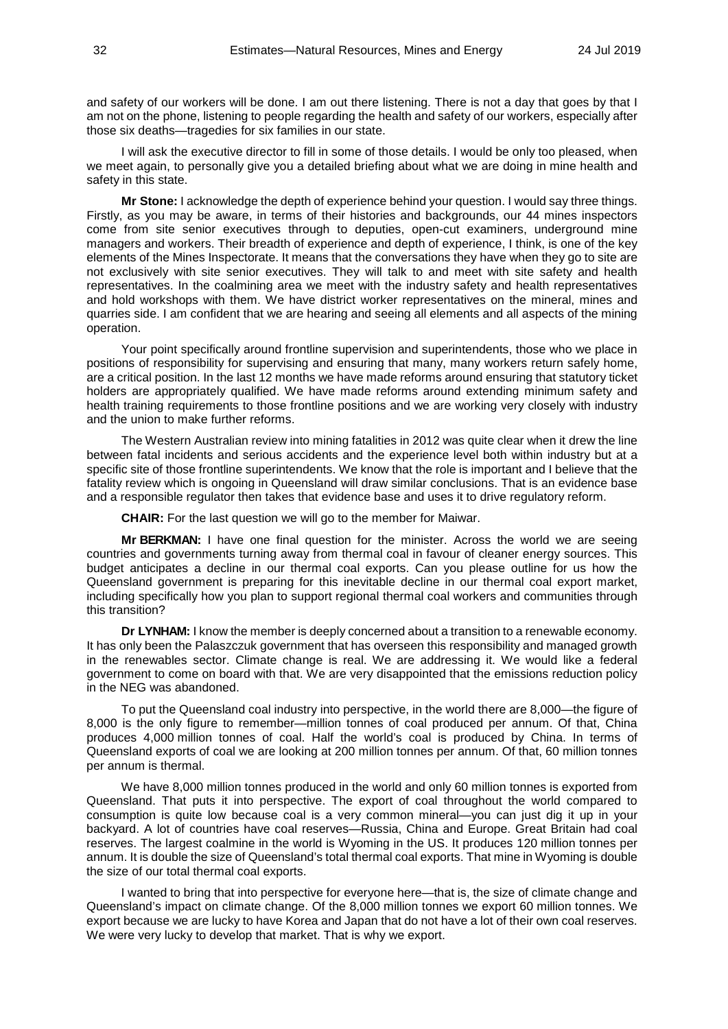and safety of our workers will be done. I am out there listening. There is not a day that goes by that I am not on the phone, listening to people regarding the health and safety of our workers, especially after those six deaths—tragedies for six families in our state.

I will ask the executive director to fill in some of those details. I would be only too pleased, when we meet again, to personally give you a detailed briefing about what we are doing in mine health and safety in this state.

**Mr Stone:** I acknowledge the depth of experience behind your question. I would say three things. Firstly, as you may be aware, in terms of their histories and backgrounds, our 44 mines inspectors come from site senior executives through to deputies, open-cut examiners, underground mine managers and workers. Their breadth of experience and depth of experience, I think, is one of the key elements of the Mines Inspectorate. It means that the conversations they have when they go to site are not exclusively with site senior executives. They will talk to and meet with site safety and health representatives. In the coalmining area we meet with the industry safety and health representatives and hold workshops with them. We have district worker representatives on the mineral, mines and quarries side. I am confident that we are hearing and seeing all elements and all aspects of the mining operation.

Your point specifically around frontline supervision and superintendents, those who we place in positions of responsibility for supervising and ensuring that many, many workers return safely home, are a critical position. In the last 12 months we have made reforms around ensuring that statutory ticket holders are appropriately qualified. We have made reforms around extending minimum safety and health training requirements to those frontline positions and we are working very closely with industry and the union to make further reforms.

The Western Australian review into mining fatalities in 2012 was quite clear when it drew the line between fatal incidents and serious accidents and the experience level both within industry but at a specific site of those frontline superintendents. We know that the role is important and I believe that the fatality review which is ongoing in Queensland will draw similar conclusions. That is an evidence base and a responsible regulator then takes that evidence base and uses it to drive regulatory reform.

**CHAIR:** For the last question we will go to the member for Maiwar.

**Mr BERKMAN:** I have one final question for the minister. Across the world we are seeing countries and governments turning away from thermal coal in favour of cleaner energy sources. This budget anticipates a decline in our thermal coal exports. Can you please outline for us how the Queensland government is preparing for this inevitable decline in our thermal coal export market, including specifically how you plan to support regional thermal coal workers and communities through this transition?

**Dr LYNHAM:** I know the member is deeply concerned about a transition to a renewable economy. It has only been the Palaszczuk government that has overseen this responsibility and managed growth in the renewables sector. Climate change is real. We are addressing it. We would like a federal government to come on board with that. We are very disappointed that the emissions reduction policy in the NEG was abandoned.

To put the Queensland coal industry into perspective, in the world there are 8,000—the figure of 8,000 is the only figure to remember—million tonnes of coal produced per annum. Of that, China produces 4,000 million tonnes of coal. Half the world's coal is produced by China. In terms of Queensland exports of coal we are looking at 200 million tonnes per annum. Of that, 60 million tonnes per annum is thermal.

We have 8,000 million tonnes produced in the world and only 60 million tonnes is exported from Queensland. That puts it into perspective. The export of coal throughout the world compared to consumption is quite low because coal is a very common mineral—you can just dig it up in your backyard. A lot of countries have coal reserves—Russia, China and Europe. Great Britain had coal reserves. The largest coalmine in the world is Wyoming in the US. It produces 120 million tonnes per annum. It is double the size of Queensland's total thermal coal exports. That mine in Wyoming is double the size of our total thermal coal exports.

I wanted to bring that into perspective for everyone here—that is, the size of climate change and Queensland's impact on climate change. Of the 8,000 million tonnes we export 60 million tonnes. We export because we are lucky to have Korea and Japan that do not have a lot of their own coal reserves. We were very lucky to develop that market. That is why we export.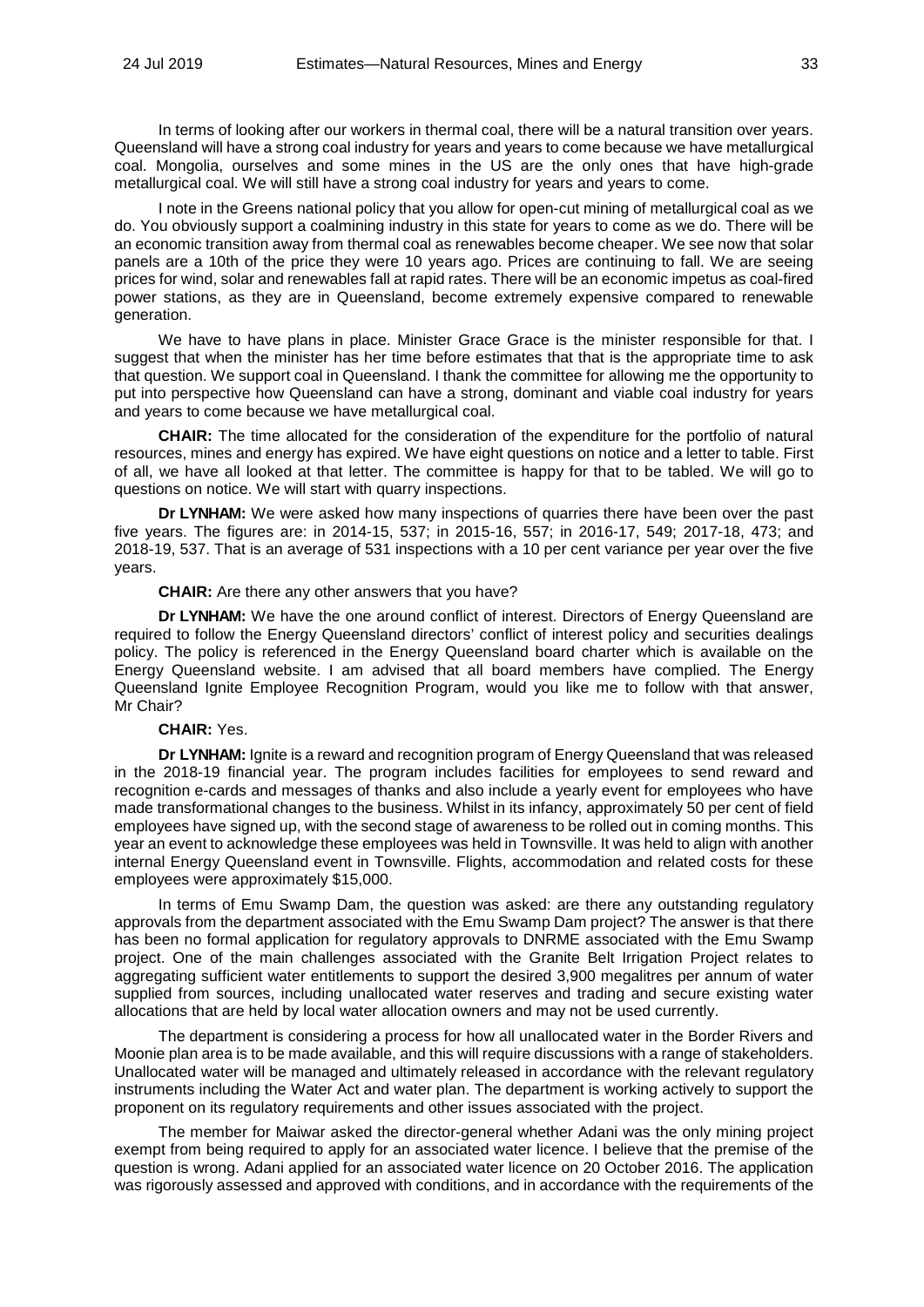In terms of looking after our workers in thermal coal, there will be a natural transition over years. Queensland will have a strong coal industry for years and years to come because we have metallurgical coal. Mongolia, ourselves and some mines in the US are the only ones that have high-grade metallurgical coal. We will still have a strong coal industry for years and years to come.

I note in the Greens national policy that you allow for open-cut mining of metallurgical coal as we do. You obviously support a coalmining industry in this state for years to come as we do. There will be an economic transition away from thermal coal as renewables become cheaper. We see now that solar panels are a 10th of the price they were 10 years ago. Prices are continuing to fall. We are seeing prices for wind, solar and renewables fall at rapid rates. There will be an economic impetus as coal-fired power stations, as they are in Queensland, become extremely expensive compared to renewable generation.

We have to have plans in place. Minister Grace Grace is the minister responsible for that. I suggest that when the minister has her time before estimates that that is the appropriate time to ask that question. We support coal in Queensland. I thank the committee for allowing me the opportunity to put into perspective how Queensland can have a strong, dominant and viable coal industry for years and years to come because we have metallurgical coal.

**CHAIR:** The time allocated for the consideration of the expenditure for the portfolio of natural resources, mines and energy has expired. We have eight questions on notice and a letter to table. First of all, we have all looked at that letter. The committee is happy for that to be tabled. We will go to questions on notice. We will start with quarry inspections.

**Dr LYNHAM:** We were asked how many inspections of quarries there have been over the past five years. The figures are: in 2014-15, 537; in 2015-16, 557; in 2016-17, 549; 2017-18, 473; and 2018-19, 537. That is an average of 531 inspections with a 10 per cent variance per year over the five years.

**CHAIR:** Are there any other answers that you have?

**Dr LYNHAM:** We have the one around conflict of interest. Directors of Energy Queensland are required to follow the Energy Queensland directors' conflict of interest policy and securities dealings policy. The policy is referenced in the Energy Queensland board charter which is available on the Energy Queensland website. I am advised that all board members have complied. The Energy Queensland Ignite Employee Recognition Program, would you like me to follow with that answer, Mr Chair?

**CHAIR:** Yes.

**Dr LYNHAM:** Ignite is a reward and recognition program of Energy Queensland that was released in the 2018-19 financial year. The program includes facilities for employees to send reward and recognition e-cards and messages of thanks and also include a yearly event for employees who have made transformational changes to the business. Whilst in its infancy, approximately 50 per cent of field employees have signed up, with the second stage of awareness to be rolled out in coming months. This year an event to acknowledge these employees was held in Townsville. It was held to align with another internal Energy Queensland event in Townsville. Flights, accommodation and related costs for these employees were approximately $15,000.

In terms of Emu Swamp Dam, the question was asked: are there any outstanding regulatory approvals from the department associated with the Emu Swamp Dam project? The answer is that there has been no formal application for regulatory approvals to DNRME associated with the Emu Swamp project. One of the main challenges associated with the Granite Belt Irrigation Project relates to aggregating sufficient water entitlements to support the desired 3,900 megalitres per annum of water supplied from sources, including unallocated water reserves and trading and secure existing water allocations that are held by local water allocation owners and may not be used currently.

The department is considering a process for how all unallocated water in the Border Rivers and Moonie plan area is to be made available, and this will require discussions with a range of stakeholders. Unallocated water will be managed and ultimately released in accordance with the relevant regulatory instruments including the Water Act and water plan. The department is working actively to support the proponent on its regulatory requirements and other issues associated with the project.

The member for Maiwar asked the director-general whether Adani was the only mining project exempt from being required to apply for an associated water licence. I believe that the premise of the question is wrong. Adani applied for an associated water licence on 20 October 2016. The application was rigorously assessed and approved with conditions, and in accordance with the requirements of the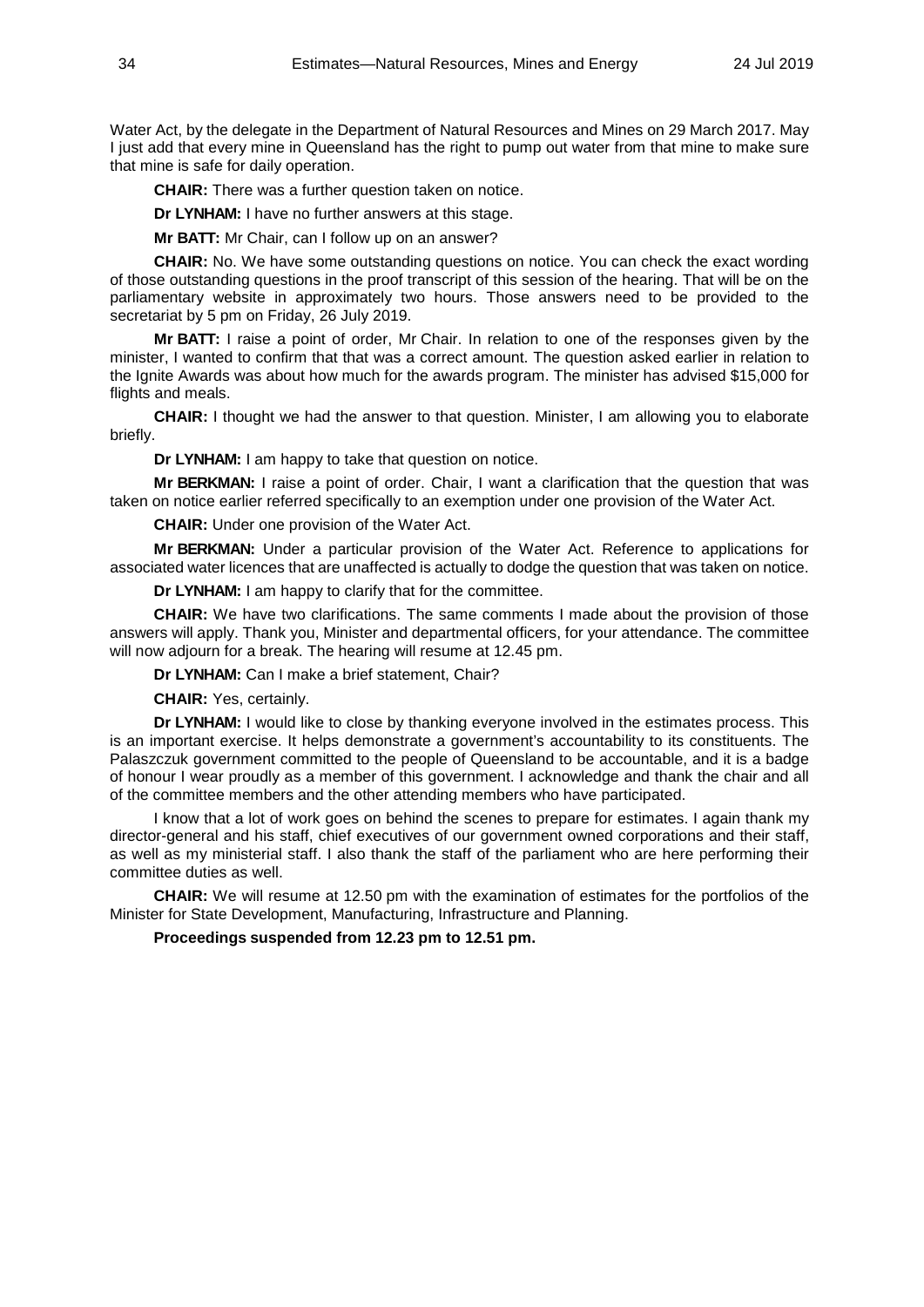Water Act, by the delegate in the Department of Natural Resources and Mines on 29 March 2017. May I just add that every mine in Queensland has the right to pump out water from that mine to make sure that mine is safe for daily operation.

**CHAIR:** There was a further question taken on notice.

**Dr LYNHAM:** I have no further answers at this stage.

**Mr BATT:** Mr Chair, can I follow up on an answer?

**CHAIR:** No. We have some outstanding questions on notice. You can check the exact wording of those outstanding questions in the proof transcript of this session of the hearing. That will be on the parliamentary website in approximately two hours. Those answers need to be provided to the secretariat by 5 pm on Friday, 26 July 2019.

**Mr BATT:** I raise a point of order, Mr Chair. In relation to one of the responses given by the minister, I wanted to confirm that that was a correct amount. The question asked earlier in relation to the Ignite Awards was about how much for the awards program. The minister has advised $15,000 for flights and meals.

**CHAIR:** I thought we had the answer to that question. Minister, I am allowing you to elaborate briefly.

**Dr LYNHAM:** I am happy to take that question on notice.

**Mr BERKMAN:** I raise a point of order. Chair, I want a clarification that the question that was taken on notice earlier referred specifically to an exemption under one provision of the Water Act.

**CHAIR:** Under one provision of the Water Act.

**Mr BERKMAN:** Under a particular provision of the Water Act. Reference to applications for associated water licences that are unaffected is actually to dodge the question that was taken on notice.

**Dr LYNHAM:** I am happy to clarify that for the committee.

**CHAIR:** We have two clarifications. The same comments I made about the provision of those answers will apply. Thank you, Minister and departmental officers, for your attendance. The committee will now adjourn for a break. The hearing will resume at 12.45 pm.

**Dr LYNHAM:** Can I make a brief statement, Chair?

**CHAIR:** Yes, certainly.

**Dr LYNHAM:** I would like to close by thanking everyone involved in the estimates process. This is an important exercise. It helps demonstrate a government's accountability to its constituents. The Palaszczuk government committed to the people of Queensland to be accountable, and it is a badge of honour I wear proudly as a member of this government. I acknowledge and thank the chair and all of the committee members and the other attending members who have participated.

I know that a lot of work goes on behind the scenes to prepare for estimates. I again thank my director-general and his staff, chief executives of our government owned corporations and their staff, as well as my ministerial staff. I also thank the staff of the parliament who are here performing their committee duties as well.

**CHAIR:** We will resume at 12.50 pm with the examination of estimates for the portfolios of the Minister for State Development, Manufacturing, Infrastructure and Planning.

**Proceedings suspended from 12.23 pm to 12.51 pm.**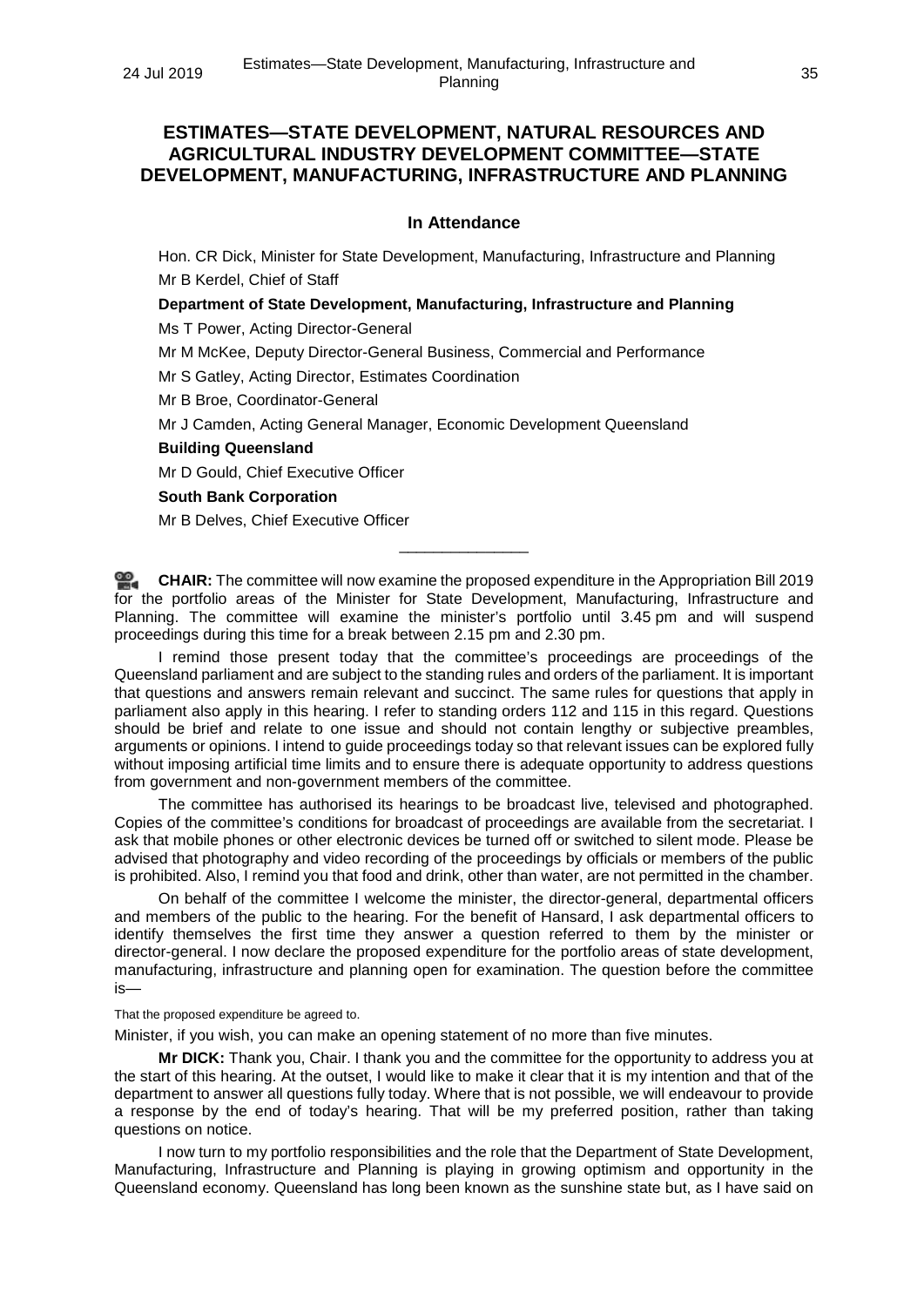## ESTIMATES—STATE DEVELOPMENT, NATURAL RESOURCES AND AGRICULTURAL INDUSTRY DEVELOPMENT COMMITTEE—STATE DEVELOPMENT, MANUFACTURING, INFRASTRUCTURE AND PLANNING

### In Attendance

Hon. CR Dick, Minister for State Development, Manufacturing, Infrastructure and Planning

Mr B Kerdel, Chief of Staff

**Department of State Development, Manufacturing, Infrastructure and Planning**

Ms T Power, Acting Director-General

Mr M McKee, Deputy Director-General Business, Commercial and Performance

Mr S Gatley, Acting Director, Estimates Coordination

Mr B Broe, Coordinator-General

Mr J Camden, Acting General Manager, Economic Development Queensland

**Building Queensland**

Mr D Gould, Chief Executive Officer

**South Bank Corporation**

Mr B Delves, Chief Executive Officer

---

**CHAIR:** The committee will now examine the proposed expenditure in the Appropriation Bill 2019 for the portfolio areas of the Minister for State Development, Manufacturing, Infrastructure and Planning. The committee will examine the minister's portfolio until 3.45 pm and will suspend proceedings during this time for a break between 2.15 pm and 2.30 pm.

I remind those present today that the committee's proceedings are proceedings of the Queensland parliament and are subject to the standing rules and orders of the parliament. It is important that questions and answers remain relevant and succinct. The same rules for questions that apply in parliament also apply in this hearing. I refer to standing orders 112 and 115 in this regard. Questions should be brief and relate to one issue and should not contain lengthy or subjective preambles, arguments or opinions. I intend to guide proceedings today so that relevant issues can be explored fully without imposing artificial time limits and to ensure there is adequate opportunity to address questions from government and non-government members of the committee.

The committee has authorised its hearings to be broadcast live, televised and photographed. Copies of the committee's conditions for broadcast of proceedings are available from the secretariat. I ask that mobile phones or other electronic devices be turned off or switched to silent mode. Please be advised that photography and video recording of the proceedings by officials or members of the public is prohibited. Also, I remind you that food and drink, other than water, are not permitted in the chamber.

On behalf of the committee I welcome the minister, the director-general, departmental officers and members of the public to the hearing. For the benefit of Hansard, I ask departmental officers to identify themselves the first time they answer a question referred to them by the minister or director-general. I now declare the proposed expenditure for the portfolio areas of state development, manufacturing, infrastructure and planning open for examination. The question before the committee is—

That the proposed expenditure be agreed to.

Minister, if you wish, you can make an opening statement of no more than five minutes.

**Mr DICK:** Thank you, Chair. I thank you and the committee for the opportunity to address you at the start of this hearing. At the outset, I would like to make it clear that it is my intention and that of the department to answer all questions fully today. Where that is not possible, we will endeavour to provide a response by the end of today's hearing. That will be my preferred position, rather than taking questions on notice.

I now turn to my portfolio responsibilities and the role that the Department of State Development, Manufacturing, Infrastructure and Planning is playing in growing optimism and opportunity in the Queensland economy. Queensland has long been known as the sunshine state but, as I have said on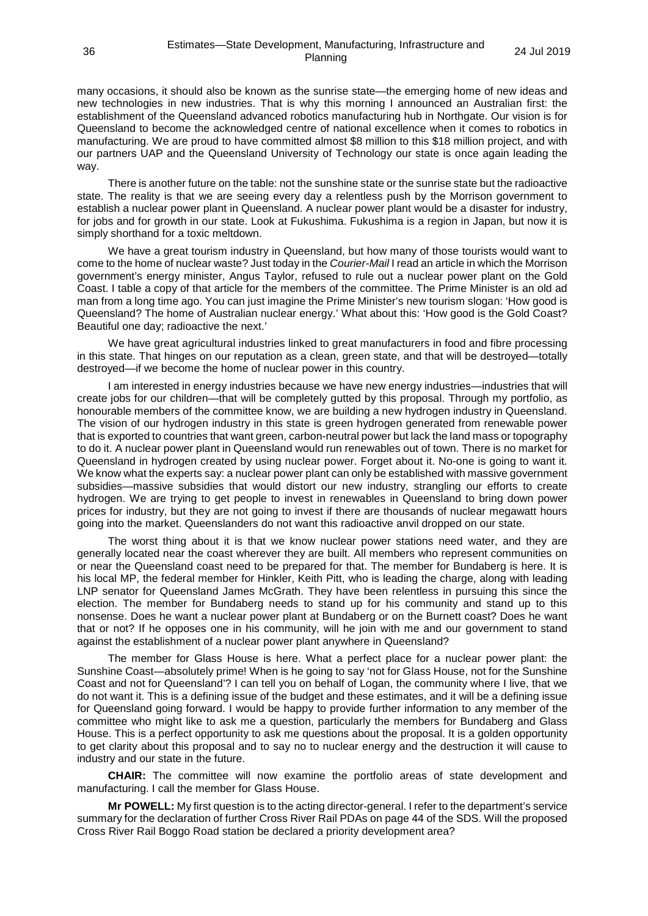many occasions, it should also be known as the sunrise state—the emerging home of new ideas and new technologies in new industries. That is why this morning I announced an Australian first: the establishment of the Queensland advanced robotics manufacturing hub in Northgate. Our vision is for Queensland to become the acknowledged centre of national excellence when it comes to robotics in manufacturing. We are proud to have committed almost $8 million to this $18 million project, and with our partners UAP and the Queensland University of Technology our state is once again leading the way.

There is another future on the table: not the sunshine state or the sunrise state but the radioactive state. The reality is that we are seeing every day a relentless push by the Morrison government to establish a nuclear power plant in Queensland. A nuclear power plant would be a disaster for industry, for jobs and for growth in our state. Look at Fukushima. Fukushima is a region in Japan, but now it is simply shorthand for a toxic meltdown.

We have a great tourism industry in Queensland, but how many of those tourists would want to come to the home of nuclear waste? Just today in the *Courier-Mail* I read an article in which the Morrison government's energy minister, Angus Taylor, refused to rule out a nuclear power plant on the Gold Coast. I table a copy of that article for the members of the committee. The Prime Minister is an old ad man from a long time ago. You can just imagine the Prime Minister's new tourism slogan: 'How good is Queensland? The home of Australian nuclear energy.' What about this: 'How good is the Gold Coast? Beautiful one day; radioactive the next.'

We have great agricultural industries linked to great manufacturers in food and fibre processing in this state. That hinges on our reputation as a clean, green state, and that will be destroyed—totally destroyed—if we become the home of nuclear power in this country.

I am interested in energy industries because we have new energy industries—industries that will create jobs for our children—that will be completely gutted by this proposal. Through my portfolio, as honourable members of the committee know, we are building a new hydrogen industry in Queensland. The vision of our hydrogen industry in this state is green hydrogen generated from renewable power that is exported to countries that want green, carbon-neutral power but lack the land mass or topography to do it. A nuclear power plant in Queensland would run renewables out of town. There is no market for Queensland in hydrogen created by using nuclear power. Forget about it. No-one is going to want it. We know what the experts say: a nuclear power plant can only be established with massive government subsidies—massive subsidies that would distort our new industry, strangling our efforts to create hydrogen. We are trying to get people to invest in renewables in Queensland to bring down power prices for industry, but they are not going to invest if there are thousands of nuclear megawatt hours going into the market. Queenslanders do not want this radioactive anvil dropped on our state.

The worst thing about it is that we know nuclear power stations need water, and they are generally located near the coast wherever they are built. All members who represent communities on or near the Queensland coast need to be prepared for that. The member for Bundaberg is here. It is his local MP, the federal member for Hinkler, Keith Pitt, who is leading the charge, along with leading LNP senator for Queensland James McGrath. They have been relentless in pursuing this since the election. The member for Bundaberg needs to stand up for his community and stand up to this nonsense. Does he want a nuclear power plant at Bundaberg or on the Burnett coast? Does he want that or not? If he opposes one in his community, will he join with me and our government to stand against the establishment of a nuclear power plant anywhere in Queensland?

The member for Glass House is here. What a perfect place for a nuclear power plant: the Sunshine Coast—absolutely prime! When is he going to say 'not for Glass House, not for the Sunshine Coast and not for Queensland'? I can tell you on behalf of Logan, the community where I live, that we do not want it. This is a defining issue of the budget and these estimates, and it will be a defining issue for Queensland going forward. I would be happy to provide further information to any member of the committee who might like to ask me a question, particularly the members for Bundaberg and Glass House. This is a perfect opportunity to ask me questions about the proposal. It is a golden opportunity to get clarity about this proposal and to say no to nuclear energy and the destruction it will cause to industry and our state in the future.

**CHAIR:** The committee will now examine the portfolio areas of state development and manufacturing. I call the member for Glass House.

**Mr POWELL:** My first question is to the acting director-general. I refer to the department's service summary for the declaration of further Cross River Rail PDAs on page 44 of the SDS. Will the proposed Cross River Rail Boggo Road station be declared a priority development area?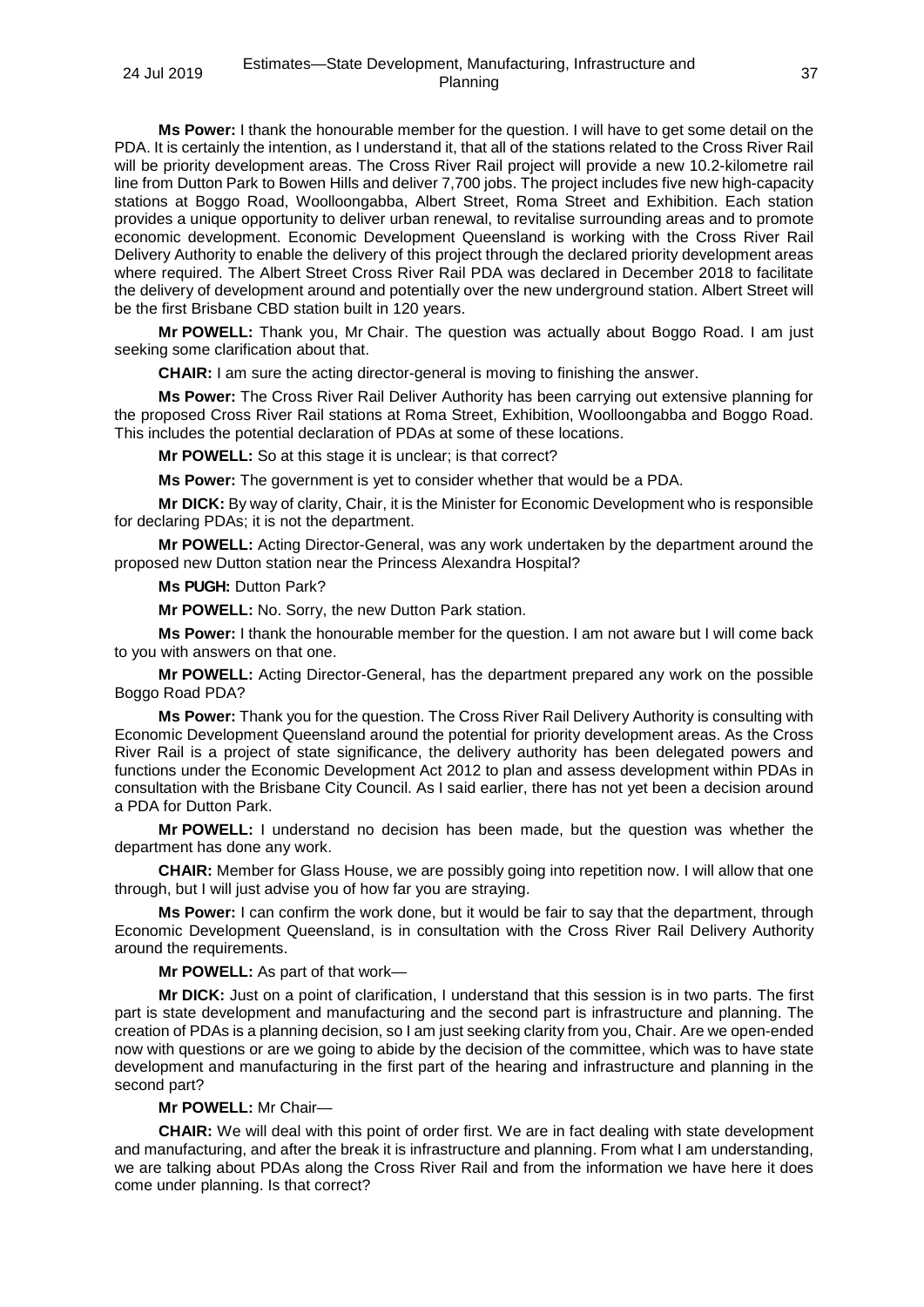**Ms Power:** I thank the honourable member for the question. I will have to get some detail on the PDA. It is certainly the intention, as I understand it, that all of the stations related to the Cross River Rail will be priority development areas. The Cross River Rail project will provide a new 10.2-kilometre rail line from Dutton Park to Bowen Hills and deliver 7,700 jobs. The project includes five new high-capacity stations at Boggo Road, Woolloongabba, Albert Street, Roma Street and Exhibition. Each station provides a unique opportunity to deliver urban renewal, to revitalise surrounding areas and to promote economic development. Economic Development Queensland is working with the Cross River Rail Delivery Authority to enable the delivery of this project through the declared priority development areas where required. The Albert Street Cross River Rail PDA was declared in December 2018 to facilitate the delivery of development around and potentially over the new underground station. Albert Street will be the first Brisbane CBD station built in 120 years.

**Mr POWELL:** Thank you, Mr Chair. The question was actually about Boggo Road. I am just seeking some clarification about that.

**CHAIR:** I am sure the acting director-general is moving to finishing the answer.

**Ms Power:** The Cross River Rail Deliver Authority has been carrying out extensive planning for the proposed Cross River Rail stations at Roma Street, Exhibition, Woolloongabba and Boggo Road. This includes the potential declaration of PDAs at some of these locations.

**Mr POWELL:** So at this stage it is unclear; is that correct?

**Ms Power:** The government is yet to consider whether that would be a PDA.

**Mr DICK:** By way of clarity, Chair, it is the Minister for Economic Development who is responsible for declaring PDAs; it is not the department.

**Mr POWELL:** Acting Director-General, was any work undertaken by the department around the proposed new Dutton station near the Princess Alexandra Hospital?

**Ms PUGH:** Dutton Park?

**Mr POWELL:** No. Sorry, the new Dutton Park station.

**Ms Power:** I thank the honourable member for the question. I am not aware but I will come back to you with answers on that one.

**Mr POWELL:** Acting Director-General, has the department prepared any work on the possible Boggo Road PDA?

**Ms Power:** Thank you for the question. The Cross River Rail Delivery Authority is consulting with Economic Development Queensland around the potential for priority development areas. As the Cross River Rail is a project of state significance, the delivery authority has been delegated powers and functions under the Economic Development Act 2012 to plan and assess development within PDAs in consultation with the Brisbane City Council. As I said earlier, there has not yet been a decision around a PDA for Dutton Park.

**Mr POWELL:** I understand no decision has been made, but the question was whether the department has done any work.

**CHAIR:** Member for Glass House, we are possibly going into repetition now. I will allow that one through, but I will just advise you of how far you are straying.

**Ms Power:** I can confirm the work done, but it would be fair to say that the department, through Economic Development Queensland, is in consultation with the Cross River Rail Delivery Authority around the requirements.

**Mr POWELL:** As part of that work—

**Mr DICK:** Just on a point of clarification, I understand that this session is in two parts. The first part is state development and manufacturing and the second part is infrastructure and planning. The creation of PDAs is a planning decision, so I am just seeking clarity from you, Chair. Are we open-ended now with questions or are we going to abide by the decision of the committee, which was to have state development and manufacturing in the first part of the hearing and infrastructure and planning in the second part?

**Mr POWELL:** Mr Chair—

**CHAIR:** We will deal with this point of order first. We are in fact dealing with state development and manufacturing, and after the break it is infrastructure and planning. From what I am understanding, we are talking about PDAs along the Cross River Rail and from the information we have here it does come under planning. Is that correct?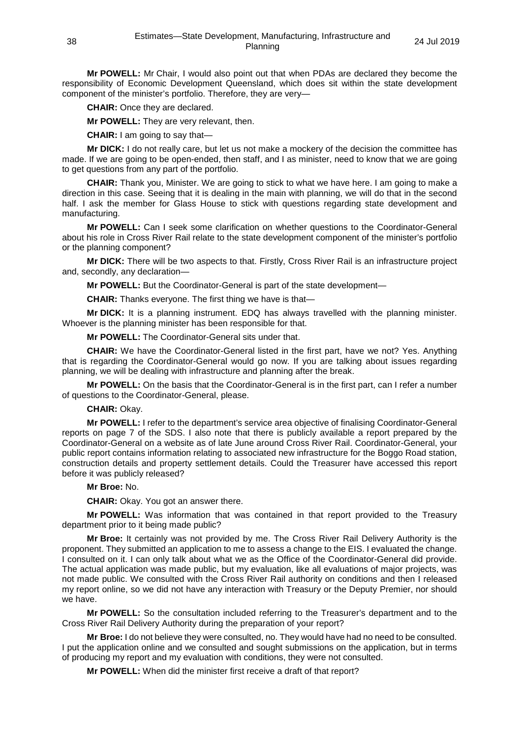**Mr POWELL:** Mr Chair, I would also point out that when PDAs are declared they become the responsibility of Economic Development Queensland, which does sit within the state development component of the minister's portfolio. Therefore, they are very—

**CHAIR:** Once they are declared.

**Mr POWELL:** They are very relevant, then.

**CHAIR:** I am going to say that—

**Mr DICK:** I do not really care, but let us not make a mockery of the decision the committee has made. If we are going to be open-ended, then staff, and I as minister, need to know that we are going to get questions from any part of the portfolio.

**CHAIR:** Thank you, Minister. We are going to stick to what we have here. I am going to make a direction in this case. Seeing that it is dealing in the main with planning, we will do that in the second half. I ask the member for Glass House to stick with questions regarding state development and manufacturing.

**Mr POWELL:** Can I seek some clarification on whether questions to the Coordinator-General about his role in Cross River Rail relate to the state development component of the minister's portfolio or the planning component?

**Mr DICK:** There will be two aspects to that. Firstly, Cross River Rail is an infrastructure project and, secondly, any declaration—

**Mr POWELL:** But the Coordinator-General is part of the state development—

**CHAIR:** Thanks everyone. The first thing we have is that—

**Mr DICK:** It is a planning instrument. EDQ has always travelled with the planning minister. Whoever is the planning minister has been responsible for that.

**Mr POWELL:** The Coordinator-General sits under that.

**CHAIR:** We have the Coordinator-General listed in the first part, have we not? Yes. Anything that is regarding the Coordinator-General would go now. If you are talking about issues regarding planning, we will be dealing with infrastructure and planning after the break.

**Mr POWELL:** On the basis that the Coordinator-General is in the first part, can I refer a number of questions to the Coordinator-General, please.

**CHAIR:** Okay.

**Mr POWELL:** I refer to the department's service area objective of finalising Coordinator-General reports on page 7 of the SDS. I also note that there is publicly available a report prepared by the Coordinator-General on a website as of late June around Cross River Rail. Coordinator-General, your public report contains information relating to associated new infrastructure for the Boggo Road station, construction details and property settlement details. Could the Treasurer have accessed this report before it was publicly released?

**Mr Broe:** No.

**CHAIR:** Okay. You got an answer there.

**Mr POWELL:** Was information that was contained in that report provided to the Treasury department prior to it being made public?

**Mr Broe:** It certainly was not provided by me. The Cross River Rail Delivery Authority is the proponent. They submitted an application to me to assess a change to the EIS. I evaluated the change. I consulted on it. I can only talk about what we as the Office of the Coordinator-General did provide. The actual application was made public, but my evaluation, like all evaluations of major projects, was not made public. We consulted with the Cross River Rail authority on conditions and then I released my report online, so we did not have any interaction with Treasury or the Deputy Premier, nor should we have.

**Mr POWELL:** So the consultation included referring to the Treasurer's department and to the Cross River Rail Delivery Authority during the preparation of your report?

**Mr Broe:** I do not believe they were consulted, no. They would have had no need to be consulted. I put the application online and we consulted and sought submissions on the application, but in terms of producing my report and my evaluation with conditions, they were not consulted.

**Mr POWELL:** When did the minister first receive a draft of that report?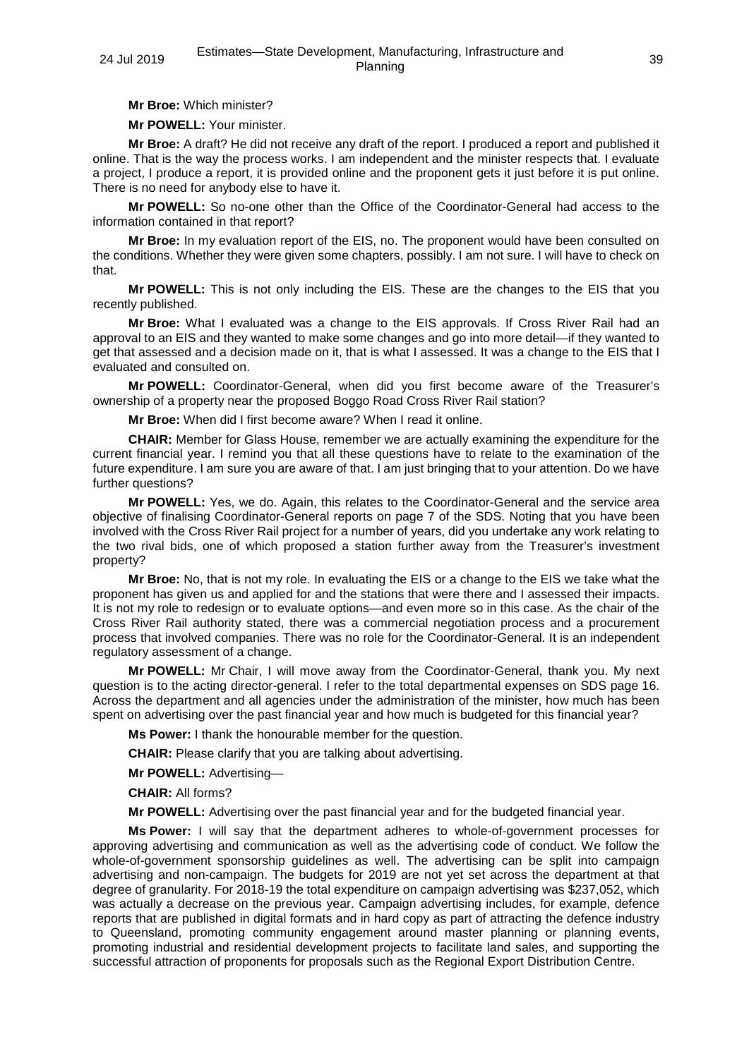**Mr Broe:** Which minister?

**Mr POWELL:** Your minister.

**Mr Broe:** A draft? He did not receive any draft of the report. I produced a report and published it online. That is the way the process works. I am independent and the minister respects that. I evaluate a project, I produce a report, it is provided online and the proponent gets it just before it is put online. There is no need for anybody else to have it.

**Mr POWELL:** So no-one other than the Office of the Coordinator-General had access to the information contained in that report?

**Mr Broe:** In my evaluation report of the EIS, no. The proponent would have been consulted on the conditions. Whether they were given some chapters, possibly. I am not sure. I will have to check on that.

**Mr POWELL:** This is not only including the EIS. These are the changes to the EIS that you recently published.

**Mr Broe:** What I evaluated was a change to the EIS approvals. If Cross River Rail had an approval to an EIS and they wanted to make some changes and go into more detail—if they wanted to get that assessed and a decision made on it, that is what I assessed. It was a change to the EIS that I evaluated and consulted on.

**Mr POWELL:** Coordinator-General, when did you first become aware of the Treasurer's ownership of a property near the proposed Boggo Road Cross River Rail station?

**Mr Broe:** When did I first become aware? When I read it online.

**CHAIR:** Member for Glass House, remember we are actually examining the expenditure for the current financial year. I remind you that all these questions have to relate to the examination of the future expenditure. I am sure you are aware of that. I am just bringing that to your attention. Do we have further questions?

**Mr POWELL:** Yes, we do. Again, this relates to the Coordinator-General and the service area objective of finalising Coordinator-General reports on page 7 of the SDS. Noting that you have been involved with the Cross River Rail project for a number of years, did you undertake any work relating to the two rival bids, one of which proposed a station further away from the Treasurer's investment property?

**Mr Broe:** No, that is not my role. In evaluating the EIS or a change to the EIS we take what the proponent has given us and applied for and the stations that were there and I assessed their impacts. It is not my role to redesign or to evaluate options—and even more so in this case. As the chair of the Cross River Rail authority stated, there was a commercial negotiation process and a procurement process that involved companies. There was no role for the Coordinator-General. It is an independent regulatory assessment of a change.

**Mr POWELL:** Mr Chair, I will move away from the Coordinator-General, thank you. My next question is to the acting director-general. I refer to the total departmental expenses on SDS page 16. Across the department and all agencies under the administration of the minister, how much has been spent on advertising over the past financial year and how much is budgeted for this financial year?

**Ms Power:** I thank the honourable member for the question.

**CHAIR:** Please clarify that you are talking about advertising.

**Mr POWELL:** Advertising—

**CHAIR:** All forms?

**Mr POWELL:** Advertising over the past financial year and for the budgeted financial year.

**Ms Power:** I will say that the department adheres to whole-of-government processes for approving advertising and communication as well as the advertising code of conduct. We follow the whole-of-government sponsorship guidelines as well. The advertising can be split into campaign advertising and non-campaign. The budgets for 2019 are not yet set across the department at that degree of granularity. For 2018-19 the total expenditure on campaign advertising was $237,052, which was actually a decrease on the previous year. Campaign advertising includes, for example, defence reports that are published in digital formats and in hard copy as part of attracting the defence industry to Queensland, promoting community engagement around master planning or planning events, promoting industrial and residential development projects to facilitate land sales, and supporting the successful attraction of proponents for proposals such as the Regional Export Distribution Centre.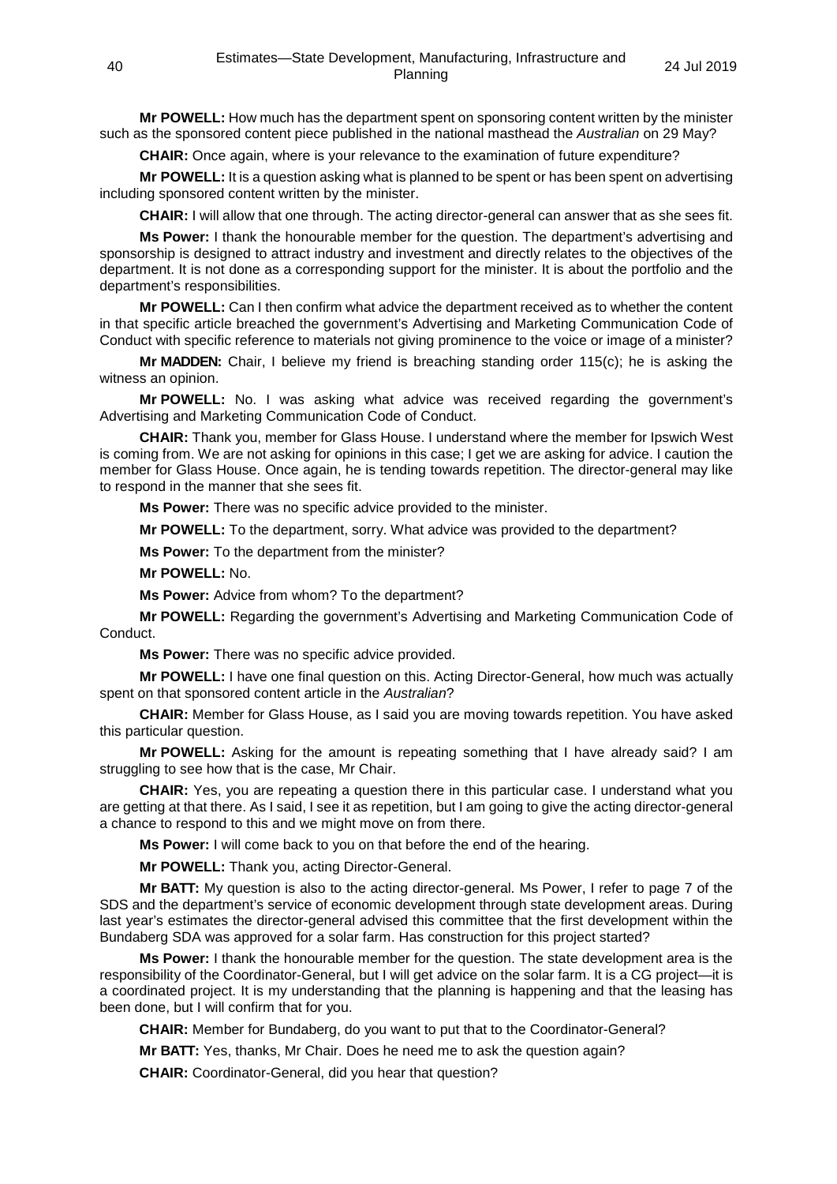**Mr POWELL:** How much has the department spent on sponsoring content written by the minister such as the sponsored content piece published in the national masthead the *Australian* on 29 May?

**CHAIR:** Once again, where is your relevance to the examination of future expenditure?

**Mr POWELL:** It is a question asking what is planned to be spent or has been spent on advertising including sponsored content written by the minister.

**CHAIR:** I will allow that one through. The acting director-general can answer that as she sees fit.

**Ms Power:** I thank the honourable member for the question. The department's advertising and sponsorship is designed to attract industry and investment and directly relates to the objectives of the department. It is not done as a corresponding support for the minister. It is about the portfolio and the department's responsibilities.

**Mr POWELL:** Can I then confirm what advice the department received as to whether the content in that specific article breached the government's Advertising and Marketing Communication Code of Conduct with specific reference to materials not giving prominence to the voice or image of a minister?

**Mr MADDEN:** Chair, I believe my friend is breaching standing order 115(c); he is asking the witness an opinion.

**Mr POWELL:** No. I was asking what advice was received regarding the government's Advertising and Marketing Communication Code of Conduct.

**CHAIR:** Thank you, member for Glass House. I understand where the member for Ipswich West is coming from. We are not asking for opinions in this case; I get we are asking for advice. I caution the member for Glass House. Once again, he is tending towards repetition. The director-general may like to respond in the manner that she sees fit.

**Ms Power:** There was no specific advice provided to the minister.

**Mr POWELL:** To the department, sorry. What advice was provided to the department?

**Ms Power:** To the department from the minister?

**Mr POWELL:** No.

**Ms Power:** Advice from whom? To the department?

**Mr POWELL:** Regarding the government's Advertising and Marketing Communication Code of Conduct.

**Ms Power:** There was no specific advice provided.

**Mr POWELL:** I have one final question on this. Acting Director-General, how much was actually spent on that sponsored content article in the *Australian*?

**CHAIR:** Member for Glass House, as I said you are moving towards repetition. You have asked this particular question.

**Mr POWELL:** Asking for the amount is repeating something that I have already said? I am struggling to see how that is the case, Mr Chair.

**CHAIR:** Yes, you are repeating a question there in this particular case. I understand what you are getting at that there. As I said, I see it as repetition, but I am going to give the acting director-general a chance to respond to this and we might move on from there.

**Ms Power:** I will come back to you on that before the end of the hearing.

**Mr POWELL:** Thank you, acting Director-General.

**Mr BATT:** My question is also to the acting director-general. Ms Power, I refer to page 7 of the SDS and the department's service of economic development through state development areas. During last year's estimates the director-general advised this committee that the first development within the Bundaberg SDA was approved for a solar farm. Has construction for this project started?

**Ms Power:** I thank the honourable member for the question. The state development area is the responsibility of the Coordinator-General, but I will get advice on the solar farm. It is a CG project—it is a coordinated project. It is my understanding that the planning is happening and that the leasing has been done, but I will confirm that for you.

**CHAIR:** Member for Bundaberg, do you want to put that to the Coordinator-General?

**Mr BATT:** Yes, thanks, Mr Chair. Does he need me to ask the question again?

**CHAIR:** Coordinator-General, did you hear that question?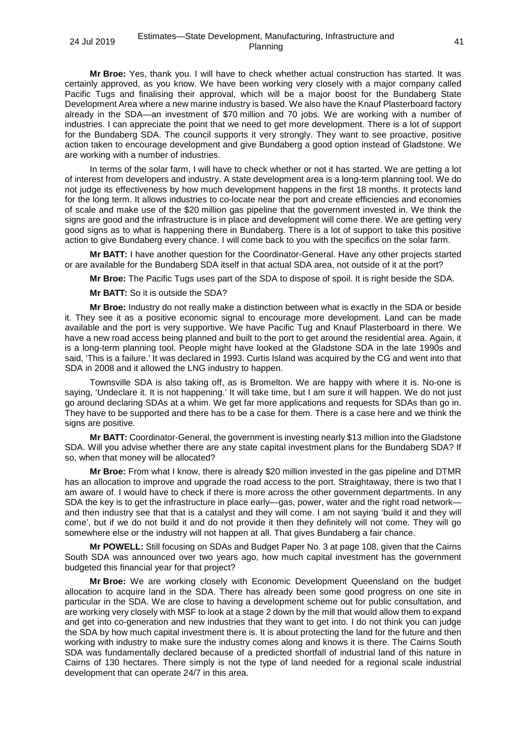**Mr Broe:** Yes, thank you. I will have to check whether actual construction has started. It was certainly approved, as you know. We have been working very closely with a major company called Pacific Tugs and finalising their approval, which will be a major boost for the Bundaberg State Development Area where a new marine industry is based. We also have the Knauf Plasterboard factory already in the SDA—an investment of $70 million and 70 jobs. We are working with a number of industries. I can appreciate the point that we need to get more development. There is a lot of support for the Bundaberg SDA. The council supports it very strongly. They want to see proactive, positive action taken to encourage development and give Bundaberg a good option instead of Gladstone. We are working with a number of industries.

In terms of the solar farm, I will have to check whether or not it has started. We are getting a lot of interest from developers and industry. A state development area is a long-term planning tool. We do not judge its effectiveness by how much development happens in the first 18 months. It protects land for the long term. It allows industries to co-locate near the port and create efficiencies and economies of scale and make use of the $20 million gas pipeline that the government invested in. We think the signs are good and the infrastructure is in place and development will come there. We are getting very good signs as to what is happening there in Bundaberg. There is a lot of support to take this positive action to give Bundaberg every chance. I will come back to you with the specifics on the solar farm.

**Mr BATT:** I have another question for the Coordinator-General. Have any other projects started or are available for the Bundaberg SDA itself in that actual SDA area, not outside of it at the port?

**Mr Broe:** The Pacific Tugs uses part of the SDA to dispose of spoil. It is right beside the SDA.

**Mr BATT:** So it is outside the SDA?

**Mr Broe:** Industry do not really make a distinction between what is exactly in the SDA or beside it. They see it as a positive economic signal to encourage more development. Land can be made available and the port is very supportive. We have Pacific Tug and Knauf Plasterboard in there. We have a new road access being planned and built to the port to get around the residential area. Again, it is a long-term planning tool. People might have looked at the Gladstone SDA in the late 1990s and said, 'This is a failure.' It was declared in 1993. Curtis Island was acquired by the CG and went into that SDA in 2008 and it allowed the LNG industry to happen.

Townsville SDA is also taking off, as is Bromelton. We are happy with where it is. No-one is saying, 'Undeclare it. It is not happening.' It will take time, but I am sure it will happen. We do not just go around declaring SDAs at a whim. We get far more applications and requests for SDAs than go in. They have to be supported and there has to be a case for them. There is a case here and we think the signs are positive.

**Mr BATT:** Coordinator-General, the government is investing nearly $13 million into the Gladstone SDA. Will you advise whether there are any state capital investment plans for the Bundaberg SDA? If so, when that money will be allocated?

**Mr Broe:** From what I know, there is already $20 million invested in the gas pipeline and DTMR has an allocation to improve and upgrade the road access to the port. Straightaway, there is two that I am aware of. I would have to check if there is more across the other government departments. In any SDA the key is to get the infrastructure in place early—gas, power, water and the right road network—and then industry see that that is a catalyst and they will come. I am not saying 'build it and they will come', but if we do not build it and do not provide it then they definitely will not come. They will go somewhere else or the industry will not happen at all. That gives Bundaberg a fair chance.

**Mr POWELL:** Still focusing on SDAs and Budget Paper No. 3 at page 108, given that the Cairns South SDA was announced over two years ago, how much capital investment has the government budgeted this financial year for that project?

**Mr Broe:** We are working closely with Economic Development Queensland on the budget allocation to acquire land in the SDA. There has already been some good progress on one site in particular in the SDA. We are close to having a development scheme out for public consultation, and are working very closely with MSF to look at a stage 2 down by the mill that would allow them to expand and get into co-generation and new industries that they want to get into. I do not think you can judge the SDA by how much capital investment there is. It is about protecting the land for the future and then working with industry to make sure the industry comes along and knows it is there. The Cairns South SDA was fundamentally declared because of a predicted shortfall of industrial land of this nature in Cairns of 130 hectares. There simply is not the type of land needed for a regional scale industrial development that can operate 24/7 in this area.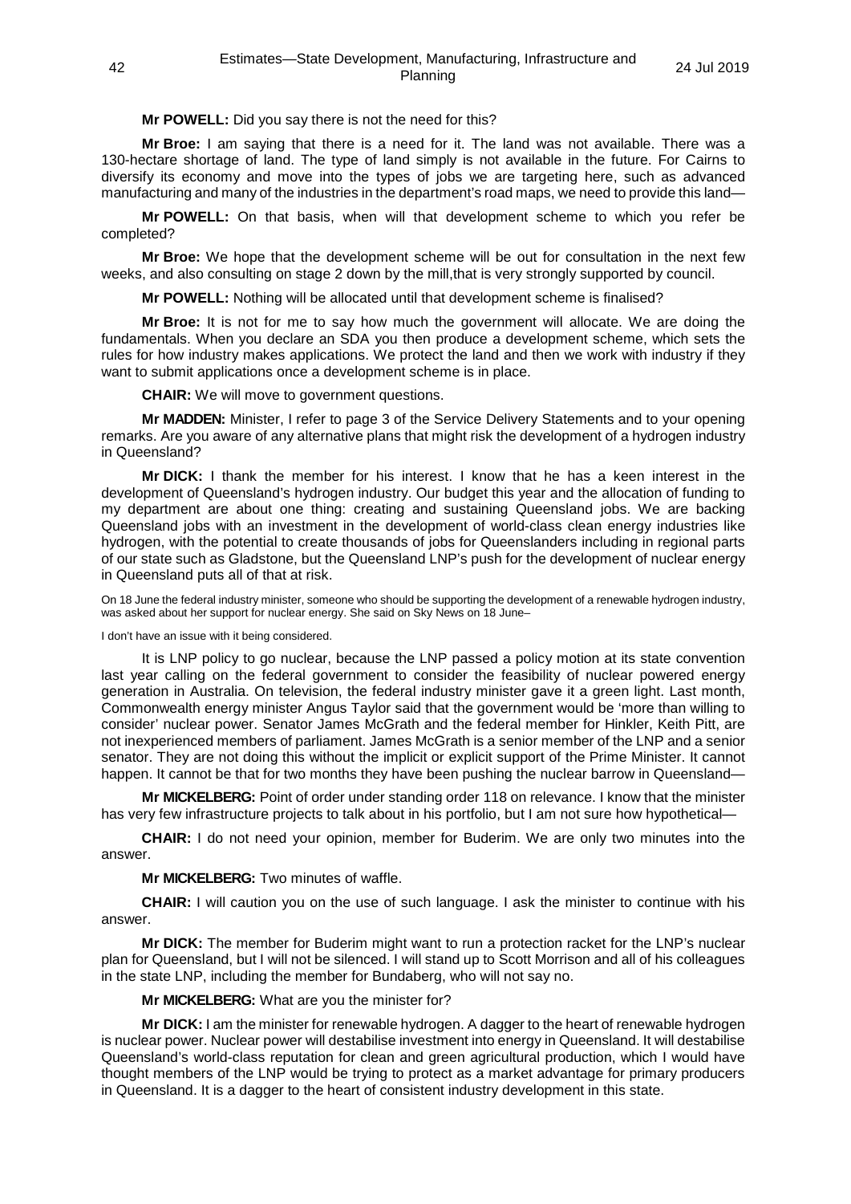**Mr POWELL:** Did you say there is not the need for this?

**Mr Broe:** I am saying that there is a need for it. The land was not available. There was a 130-hectare shortage of land. The type of land simply is not available in the future. For Cairns to diversify its economy and move into the types of jobs we are targeting here, such as advanced manufacturing and many of the industries in the department's road maps, we need to provide this land—

**Mr POWELL:** On that basis, when will that development scheme to which you refer be completed?

**Mr Broe:** We hope that the development scheme will be out for consultation in the next few weeks, and also consulting on stage 2 down by the mill,that is very strongly supported by council.

**Mr POWELL:** Nothing will be allocated until that development scheme is finalised?

**Mr Broe:** It is not for me to say how much the government will allocate. We are doing the fundamentals. When you declare an SDA you then produce a development scheme, which sets the rules for how industry makes applications. We protect the land and then we work with industry if they want to submit applications once a development scheme is in place.

**CHAIR:** We will move to government questions.

**Mr MADDEN:** Minister, I refer to page 3 of the Service Delivery Statements and to your opening remarks. Are you aware of any alternative plans that might risk the development of a hydrogen industry in Queensland?

**Mr DICK:** I thank the member for his interest. I know that he has a keen interest in the development of Queensland's hydrogen industry. Our budget this year and the allocation of funding to my department are about one thing: creating and sustaining Queensland jobs. We are backing Queensland jobs with an investment in the development of world-class clean energy industries like hydrogen, with the potential to create thousands of jobs for Queenslanders including in regional parts of our state such as Gladstone, but the Queensland LNP's push for the development of nuclear energy in Queensland puts all of that at risk.

On 18 June the federal industry minister, someone who should be supporting the development of a renewable hydrogen industry, was asked about her support for nuclear energy. She said on Sky News on 18 June–

I don't have an issue with it being considered.

It is LNP policy to go nuclear, because the LNP passed a policy motion at its state convention last year calling on the federal government to consider the feasibility of nuclear powered energy generation in Australia. On television, the federal industry minister gave it a green light. Last month, Commonwealth energy minister Angus Taylor said that the government would be 'more than willing to consider' nuclear power. Senator James McGrath and the federal member for Hinkler, Keith Pitt, are not inexperienced members of parliament. James McGrath is a senior member of the LNP and a senior senator. They are not doing this without the implicit or explicit support of the Prime Minister. It cannot happen. It cannot be that for two months they have been pushing the nuclear barrow in Queensland—

**Mr MICKELBERG:** Point of order under standing order 118 on relevance. I know that the minister has very few infrastructure projects to talk about in his portfolio, but I am not sure how hypothetical—

**CHAIR:** I do not need your opinion, member for Buderim. We are only two minutes into the answer.

**Mr MICKELBERG:** Two minutes of waffle.

**CHAIR:** I will caution you on the use of such language. I ask the minister to continue with his answer.

**Mr DICK:** The member for Buderim might want to run a protection racket for the LNP's nuclear plan for Queensland, but I will not be silenced. I will stand up to Scott Morrison and all of his colleagues in the state LNP, including the member for Bundaberg, who will not say no.

**Mr MICKELBERG:** What are you the minister for?

**Mr DICK:** I am the minister for renewable hydrogen. A dagger to the heart of renewable hydrogen is nuclear power. Nuclear power will destabilise investment into energy in Queensland. It will destabilise Queensland's world-class reputation for clean and green agricultural production, which I would have thought members of the LNP would be trying to protect as a market advantage for primary producers in Queensland. It is a dagger to the heart of consistent industry development in this state.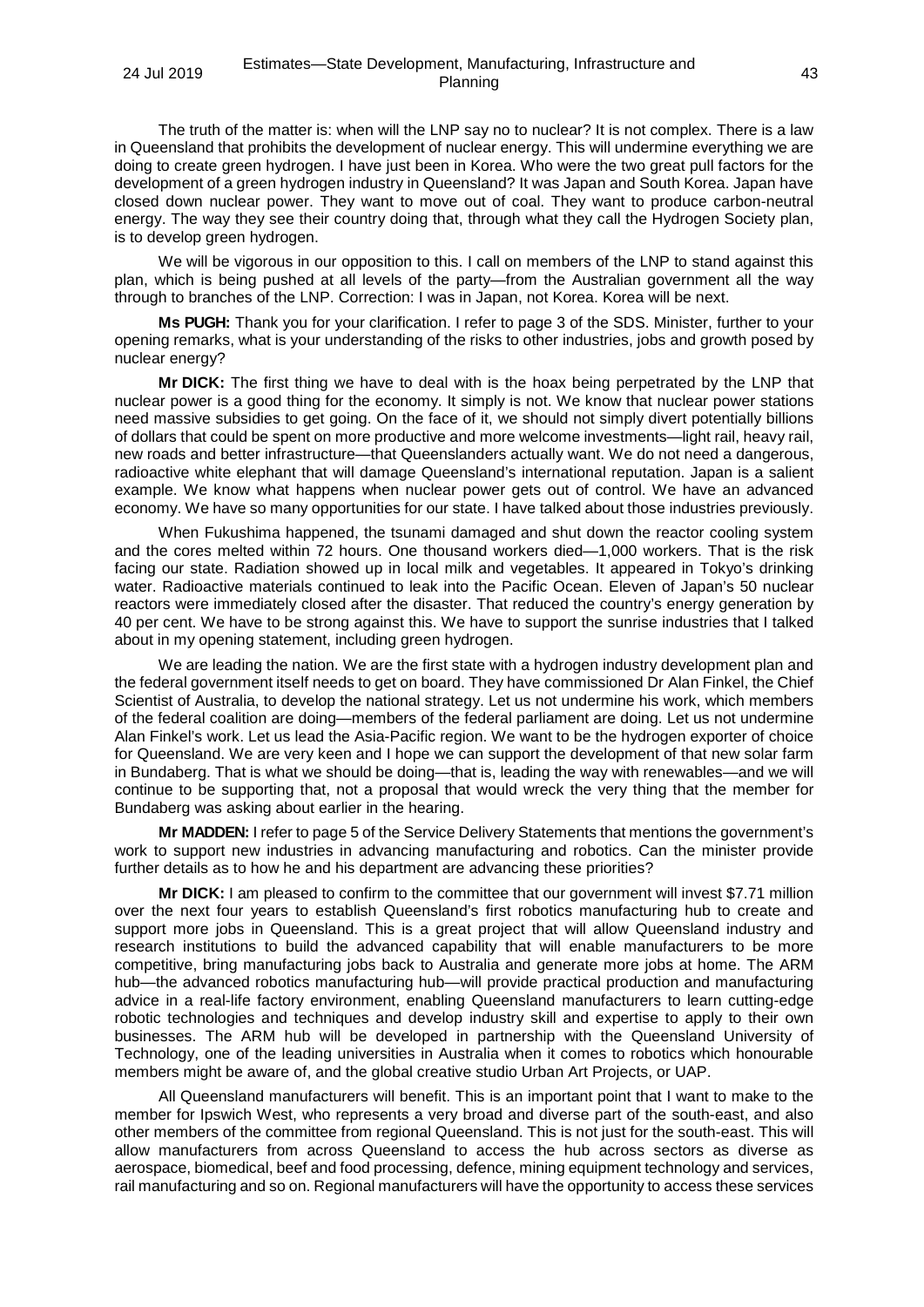The truth of the matter is: when will the LNP say no to nuclear? It is not complex. There is a law in Queensland that prohibits the development of nuclear energy. This will undermine everything we are doing to create green hydrogen. I have just been in Korea. Who were the two great pull factors for the development of a green hydrogen industry in Queensland? It was Japan and South Korea. Japan have closed down nuclear power. They want to move out of coal. They want to produce carbon-neutral energy. The way they see their country doing that, through what they call the Hydrogen Society plan, is to develop green hydrogen.

We will be vigorous in our opposition to this. I call on members of the LNP to stand against this plan, which is being pushed at all levels of the party—from the Australian government all the way through to branches of the LNP. Correction: I was in Japan, not Korea. Korea will be next.

**Ms PUGH:** Thank you for your clarification. I refer to page 3 of the SDS. Minister, further to your opening remarks, what is your understanding of the risks to other industries, jobs and growth posed by nuclear energy?

**Mr DICK:** The first thing we have to deal with is the hoax being perpetrated by the LNP that nuclear power is a good thing for the economy. It simply is not. We know that nuclear power stations need massive subsidies to get going. On the face of it, we should not simply divert potentially billions of dollars that could be spent on more productive and more welcome investments—light rail, heavy rail, new roads and better infrastructure—that Queenslanders actually want. We do not need a dangerous, radioactive white elephant that will damage Queensland's international reputation. Japan is a salient example. We know what happens when nuclear power gets out of control. We have an advanced economy. We have so many opportunities for our state. I have talked about those industries previously.

When Fukushima happened, the tsunami damaged and shut down the reactor cooling system and the cores melted within 72 hours. One thousand workers died—1,000 workers. That is the risk facing our state. Radiation showed up in local milk and vegetables. It appeared in Tokyo's drinking water. Radioactive materials continued to leak into the Pacific Ocean. Eleven of Japan's 50 nuclear reactors were immediately closed after the disaster. That reduced the country's energy generation by 40 per cent. We have to be strong against this. We have to support the sunrise industries that I talked about in my opening statement, including green hydrogen.

We are leading the nation. We are the first state with a hydrogen industry development plan and the federal government itself needs to get on board. They have commissioned Dr Alan Finkel, the Chief Scientist of Australia, to develop the national strategy. Let us not undermine his work, which members of the federal coalition are doing—members of the federal parliament are doing. Let us not undermine Alan Finkel's work. Let us lead the Asia-Pacific region. We want to be the hydrogen exporter of choice for Queensland. We are very keen and I hope we can support the development of that new solar farm in Bundaberg. That is what we should be doing—that is, leading the way with renewables—and we will continue to be supporting that, not a proposal that would wreck the very thing that the member for Bundaberg was asking about earlier in the hearing.

**Mr MADDEN:** I refer to page 5 of the Service Delivery Statements that mentions the government's work to support new industries in advancing manufacturing and robotics. Can the minister provide further details as to how he and his department are advancing these priorities?

**Mr DICK:** I am pleased to confirm to the committee that our government will invest $7.71 million over the next four years to establish Queensland's first robotics manufacturing hub to create and support more jobs in Queensland. This is a great project that will allow Queensland industry and research institutions to build the advanced capability that will enable manufacturers to be more competitive, bring manufacturing jobs back to Australia and generate more jobs at home. The ARM hub—the advanced robotics manufacturing hub—will provide practical production and manufacturing advice in a real-life factory environment, enabling Queensland manufacturers to learn cutting-edge robotic technologies and techniques and develop industry skill and expertise to apply to their own businesses. The ARM hub will be developed in partnership with the Queensland University of Technology, one of the leading universities in Australia when it comes to robotics which honourable members might be aware of, and the global creative studio Urban Art Projects, or UAP.

All Queensland manufacturers will benefit. This is an important point that I want to make to the member for Ipswich West, who represents a very broad and diverse part of the south-east, and also other members of the committee from regional Queensland. This is not just for the south-east. This will allow manufacturers from across Queensland to access the hub across sectors as diverse as aerospace, biomedical, beef and food processing, defence, mining equipment technology and services, rail manufacturing and so on. Regional manufacturers will have the opportunity to access these services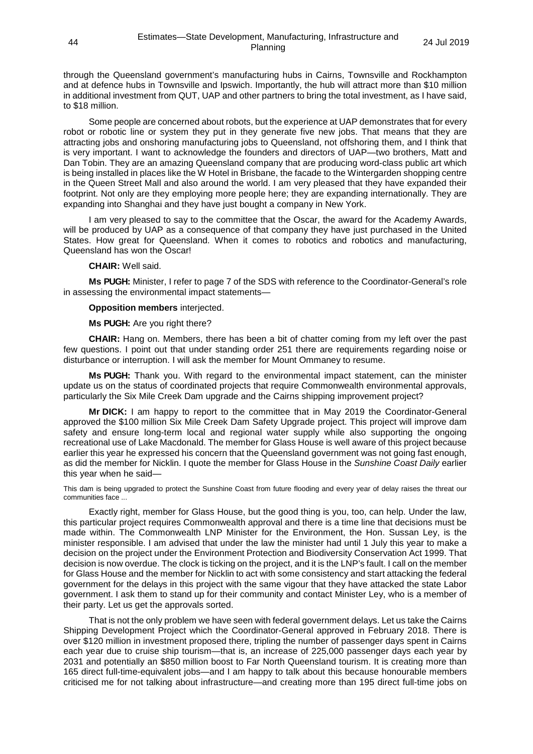through the Queensland government's manufacturing hubs in Cairns, Townsville and Rockhampton and at defence hubs in Townsville and Ipswich. Importantly, the hub will attract more than $10 million in additional investment from QUT, UAP and other partners to bring the total investment, as I have said, to $18 million.

Some people are concerned about robots, but the experience at UAP demonstrates that for every robot or robotic line or system they put in they generate five new jobs. That means that they are attracting jobs and onshoring manufacturing jobs to Queensland, not offshoring them, and I think that is very important. I want to acknowledge the founders and directors of UAP—two brothers, Matt and Dan Tobin. They are an amazing Queensland company that are producing word-class public art which is being installed in places like the W Hotel in Brisbane, the facade to the Wintergarden shopping centre in the Queen Street Mall and also around the world. I am very pleased that they have expanded their footprint. Not only are they employing more people here; they are expanding internationally. They are expanding into Shanghai and they have just bought a company in New York.

I am very pleased to say to the committee that the Oscar, the award for the Academy Awards, will be produced by UAP as a consequence of that company they have just purchased in the United States. How great for Queensland. When it comes to robotics and robotics and manufacturing, Queensland has won the Oscar!

**CHAIR:** Well said.

**Ms PUGH:** Minister, I refer to page 7 of the SDS with reference to the Coordinator-General's role in assessing the environmental impact statements—

**Opposition members** interjected.

**Ms PUGH:** Are you right there?

**CHAIR:** Hang on. Members, there has been a bit of chatter coming from my left over the past few questions. I point out that under standing order 251 there are requirements regarding noise or disturbance or interruption. I will ask the member for Mount Ommaney to resume.

**Ms PUGH:** Thank you. With regard to the environmental impact statement, can the minister update us on the status of coordinated projects that require Commonwealth environmental approvals, particularly the Six Mile Creek Dam upgrade and the Cairns shipping improvement project?

**Mr DICK:** I am happy to report to the committee that in May 2019 the Coordinator-General approved the $100 million Six Mile Creek Dam Safety Upgrade project. This project will improve dam safety and ensure long-term local and regional water supply while also supporting the ongoing recreational use of Lake Macdonald. The member for Glass House is well aware of this project because earlier this year he expressed his concern that the Queensland government was not going fast enough, as did the member for Nicklin. I quote the member for Glass House in the *Sunshine Coast Daily* earlier this year when he said—

> This dam is being upgraded to protect the Sunshine Coast from future flooding and every year of delay raises the threat our communities face ...

Exactly right, member for Glass House, but the good thing is you, too, can help. Under the law, this particular project requires Commonwealth approval and there is a time line that decisions must be made within. The Commonwealth LNP Minister for the Environment, the Hon. Sussan Ley, is the minister responsible. I am advised that under the law the minister had until 1 July this year to make a decision on the project under the Environment Protection and Biodiversity Conservation Act 1999. That decision is now overdue. The clock is ticking on the project, and it is the LNP's fault. I call on the member for Glass House and the member for Nicklin to act with some consistency and start attacking the federal government for the delays in this project with the same vigour that they have attacked the state Labor government. I ask them to stand up for their community and contact Minister Ley, who is a member of their party. Let us get the approvals sorted.

That is not the only problem we have seen with federal government delays. Let us take the Cairns Shipping Development Project which the Coordinator-General approved in February 2018. There is over $120 million in investment proposed there, tripling the number of passenger days spent in Cairns each year due to cruise ship tourism—that is, an increase of 225,000 passenger days each year by 2031 and potentially an $850 million boost to Far North Queensland tourism. It is creating more than 165 direct full-time-equivalent jobs—and I am happy to talk about this because honourable members criticised me for not talking about infrastructure—and creating more than 195 direct full-time jobs on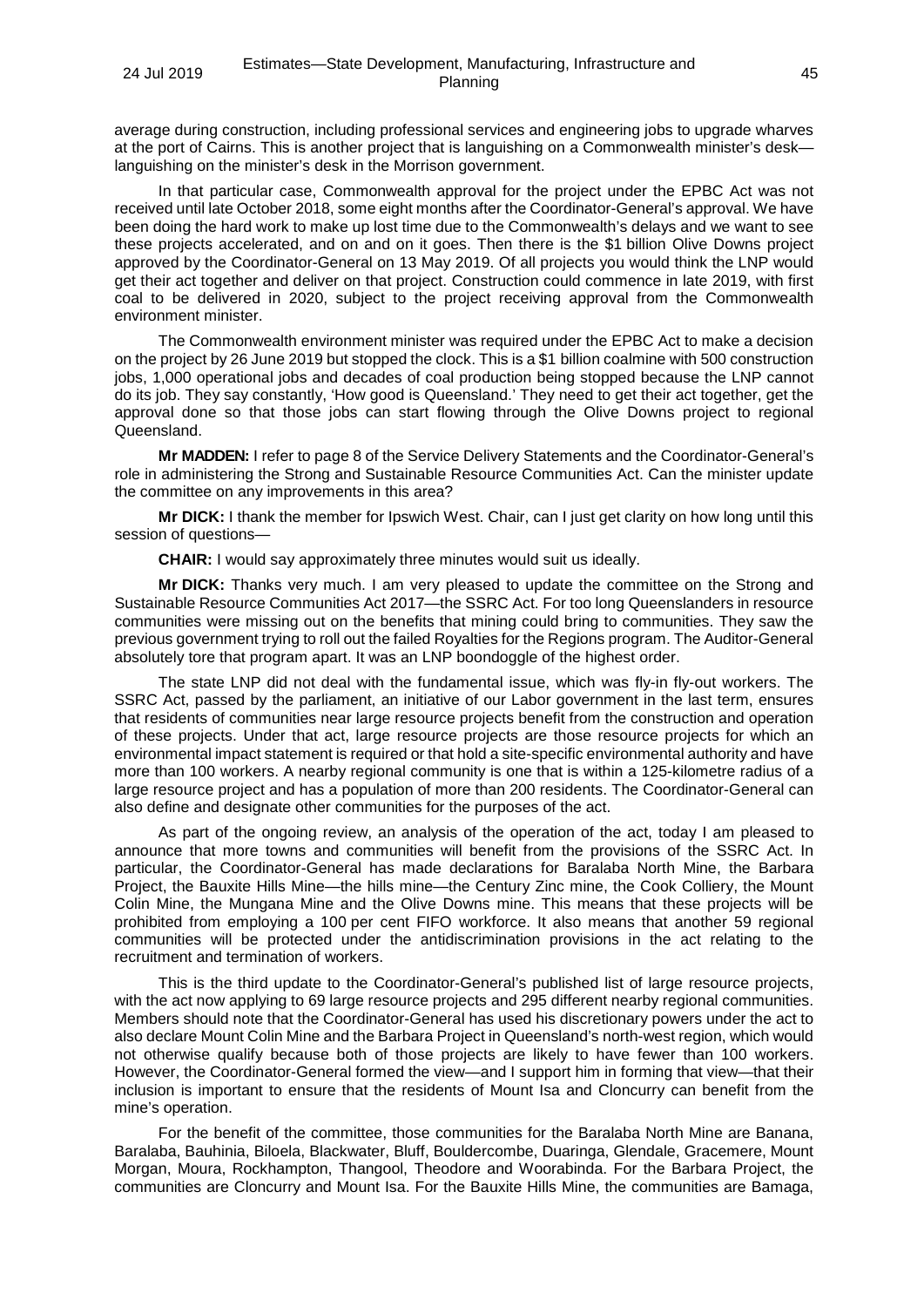average during construction, including professional services and engineering jobs to upgrade wharves at the port of Cairns. This is another project that is languishing on a Commonwealth minister's desk—languishing on the minister's desk in the Morrison government.

In that particular case, Commonwealth approval for the project under the EPBC Act was not received until late October 2018, some eight months after the Coordinator-General's approval. We have been doing the hard work to make up lost time due to the Commonwealth's delays and we want to see these projects accelerated, and on and on it goes. Then there is the $1 billion Olive Downs project approved by the Coordinator-General on 13 May 2019. Of all projects you would think the LNP would get their act together and deliver on that project. Construction could commence in late 2019, with first coal to be delivered in 2020, subject to the project receiving approval from the Commonwealth environment minister.

The Commonwealth environment minister was required under the EPBC Act to make a decision on the project by 26 June 2019 but stopped the clock. This is a $1 billion coalmine with 500 construction jobs, 1,000 operational jobs and decades of coal production being stopped because the LNP cannot do its job. They say constantly, 'How good is Queensland.' They need to get their act together, get the approval done so that those jobs can start flowing through the Olive Downs project to regional Queensland.

**Mr MADDEN:** I refer to page 8 of the Service Delivery Statements and the Coordinator-General's role in administering the Strong and Sustainable Resource Communities Act. Can the minister update the committee on any improvements in this area?

**Mr DICK:** I thank the member for Ipswich West. Chair, can I just get clarity on how long until this session of questions—

**CHAIR:** I would say approximately three minutes would suit us ideally.

**Mr DICK:** Thanks very much. I am very pleased to update the committee on the Strong and Sustainable Resource Communities Act 2017—the SSRC Act. For too long Queenslanders in resource communities were missing out on the benefits that mining could bring to communities. They saw the previous government trying to roll out the failed Royalties for the Regions program. The Auditor-General absolutely tore that program apart. It was an LNP boondoggle of the highest order.

The state LNP did not deal with the fundamental issue, which was fly-in fly-out workers. The SSRC Act, passed by the parliament, an initiative of our Labor government in the last term, ensures that residents of communities near large resource projects benefit from the construction and operation of these projects. Under that act, large resource projects are those resource projects for which an environmental impact statement is required or that hold a site-specific environmental authority and have more than 100 workers. A nearby regional community is one that is within a 125-kilometre radius of a large resource project and has a population of more than 200 residents. The Coordinator-General can also define and designate other communities for the purposes of the act.

As part of the ongoing review, an analysis of the operation of the act, today I am pleased to announce that more towns and communities will benefit from the provisions of the SSRC Act. In particular, the Coordinator-General has made declarations for Baralaba North Mine, the Barbara Project, the Bauxite Hills Mine—the hills mine—the Century Zinc mine, the Cook Colliery, the Mount Colin Mine, the Mungana Mine and the Olive Downs mine. This means that these projects will be prohibited from employing a 100 per cent FIFO workforce. It also means that another 59 regional communities will be protected under the antidiscrimination provisions in the act relating to the recruitment and termination of workers.

This is the third update to the Coordinator-General's published list of large resource projects, with the act now applying to 69 large resource projects and 295 different nearby regional communities. Members should note that the Coordinator-General has used his discretionary powers under the act to also declare Mount Colin Mine and the Barbara Project in Queensland's north-west region, which would not otherwise qualify because both of those projects are likely to have fewer than 100 workers. However, the Coordinator-General formed the view—and I support him in forming that view—that their inclusion is important to ensure that the residents of Mount Isa and Cloncurry can benefit from the mine's operation.

For the benefit of the committee, those communities for the Baralaba North Mine are Banana, Baralaba, Bauhinia, Biloela, Blackwater, Bluff, Bouldercombe, Duaringa, Glendale, Gracemere, Mount Morgan, Moura, Rockhampton, Thangool, Theodore and Woorabinda. For the Barbara Project, the communities are Cloncurry and Mount Isa. For the Bauxite Hills Mine, the communities are Bamaga,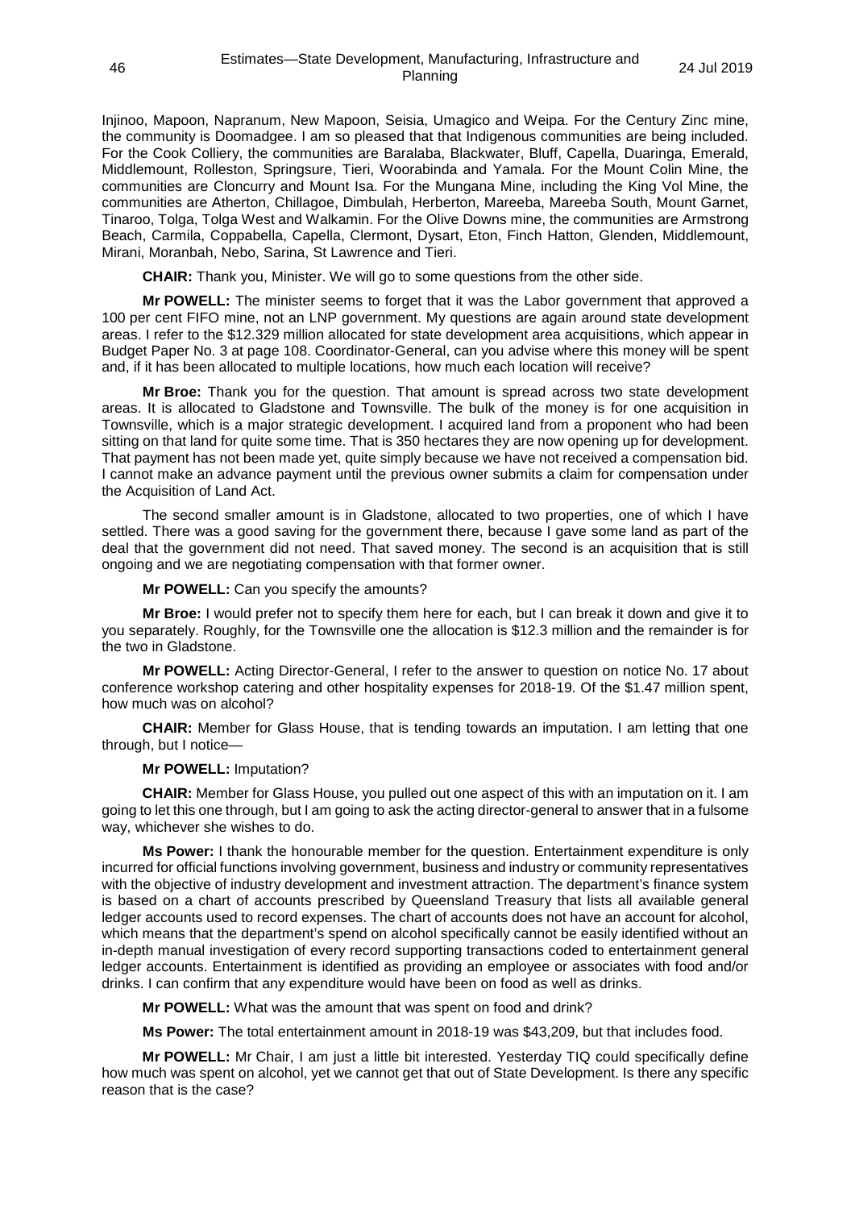Injinoo, Mapoon, Napranum, New Mapoon, Seisia, Umagico and Weipa. For the Century Zinc mine, the community is Doomadgee. I am so pleased that that Indigenous communities are being included. For the Cook Colliery, the communities are Baralaba, Blackwater, Bluff, Capella, Duaringa, Emerald, Middlemount, Rolleston, Springsure, Tieri, Woorabinda and Yamala. For the Mount Colin Mine, the communities are Cloncurry and Mount Isa. For the Mungana Mine, including the King Vol Mine, the communities are Atherton, Chillagoe, Dimbulah, Herberton, Mareeba, Mareeba South, Mount Garnet, Tinaroo, Tolga, Tolga West and Walkamin. For the Olive Downs mine, the communities are Armstrong Beach, Carmila, Coppabella, Capella, Clermont, Dysart, Eton, Finch Hatton, Glenden, Middlemount, Mirani, Moranbah, Nebo, Sarina, St Lawrence and Tieri.

**CHAIR:** Thank you, Minister. We will go to some questions from the other side.

**Mr POWELL:** The minister seems to forget that it was the Labor government that approved a 100 per cent FIFO mine, not an LNP government. My questions are again around state development areas. I refer to the $12.329 million allocated for state development area acquisitions, which appear in Budget Paper No. 3 at page 108. Coordinator-General, can you advise where this money will be spent and, if it has been allocated to multiple locations, how much each location will receive?

**Mr Broe:** Thank you for the question. That amount is spread across two state development areas. It is allocated to Gladstone and Townsville. The bulk of the money is for one acquisition in Townsville, which is a major strategic development. I acquired land from a proponent who had been sitting on that land for quite some time. That is 350 hectares they are now opening up for development. That payment has not been made yet, quite simply because we have not received a compensation bid. I cannot make an advance payment until the previous owner submits a claim for compensation under the Acquisition of Land Act.

The second smaller amount is in Gladstone, allocated to two properties, one of which I have settled. There was a good saving for the government there, because I gave some land as part of the deal that the government did not need. That saved money. The second is an acquisition that is still ongoing and we are negotiating compensation with that former owner.

**Mr POWELL:** Can you specify the amounts?

**Mr Broe:** I would prefer not to specify them here for each, but I can break it down and give it to you separately. Roughly, for the Townsville one the allocation is $12.3 million and the remainder is for the two in Gladstone.

**Mr POWELL:** Acting Director-General, I refer to the answer to question on notice No. 17 about conference workshop catering and other hospitality expenses for 2018-19. Of the $1.47 million spent, how much was on alcohol?

**CHAIR:** Member for Glass House, that is tending towards an imputation. I am letting that one through, but I notice—

**Mr POWELL:** Imputation?

**CHAIR:** Member for Glass House, you pulled out one aspect of this with an imputation on it. I am going to let this one through, but I am going to ask the acting director-general to answer that in a fulsome way, whichever she wishes to do.

**Ms Power:** I thank the honourable member for the question. Entertainment expenditure is only incurred for official functions involving government, business and industry or community representatives with the objective of industry development and investment attraction. The department's finance system is based on a chart of accounts prescribed by Queensland Treasury that lists all available general ledger accounts used to record expenses. The chart of accounts does not have an account for alcohol, which means that the department's spend on alcohol specifically cannot be easily identified without an in-depth manual investigation of every record supporting transactions coded to entertainment general ledger accounts. Entertainment is identified as providing an employee or associates with food and/or drinks. I can confirm that any expenditure would have been on food as well as drinks.

**Mr POWELL:** What was the amount that was spent on food and drink?

**Ms Power:** The total entertainment amount in 2018-19 was $43,209, but that includes food.

**Mr POWELL:** Mr Chair, I am just a little bit interested. Yesterday TIQ could specifically define how much was spent on alcohol, yet we cannot get that out of State Development. Is there any specific reason that is the case?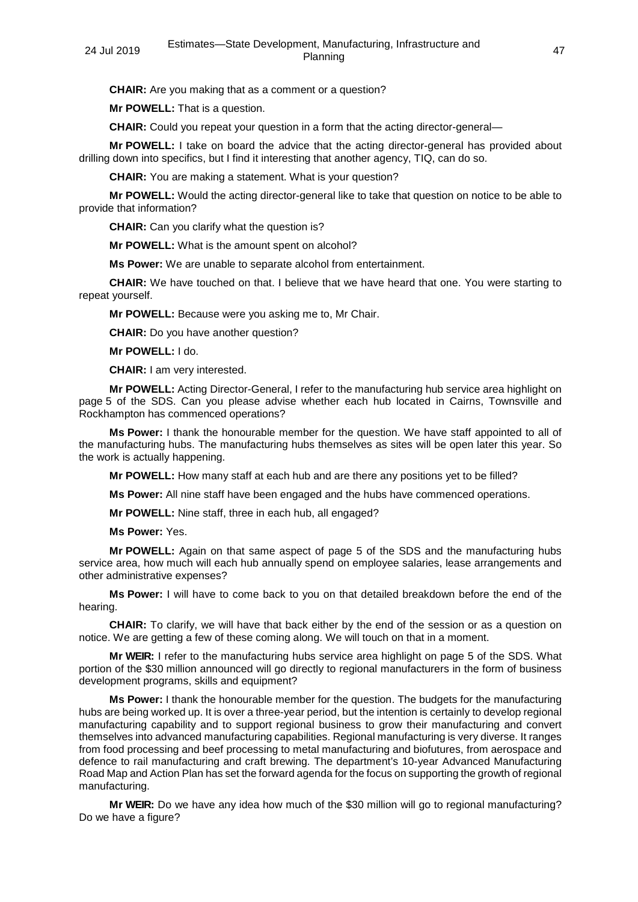**CHAIR:** Are you making that as a comment or a question?

**Mr POWELL:** That is a question.

**CHAIR:** Could you repeat your question in a form that the acting director-general—

**Mr POWELL:** I take on board the advice that the acting director-general has provided about drilling down into specifics, but I find it interesting that another agency, TIQ, can do so.

**CHAIR:** You are making a statement. What is your question?

**Mr POWELL:** Would the acting director-general like to take that question on notice to be able to provide that information?

**CHAIR:** Can you clarify what the question is?

**Mr POWELL:** What is the amount spent on alcohol?

**Ms Power:** We are unable to separate alcohol from entertainment.

**CHAIR:** We have touched on that. I believe that we have heard that one. You were starting to repeat yourself.

**Mr POWELL:** Because were you asking me to, Mr Chair.

**CHAIR:** Do you have another question?

**Mr POWELL:** I do.

**CHAIR:** I am very interested.

**Mr POWELL:** Acting Director-General, I refer to the manufacturing hub service area highlight on page 5 of the SDS. Can you please advise whether each hub located in Cairns, Townsville and Rockhampton has commenced operations?

**Ms Power:** I thank the honourable member for the question. We have staff appointed to all of the manufacturing hubs. The manufacturing hubs themselves as sites will be open later this year. So the work is actually happening.

**Mr POWELL:** How many staff at each hub and are there any positions yet to be filled?

**Ms Power:** All nine staff have been engaged and the hubs have commenced operations.

**Mr POWELL:** Nine staff, three in each hub, all engaged?

**Ms Power:** Yes.

**Mr POWELL:** Again on that same aspect of page 5 of the SDS and the manufacturing hubs service area, how much will each hub annually spend on employee salaries, lease arrangements and other administrative expenses?

**Ms Power:** I will have to come back to you on that detailed breakdown before the end of the hearing.

**CHAIR:** To clarify, we will have that back either by the end of the session or as a question on notice. We are getting a few of these coming along. We will touch on that in a moment.

**Mr WEIR:** I refer to the manufacturing hubs service area highlight on page 5 of the SDS. What portion of the $30 million announced will go directly to regional manufacturers in the form of business development programs, skills and equipment?

**Ms Power:** I thank the honourable member for the question. The budgets for the manufacturing hubs are being worked up. It is over a three-year period, but the intention is certainly to develop regional manufacturing capability and to support regional business to grow their manufacturing and convert themselves into advanced manufacturing capabilities. Regional manufacturing is very diverse. It ranges from food processing and beef processing to metal manufacturing and biofutures, from aerospace and defence to rail manufacturing and craft brewing. The department's 10-year Advanced Manufacturing Road Map and Action Plan has set the forward agenda for the focus on supporting the growth of regional manufacturing.

**Mr WEIR:** Do we have any idea how much of the $30 million will go to regional manufacturing? Do we have a figure?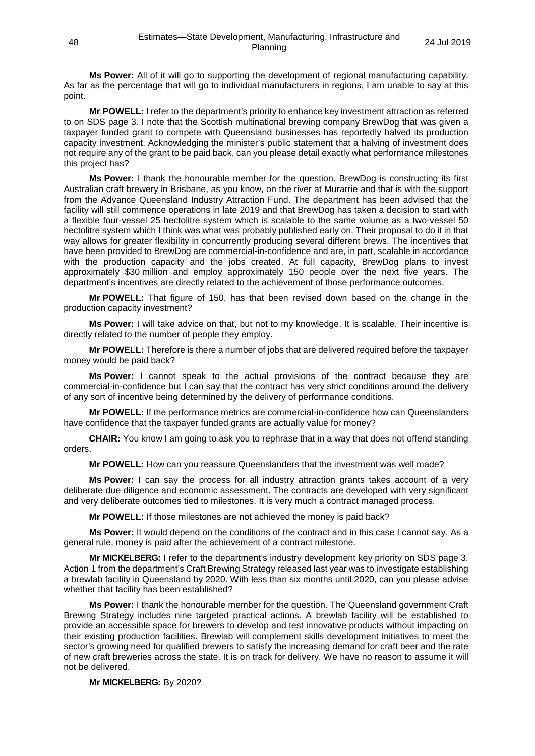**Ms Power:** All of it will go to supporting the development of regional manufacturing capability. As far as the percentage that will go to individual manufacturers in regions, I am unable to say at this point.

**Mr POWELL:** I refer to the department's priority to enhance key investment attraction as referred to on SDS page 3. I note that the Scottish multinational brewing company BrewDog that was given a taxpayer funded grant to compete with Queensland businesses has reportedly halved its production capacity investment. Acknowledging the minister's public statement that a halving of investment does not require any of the grant to be paid back, can you please detail exactly what performance milestones this project has?

**Ms Power:** I thank the honourable member for the question. BrewDog is constructing its first Australian craft brewery in Brisbane, as you know, on the river at Murarrie and that is with the support from the Advance Queensland Industry Attraction Fund. The department has been advised that the facility will still commence operations in late 2019 and that BrewDog has taken a decision to start with a flexible four-vessel 25 hectolitre system which is scalable to the same volume as a two-vessel 50 hectolitre system which I think was what was probably published early on. Their proposal to do it in that way allows for greater flexibility in concurrently producing several different brews. The incentives that have been provided to BrewDog are commercial-in-confidence and are, in part, scalable in accordance with the production capacity and the jobs created. At full capacity, BrewDog plans to invest approximately \$30 million and employ approximately 150 people over the next five years. The department's incentives are directly related to the achievement of those performance outcomes.

**Mr POWELL:** That figure of 150, has that been revised down based on the change in the production capacity investment?

**Ms Power:** I will take advice on that, but not to my knowledge. It is scalable. Their incentive is directly related to the number of people they employ.

**Mr POWELL:** Therefore is there a number of jobs that are delivered required before the taxpayer money would be paid back?

**Ms Power:** I cannot speak to the actual provisions of the contract because they are commercial-in-confidence but I can say that the contract has very strict conditions around the delivery of any sort of incentive being determined by the delivery of performance conditions.

**Mr POWELL:** If the performance metrics are commercial-in-confidence how can Queenslanders have confidence that the taxpayer funded grants are actually value for money?

**CHAIR:** You know I am going to ask you to rephrase that in a way that does not offend standing orders.

**Mr POWELL:** How can you reassure Queenslanders that the investment was well made?

**Ms Power:** I can say the process for all industry attraction grants takes account of a very deliberate due diligence and economic assessment. The contracts are developed with very significant and very deliberate outcomes tied to milestones. It is very much a contract managed process.

**Mr POWELL:** If those milestones are not achieved the money is paid back?

**Ms Power:** It would depend on the conditions of the contract and in this case I cannot say. As a general rule, money is paid after the achievement of a contract milestone.

**Mr MICKELBERG:** I refer to the department's industry development key priority on SDS page 3. Action 1 from the department's Craft Brewing Strategy released last year was to investigate establishing a brewlab facility in Queensland by 2020. With less than six months until 2020, can you please advise whether that facility has been established?

**Ms Power:** I thank the honourable member for the question. The Queensland government Craft Brewing Strategy includes nine targeted practical actions. A brewlab facility will be established to provide an accessible space for brewers to develop and test innovative products without impacting on their existing production facilities. Brewlab will complement skills development initiatives to meet the sector's growing need for qualified brewers to satisfy the increasing demand for craft beer and the rate of new craft breweries across the state. It is on track for delivery. We have no reason to assume it will not be delivered.

**Mr MICKELBERG:** By 2020?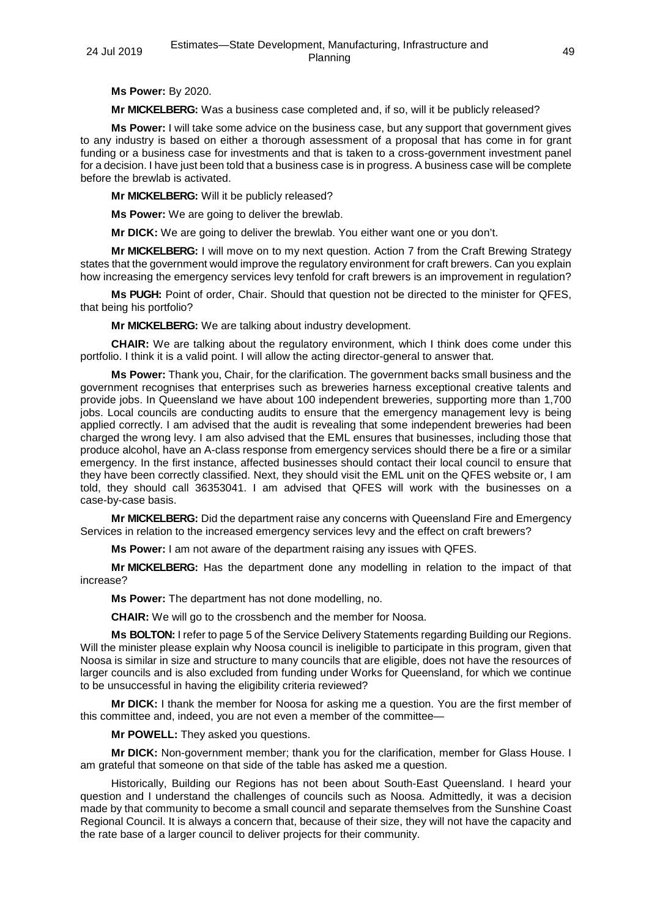**Ms Power:** By 2020.

**Mr MICKELBERG:** Was a business case completed and, if so, will it be publicly released?

**Ms Power:** I will take some advice on the business case, but any support that government gives to any industry is based on either a thorough assessment of a proposal that has come in for grant funding or a business case for investments and that is taken to a cross-government investment panel for a decision. I have just been told that a business case is in progress. A business case will be complete before the brewlab is activated.

**Mr MICKELBERG:** Will it be publicly released?

**Ms Power:** We are going to deliver the brewlab.

**Mr DICK:** We are going to deliver the brewlab. You either want one or you don't.

**Mr MICKELBERG:** I will move on to my next question. Action 7 from the Craft Brewing Strategy states that the government would improve the regulatory environment for craft brewers. Can you explain how increasing the emergency services levy tenfold for craft brewers is an improvement in regulation?

**Ms PUGH:** Point of order, Chair. Should that question not be directed to the minister for QFES, that being his portfolio?

**Mr MICKELBERG:** We are talking about industry development.

**CHAIR:** We are talking about the regulatory environment, which I think does come under this portfolio. I think it is a valid point. I will allow the acting director-general to answer that.

**Ms Power:** Thank you, Chair, for the clarification. The government backs small business and the government recognises that enterprises such as breweries harness exceptional creative talents and provide jobs. In Queensland we have about 100 independent breweries, supporting more than 1,700 jobs. Local councils are conducting audits to ensure that the emergency management levy is being applied correctly. I am advised that the audit is revealing that some independent breweries had been charged the wrong levy. I am also advised that the EML ensures that businesses, including those that produce alcohol, have an A-class response from emergency services should there be a fire or a similar emergency. In the first instance, affected businesses should contact their local council to ensure that they have been correctly classified. Next, they should visit the EML unit on the QFES website or, I am told, they should call 36353041. I am advised that QFES will work with the businesses on a case-by-case basis.

**Mr MICKELBERG:** Did the department raise any concerns with Queensland Fire and Emergency Services in relation to the increased emergency services levy and the effect on craft brewers?

**Ms Power:** I am not aware of the department raising any issues with QFES.

**Mr MICKELBERG:** Has the department done any modelling in relation to the impact of that increase?

**Ms Power:** The department has not done modelling, no.

**CHAIR:** We will go to the crossbench and the member for Noosa.

**Ms BOLTON:** I refer to page 5 of the Service Delivery Statements regarding Building our Regions. Will the minister please explain why Noosa council is ineligible to participate in this program, given that Noosa is similar in size and structure to many councils that are eligible, does not have the resources of larger councils and is also excluded from funding under Works for Queensland, for which we continue to be unsuccessful in having the eligibility criteria reviewed?

**Mr DICK:** I thank the member for Noosa for asking me a question. You are the first member of this committee and, indeed, you are not even a member of the committee—

**Mr POWELL:** They asked you questions.

**Mr DICK:** Non-government member; thank you for the clarification, member for Glass House. I am grateful that someone on that side of the table has asked me a question.

Historically, Building our Regions has not been about South-East Queensland. I heard your question and I understand the challenges of councils such as Noosa. Admittedly, it was a decision made by that community to become a small council and separate themselves from the Sunshine Coast Regional Council. It is always a concern that, because of their size, they will not have the capacity and the rate base of a larger council to deliver projects for their community.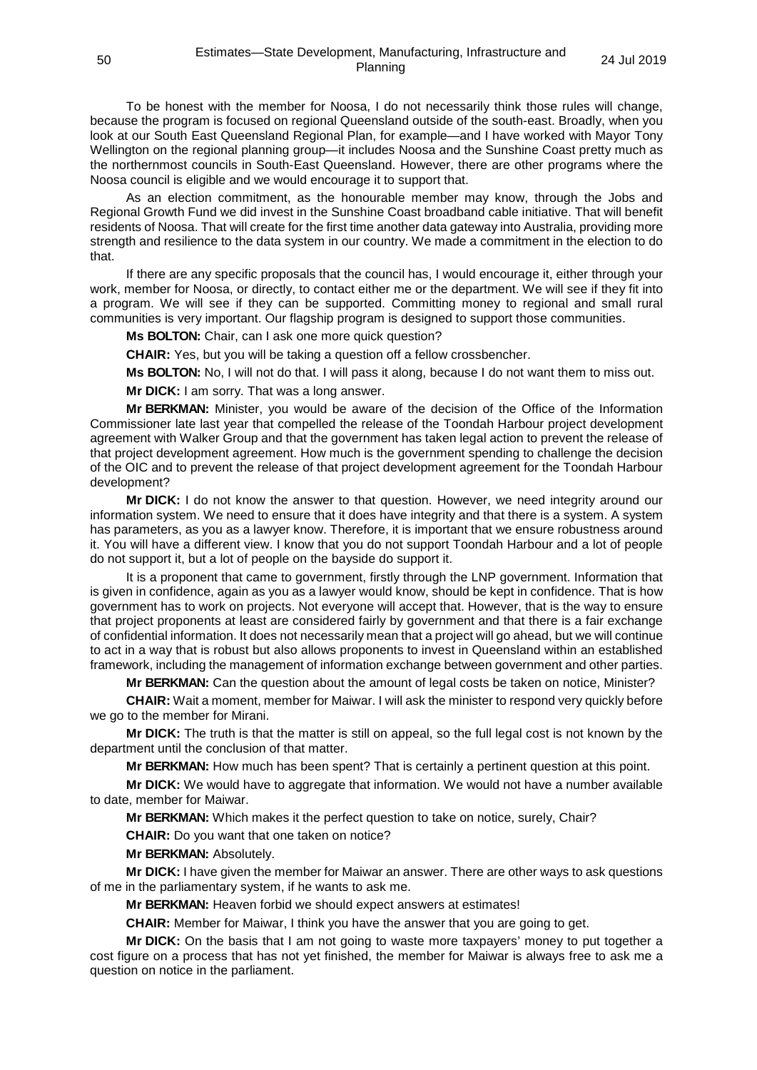To be honest with the member for Noosa, I do not necessarily think those rules will change, because the program is focused on regional Queensland outside of the south-east. Broadly, when you look at our South East Queensland Regional Plan, for example—and I have worked with Mayor Tony Wellington on the regional planning group—it includes Noosa and the Sunshine Coast pretty much as the northernmost councils in South-East Queensland. However, there are other programs where the Noosa council is eligible and we would encourage it to support that.

As an election commitment, as the honourable member may know, through the Jobs and Regional Growth Fund we did invest in the Sunshine Coast broadband cable initiative. That will benefit residents of Noosa. That will create for the first time another data gateway into Australia, providing more strength and resilience to the data system in our country. We made a commitment in the election to do that.

If there are any specific proposals that the council has, I would encourage it, either through your work, member for Noosa, or directly, to contact either me or the department. We will see if they fit into a program. We will see if they can be supported. Committing money to regional and small rural communities is very important. Our flagship program is designed to support those communities.

**Ms BOLTON:** Chair, can I ask one more quick question?

**CHAIR:** Yes, but you will be taking a question off a fellow crossbencher.

**Ms BOLTON:** No, I will not do that. I will pass it along, because I do not want them to miss out.

**Mr DICK:** I am sorry. That was a long answer.

**Mr BERKMAN:** Minister, you would be aware of the decision of the Office of the Information Commissioner late last year that compelled the release of the Toondah Harbour project development agreement with Walker Group and that the government has taken legal action to prevent the release of that project development agreement. How much is the government spending to challenge the decision of the OIC and to prevent the release of that project development agreement for the Toondah Harbour development?

**Mr DICK:** I do not know the answer to that question. However, we need integrity around our information system. We need to ensure that it does have integrity and that there is a system. A system has parameters, as you as a lawyer know. Therefore, it is important that we ensure robustness around it. You will have a different view. I know that you do not support Toondah Harbour and a lot of people do not support it, but a lot of people on the bayside do support it.

It is a proponent that came to government, firstly through the LNP government. Information that is given in confidence, again as you as a lawyer would know, should be kept in confidence. That is how government has to work on projects. Not everyone will accept that. However, that is the way to ensure that project proponents at least are considered fairly by government and that there is a fair exchange of confidential information. It does not necessarily mean that a project will go ahead, but we will continue to act in a way that is robust but also allows proponents to invest in Queensland within an established framework, including the management of information exchange between government and other parties.

**Mr BERKMAN:** Can the question about the amount of legal costs be taken on notice, Minister?

**CHAIR:** Wait a moment, member for Maiwar. I will ask the minister to respond very quickly before we go to the member for Mirani.

**Mr DICK:** The truth is that the matter is still on appeal, so the full legal cost is not known by the department until the conclusion of that matter.

**Mr BERKMAN:** How much has been spent? That is certainly a pertinent question at this point.

**Mr DICK:** We would have to aggregate that information. We would not have a number available to date, member for Maiwar.

**Mr BERKMAN:** Which makes it the perfect question to take on notice, surely, Chair?

**CHAIR:** Do you want that one taken on notice?

**Mr BERKMAN:** Absolutely.

**Mr DICK:** I have given the member for Maiwar an answer. There are other ways to ask questions of me in the parliamentary system, if he wants to ask me.

**Mr BERKMAN:** Heaven forbid we should expect answers at estimates!

**CHAIR:** Member for Maiwar, I think you have the answer that you are going to get.

**Mr DICK:** On the basis that I am not going to waste more taxpayers' money to put together a cost figure on a process that has not yet finished, the member for Maiwar is always free to ask me a question on notice in the parliament.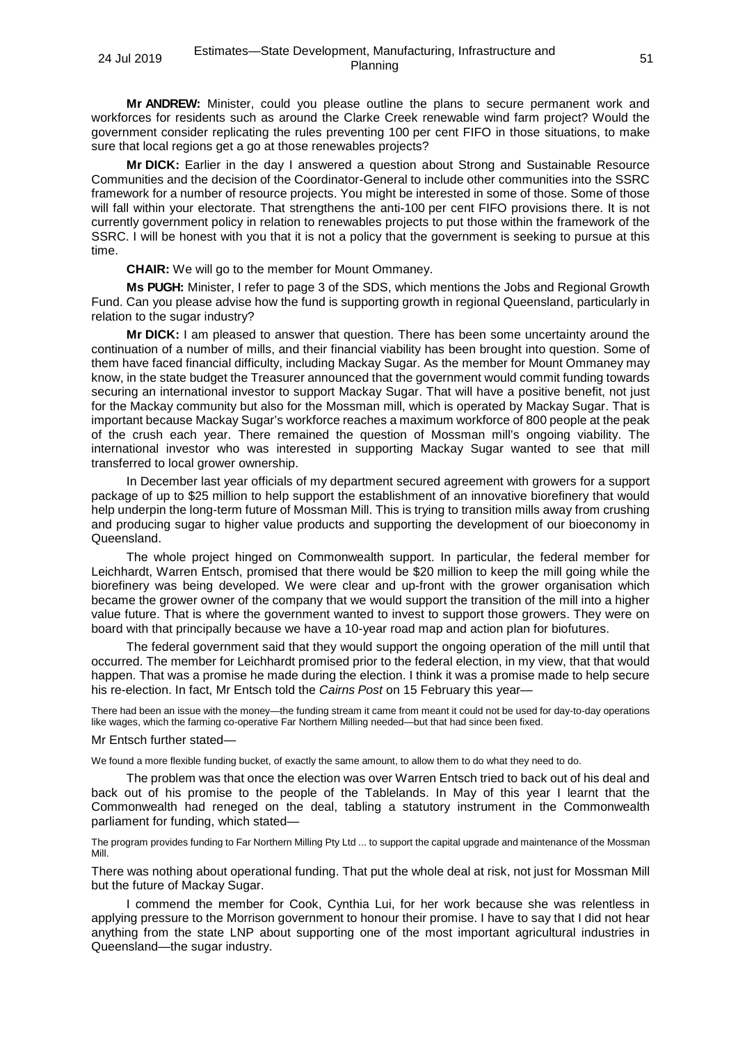**Mr ANDREW:** Minister, could you please outline the plans to secure permanent work and workforces for residents such as around the Clarke Creek renewable wind farm project? Would the government consider replicating the rules preventing 100 per cent FIFO in those situations, to make sure that local regions get a go at those renewables projects?

**Mr DICK:** Earlier in the day I answered a question about Strong and Sustainable Resource Communities and the decision of the Coordinator-General to include other communities into the SSRC framework for a number of resource projects. You might be interested in some of those. Some of those will fall within your electorate. That strengthens the anti-100 per cent FIFO provisions there. It is not currently government policy in relation to renewables projects to put those within the framework of the SSRC. I will be honest with you that it is not a policy that the government is seeking to pursue at this time.

**CHAIR:** We will go to the member for Mount Ommaney.

**Ms PUGH:** Minister, I refer to page 3 of the SDS, which mentions the Jobs and Regional Growth Fund. Can you please advise how the fund is supporting growth in regional Queensland, particularly in relation to the sugar industry?

**Mr DICK:** I am pleased to answer that question. There has been some uncertainty around the continuation of a number of mills, and their financial viability has been brought into question. Some of them have faced financial difficulty, including Mackay Sugar. As the member for Mount Ommaney may know, in the state budget the Treasurer announced that the government would commit funding towards securing an international investor to support Mackay Sugar. That will have a positive benefit, not just for the Mackay community but also for the Mossman mill, which is operated by Mackay Sugar. That is important because Mackay Sugar's workforce reaches a maximum workforce of 800 people at the peak of the crush each year. There remained the question of Mossman mill's ongoing viability. The international investor who was interested in supporting Mackay Sugar wanted to see that mill transferred to local grower ownership.

In December last year officials of my department secured agreement with growers for a support package of up to $25 million to help support the establishment of an innovative biorefinery that would help underpin the long-term future of Mossman Mill. This is trying to transition mills away from crushing and producing sugar to higher value products and supporting the development of our bioeconomy in Queensland.

The whole project hinged on Commonwealth support. In particular, the federal member for Leichhardt, Warren Entsch, promised that there would be $20 million to keep the mill going while the biorefinery was being developed. We were clear and up-front with the grower organisation which became the grower owner of the company that we would support the transition of the mill into a higher value future. That is where the government wanted to invest to support those growers. They were on board with that principally because we have a 10-year road map and action plan for biofutures.

The federal government said that they would support the ongoing operation of the mill until that occurred. The member for Leichhardt promised prior to the federal election, in my view, that that would happen. That was a promise he made during the election. I think it was a promise made to help secure his re-election. In fact, Mr Entsch told the *Cairns Post* on 15 February this year—

> There had been an issue with the money—the funding stream it came from meant it could not be used for day-to-day operations like wages, which the farming co-operative Far Northern Milling needed—but that had since been fixed.

Mr Entsch further stated—

> We found a more flexible funding bucket, of exactly the same amount, to allow them to do what they need to do.

The problem was that once the election was over Warren Entsch tried to back out of his deal and back out of his promise to the people of the Tablelands. In May of this year I learnt that the Commonwealth had reneged on the deal, tabling a statutory instrument in the Commonwealth parliament for funding, which stated—

> The program provides funding to Far Northern Milling Pty Ltd ... to support the capital upgrade and maintenance of the Mossman Mill.

There was nothing about operational funding. That put the whole deal at risk, not just for Mossman Mill but the future of Mackay Sugar.

I commend the member for Cook, Cynthia Lui, for her work because she was relentless in applying pressure to the Morrison government to honour their promise. I have to say that I did not hear anything from the state LNP about supporting one of the most important agricultural industries in Queensland—the sugar industry.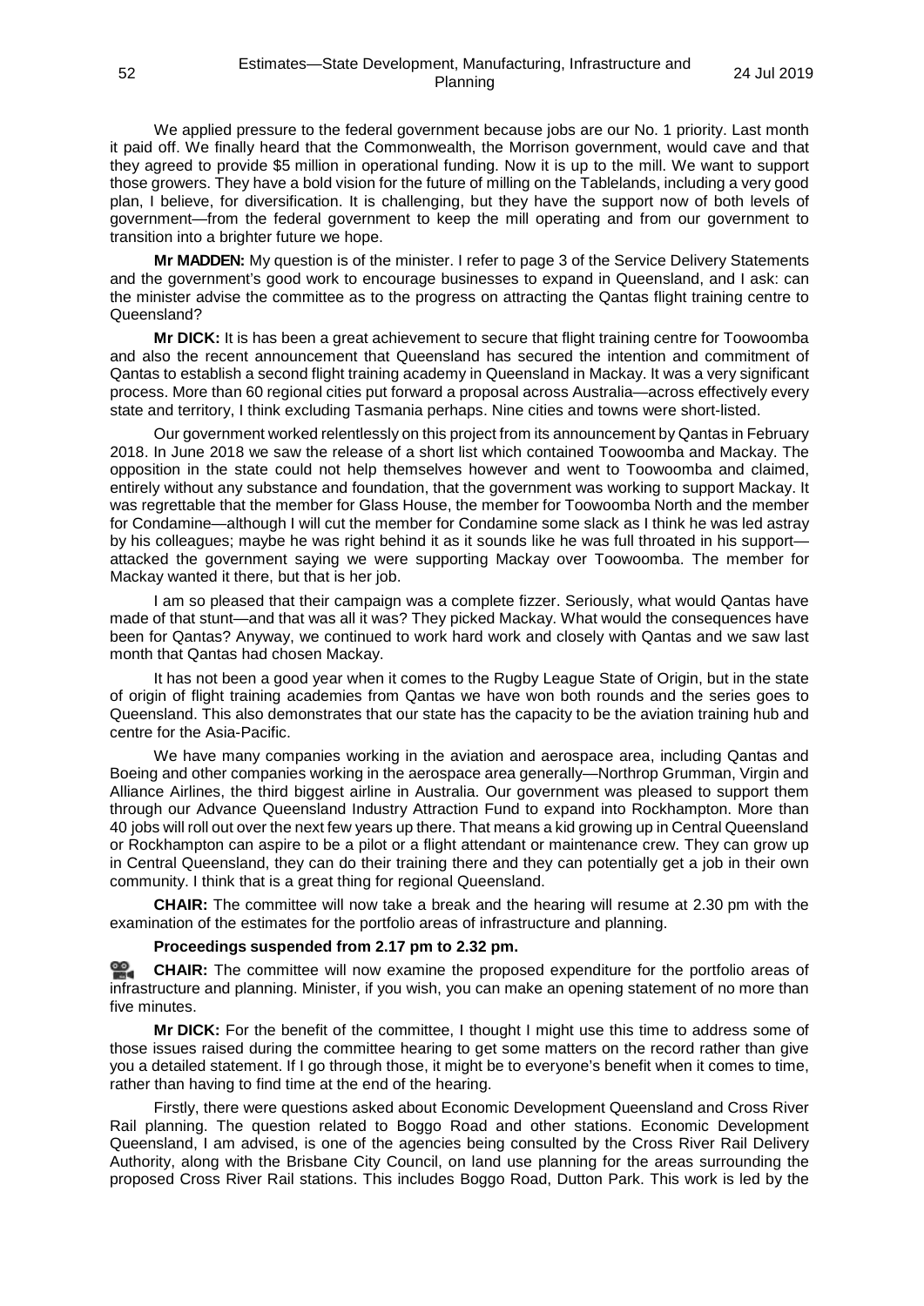We applied pressure to the federal government because jobs are our No. 1 priority. Last month it paid off. We finally heard that the Commonwealth, the Morrison government, would cave and that they agreed to provide $5 million in operational funding. Now it is up to the mill. We want to support those growers. They have a bold vision for the future of milling on the Tablelands, including a very good plan, I believe, for diversification. It is challenging, but they have the support now of both levels of government—from the federal government to keep the mill operating and from our government to transition into a brighter future we hope.

**Mr MADDEN:** My question is of the minister. I refer to page 3 of the Service Delivery Statements and the government's good work to encourage businesses to expand in Queensland, and I ask: can the minister advise the committee as to the progress on attracting the Qantas flight training centre to Queensland?

**Mr DICK:** It is has been a great achievement to secure that flight training centre for Toowoomba and also the recent announcement that Queensland has secured the intention and commitment of Qantas to establish a second flight training academy in Queensland in Mackay. It was a very significant process. More than 60 regional cities put forward a proposal across Australia—across effectively every state and territory, I think excluding Tasmania perhaps. Nine cities and towns were short-listed.

Our government worked relentlessly on this project from its announcement by Qantas in February 2018. In June 2018 we saw the release of a short list which contained Toowoomba and Mackay. The opposition in the state could not help themselves however and went to Toowoomba and claimed, entirely without any substance and foundation, that the government was working to support Mackay. It was regrettable that the member for Glass House, the member for Toowoomba North and the member for Condamine—although I will cut the member for Condamine some slack as I think he was led astray by his colleagues; maybe he was right behind it as it sounds like he was full throated in his support—attacked the government saying we were supporting Mackay over Toowoomba. The member for Mackay wanted it there, but that is her job.

I am so pleased that their campaign was a complete fizzer. Seriously, what would Qantas have made of that stunt—and that was all it was? They picked Mackay. What would the consequences have been for Qantas? Anyway, we continued to work hard work and closely with Qantas and we saw last month that Qantas had chosen Mackay.

It has not been a good year when it comes to the Rugby League State of Origin, but in the state of origin of flight training academies from Qantas we have won both rounds and the series goes to Queensland. This also demonstrates that our state has the capacity to be the aviation training hub and centre for the Asia-Pacific.

We have many companies working in the aviation and aerospace area, including Qantas and Boeing and other companies working in the aerospace area generally—Northrop Grumman, Virgin and Alliance Airlines, the third biggest airline in Australia. Our government was pleased to support them through our Advance Queensland Industry Attraction Fund to expand into Rockhampton. More than 40 jobs will roll out over the next few years up there. That means a kid growing up in Central Queensland or Rockhampton can aspire to be a pilot or a flight attendant or maintenance crew. They can grow up in Central Queensland, they can do their training there and they can potentially get a job in their own community. I think that is a great thing for regional Queensland.

**CHAIR:** The committee will now take a break and the hearing will resume at 2.30 pm with the examination of the estimates for the portfolio areas of infrastructure and planning.

**Proceedings suspended from 2.17 pm to 2.32 pm.**

**CHAIR:** The committee will now examine the proposed expenditure for the portfolio areas of infrastructure and planning. Minister, if you wish, you can make an opening statement of no more than five minutes.

**Mr DICK:** For the benefit of the committee, I thought I might use this time to address some of those issues raised during the committee hearing to get some matters on the record rather than give you a detailed statement. If I go through those, it might be to everyone's benefit when it comes to time, rather than having to find time at the end of the hearing.

Firstly, there were questions asked about Economic Development Queensland and Cross River Rail planning. The question related to Boggo Road and other stations. Economic Development Queensland, I am advised, is one of the agencies being consulted by the Cross River Rail Delivery Authority, along with the Brisbane City Council, on land use planning for the areas surrounding the proposed Cross River Rail stations. This includes Boggo Road, Dutton Park. This work is led by the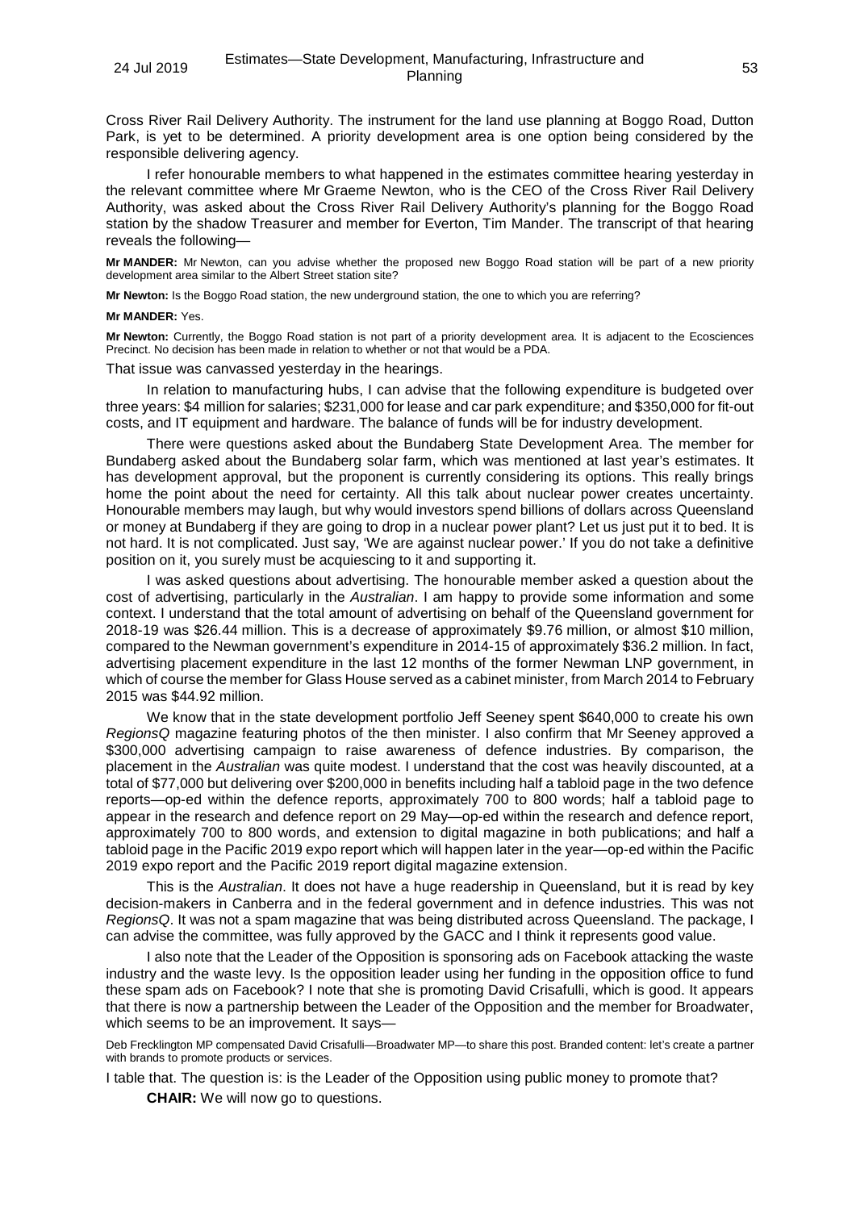Cross River Rail Delivery Authority. The instrument for the land use planning at Boggo Road, Dutton Park, is yet to be determined. A priority development area is one option being considered by the responsible delivering agency.

I refer honourable members to what happened in the estimates committee hearing yesterday in the relevant committee where Mr Graeme Newton, who is the CEO of the Cross River Rail Delivery Authority, was asked about the Cross River Rail Delivery Authority's planning for the Boggo Road station by the shadow Treasurer and member for Everton, Tim Mander. The transcript of that hearing reveals the following—

**Mr MANDER:** Mr Newton, can you advise whether the proposed new Boggo Road station will be part of a new priority development area similar to the Albert Street station site?

**Mr Newton:** Is the Boggo Road station, the new underground station, the one to which you are referring?

**Mr MANDER:** Yes.

**Mr Newton:** Currently, the Boggo Road station is not part of a priority development area. It is adjacent to the Ecosciences Precinct. No decision has been made in relation to whether or not that would be a PDA.

That issue was canvassed yesterday in the hearings.

In relation to manufacturing hubs, I can advise that the following expenditure is budgeted over three years: $4 million for salaries; $231,000 for lease and car park expenditure; and $350,000 for fit-out costs, and IT equipment and hardware. The balance of funds will be for industry development.

There were questions asked about the Bundaberg State Development Area. The member for Bundaberg asked about the Bundaberg solar farm, which was mentioned at last year's estimates. It has development approval, but the proponent is currently considering its options. This really brings home the point about the need for certainty. All this talk about nuclear power creates uncertainty. Honourable members may laugh, but why would investors spend billions of dollars across Queensland or money at Bundaberg if they are going to drop in a nuclear power plant? Let us just put it to bed. It is not hard. It is not complicated. Just say, 'We are against nuclear power.' If you do not take a definitive position on it, you surely must be acquiescing to it and supporting it.

I was asked questions about advertising. The honourable member asked a question about the cost of advertising, particularly in the *Australian*. I am happy to provide some information and some context. I understand that the total amount of advertising on behalf of the Queensland government for 2018-19 was $26.44 million. This is a decrease of approximately $9.76 million, or almost $10 million, compared to the Newman government's expenditure in 2014-15 of approximately $36.2 million. In fact, advertising placement expenditure in the last 12 months of the former Newman LNP government, in which of course the member for Glass House served as a cabinet minister, from March 2014 to February 2015 was $44.92 million.

We know that in the state development portfolio Jeff Seeney spent $640,000 to create his own *RegionsQ* magazine featuring photos of the then minister. I also confirm that Mr Seeney approved a $300,000 advertising campaign to raise awareness of defence industries. By comparison, the placement in the *Australian* was quite modest. I understand that the cost was heavily discounted, at a total of $77,000 but delivering over $200,000 in benefits including half a tabloid page in the two defence reports—op-ed within the defence reports, approximately 700 to 800 words; half a tabloid page to appear in the research and defence report on 29 May—op-ed within the research and defence report, approximately 700 to 800 words, and extension to digital magazine in both publications; and half a tabloid page in the Pacific 2019 expo report which will happen later in the year—op-ed within the Pacific 2019 expo report and the Pacific 2019 report digital magazine extension.

This is the *Australian*. It does not have a huge readership in Queensland, but it is read by key decision-makers in Canberra and in the federal government and in defence industries. This was not *RegionsQ*. It was not a spam magazine that was being distributed across Queensland. The package, I can advise the committee, was fully approved by the GACC and I think it represents good value.

I also note that the Leader of the Opposition is sponsoring ads on Facebook attacking the waste industry and the waste levy. Is the opposition leader using her funding in the opposition office to fund these spam ads on Facebook? I note that she is promoting David Crisafulli, which is good. It appears that there is now a partnership between the Leader of the Opposition and the member for Broadwater, which seems to be an improvement. It says—

Deb Frecklington MP compensated David Crisafulli—Broadwater MP—to share this post. Branded content: let's create a partner with brands to promote products or services.

I table that. The question is: is the Leader of the Opposition using public money to promote that?

**CHAIR:** We will now go to questions.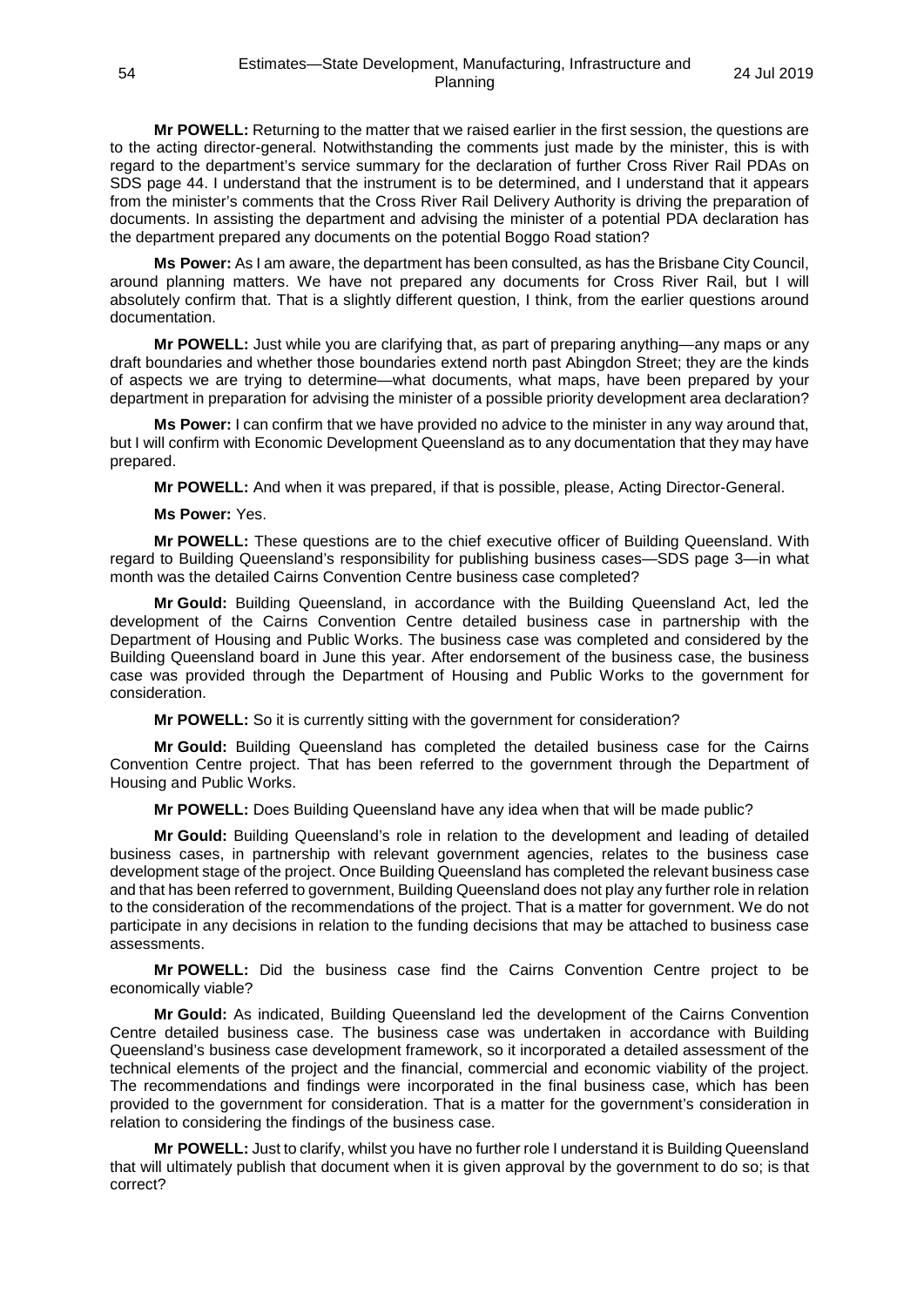**Mr POWELL:** Returning to the matter that we raised earlier in the first session, the questions are to the acting director-general. Notwithstanding the comments just made by the minister, this is with regard to the department's service summary for the declaration of further Cross River Rail PDAs on SDS page 44. I understand that the instrument is to be determined, and I understand that it appears from the minister's comments that the Cross River Rail Delivery Authority is driving the preparation of documents. In assisting the department and advising the minister of a potential PDA declaration has the department prepared any documents on the potential Boggo Road station?

**Ms Power:** As I am aware, the department has been consulted, as has the Brisbane City Council, around planning matters. We have not prepared any documents for Cross River Rail, but I will absolutely confirm that. That is a slightly different question, I think, from the earlier questions around documentation.

**Mr POWELL:** Just while you are clarifying that, as part of preparing anything—any maps or any draft boundaries and whether those boundaries extend north past Abingdon Street; they are the kinds of aspects we are trying to determine—what documents, what maps, have been prepared by your department in preparation for advising the minister of a possible priority development area declaration?

**Ms Power:** I can confirm that we have provided no advice to the minister in any way around that, but I will confirm with Economic Development Queensland as to any documentation that they may have prepared.

**Mr POWELL:** And when it was prepared, if that is possible, please, Acting Director-General.

**Ms Power:** Yes.

**Mr POWELL:** These questions are to the chief executive officer of Building Queensland. With regard to Building Queensland's responsibility for publishing business cases—SDS page 3—in what month was the detailed Cairns Convention Centre business case completed?

**Mr Gould:** Building Queensland, in accordance with the Building Queensland Act, led the development of the Cairns Convention Centre detailed business case in partnership with the Department of Housing and Public Works. The business case was completed and considered by the Building Queensland board in June this year. After endorsement of the business case, the business case was provided through the Department of Housing and Public Works to the government for consideration.

**Mr POWELL:** So it is currently sitting with the government for consideration?

**Mr Gould:** Building Queensland has completed the detailed business case for the Cairns Convention Centre project. That has been referred to the government through the Department of Housing and Public Works.

**Mr POWELL:** Does Building Queensland have any idea when that will be made public?

**Mr Gould:** Building Queensland's role in relation to the development and leading of detailed business cases, in partnership with relevant government agencies, relates to the business case development stage of the project. Once Building Queensland has completed the relevant business case and that has been referred to government, Building Queensland does not play any further role in relation to the consideration of the recommendations of the project. That is a matter for government. We do not participate in any decisions in relation to the funding decisions that may be attached to business case assessments.

**Mr POWELL:** Did the business case find the Cairns Convention Centre project to be economically viable?

**Mr Gould:** As indicated, Building Queensland led the development of the Cairns Convention Centre detailed business case. The business case was undertaken in accordance with Building Queensland's business case development framework, so it incorporated a detailed assessment of the technical elements of the project and the financial, commercial and economic viability of the project. The recommendations and findings were incorporated in the final business case, which has been provided to the government for consideration. That is a matter for the government's consideration in relation to considering the findings of the business case.

**Mr POWELL:** Just to clarify, whilst you have no further role I understand it is Building Queensland that will ultimately publish that document when it is given approval by the government to do so; is that correct?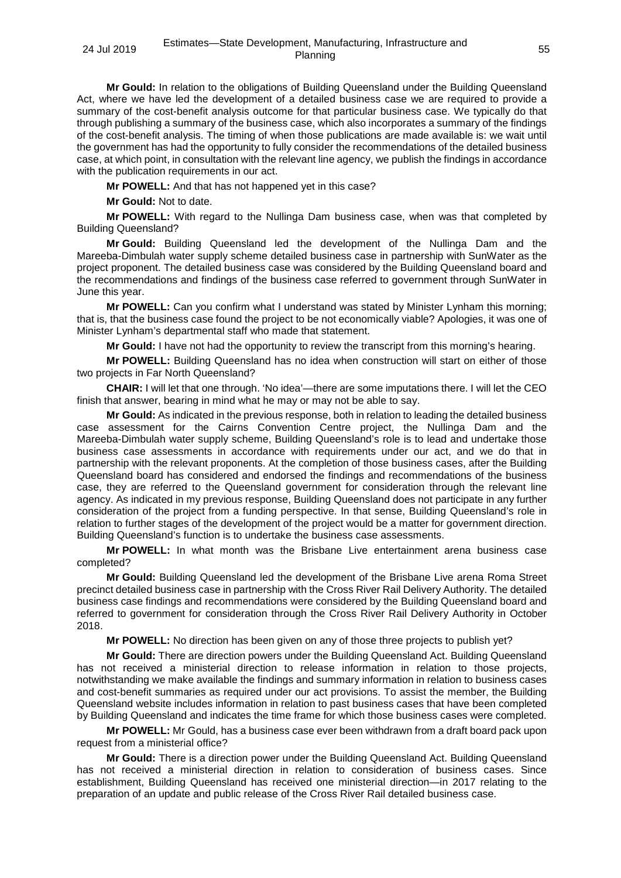**Mr Gould:** In relation to the obligations of Building Queensland under the Building Queensland Act, where we have led the development of a detailed business case we are required to provide a summary of the cost-benefit analysis outcome for that particular business case. We typically do that through publishing a summary of the business case, which also incorporates a summary of the findings of the cost-benefit analysis. The timing of when those publications are made available is: we wait until the government has had the opportunity to fully consider the recommendations of the detailed business case, at which point, in consultation with the relevant line agency, we publish the findings in accordance with the publication requirements in our act.

**Mr POWELL:** And that has not happened yet in this case?

**Mr Gould:** Not to date.

**Mr POWELL:** With regard to the Nullinga Dam business case, when was that completed by Building Queensland?

**Mr Gould:** Building Queensland led the development of the Nullinga Dam and the Mareeba-Dimbulah water supply scheme detailed business case in partnership with SunWater as the project proponent. The detailed business case was considered by the Building Queensland board and the recommendations and findings of the business case referred to government through SunWater in June this year.

**Mr POWELL:** Can you confirm what I understand was stated by Minister Lynham this morning; that is, that the business case found the project to be not economically viable? Apologies, it was one of Minister Lynham's departmental staff who made that statement.

**Mr Gould:** I have not had the opportunity to review the transcript from this morning's hearing.

**Mr POWELL:** Building Queensland has no idea when construction will start on either of those two projects in Far North Queensland?

**CHAIR:** I will let that one through. 'No idea'—there are some imputations there. I will let the CEO finish that answer, bearing in mind what he may or may not be able to say.

**Mr Gould:** As indicated in the previous response, both in relation to leading the detailed business case assessment for the Cairns Convention Centre project, the Nullinga Dam and the Mareeba-Dimbulah water supply scheme, Building Queensland's role is to lead and undertake those business case assessments in accordance with requirements under our act, and we do that in partnership with the relevant proponents. At the completion of those business cases, after the Building Queensland board has considered and endorsed the findings and recommendations of the business case, they are referred to the Queensland government for consideration through the relevant line agency. As indicated in my previous response, Building Queensland does not participate in any further consideration of the project from a funding perspective. In that sense, Building Queensland's role in relation to further stages of the development of the project would be a matter for government direction. Building Queensland's function is to undertake the business case assessments.

**Mr POWELL:** In what month was the Brisbane Live entertainment arena business case completed?

**Mr Gould:** Building Queensland led the development of the Brisbane Live arena Roma Street precinct detailed business case in partnership with the Cross River Rail Delivery Authority. The detailed business case findings and recommendations were considered by the Building Queensland board and referred to government for consideration through the Cross River Rail Delivery Authority in October 2018.

**Mr POWELL:** No direction has been given on any of those three projects to publish yet?

**Mr Gould:** There are direction powers under the Building Queensland Act. Building Queensland has not received a ministerial direction to release information in relation to those projects, notwithstanding we make available the findings and summary information in relation to business cases and cost-benefit summaries as required under our act provisions. To assist the member, the Building Queensland website includes information in relation to past business cases that have been completed by Building Queensland and indicates the time frame for which those business cases were completed.

**Mr POWELL:** Mr Gould, has a business case ever been withdrawn from a draft board pack upon request from a ministerial office?

**Mr Gould:** There is a direction power under the Building Queensland Act. Building Queensland has not received a ministerial direction in relation to consideration of business cases. Since establishment, Building Queensland has received one ministerial direction—in 2017 relating to the preparation of an update and public release of the Cross River Rail detailed business case.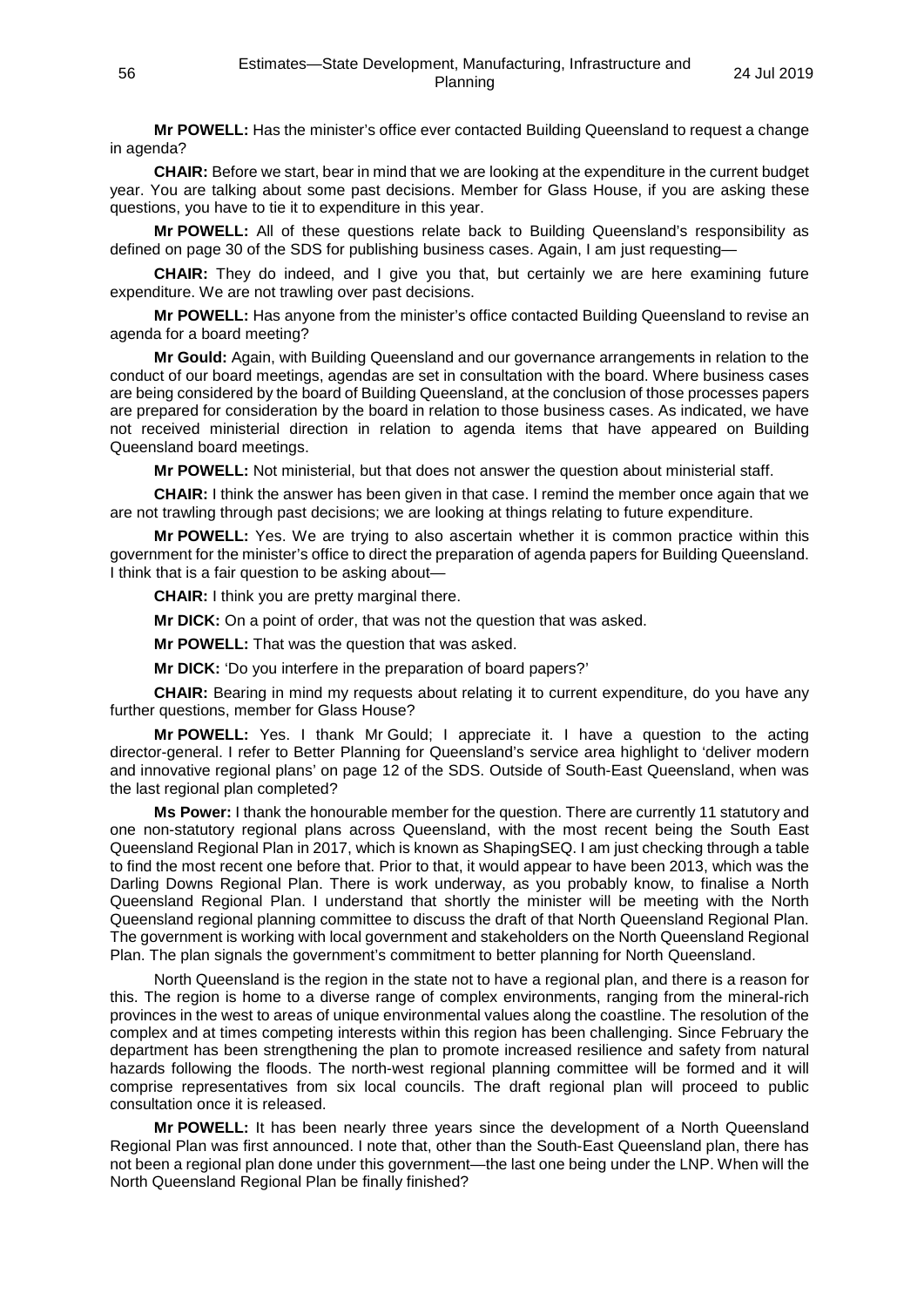**Mr POWELL:** Has the minister's office ever contacted Building Queensland to request a change in agenda?

**CHAIR:** Before we start, bear in mind that we are looking at the expenditure in the current budget year. You are talking about some past decisions. Member for Glass House, if you are asking these questions, you have to tie it to expenditure in this year.

**Mr POWELL:** All of these questions relate back to Building Queensland's responsibility as defined on page 30 of the SDS for publishing business cases. Again, I am just requesting—

**CHAIR:** They do indeed, and I give you that, but certainly we are here examining future expenditure. We are not trawling over past decisions.

**Mr POWELL:** Has anyone from the minister's office contacted Building Queensland to revise an agenda for a board meeting?

**Mr Gould:** Again, with Building Queensland and our governance arrangements in relation to the conduct of our board meetings, agendas are set in consultation with the board. Where business cases are being considered by the board of Building Queensland, at the conclusion of those processes papers are prepared for consideration by the board in relation to those business cases. As indicated, we have not received ministerial direction in relation to agenda items that have appeared on Building Queensland board meetings.

**Mr POWELL:** Not ministerial, but that does not answer the question about ministerial staff.

**CHAIR:** I think the answer has been given in that case. I remind the member once again that we are not trawling through past decisions; we are looking at things relating to future expenditure.

**Mr POWELL:** Yes. We are trying to also ascertain whether it is common practice within this government for the minister's office to direct the preparation of agenda papers for Building Queensland. I think that is a fair question to be asking about—

**CHAIR:** I think you are pretty marginal there.

**Mr DICK:** On a point of order, that was not the question that was asked.

**Mr POWELL:** That was the question that was asked.

**Mr DICK:** 'Do you interfere in the preparation of board papers?'

**CHAIR:** Bearing in mind my requests about relating it to current expenditure, do you have any further questions, member for Glass House?

**Mr POWELL:** Yes. I thank Mr Gould; I appreciate it. I have a question to the acting director-general. I refer to Better Planning for Queensland's service area highlight to 'deliver modern and innovative regional plans' on page 12 of the SDS. Outside of South-East Queensland, when was the last regional plan completed?

**Ms Power:** I thank the honourable member for the question. There are currently 11 statutory and one non-statutory regional plans across Queensland, with the most recent being the South East Queensland Regional Plan in 2017, which is known as ShapingSEQ. I am just checking through a table to find the most recent one before that. Prior to that, it would appear to have been 2013, which was the Darling Downs Regional Plan. There is work underway, as you probably know, to finalise a North Queensland Regional Plan. I understand that shortly the minister will be meeting with the North Queensland regional planning committee to discuss the draft of that North Queensland Regional Plan. The government is working with local government and stakeholders on the North Queensland Regional Plan. The plan signals the government's commitment to better planning for North Queensland.

North Queensland is the region in the state not to have a regional plan, and there is a reason for this. The region is home to a diverse range of complex environments, ranging from the mineral-rich provinces in the west to areas of unique environmental values along the coastline. The resolution of the complex and at times competing interests within this region has been challenging. Since February the department has been strengthening the plan to promote increased resilience and safety from natural hazards following the floods. The north-west regional planning committee will be formed and it will comprise representatives from six local councils. The draft regional plan will proceed to public consultation once it is released.

**Mr POWELL:** It has been nearly three years since the development of a North Queensland Regional Plan was first announced. I note that, other than the South-East Queensland plan, there has not been a regional plan done under this government—the last one being under the LNP. When will the North Queensland Regional Plan be finally finished?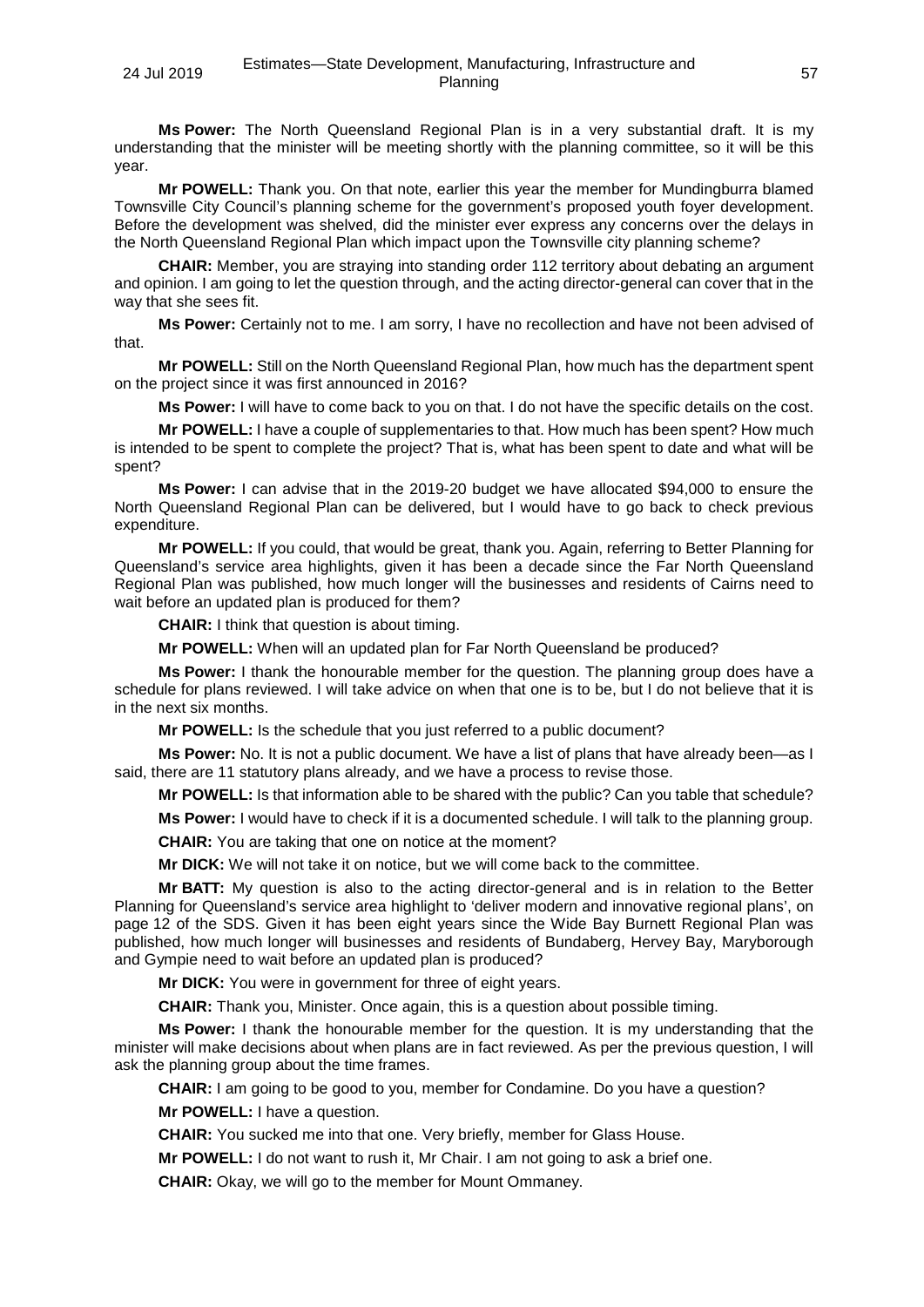**Ms Power:** The North Queensland Regional Plan is in a very substantial draft. It is my understanding that the minister will be meeting shortly with the planning committee, so it will be this year.

**Mr POWELL:** Thank you. On that note, earlier this year the member for Mundingburra blamed Townsville City Council's planning scheme for the government's proposed youth foyer development. Before the development was shelved, did the minister ever express any concerns over the delays in the North Queensland Regional Plan which impact upon the Townsville city planning scheme?

**CHAIR:** Member, you are straying into standing order 112 territory about debating an argument and opinion. I am going to let the question through, and the acting director-general can cover that in the way that she sees fit.

**Ms Power:** Certainly not to me. I am sorry, I have no recollection and have not been advised of that.

**Mr POWELL:** Still on the North Queensland Regional Plan, how much has the department spent on the project since it was first announced in 2016?

**Ms Power:** I will have to come back to you on that. I do not have the specific details on the cost.

**Mr POWELL:** I have a couple of supplementaries to that. How much has been spent? How much is intended to be spent to complete the project? That is, what has been spent to date and what will be spent?

**Ms Power:** I can advise that in the 2019-20 budget we have allocated $94,000 to ensure the North Queensland Regional Plan can be delivered, but I would have to go back to check previous expenditure.

**Mr POWELL:** If you could, that would be great, thank you. Again, referring to Better Planning for Queensland's service area highlights, given it has been a decade since the Far North Queensland Regional Plan was published, how much longer will the businesses and residents of Cairns need to wait before an updated plan is produced for them?

**CHAIR:** I think that question is about timing.

**Mr POWELL:** When will an updated plan for Far North Queensland be produced?

**Ms Power:** I thank the honourable member for the question. The planning group does have a schedule for plans reviewed. I will take advice on when that one is to be, but I do not believe that it is in the next six months.

**Mr POWELL:** Is the schedule that you just referred to a public document?

**Ms Power:** No. It is not a public document. We have a list of plans that have already been—as I said, there are 11 statutory plans already, and we have a process to revise those.

**Mr POWELL:** Is that information able to be shared with the public? Can you table that schedule?

**Ms Power:** I would have to check if it is a documented schedule. I will talk to the planning group.

**CHAIR:** You are taking that one on notice at the moment?

**Mr DICK:** We will not take it on notice, but we will come back to the committee.

**Mr BATT:** My question is also to the acting director-general and is in relation to the Better Planning for Queensland's service area highlight to 'deliver modern and innovative regional plans', on page 12 of the SDS. Given it has been eight years since the Wide Bay Burnett Regional Plan was published, how much longer will businesses and residents of Bundaberg, Hervey Bay, Maryborough and Gympie need to wait before an updated plan is produced?

**Mr DICK:** You were in government for three of eight years.

**CHAIR:** Thank you, Minister. Once again, this is a question about possible timing.

**Ms Power:** I thank the honourable member for the question. It is my understanding that the minister will make decisions about when plans are in fact reviewed. As per the previous question, I will ask the planning group about the time frames.

**CHAIR:** I am going to be good to you, member for Condamine. Do you have a question?

**Mr POWELL:** I have a question.

**CHAIR:** You sucked me into that one. Very briefly, member for Glass House.

**Mr POWELL:** I do not want to rush it, Mr Chair. I am not going to ask a brief one.

**CHAIR:** Okay, we will go to the member for Mount Ommaney.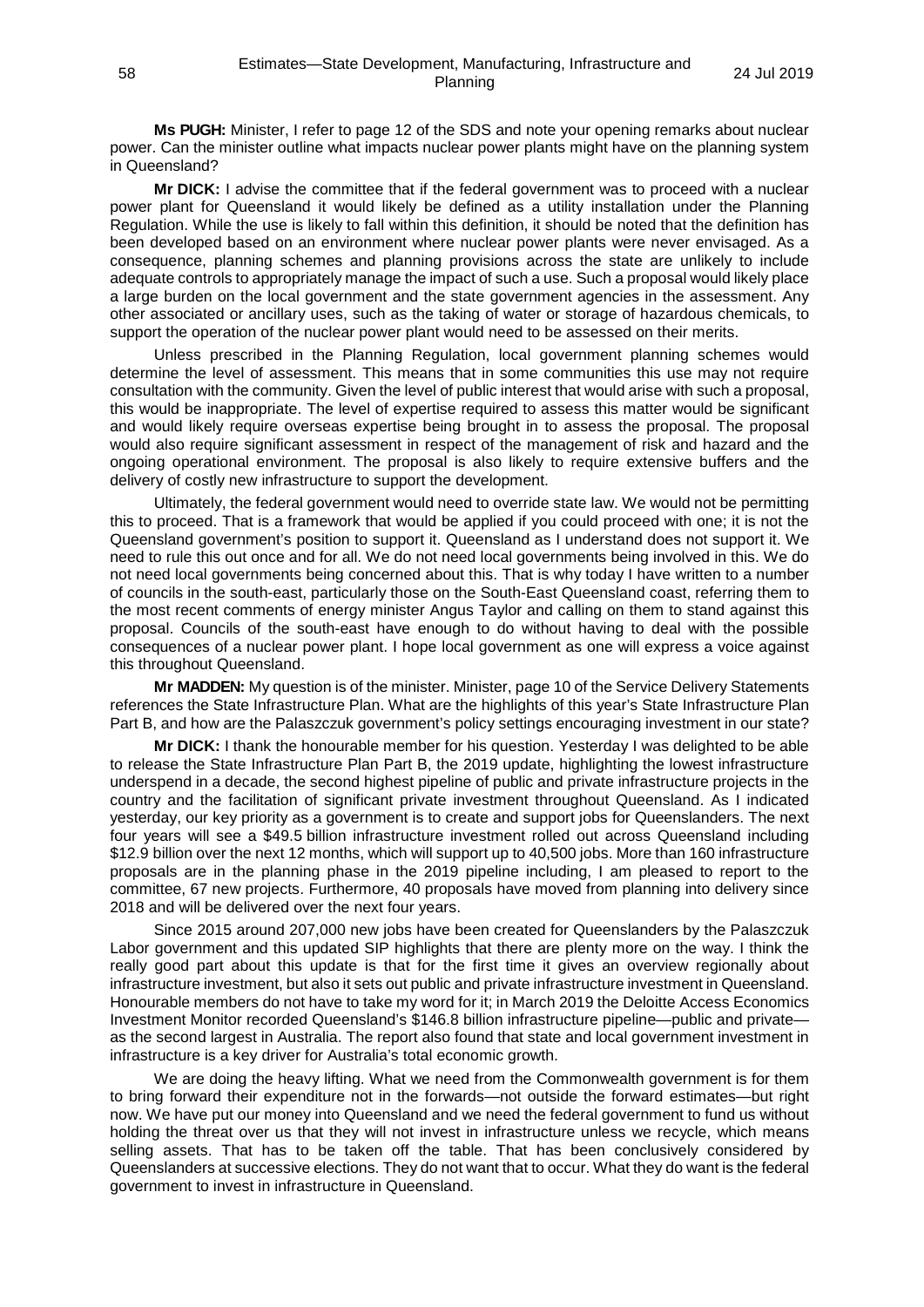**Ms PUGH:** Minister, I refer to page 12 of the SDS and note your opening remarks about nuclear power. Can the minister outline what impacts nuclear power plants might have on the planning system in Queensland?

**Mr DICK:** I advise the committee that if the federal government was to proceed with a nuclear power plant for Queensland it would likely be defined as a utility installation under the Planning Regulation. While the use is likely to fall within this definition, it should be noted that the definition has been developed based on an environment where nuclear power plants were never envisaged. As a consequence, planning schemes and planning provisions across the state are unlikely to include adequate controls to appropriately manage the impact of such a use. Such a proposal would likely place a large burden on the local government and the state government agencies in the assessment. Any other associated or ancillary uses, such as the taking of water or storage of hazardous chemicals, to support the operation of the nuclear power plant would need to be assessed on their merits.

Unless prescribed in the Planning Regulation, local government planning schemes would determine the level of assessment. This means that in some communities this use may not require consultation with the community. Given the level of public interest that would arise with such a proposal, this would be inappropriate. The level of expertise required to assess this matter would be significant and would likely require overseas expertise being brought in to assess the proposal. The proposal would also require significant assessment in respect of the management of risk and hazard and the ongoing operational environment. The proposal is also likely to require extensive buffers and the delivery of costly new infrastructure to support the development.

Ultimately, the federal government would need to override state law. We would not be permitting this to proceed. That is a framework that would be applied if you could proceed with one; it is not the Queensland government's position to support it. Queensland as I understand does not support it. We need to rule this out once and for all. We do not need local governments being involved in this. We do not need local governments being concerned about this. That is why today I have written to a number of councils in the south-east, particularly those on the South-East Queensland coast, referring them to the most recent comments of energy minister Angus Taylor and calling on them to stand against this proposal. Councils of the south-east have enough to do without having to deal with the possible consequences of a nuclear power plant. I hope local government as one will express a voice against this throughout Queensland.

**Mr MADDEN:** My question is of the minister. Minister, page 10 of the Service Delivery Statements references the State Infrastructure Plan. What are the highlights of this year's State Infrastructure Plan Part B, and how are the Palaszczuk government's policy settings encouraging investment in our state?

**Mr DICK:** I thank the honourable member for his question. Yesterday I was delighted to be able to release the State Infrastructure Plan Part B, the 2019 update, highlighting the lowest infrastructure underspend in a decade, the second highest pipeline of public and private infrastructure projects in the country and the facilitation of significant private investment throughout Queensland. As I indicated yesterday, our key priority as a government is to create and support jobs for Queenslanders. The next four years will see a $49.5 billion infrastructure investment rolled out across Queensland including $12.9 billion over the next 12 months, which will support up to 40,500 jobs. More than 160 infrastructure proposals are in the planning phase in the 2019 pipeline including, I am pleased to report to the committee, 67 new projects. Furthermore, 40 proposals have moved from planning into delivery since 2018 and will be delivered over the next four years.

Since 2015 around 207,000 new jobs have been created for Queenslanders by the Palaszczuk Labor government and this updated SIP highlights that there are plenty more on the way. I think the really good part about this update is that for the first time it gives an overview regionally about infrastructure investment, but also it sets out public and private infrastructure investment in Queensland. Honourable members do not have to take my word for it; in March 2019 the Deloitte Access Economics Investment Monitor recorded Queensland's $146.8 billion infrastructure pipeline—public and private—as the second largest in Australia. The report also found that state and local government investment in infrastructure is a key driver for Australia's total economic growth.

We are doing the heavy lifting. What we need from the Commonwealth government is for them to bring forward their expenditure not in the forwards—not outside the forward estimates—but right now. We have put our money into Queensland and we need the federal government to fund us without holding the threat over us that they will not invest in infrastructure unless we recycle, which means selling assets. That has to be taken off the table. That has been conclusively considered by Queenslanders at successive elections. They do not want that to occur. What they do want is the federal government to invest in infrastructure in Queensland.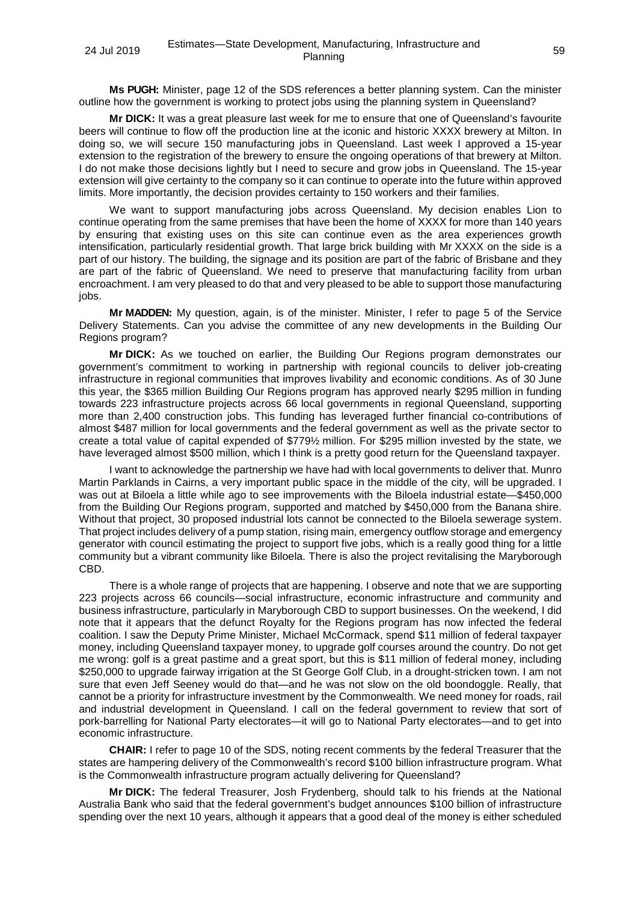**Ms PUGH:** Minister, page 12 of the SDS references a better planning system. Can the minister outline how the government is working to protect jobs using the planning system in Queensland?

**Mr DICK:** It was a great pleasure last week for me to ensure that one of Queensland's favourite beers will continue to flow off the production line at the iconic and historic XXXX brewery at Milton. In doing so, we will secure 150 manufacturing jobs in Queensland. Last week I approved a 15-year extension to the registration of the brewery to ensure the ongoing operations of that brewery at Milton. I do not make those decisions lightly but I need to secure and grow jobs in Queensland. The 15-year extension will give certainty to the company so it can continue to operate into the future within approved limits. More importantly, the decision provides certainty to 150 workers and their families.

We want to support manufacturing jobs across Queensland. My decision enables Lion to continue operating from the same premises that have been the home of XXXX for more than 140 years by ensuring that existing uses on this site can continue even as the area experiences growth intensification, particularly residential growth. That large brick building with Mr XXXX on the side is a part of our history. The building, the signage and its position are part of the fabric of Brisbane and they are part of the fabric of Queensland. We need to preserve that manufacturing facility from urban encroachment. I am very pleased to do that and very pleased to be able to support those manufacturing jobs.

**Mr MADDEN:** My question, again, is of the minister. Minister, I refer to page 5 of the Service Delivery Statements. Can you advise the committee of any new developments in the Building Our Regions program?

**Mr DICK:** As we touched on earlier, the Building Our Regions program demonstrates our government's commitment to working in partnership with regional councils to deliver job-creating infrastructure in regional communities that improves livability and economic conditions. As of 30 June this year, the $365 million Building Our Regions program has approved nearly $295 million in funding towards 223 infrastructure projects across 66 local governments in regional Queensland, supporting more than 2,400 construction jobs. This funding has leveraged further financial co-contributions of almost $487 million for local governments and the federal government as well as the private sector to create a total value of capital expended of $779½ million. For $295 million invested by the state, we have leveraged almost $500 million, which I think is a pretty good return for the Queensland taxpayer.

I want to acknowledge the partnership we have had with local governments to deliver that. Munro Martin Parklands in Cairns, a very important public space in the middle of the city, will be upgraded. I was out at Biloela a little while ago to see improvements with the Biloela industrial estate—$450,000 from the Building Our Regions program, supported and matched by $450,000 from the Banana shire. Without that project, 30 proposed industrial lots cannot be connected to the Biloela sewerage system. That project includes delivery of a pump station, rising main, emergency outflow storage and emergency generator with council estimating the project to support five jobs, which is a really good thing for a little community but a vibrant community like Biloela. There is also the project revitalising the Maryborough CBD.

There is a whole range of projects that are happening. I observe and note that we are supporting 223 projects across 66 councils—social infrastructure, economic infrastructure and community and business infrastructure, particularly in Maryborough CBD to support businesses. On the weekend, I did note that it appears that the defunct Royalty for the Regions program has now infected the federal coalition. I saw the Deputy Prime Minister, Michael McCormack, spend $11 million of federal taxpayer money, including Queensland taxpayer money, to upgrade golf courses around the country. Do not get me wrong: golf is a great pastime and a great sport, but this is $11 million of federal money, including $250,000 to upgrade fairway irrigation at the St George Golf Club, in a drought-stricken town. I am not sure that even Jeff Seeney would do that—and he was not slow on the old boondoggle. Really, that cannot be a priority for infrastructure investment by the Commonwealth. We need money for roads, rail and industrial development in Queensland. I call on the federal government to review that sort of pork-barrelling for National Party electorates—it will go to National Party electorates—and to get into economic infrastructure.

**CHAIR:** I refer to page 10 of the SDS, noting recent comments by the federal Treasurer that the states are hampering delivery of the Commonwealth's record $100 billion infrastructure program. What is the Commonwealth infrastructure program actually delivering for Queensland?

**Mr DICK:** The federal Treasurer, Josh Frydenberg, should talk to his friends at the National Australia Bank who said that the federal government's budget announces $100 billion of infrastructure spending over the next 10 years, although it appears that a good deal of the money is either scheduled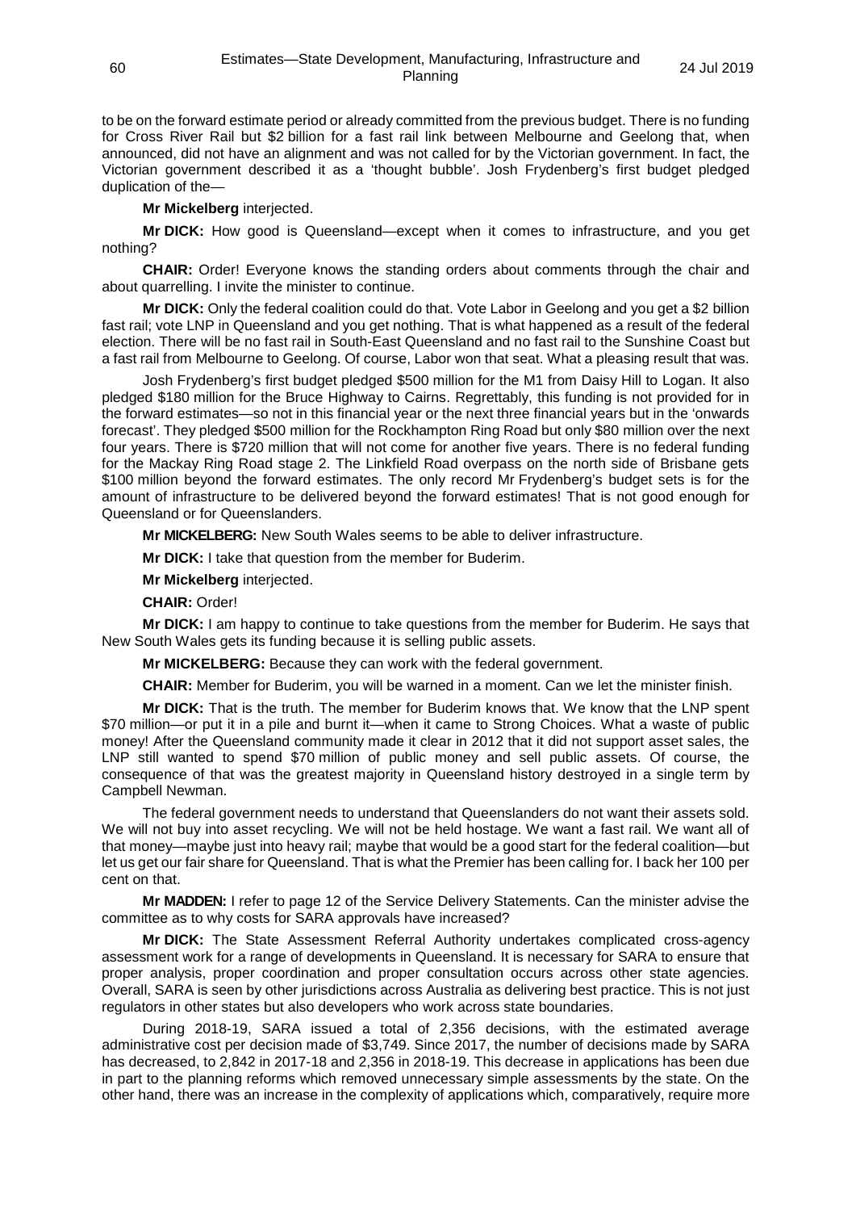to be on the forward estimate period or already committed from the previous budget. There is no funding for Cross River Rail but $2 billion for a fast rail link between Melbourne and Geelong that, when announced, did not have an alignment and was not called for by the Victorian government. In fact, the Victorian government described it as a 'thought bubble'. Josh Frydenberg's first budget pledged duplication of the—

**Mr Mickelberg** interjected.

**Mr DICK:** How good is Queensland—except when it comes to infrastructure, and you get nothing?

**CHAIR:** Order! Everyone knows the standing orders about comments through the chair and about quarrelling. I invite the minister to continue.

**Mr DICK:** Only the federal coalition could do that. Vote Labor in Geelong and you get a $2 billion fast rail; vote LNP in Queensland and you get nothing. That is what happened as a result of the federal election. There will be no fast rail in South-East Queensland and no fast rail to the Sunshine Coast but a fast rail from Melbourne to Geelong. Of course, Labor won that seat. What a pleasing result that was.

Josh Frydenberg's first budget pledged $500 million for the M1 from Daisy Hill to Logan. It also pledged $180 million for the Bruce Highway to Cairns. Regrettably, this funding is not provided for in the forward estimates—so not in this financial year or the next three financial years but in the 'onwards forecast'. They pledged $500 million for the Rockhampton Ring Road but only $80 million over the next four years. There is $720 million that will not come for another five years. There is no federal funding for the Mackay Ring Road stage 2. The Linkfield Road overpass on the north side of Brisbane gets $100 million beyond the forward estimates. The only record Mr Frydenberg's budget sets is for the amount of infrastructure to be delivered beyond the forward estimates! That is not good enough for Queensland or for Queenslanders.

**Mr MICKELBERG:** New South Wales seems to be able to deliver infrastructure.

**Mr DICK:** I take that question from the member for Buderim.

**Mr Mickelberg** interjected.

**CHAIR:** Order!

**Mr DICK:** I am happy to continue to take questions from the member for Buderim. He says that New South Wales gets its funding because it is selling public assets.

**Mr MICKELBERG:** Because they can work with the federal government.

**CHAIR:** Member for Buderim, you will be warned in a moment. Can we let the minister finish.

**Mr DICK:** That is the truth. The member for Buderim knows that. We know that the LNP spent $70 million—or put it in a pile and burnt it—when it came to Strong Choices. What a waste of public money! After the Queensland community made it clear in 2012 that it did not support asset sales, the LNP still wanted to spend $70 million of public money and sell public assets. Of course, the consequence of that was the greatest majority in Queensland history destroyed in a single term by Campbell Newman.

The federal government needs to understand that Queenslanders do not want their assets sold. We will not buy into asset recycling. We will not be held hostage. We want a fast rail. We want all of that money—maybe just into heavy rail; maybe that would be a good start for the federal coalition—but let us get our fair share for Queensland. That is what the Premier has been calling for. I back her 100 per cent on that.

**Mr MADDEN:** I refer to page 12 of the Service Delivery Statements. Can the minister advise the committee as to why costs for SARA approvals have increased?

**Mr DICK:** The State Assessment Referral Authority undertakes complicated cross-agency assessment work for a range of developments in Queensland. It is necessary for SARA to ensure that proper analysis, proper coordination and proper consultation occurs across other state agencies. Overall, SARA is seen by other jurisdictions across Australia as delivering best practice. This is not just regulators in other states but also developers who work across state boundaries.

During 2018-19, SARA issued a total of 2,356 decisions, with the estimated average administrative cost per decision made of $3,749. Since 2017, the number of decisions made by SARA has decreased, to 2,842 in 2017-18 and 2,356 in 2018-19. This decrease in applications has been due in part to the planning reforms which removed unnecessary simple assessments by the state. On the other hand, there was an increase in the complexity of applications which, comparatively, require more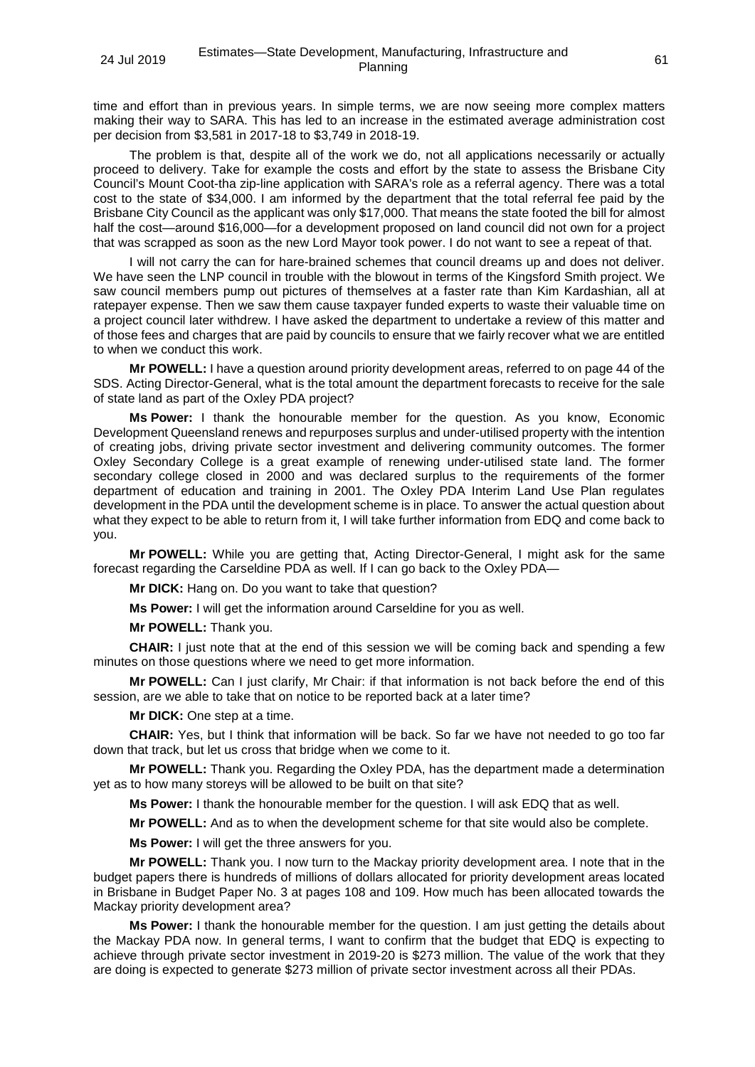time and effort than in previous years. In simple terms, we are now seeing more complex matters making their way to SARA. This has led to an increase in the estimated average administration cost per decision from $3,581 in 2017-18 to $3,749 in 2018-19.

The problem is that, despite all of the work we do, not all applications necessarily or actually proceed to delivery. Take for example the costs and effort by the state to assess the Brisbane City Council's Mount Coot-tha zip-line application with SARA's role as a referral agency. There was a total cost to the state of $34,000. I am informed by the department that the total referral fee paid by the Brisbane City Council as the applicant was only $17,000. That means the state footed the bill for almost half the cost—around $16,000—for a development proposed on land council did not own for a project that was scrapped as soon as the new Lord Mayor took power. I do not want to see a repeat of that.

I will not carry the can for hare-brained schemes that council dreams up and does not deliver. We have seen the LNP council in trouble with the blowout in terms of the Kingsford Smith project. We saw council members pump out pictures of themselves at a faster rate than Kim Kardashian, all at ratepayer expense. Then we saw them cause taxpayer funded experts to waste their valuable time on a project council later withdrew. I have asked the department to undertake a review of this matter and of those fees and charges that are paid by councils to ensure that we fairly recover what we are entitled to when we conduct this work.

**Mr POWELL:** I have a question around priority development areas, referred to on page 44 of the SDS. Acting Director-General, what is the total amount the department forecasts to receive for the sale of state land as part of the Oxley PDA project?

**Ms Power:** I thank the honourable member for the question. As you know, Economic Development Queensland renews and repurposes surplus and under-utilised property with the intention of creating jobs, driving private sector investment and delivering community outcomes. The former Oxley Secondary College is a great example of renewing under-utilised state land. The former secondary college closed in 2000 and was declared surplus to the requirements of the former department of education and training in 2001. The Oxley PDA Interim Land Use Plan regulates development in the PDA until the development scheme is in place. To answer the actual question about what they expect to be able to return from it, I will take further information from EDQ and come back to you.

**Mr POWELL:** While you are getting that, Acting Director-General, I might ask for the same forecast regarding the Carseldine PDA as well. If I can go back to the Oxley PDA—

**Mr DICK:** Hang on. Do you want to take that question?

**Ms Power:** I will get the information around Carseldine for you as well.

**Mr POWELL:** Thank you.

**CHAIR:** I just note that at the end of this session we will be coming back and spending a few minutes on those questions where we need to get more information.

**Mr POWELL:** Can I just clarify, Mr Chair: if that information is not back before the end of this session, are we able to take that on notice to be reported back at a later time?

**Mr DICK:** One step at a time.

**CHAIR:** Yes, but I think that information will be back. So far we have not needed to go too far down that track, but let us cross that bridge when we come to it.

**Mr POWELL:** Thank you. Regarding the Oxley PDA, has the department made a determination yet as to how many storeys will be allowed to be built on that site?

**Ms Power:** I thank the honourable member for the question. I will ask EDQ that as well.

**Mr POWELL:** And as to when the development scheme for that site would also be complete.

**Ms Power:** I will get the three answers for you.

**Mr POWELL:** Thank you. I now turn to the Mackay priority development area. I note that in the budget papers there is hundreds of millions of dollars allocated for priority development areas located in Brisbane in Budget Paper No. 3 at pages 108 and 109. How much has been allocated towards the Mackay priority development area?

**Ms Power:** I thank the honourable member for the question. I am just getting the details about the Mackay PDA now. In general terms, I want to confirm that the budget that EDQ is expecting to achieve through private sector investment in 2019-20 is $273 million. The value of the work that they are doing is expected to generate $273 million of private sector investment across all their PDAs.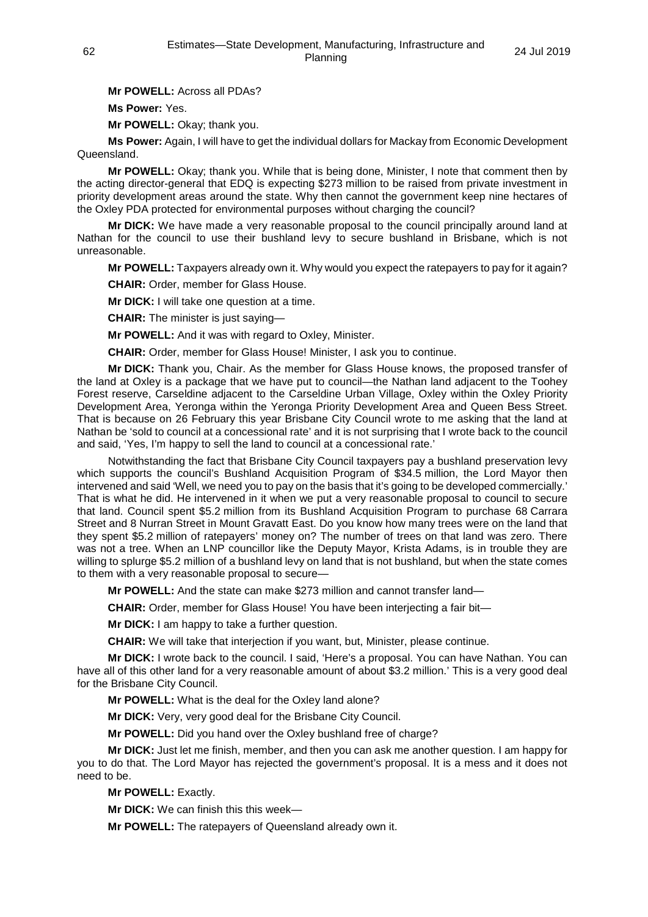**Mr POWELL:** Across all PDAs?

**Ms Power:** Yes.

**Mr POWELL:** Okay; thank you.

**Ms Power:** Again, I will have to get the individual dollars for Mackay from Economic Development Queensland.

**Mr POWELL:** Okay; thank you. While that is being done, Minister, I note that comment then by the acting director-general that EDQ is expecting $273 million to be raised from private investment in priority development areas around the state. Why then cannot the government keep nine hectares of the Oxley PDA protected for environmental purposes without charging the council?

**Mr DICK:** We have made a very reasonable proposal to the council principally around land at Nathan for the council to use their bushland levy to secure bushland in Brisbane, which is not unreasonable.

**Mr POWELL:** Taxpayers already own it. Why would you expect the ratepayers to pay for it again?

**CHAIR:** Order, member for Glass House.

**Mr DICK:** I will take one question at a time.

**CHAIR:** The minister is just saying—

**Mr POWELL:** And it was with regard to Oxley, Minister.

**CHAIR:** Order, member for Glass House! Minister, I ask you to continue.

**Mr DICK:** Thank you, Chair. As the member for Glass House knows, the proposed transfer of the land at Oxley is a package that we have put to council—the Nathan land adjacent to the Toohey Forest reserve, Carseldine adjacent to the Carseldine Urban Village, Oxley within the Oxley Priority Development Area, Yeronga within the Yeronga Priority Development Area and Queen Bess Street. That is because on 26 February this year Brisbane City Council wrote to me asking that the land at Nathan be 'sold to council at a concessional rate' and it is not surprising that I wrote back to the council and said, 'Yes, I'm happy to sell the land to council at a concessional rate.'

Notwithstanding the fact that Brisbane City Council taxpayers pay a bushland preservation levy which supports the council's Bushland Acquisition Program of $34.5 million, the Lord Mayor then intervened and said 'Well, we need you to pay on the basis that it's going to be developed commercially.' That is what he did. He intervened in it when we put a very reasonable proposal to council to secure that land. Council spent $5.2 million from its Bushland Acquisition Program to purchase 68 Carrara Street and 8 Nurran Street in Mount Gravatt East. Do you know how many trees were on the land that they spent $5.2 million of ratepayers' money on? The number of trees on that land was zero. There was not a tree. When an LNP councillor like the Deputy Mayor, Krista Adams, is in trouble they are willing to splurge $5.2 million of a bushland levy on land that is not bushland, but when the state comes to them with a very reasonable proposal to secure—

**Mr POWELL:** And the state can make $273 million and cannot transfer land—

**CHAIR:** Order, member for Glass House! You have been interjecting a fair bit—

**Mr DICK:** I am happy to take a further question.

**CHAIR:** We will take that interjection if you want, but, Minister, please continue.

**Mr DICK:** I wrote back to the council. I said, 'Here's a proposal. You can have Nathan. You can have all of this other land for a very reasonable amount of about $3.2 million.' This is a very good deal for the Brisbane City Council.

**Mr POWELL:** What is the deal for the Oxley land alone?

**Mr DICK:** Very, very good deal for the Brisbane City Council.

**Mr POWELL:** Did you hand over the Oxley bushland free of charge?

**Mr DICK:** Just let me finish, member, and then you can ask me another question. I am happy for you to do that. The Lord Mayor has rejected the government's proposal. It is a mess and it does not need to be.

**Mr POWELL:** Exactly.

**Mr DICK:** We can finish this this week—

**Mr POWELL:** The ratepayers of Queensland already own it.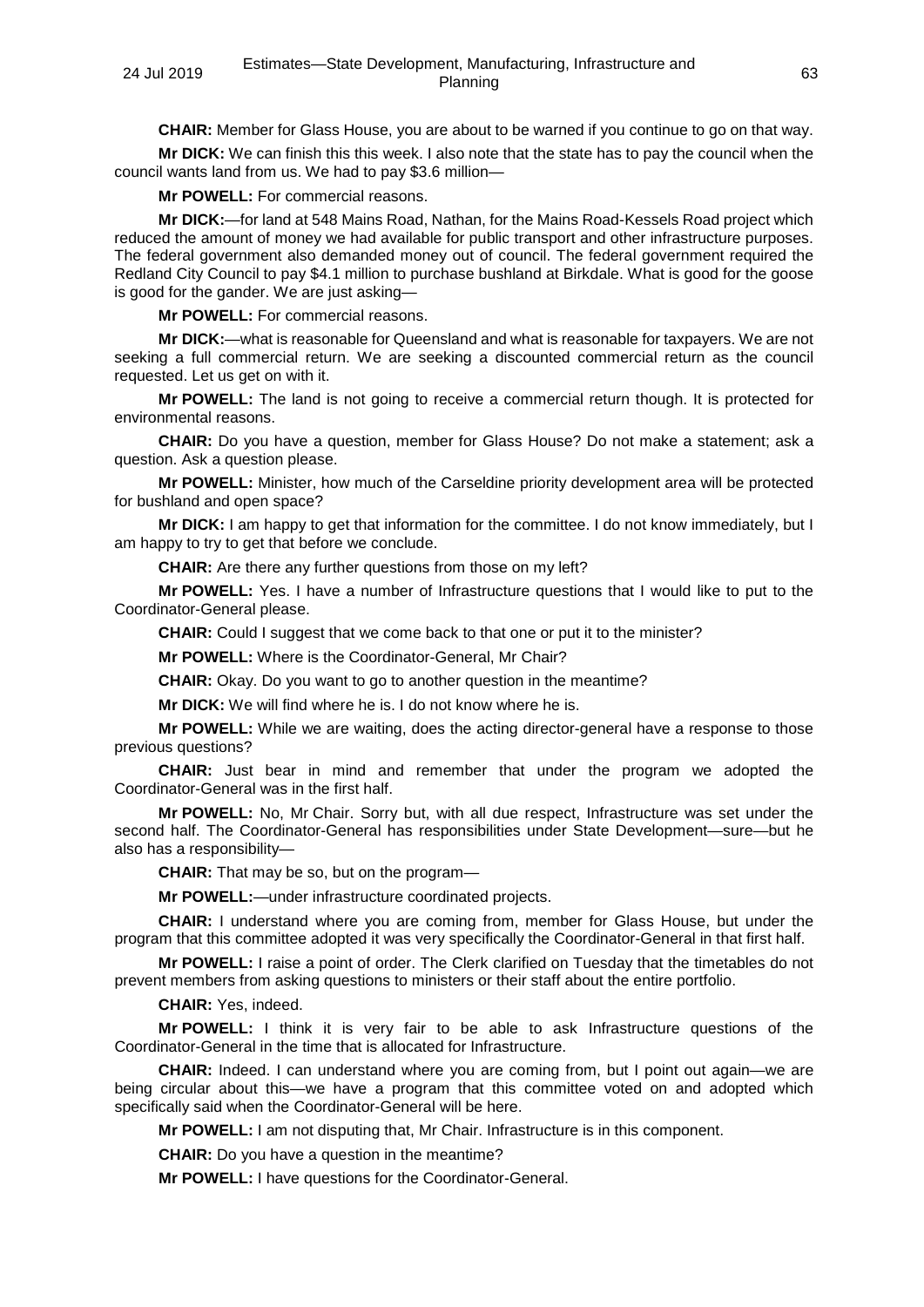**CHAIR:** Member for Glass House, you are about to be warned if you continue to go on that way.

**Mr DICK:** We can finish this this week. I also note that the state has to pay the council when the council wants land from us. We had to pay $3.6 million—

**Mr POWELL:** For commercial reasons.

**Mr DICK:**—for land at 548 Mains Road, Nathan, for the Mains Road-Kessels Road project which reduced the amount of money we had available for public transport and other infrastructure purposes. The federal government also demanded money out of council. The federal government required the Redland City Council to pay $4.1 million to purchase bushland at Birkdale. What is good for the goose is good for the gander. We are just asking—

**Mr POWELL:** For commercial reasons.

**Mr DICK:**—what is reasonable for Queensland and what is reasonable for taxpayers. We are not seeking a full commercial return. We are seeking a discounted commercial return as the council requested. Let us get on with it.

**Mr POWELL:** The land is not going to receive a commercial return though. It is protected for environmental reasons.

**CHAIR:** Do you have a question, member for Glass House? Do not make a statement; ask a question. Ask a question please.

**Mr POWELL:** Minister, how much of the Carseldine priority development area will be protected for bushland and open space?

**Mr DICK:** I am happy to get that information for the committee. I do not know immediately, but I am happy to try to get that before we conclude.

**CHAIR:** Are there any further questions from those on my left?

**Mr POWELL:** Yes. I have a number of Infrastructure questions that I would like to put to the Coordinator-General please.

**CHAIR:** Could I suggest that we come back to that one or put it to the minister?

**Mr POWELL:** Where is the Coordinator-General, Mr Chair?

**CHAIR:** Okay. Do you want to go to another question in the meantime?

**Mr DICK:** We will find where he is. I do not know where he is.

**Mr POWELL:** While we are waiting, does the acting director-general have a response to those previous questions?

**CHAIR:** Just bear in mind and remember that under the program we adopted the Coordinator-General was in the first half.

**Mr POWELL:** No, Mr Chair. Sorry but, with all due respect, Infrastructure was set under the second half. The Coordinator-General has responsibilities under State Development—sure—but he also has a responsibility—

**CHAIR:** That may be so, but on the program—

**Mr POWELL:**—under infrastructure coordinated projects.

**CHAIR:** I understand where you are coming from, member for Glass House, but under the program that this committee adopted it was very specifically the Coordinator-General in that first half.

**Mr POWELL:** I raise a point of order. The Clerk clarified on Tuesday that the timetables do not prevent members from asking questions to ministers or their staff about the entire portfolio.

**CHAIR:** Yes, indeed.

**Mr POWELL:** I think it is very fair to be able to ask Infrastructure questions of the Coordinator-General in the time that is allocated for Infrastructure.

**CHAIR:** Indeed. I can understand where you are coming from, but I point out again—we are being circular about this—we have a program that this committee voted on and adopted which specifically said when the Coordinator-General will be here.

**Mr POWELL:** I am not disputing that, Mr Chair. Infrastructure is in this component.

**CHAIR:** Do you have a question in the meantime?

**Mr POWELL:** I have questions for the Coordinator-General.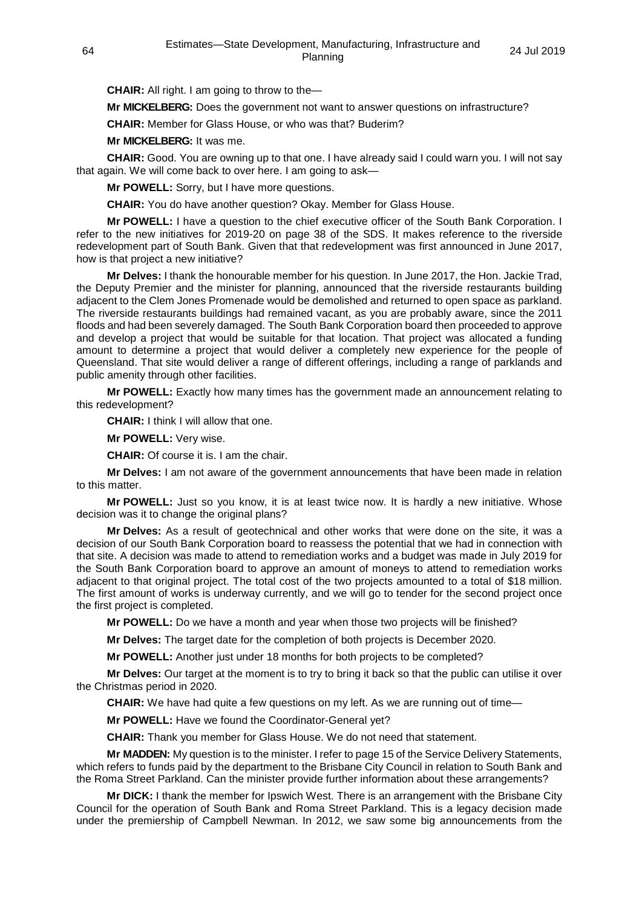**CHAIR:** All right. I am going to throw to the—

**Mr MICKELBERG:** Does the government not want to answer questions on infrastructure?

**CHAIR:** Member for Glass House, or who was that? Buderim?

**Mr MICKELBERG:** It was me.

**CHAIR:** Good. You are owning up to that one. I have already said I could warn you. I will not say that again. We will come back to over here. I am going to ask—

**Mr POWELL:** Sorry, but I have more questions.

**CHAIR:** You do have another question? Okay. Member for Glass House.

**Mr POWELL:** I have a question to the chief executive officer of the South Bank Corporation. I refer to the new initiatives for 2019-20 on page 38 of the SDS. It makes reference to the riverside redevelopment part of South Bank. Given that that redevelopment was first announced in June 2017, how is that project a new initiative?

**Mr Delves:** I thank the honourable member for his question. In June 2017, the Hon. Jackie Trad, the Deputy Premier and the minister for planning, announced that the riverside restaurants building adjacent to the Clem Jones Promenade would be demolished and returned to open space as parkland. The riverside restaurants buildings had remained vacant, as you are probably aware, since the 2011 floods and had been severely damaged. The South Bank Corporation board then proceeded to approve and develop a project that would be suitable for that location. That project was allocated a funding amount to determine a project that would deliver a completely new experience for the people of Queensland. That site would deliver a range of different offerings, including a range of parklands and public amenity through other facilities.

**Mr POWELL:** Exactly how many times has the government made an announcement relating to this redevelopment?

**CHAIR:** I think I will allow that one.

**Mr POWELL:** Very wise.

**CHAIR:** Of course it is. I am the chair.

**Mr Delves:** I am not aware of the government announcements that have been made in relation to this matter.

**Mr POWELL:** Just so you know, it is at least twice now. It is hardly a new initiative. Whose decision was it to change the original plans?

**Mr Delves:** As a result of geotechnical and other works that were done on the site, it was a decision of our South Bank Corporation board to reassess the potential that we had in connection with that site. A decision was made to attend to remediation works and a budget was made in July 2019 for the South Bank Corporation board to approve an amount of moneys to attend to remediation works adjacent to that original project. The total cost of the two projects amounted to a total of $18 million. The first amount of works is underway currently, and we will go to tender for the second project once the first project is completed.

**Mr POWELL:** Do we have a month and year when those two projects will be finished?

**Mr Delves:** The target date for the completion of both projects is December 2020.

**Mr POWELL:** Another just under 18 months for both projects to be completed?

**Mr Delves:** Our target at the moment is to try to bring it back so that the public can utilise it over the Christmas period in 2020.

**CHAIR:** We have had quite a few questions on my left. As we are running out of time—

**Mr POWELL:** Have we found the Coordinator-General yet?

**CHAIR:** Thank you member for Glass House. We do not need that statement.

**Mr MADDEN:** My question is to the minister. I refer to page 15 of the Service Delivery Statements, which refers to funds paid by the department to the Brisbane City Council in relation to South Bank and the Roma Street Parkland. Can the minister provide further information about these arrangements?

**Mr DICK:** I thank the member for Ipswich West. There is an arrangement with the Brisbane City Council for the operation of South Bank and Roma Street Parkland. This is a legacy decision made under the premiership of Campbell Newman. In 2012, we saw some big announcements from the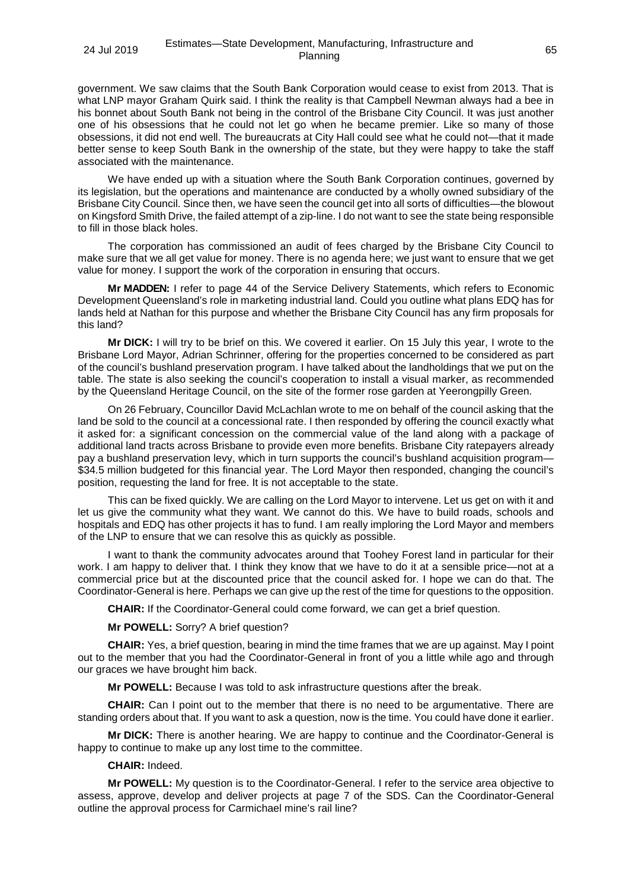government. We saw claims that the South Bank Corporation would cease to exist from 2013. That is what LNP mayor Graham Quirk said. I think the reality is that Campbell Newman always had a bee in his bonnet about South Bank not being in the control of the Brisbane City Council. It was just another one of his obsessions that he could not let go when he became premier. Like so many of those obsessions, it did not end well. The bureaucrats at City Hall could see what he could not—that it made better sense to keep South Bank in the ownership of the state, but they were happy to take the staff associated with the maintenance.

We have ended up with a situation where the South Bank Corporation continues, governed by its legislation, but the operations and maintenance are conducted by a wholly owned subsidiary of the Brisbane City Council. Since then, we have seen the council get into all sorts of difficulties—the blowout on Kingsford Smith Drive, the failed attempt of a zip-line. I do not want to see the state being responsible to fill in those black holes.

The corporation has commissioned an audit of fees charged by the Brisbane City Council to make sure that we all get value for money. There is no agenda here; we just want to ensure that we get value for money. I support the work of the corporation in ensuring that occurs.

**Mr MADDEN:** I refer to page 44 of the Service Delivery Statements, which refers to Economic Development Queensland's role in marketing industrial land. Could you outline what plans EDQ has for lands held at Nathan for this purpose and whether the Brisbane City Council has any firm proposals for this land?

**Mr DICK:** I will try to be brief on this. We covered it earlier. On 15 July this year, I wrote to the Brisbane Lord Mayor, Adrian Schrinner, offering for the properties concerned to be considered as part of the council's bushland preservation program. I have talked about the landholdings that we put on the table. The state is also seeking the council's cooperation to install a visual marker, as recommended by the Queensland Heritage Council, on the site of the former rose garden at Yeerongpilly Green.

On 26 February, Councillor David McLachlan wrote to me on behalf of the council asking that the land be sold to the council at a concessional rate. I then responded by offering the council exactly what it asked for: a significant concession on the commercial value of the land along with a package of additional land tracts across Brisbane to provide even more benefits. Brisbane City ratepayers already pay a bushland preservation levy, which in turn supports the council's bushland acquisition program—$34.5 million budgeted for this financial year. The Lord Mayor then responded, changing the council's position, requesting the land for free. It is not acceptable to the state.

This can be fixed quickly. We are calling on the Lord Mayor to intervene. Let us get on with it and let us give the community what they want. We cannot do this. We have to build roads, schools and hospitals and EDQ has other projects it has to fund. I am really imploring the Lord Mayor and members of the LNP to ensure that we can resolve this as quickly as possible.

I want to thank the community advocates around that Toohey Forest land in particular for their work. I am happy to deliver that. I think they know that we have to do it at a sensible price—not at a commercial price but at the discounted price that the council asked for. I hope we can do that. The Coordinator-General is here. Perhaps we can give up the rest of the time for questions to the opposition.

**CHAIR:** If the Coordinator-General could come forward, we can get a brief question.

**Mr POWELL:** Sorry? A brief question?

**CHAIR:** Yes, a brief question, bearing in mind the time frames that we are up against. May I point out to the member that you had the Coordinator-General in front of you a little while ago and through our graces we have brought him back.

**Mr POWELL:** Because I was told to ask infrastructure questions after the break.

**CHAIR:** Can I point out to the member that there is no need to be argumentative. There are standing orders about that. If you want to ask a question, now is the time. You could have done it earlier.

**Mr DICK:** There is another hearing. We are happy to continue and the Coordinator-General is happy to continue to make up any lost time to the committee.

**CHAIR:** Indeed.

**Mr POWELL:** My question is to the Coordinator-General. I refer to the service area objective to assess, approve, develop and deliver projects at page 7 of the SDS. Can the Coordinator-General outline the approval process for Carmichael mine's rail line?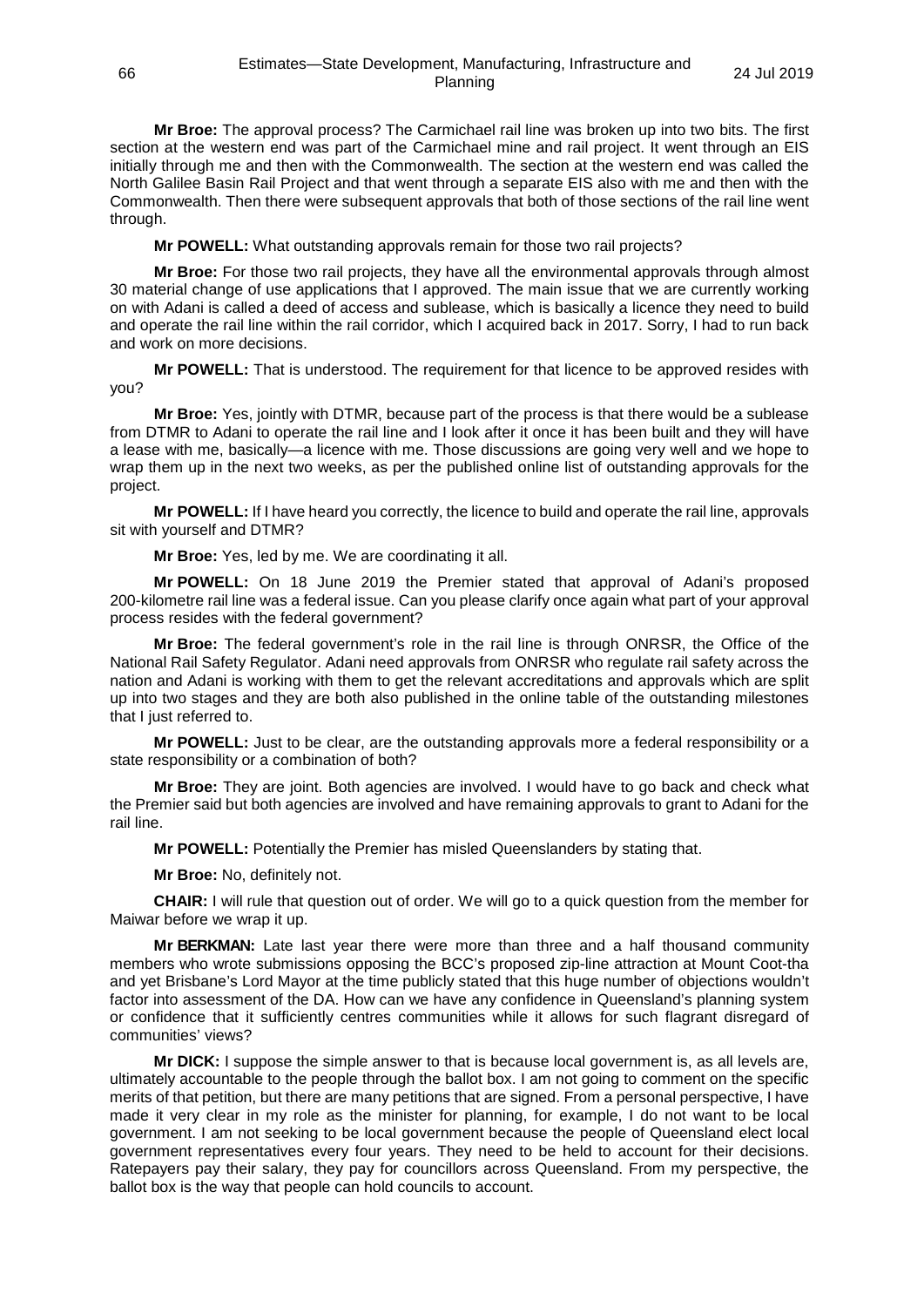**Mr Broe:** The approval process? The Carmichael rail line was broken up into two bits. The first section at the western end was part of the Carmichael mine and rail project. It went through an EIS initially through me and then with the Commonwealth. The section at the western end was called the North Galilee Basin Rail Project and that went through a separate EIS also with me and then with the Commonwealth. Then there were subsequent approvals that both of those sections of the rail line went through.

**Mr POWELL:** What outstanding approvals remain for those two rail projects?

**Mr Broe:** For those two rail projects, they have all the environmental approvals through almost 30 material change of use applications that I approved. The main issue that we are currently working on with Adani is called a deed of access and sublease, which is basically a licence they need to build and operate the rail line within the rail corridor, which I acquired back in 2017. Sorry, I had to run back and work on more decisions.

**Mr POWELL:** That is understood. The requirement for that licence to be approved resides with you?

**Mr Broe:** Yes, jointly with DTMR, because part of the process is that there would be a sublease from DTMR to Adani to operate the rail line and I look after it once it has been built and they will have a lease with me, basically—a licence with me. Those discussions are going very well and we hope to wrap them up in the next two weeks, as per the published online list of outstanding approvals for the project.

**Mr POWELL:** If I have heard you correctly, the licence to build and operate the rail line, approvals sit with yourself and DTMR?

**Mr Broe:** Yes, led by me. We are coordinating it all.

**Mr POWELL:** On 18 June 2019 the Premier stated that approval of Adani's proposed 200-kilometre rail line was a federal issue. Can you please clarify once again what part of your approval process resides with the federal government?

**Mr Broe:** The federal government's role in the rail line is through ONRSR, the Office of the National Rail Safety Regulator. Adani need approvals from ONRSR who regulate rail safety across the nation and Adani is working with them to get the relevant accreditations and approvals which are split up into two stages and they are both also published in the online table of the outstanding milestones that I just referred to.

**Mr POWELL:** Just to be clear, are the outstanding approvals more a federal responsibility or a state responsibility or a combination of both?

**Mr Broe:** They are joint. Both agencies are involved. I would have to go back and check what the Premier said but both agencies are involved and have remaining approvals to grant to Adani for the rail line.

**Mr POWELL:** Potentially the Premier has misled Queenslanders by stating that.

**Mr Broe:** No, definitely not.

**CHAIR:** I will rule that question out of order. We will go to a quick question from the member for Maiwar before we wrap it up.

**Mr BERKMAN:** Late last year there were more than three and a half thousand community members who wrote submissions opposing the BCC's proposed zip-line attraction at Mount Coot-tha and yet Brisbane's Lord Mayor at the time publicly stated that this huge number of objections wouldn't factor into assessment of the DA. How can we have any confidence in Queensland's planning system or confidence that it sufficiently centres communities while it allows for such flagrant disregard of communities' views?

**Mr DICK:** I suppose the simple answer to that is because local government is, as all levels are, ultimately accountable to the people through the ballot box. I am not going to comment on the specific merits of that petition, but there are many petitions that are signed. From a personal perspective, I have made it very clear in my role as the minister for planning, for example, I do not want to be local government. I am not seeking to be local government because the people of Queensland elect local government representatives every four years. They need to be held to account for their decisions. Ratepayers pay their salary, they pay for councillors across Queensland. From my perspective, the ballot box is the way that people can hold councils to account.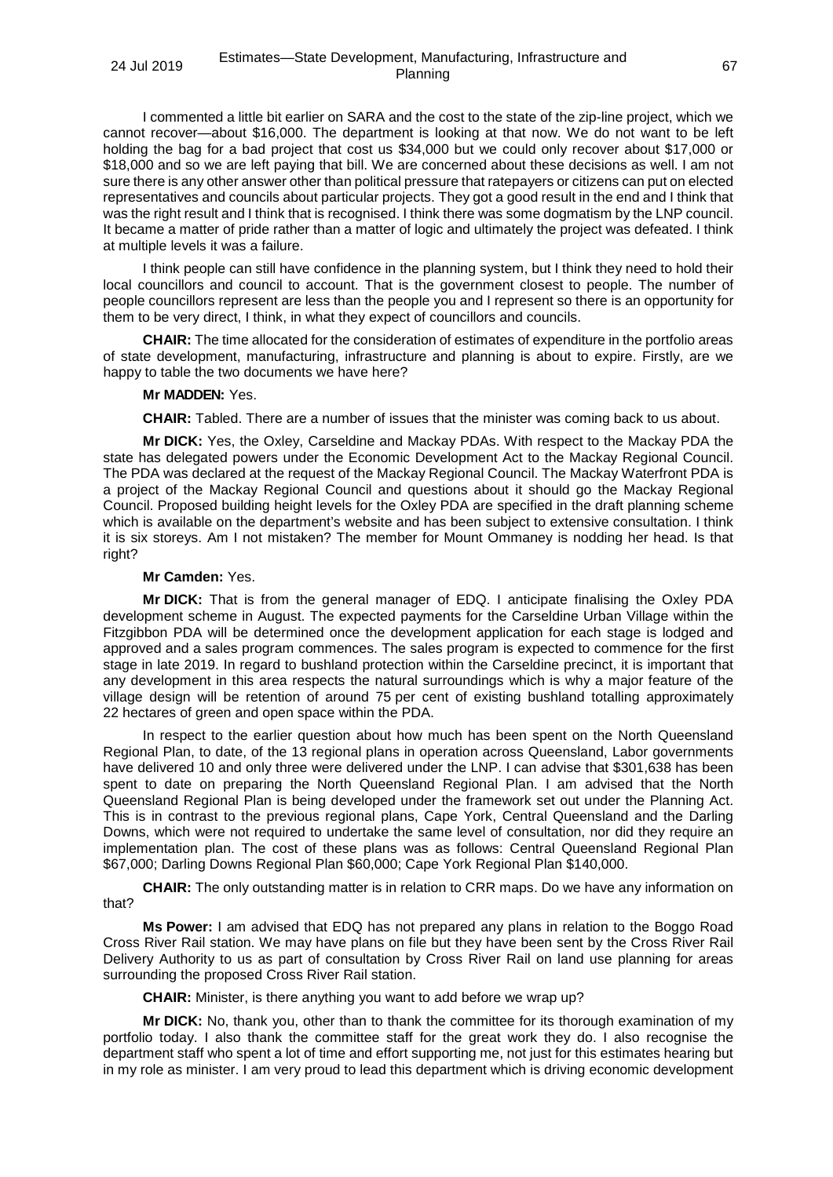I commented a little bit earlier on SARA and the cost to the state of the zip-line project, which we cannot recover—about $16,000. The department is looking at that now. We do not want to be left holding the bag for a bad project that cost us $34,000 but we could only recover about $17,000 or $18,000 and so we are left paying that bill. We are concerned about these decisions as well. I am not sure there is any other answer other than political pressure that ratepayers or citizens can put on elected representatives and councils about particular projects. They got a good result in the end and I think that was the right result and I think that is recognised. I think there was some dogmatism by the LNP council. It became a matter of pride rather than a matter of logic and ultimately the project was defeated. I think at multiple levels it was a failure.

I think people can still have confidence in the planning system, but I think they need to hold their local councillors and council to account. That is the government closest to people. The number of people councillors represent are less than the people you and I represent so there is an opportunity for them to be very direct, I think, in what they expect of councillors and councils.

**CHAIR:** The time allocated for the consideration of estimates of expenditure in the portfolio areas of state development, manufacturing, infrastructure and planning is about to expire. Firstly, are we happy to table the two documents we have here?

**Mr MADDEN:** Yes.

**CHAIR:** Tabled. There are a number of issues that the minister was coming back to us about.

**Mr DICK:** Yes, the Oxley, Carseldine and Mackay PDAs. With respect to the Mackay PDA the state has delegated powers under the Economic Development Act to the Mackay Regional Council. The PDA was declared at the request of the Mackay Regional Council. The Mackay Waterfront PDA is a project of the Mackay Regional Council and questions about it should go the Mackay Regional Council. Proposed building height levels for the Oxley PDA are specified in the draft planning scheme which is available on the department's website and has been subject to extensive consultation. I think it is six storeys. Am I not mistaken? The member for Mount Ommaney is nodding her head. Is that right?

**Mr Camden:** Yes.

**Mr DICK:** That is from the general manager of EDQ. I anticipate finalising the Oxley PDA development scheme in August. The expected payments for the Carseldine Urban Village within the Fitzgibbon PDA will be determined once the development application for each stage is lodged and approved and a sales program commences. The sales program is expected to commence for the first stage in late 2019. In regard to bushland protection within the Carseldine precinct, it is important that any development in this area respects the natural surroundings which is why a major feature of the village design will be retention of around 75 per cent of existing bushland totalling approximately 22 hectares of green and open space within the PDA.

In respect to the earlier question about how much has been spent on the North Queensland Regional Plan, to date, of the 13 regional plans in operation across Queensland, Labor governments have delivered 10 and only three were delivered under the LNP. I can advise that $301,638 has been spent to date on preparing the North Queensland Regional Plan. I am advised that the North Queensland Regional Plan is being developed under the framework set out under the Planning Act. This is in contrast to the previous regional plans, Cape York, Central Queensland and the Darling Downs, which were not required to undertake the same level of consultation, nor did they require an implementation plan. The cost of these plans was as follows: Central Queensland Regional Plan $67,000; Darling Downs Regional Plan $60,000; Cape York Regional Plan $140,000.

**CHAIR:** The only outstanding matter is in relation to CRR maps. Do we have any information on that?

**Ms Power:** I am advised that EDQ has not prepared any plans in relation to the Boggo Road Cross River Rail station. We may have plans on file but they have been sent by the Cross River Rail Delivery Authority to us as part of consultation by Cross River Rail on land use planning for areas surrounding the proposed Cross River Rail station.

**CHAIR:** Minister, is there anything you want to add before we wrap up?

**Mr DICK:** No, thank you, other than to thank the committee for its thorough examination of my portfolio today. I also thank the committee staff for the great work they do. I also recognise the department staff who spent a lot of time and effort supporting me, not just for this estimates hearing but in my role as minister. I am very proud to lead this department which is driving economic development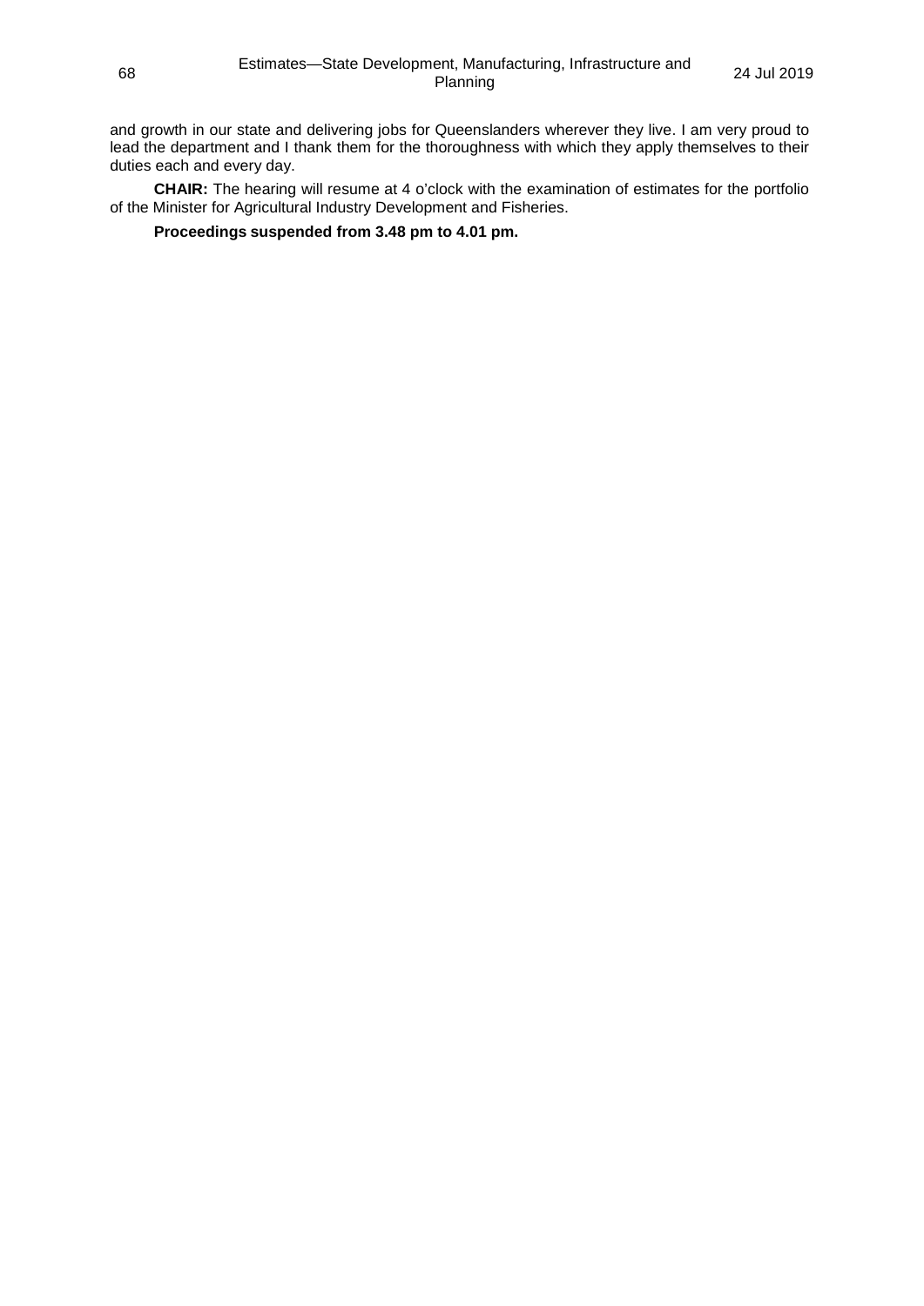and growth in our state and delivering jobs for Queenslanders wherever they live. I am very proud to lead the department and I thank them for the thoroughness with which they apply themselves to their duties each and every day.

**CHAIR:** The hearing will resume at 4 o'clock with the examination of estimates for the portfolio of the Minister for Agricultural Industry Development and Fisheries.

**Proceedings suspended from 3.48 pm to 4.01 pm.**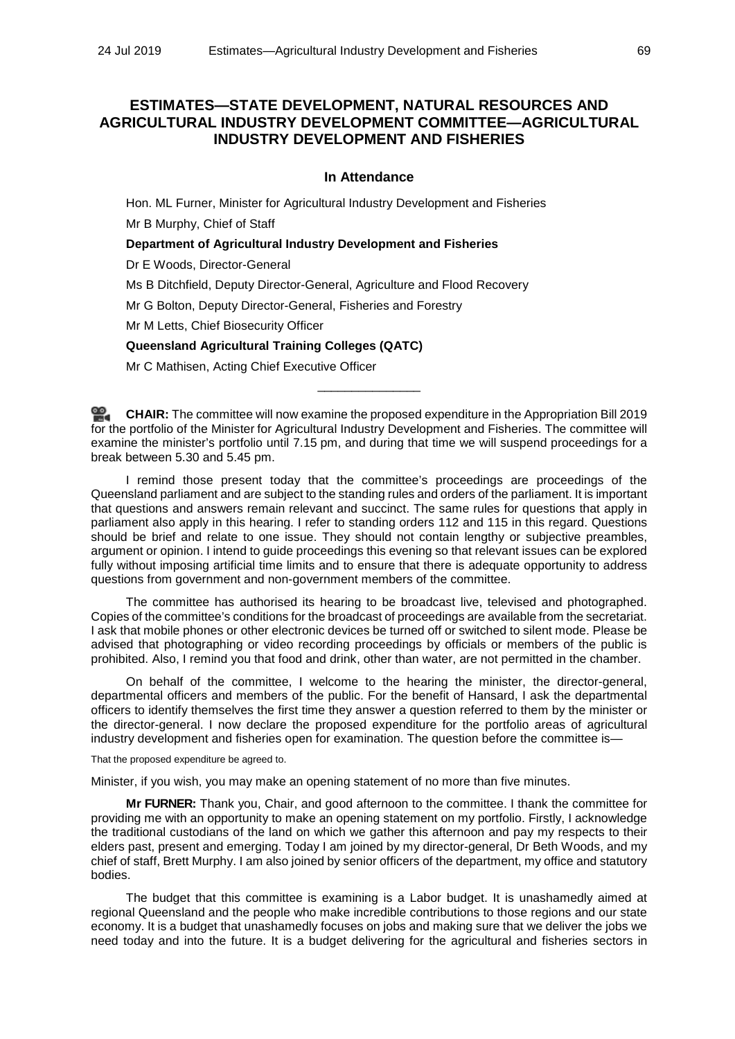## ESTIMATES—STATE DEVELOPMENT, NATURAL RESOURCES AND AGRICULTURAL INDUSTRY DEVELOPMENT COMMITTEE—AGRICULTURAL INDUSTRY DEVELOPMENT AND FISHERIES

### In Attendance

Hon. ML Furner, Minister for Agricultural Industry Development and Fisheries

Mr B Murphy, Chief of Staff

**Department of Agricultural Industry Development and Fisheries**

Dr E Woods, Director-General

Ms B Ditchfield, Deputy Director-General, Agriculture and Flood Recovery

Mr G Bolton, Deputy Director-General, Fisheries and Forestry

Mr M Letts, Chief Biosecurity Officer

**Queensland Agricultural Training Colleges (QATC)**

Mr C Mathisen, Acting Chief Executive Officer

---

**CHAIR:** The committee will now examine the proposed expenditure in the Appropriation Bill 2019 for the portfolio of the Minister for Agricultural Industry Development and Fisheries. The committee will examine the minister's portfolio until 7.15 pm, and during that time we will suspend proceedings for a break between 5.30 and 5.45 pm.

I remind those present today that the committee's proceedings are proceedings of the Queensland parliament and are subject to the standing rules and orders of the parliament. It is important that questions and answers remain relevant and succinct. The same rules for questions that apply in parliament also apply in this hearing. I refer to standing orders 112 and 115 in this regard. Questions should be brief and relate to one issue. They should not contain lengthy or subjective preambles, argument or opinion. I intend to guide proceedings this evening so that relevant issues can be explored fully without imposing artificial time limits and to ensure that there is adequate opportunity to address questions from government and non-government members of the committee.

The committee has authorised its hearing to be broadcast live, televised and photographed. Copies of the committee's conditions for the broadcast of proceedings are available from the secretariat. I ask that mobile phones or other electronic devices be turned off or switched to silent mode. Please be advised that photographing or video recording proceedings by officials or members of the public is prohibited. Also, I remind you that food and drink, other than water, are not permitted in the chamber.

On behalf of the committee, I welcome to the hearing the minister, the director-general, departmental officers and members of the public. For the benefit of Hansard, I ask the departmental officers to identify themselves the first time they answer a question referred to them by the minister or the director-general. I now declare the proposed expenditure for the portfolio areas of agricultural industry development and fisheries open for examination. The question before the committee is—

That the proposed expenditure be agreed to.

Minister, if you wish, you may make an opening statement of no more than five minutes.

**Mr FURNER:** Thank you, Chair, and good afternoon to the committee. I thank the committee for providing me with an opportunity to make an opening statement on my portfolio. Firstly, I acknowledge the traditional custodians of the land on which we gather this afternoon and pay my respects to their elders past, present and emerging. Today I am joined by my director-general, Dr Beth Woods, and my chief of staff, Brett Murphy. I am also joined by senior officers of the department, my office and statutory bodies.

The budget that this committee is examining is a Labor budget. It is unashamedly aimed at regional Queensland and the people who make incredible contributions to those regions and our state economy. It is a budget that unashamedly focuses on jobs and making sure that we deliver the jobs we need today and into the future. It is a budget delivering for the agricultural and fisheries sectors in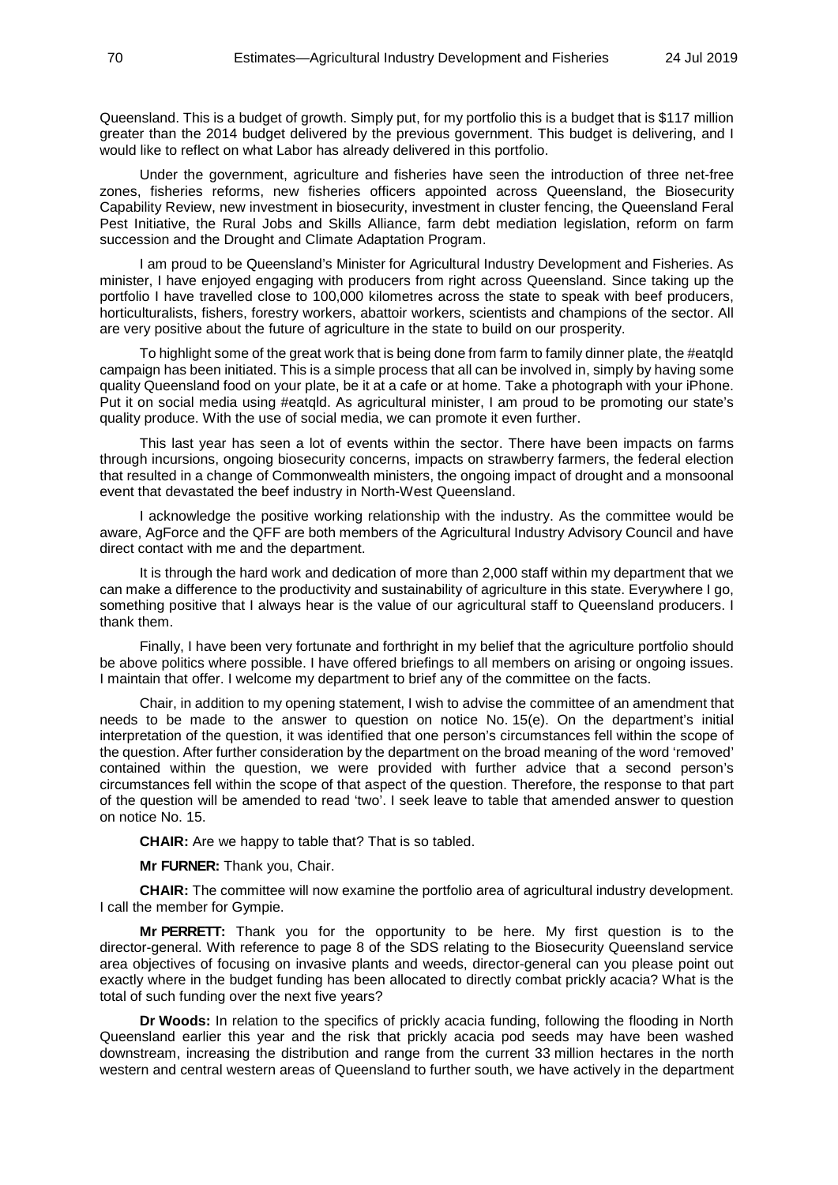Queensland. This is a budget of growth. Simply put, for my portfolio this is a budget that is $117 million greater than the 2014 budget delivered by the previous government. This budget is delivering, and I would like to reflect on what Labor has already delivered in this portfolio.

Under the government, agriculture and fisheries have seen the introduction of three net-free zones, fisheries reforms, new fisheries officers appointed across Queensland, the Biosecurity Capability Review, new investment in biosecurity, investment in cluster fencing, the Queensland Feral Pest Initiative, the Rural Jobs and Skills Alliance, farm debt mediation legislation, reform on farm succession and the Drought and Climate Adaptation Program.

I am proud to be Queensland's Minister for Agricultural Industry Development and Fisheries. As minister, I have enjoyed engaging with producers from right across Queensland. Since taking up the portfolio I have travelled close to 100,000 kilometres across the state to speak with beef producers, horticulturalists, fishers, forestry workers, abattoir workers, scientists and champions of the sector. All are very positive about the future of agriculture in the state to build on our prosperity.

To highlight some of the great work that is being done from farm to family dinner plate, the #eatqld campaign has been initiated. This is a simple process that all can be involved in, simply by having some quality Queensland food on your plate, be it at a cafe or at home. Take a photograph with your iPhone. Put it on social media using #eatqld. As agricultural minister, I am proud to be promoting our state's quality produce. With the use of social media, we can promote it even further.

This last year has seen a lot of events within the sector. There have been impacts on farms through incursions, ongoing biosecurity concerns, impacts on strawberry farmers, the federal election that resulted in a change of Commonwealth ministers, the ongoing impact of drought and a monsoonal event that devastated the beef industry in North-West Queensland.

I acknowledge the positive working relationship with the industry. As the committee would be aware, AgForce and the QFF are both members of the Agricultural Industry Advisory Council and have direct contact with me and the department.

It is through the hard work and dedication of more than 2,000 staff within my department that we can make a difference to the productivity and sustainability of agriculture in this state. Everywhere I go, something positive that I always hear is the value of our agricultural staff to Queensland producers. I thank them.

Finally, I have been very fortunate and forthright in my belief that the agriculture portfolio should be above politics where possible. I have offered briefings to all members on arising or ongoing issues. I maintain that offer. I welcome my department to brief any of the committee on the facts.

Chair, in addition to my opening statement, I wish to advise the committee of an amendment that needs to be made to the answer to question on notice No. 15(e). On the department's initial interpretation of the question, it was identified that one person's circumstances fell within the scope of the question. After further consideration by the department on the broad meaning of the word 'removed' contained within the question, we were provided with further advice that a second person's circumstances fell within the scope of that aspect of the question. Therefore, the response to that part of the question will be amended to read 'two'. I seek leave to table that amended answer to question on notice No. 15.

**CHAIR:** Are we happy to table that? That is so tabled.

**Mr FURNER:** Thank you, Chair.

**CHAIR:** The committee will now examine the portfolio area of agricultural industry development. I call the member for Gympie.

**Mr PERRETT:** Thank you for the opportunity to be here. My first question is to the director-general. With reference to page 8 of the SDS relating to the Biosecurity Queensland service area objectives of focusing on invasive plants and weeds, director-general can you please point out exactly where in the budget funding has been allocated to directly combat prickly acacia? What is the total of such funding over the next five years?

**Dr Woods:** In relation to the specifics of prickly acacia funding, following the flooding in North Queensland earlier this year and the risk that prickly acacia pod seeds may have been washed downstream, increasing the distribution and range from the current 33 million hectares in the north western and central western areas of Queensland to further south, we have actively in the department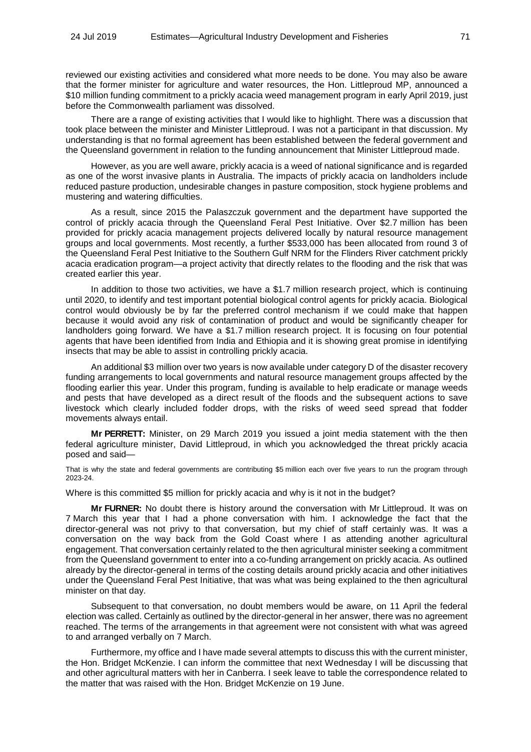reviewed our existing activities and considered what more needs to be done. You may also be aware that the former minister for agriculture and water resources, the Hon. Littleproud MP, announced a $10 million funding commitment to a prickly acacia weed management program in early April 2019, just before the Commonwealth parliament was dissolved.

There are a range of existing activities that I would like to highlight. There was a discussion that took place between the minister and Minister Littleproud. I was not a participant in that discussion. My understanding is that no formal agreement has been established between the federal government and the Queensland government in relation to the funding announcement that Minister Littleproud made.

However, as you are well aware, prickly acacia is a weed of national significance and is regarded as one of the worst invasive plants in Australia. The impacts of prickly acacia on landholders include reduced pasture production, undesirable changes in pasture composition, stock hygiene problems and mustering and watering difficulties.

As a result, since 2015 the Palaszczuk government and the department have supported the control of prickly acacia through the Queensland Feral Pest Initiative. Over $2.7 million has been provided for prickly acacia management projects delivered locally by natural resource management groups and local governments. Most recently, a further $533,000 has been allocated from round 3 of the Queensland Feral Pest Initiative to the Southern Gulf NRM for the Flinders River catchment prickly acacia eradication program—a project activity that directly relates to the flooding and the risk that was created earlier this year.

In addition to those two activities, we have a $1.7 million research project, which is continuing until 2020, to identify and test important potential biological control agents for prickly acacia. Biological control would obviously be by far the preferred control mechanism if we could make that happen because it would avoid any risk of contamination of product and would be significantly cheaper for landholders going forward. We have a $1.7 million research project. It is focusing on four potential agents that have been identified from India and Ethiopia and it is showing great promise in identifying insects that may be able to assist in controlling prickly acacia.

An additional $3 million over two years is now available under category D of the disaster recovery funding arrangements to local governments and natural resource management groups affected by the flooding earlier this year. Under this program, funding is available to help eradicate or manage weeds and pests that have developed as a direct result of the floods and the subsequent actions to save livestock which clearly included fodder drops, with the risks of weed seed spread that fodder movements always entail.

**Mr PERRETT:** Minister, on 29 March 2019 you issued a joint media statement with the then federal agriculture minister, David Littleproud, in which you acknowledged the threat prickly acacia posed and said—

That is why the state and federal governments are contributing $5 million each over five years to run the program through 2023-24.

Where is this committed $5 million for prickly acacia and why is it not in the budget?

**Mr FURNER:** No doubt there is history around the conversation with Mr Littleproud. It was on 7 March this year that I had a phone conversation with him. I acknowledge the fact that the director-general was not privy to that conversation, but my chief of staff certainly was. It was a conversation on the way back from the Gold Coast where I as attending another agricultural engagement. That conversation certainly related to the then agricultural minister seeking a commitment from the Queensland government to enter into a co-funding arrangement on prickly acacia. As outlined already by the director-general in terms of the costing details around prickly acacia and other initiatives under the Queensland Feral Pest Initiative, that was what was being explained to the then agricultural minister on that day.

Subsequent to that conversation, no doubt members would be aware, on 11 April the federal election was called. Certainly as outlined by the director-general in her answer, there was no agreement reached. The terms of the arrangements in that agreement were not consistent with what was agreed to and arranged verbally on 7 March.

Furthermore, my office and I have made several attempts to discuss this with the current minister, the Hon. Bridget McKenzie. I can inform the committee that next Wednesday I will be discussing that and other agricultural matters with her in Canberra. I seek leave to table the correspondence related to the matter that was raised with the Hon. Bridget McKenzie on 19 June.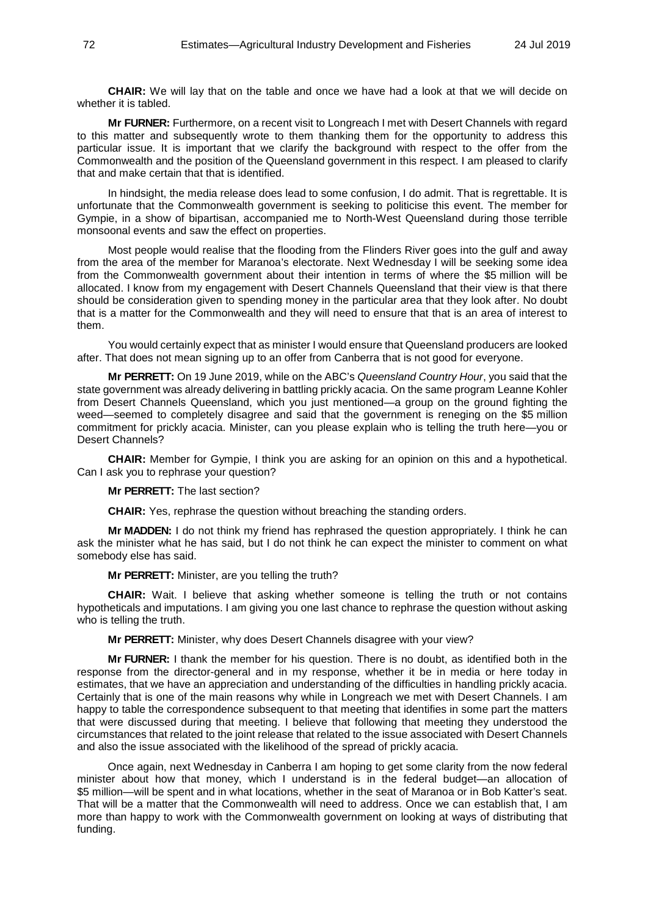**CHAIR:** We will lay that on the table and once we have had a look at that we will decide on whether it is tabled.

**Mr FURNER:** Furthermore, on a recent visit to Longreach I met with Desert Channels with regard to this matter and subsequently wrote to them thanking them for the opportunity to address this particular issue. It is important that we clarify the background with respect to the offer from the Commonwealth and the position of the Queensland government in this respect. I am pleased to clarify that and make certain that that is identified.

In hindsight, the media release does lead to some confusion, I do admit. That is regrettable. It is unfortunate that the Commonwealth government is seeking to politicise this event. The member for Gympie, in a show of bipartisan, accompanied me to North-West Queensland during those terrible monsoonal events and saw the effect on properties.

Most people would realise that the flooding from the Flinders River goes into the gulf and away from the area of the member for Maranoa's electorate. Next Wednesday I will be seeking some idea from the Commonwealth government about their intention in terms of where the $5 million will be allocated. I know from my engagement with Desert Channels Queensland that their view is that there should be consideration given to spending money in the particular area that they look after. No doubt that is a matter for the Commonwealth and they will need to ensure that that is an area of interest to them.

You would certainly expect that as minister I would ensure that Queensland producers are looked after. That does not mean signing up to an offer from Canberra that is not good for everyone.

**Mr PERRETT:** On 19 June 2019, while on the ABC's *Queensland Country Hour*, you said that the state government was already delivering in battling prickly acacia. On the same program Leanne Kohler from Desert Channels Queensland, which you just mentioned—a group on the ground fighting the weed—seemed to completely disagree and said that the government is reneging on the $5 million commitment for prickly acacia. Minister, can you please explain who is telling the truth here—you or Desert Channels?

**CHAIR:** Member for Gympie, I think you are asking for an opinion on this and a hypothetical. Can I ask you to rephrase your question?

**Mr PERRETT:** The last section?

**CHAIR:** Yes, rephrase the question without breaching the standing orders.

**Mr MADDEN:** I do not think my friend has rephrased the question appropriately. I think he can ask the minister what he has said, but I do not think he can expect the minister to comment on what somebody else has said.

**Mr PERRETT:** Minister, are you telling the truth?

**CHAIR:** Wait. I believe that asking whether someone is telling the truth or not contains hypotheticals and imputations. I am giving you one last chance to rephrase the question without asking who is telling the truth.

**Mr PERRETT:** Minister, why does Desert Channels disagree with your view?

**Mr FURNER:** I thank the member for his question. There is no doubt, as identified both in the response from the director-general and in my response, whether it be in media or here today in estimates, that we have an appreciation and understanding of the difficulties in handling prickly acacia. Certainly that is one of the main reasons why while in Longreach we met with Desert Channels. I am happy to table the correspondence subsequent to that meeting that identifies in some part the matters that were discussed during that meeting. I believe that following that meeting they understood the circumstances that related to the joint release that related to the issue associated with Desert Channels and also the issue associated with the likelihood of the spread of prickly acacia.

Once again, next Wednesday in Canberra I am hoping to get some clarity from the now federal minister about how that money, which I understand is in the federal budget—an allocation of $5 million—will be spent and in what locations, whether in the seat of Maranoa or in Bob Katter's seat. That will be a matter that the Commonwealth will need to address. Once we can establish that, I am more than happy to work with the Commonwealth government on looking at ways of distributing that funding.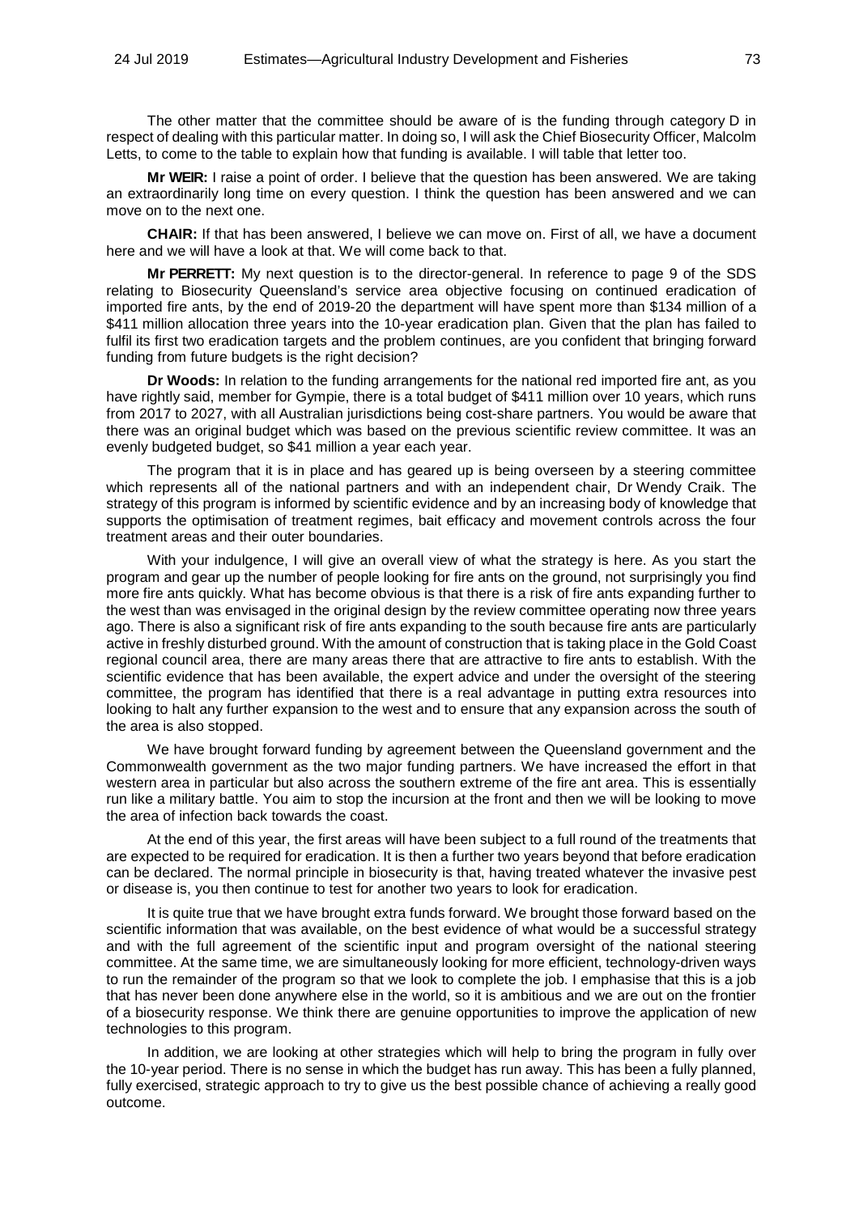The other matter that the committee should be aware of is the funding through category D in respect of dealing with this particular matter. In doing so, I will ask the Chief Biosecurity Officer, Malcolm Letts, to come to the table to explain how that funding is available. I will table that letter too.

**Mr WEIR:** I raise a point of order. I believe that the question has been answered. We are taking an extraordinarily long time on every question. I think the question has been answered and we can move on to the next one.

**CHAIR:** If that has been answered, I believe we can move on. First of all, we have a document here and we will have a look at that. We will come back to that.

**Mr PERRETT:** My next question is to the director-general. In reference to page 9 of the SDS relating to Biosecurity Queensland's service area objective focusing on continued eradication of imported fire ants, by the end of 2019-20 the department will have spent more than $134 million of a $411 million allocation three years into the 10-year eradication plan. Given that the plan has failed to fulfil its first two eradication targets and the problem continues, are you confident that bringing forward funding from future budgets is the right decision?

**Dr Woods:** In relation to the funding arrangements for the national red imported fire ant, as you have rightly said, member for Gympie, there is a total budget of $411 million over 10 years, which runs from 2017 to 2027, with all Australian jurisdictions being cost-share partners. You would be aware that there was an original budget which was based on the previous scientific review committee. It was an evenly budgeted budget, so $41 million a year each year.

The program that it is in place and has geared up is being overseen by a steering committee which represents all of the national partners and with an independent chair, Dr Wendy Craik. The strategy of this program is informed by scientific evidence and by an increasing body of knowledge that supports the optimisation of treatment regimes, bait efficacy and movement controls across the four treatment areas and their outer boundaries.

With your indulgence, I will give an overall view of what the strategy is here. As you start the program and gear up the number of people looking for fire ants on the ground, not surprisingly you find more fire ants quickly. What has become obvious is that there is a risk of fire ants expanding further to the west than was envisaged in the original design by the review committee operating now three years ago. There is also a significant risk of fire ants expanding to the south because fire ants are particularly active in freshly disturbed ground. With the amount of construction that is taking place in the Gold Coast regional council area, there are many areas there that are attractive to fire ants to establish. With the scientific evidence that has been available, the expert advice and under the oversight of the steering committee, the program has identified that there is a real advantage in putting extra resources into looking to halt any further expansion to the west and to ensure that any expansion across the south of the area is also stopped.

We have brought forward funding by agreement between the Queensland government and the Commonwealth government as the two major funding partners. We have increased the effort in that western area in particular but also across the southern extreme of the fire ant area. This is essentially run like a military battle. You aim to stop the incursion at the front and then we will be looking to move the area of infection back towards the coast.

At the end of this year, the first areas will have been subject to a full round of the treatments that are expected to be required for eradication. It is then a further two years beyond that before eradication can be declared. The normal principle in biosecurity is that, having treated whatever the invasive pest or disease is, you then continue to test for another two years to look for eradication.

It is quite true that we have brought extra funds forward. We brought those forward based on the scientific information that was available, on the best evidence of what would be a successful strategy and with the full agreement of the scientific input and program oversight of the national steering committee. At the same time, we are simultaneously looking for more efficient, technology-driven ways to run the remainder of the program so that we look to complete the job. I emphasise that this is a job that has never been done anywhere else in the world, so it is ambitious and we are out on the frontier of a biosecurity response. We think there are genuine opportunities to improve the application of new technologies to this program.

In addition, we are looking at other strategies which will help to bring the program in fully over the 10-year period. There is no sense in which the budget has run away. This has been a fully planned, fully exercised, strategic approach to try to give us the best possible chance of achieving a really good outcome.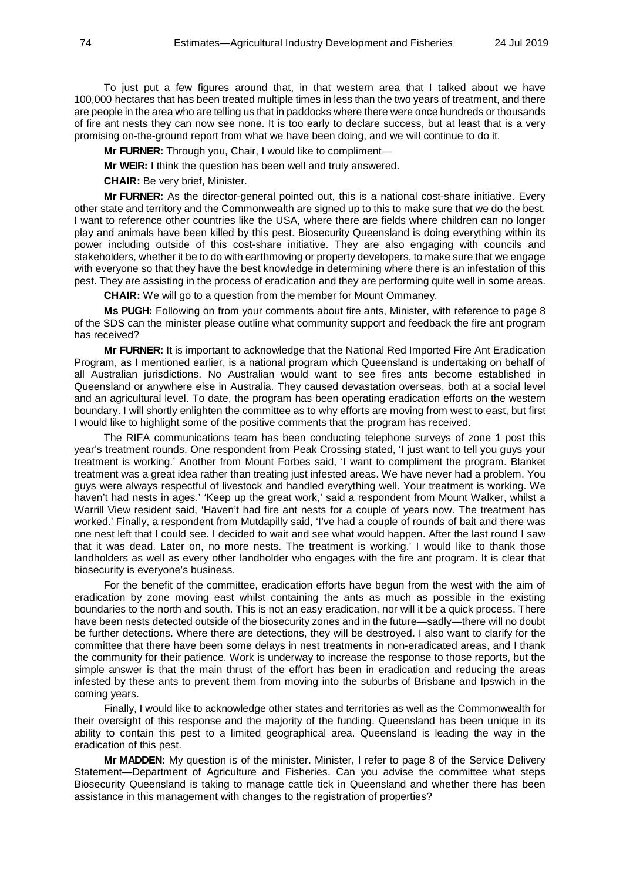To just put a few figures around that, in that western area that I talked about we have 100,000 hectares that has been treated multiple times in less than the two years of treatment, and there are people in the area who are telling us that in paddocks where there were once hundreds or thousands of fire ant nests they can now see none. It is too early to declare success, but at least that is a very promising on-the-ground report from what we have been doing, and we will continue to do it.

**Mr FURNER:** Through you, Chair, I would like to compliment—

**Mr WEIR:** I think the question has been well and truly answered.

**CHAIR:** Be very brief, Minister.

**Mr FURNER:** As the director-general pointed out, this is a national cost-share initiative. Every other state and territory and the Commonwealth are signed up to this to make sure that we do the best. I want to reference other countries like the USA, where there are fields where children can no longer play and animals have been killed by this pest. Biosecurity Queensland is doing everything within its power including outside of this cost-share initiative. They are also engaging with councils and stakeholders, whether it be to do with earthmoving or property developers, to make sure that we engage with everyone so that they have the best knowledge in determining where there is an infestation of this pest. They are assisting in the process of eradication and they are performing quite well in some areas.

**CHAIR:** We will go to a question from the member for Mount Ommaney.

**Ms PUGH:** Following on from your comments about fire ants, Minister, with reference to page 8 of the SDS can the minister please outline what community support and feedback the fire ant program has received?

**Mr FURNER:** It is important to acknowledge that the National Red Imported Fire Ant Eradication Program, as I mentioned earlier, is a national program which Queensland is undertaking on behalf of all Australian jurisdictions. No Australian would want to see fires ants become established in Queensland or anywhere else in Australia. They caused devastation overseas, both at a social level and an agricultural level. To date, the program has been operating eradication efforts on the western boundary. I will shortly enlighten the committee as to why efforts are moving from west to east, but first I would like to highlight some of the positive comments that the program has received.

The RIFA communications team has been conducting telephone surveys of zone 1 post this year's treatment rounds. One respondent from Peak Crossing stated, 'I just want to tell you guys your treatment is working.' Another from Mount Forbes said, 'I want to compliment the program. Blanket treatment was a great idea rather than treating just infested areas. We have never had a problem. You guys were always respectful of livestock and handled everything well. Your treatment is working. We haven't had nests in ages.' 'Keep up the great work,' said a respondent from Mount Walker, whilst a Warrill View resident said, 'Haven't had fire ant nests for a couple of years now. The treatment has worked.' Finally, a respondent from Mutdapilly said, 'I've had a couple of rounds of bait and there was one nest left that I could see. I decided to wait and see what would happen. After the last round I saw that it was dead. Later on, no more nests. The treatment is working.' I would like to thank those landholders as well as every other landholder who engages with the fire ant program. It is clear that biosecurity is everyone's business.

For the benefit of the committee, eradication efforts have begun from the west with the aim of eradication by zone moving east whilst containing the ants as much as possible in the existing boundaries to the north and south. This is not an easy eradication, nor will it be a quick process. There have been nests detected outside of the biosecurity zones and in the future—sadly—there will no doubt be further detections. Where there are detections, they will be destroyed. I also want to clarify for the committee that there have been some delays in nest treatments in non-eradicated areas, and I thank the community for their patience. Work is underway to increase the response to those reports, but the simple answer is that the main thrust of the effort has been in eradication and reducing the areas infested by these ants to prevent them from moving into the suburbs of Brisbane and Ipswich in the coming years.

Finally, I would like to acknowledge other states and territories as well as the Commonwealth for their oversight of this response and the majority of the funding. Queensland has been unique in its ability to contain this pest to a limited geographical area. Queensland is leading the way in the eradication of this pest.

**Mr MADDEN:** My question is of the minister. Minister, I refer to page 8 of the Service Delivery Statement—Department of Agriculture and Fisheries. Can you advise the committee what steps Biosecurity Queensland is taking to manage cattle tick in Queensland and whether there has been assistance in this management with changes to the registration of properties?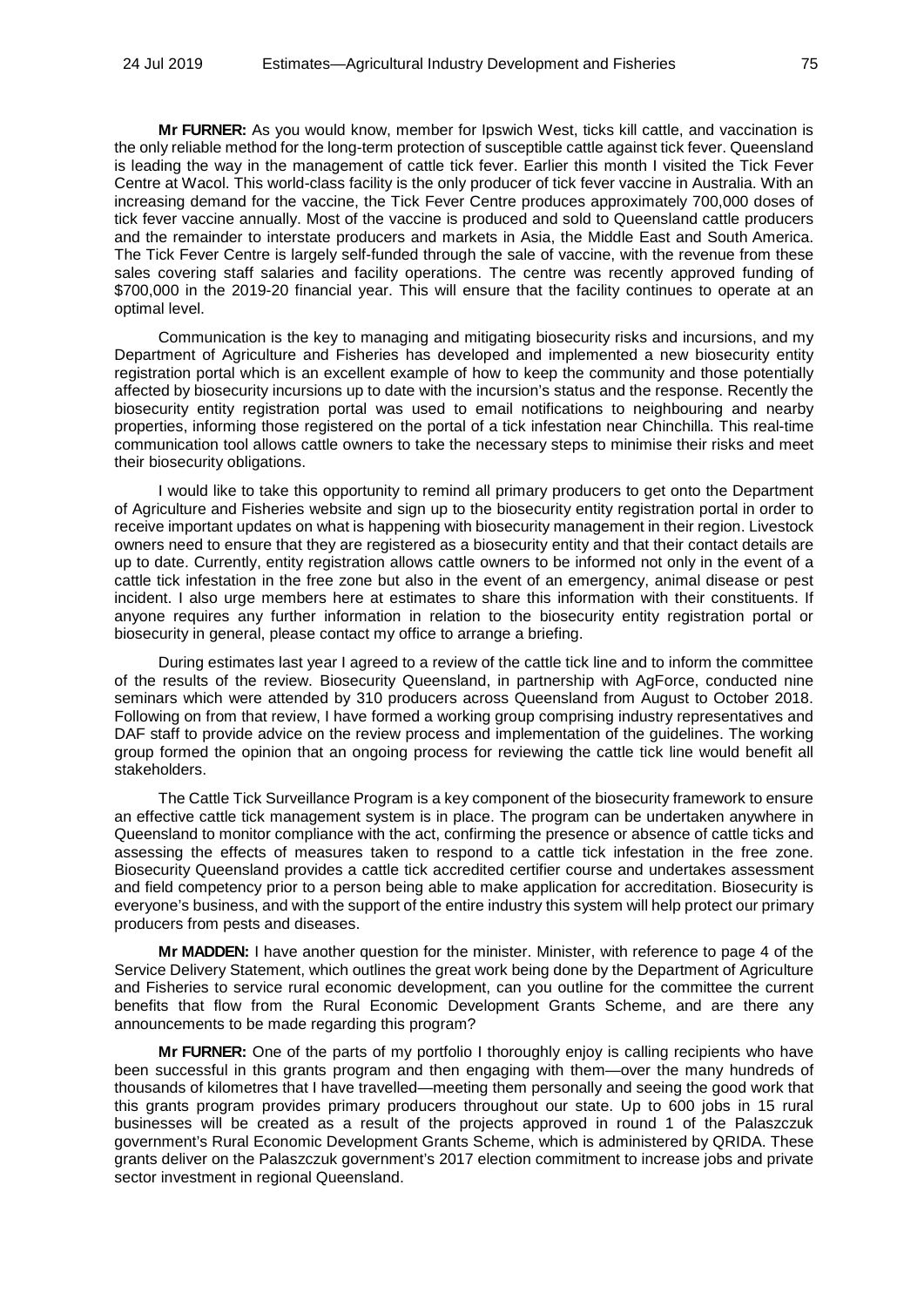**Mr FURNER:** As you would know, member for Ipswich West, ticks kill cattle, and vaccination is the only reliable method for the long-term protection of susceptible cattle against tick fever. Queensland is leading the way in the management of cattle tick fever. Earlier this month I visited the Tick Fever Centre at Wacol. This world-class facility is the only producer of tick fever vaccine in Australia. With an increasing demand for the vaccine, the Tick Fever Centre produces approximately 700,000 doses of tick fever vaccine annually. Most of the vaccine is produced and sold to Queensland cattle producers and the remainder to interstate producers and markets in Asia, the Middle East and South America. The Tick Fever Centre is largely self-funded through the sale of vaccine, with the revenue from these sales covering staff salaries and facility operations. The centre was recently approved funding of $700,000 in the 2019-20 financial year. This will ensure that the facility continues to operate at an optimal level.

Communication is the key to managing and mitigating biosecurity risks and incursions, and my Department of Agriculture and Fisheries has developed and implemented a new biosecurity entity registration portal which is an excellent example of how to keep the community and those potentially affected by biosecurity incursions up to date with the incursion's status and the response. Recently the biosecurity entity registration portal was used to email notifications to neighbouring and nearby properties, informing those registered on the portal of a tick infestation near Chinchilla. This real-time communication tool allows cattle owners to take the necessary steps to minimise their risks and meet their biosecurity obligations.

I would like to take this opportunity to remind all primary producers to get onto the Department of Agriculture and Fisheries website and sign up to the biosecurity entity registration portal in order to receive important updates on what is happening with biosecurity management in their region. Livestock owners need to ensure that they are registered as a biosecurity entity and that their contact details are up to date. Currently, entity registration allows cattle owners to be informed not only in the event of a cattle tick infestation in the free zone but also in the event of an emergency, animal disease or pest incident. I also urge members here at estimates to share this information with their constituents. If anyone requires any further information in relation to the biosecurity entity registration portal or biosecurity in general, please contact my office to arrange a briefing.

During estimates last year I agreed to a review of the cattle tick line and to inform the committee of the results of the review. Biosecurity Queensland, in partnership with AgForce, conducted nine seminars which were attended by 310 producers across Queensland from August to October 2018. Following on from that review, I have formed a working group comprising industry representatives and DAF staff to provide advice on the review process and implementation of the guidelines. The working group formed the opinion that an ongoing process for reviewing the cattle tick line would benefit all stakeholders.

The Cattle Tick Surveillance Program is a key component of the biosecurity framework to ensure an effective cattle tick management system is in place. The program can be undertaken anywhere in Queensland to monitor compliance with the act, confirming the presence or absence of cattle ticks and assessing the effects of measures taken to respond to a cattle tick infestation in the free zone. Biosecurity Queensland provides a cattle tick accredited certifier course and undertakes assessment and field competency prior to a person being able to make application for accreditation. Biosecurity is everyone's business, and with the support of the entire industry this system will help protect our primary producers from pests and diseases.

**Mr MADDEN:** I have another question for the minister. Minister, with reference to page 4 of the Service Delivery Statement, which outlines the great work being done by the Department of Agriculture and Fisheries to service rural economic development, can you outline for the committee the current benefits that flow from the Rural Economic Development Grants Scheme, and are there any announcements to be made regarding this program?

**Mr FURNER:** One of the parts of my portfolio I thoroughly enjoy is calling recipients who have been successful in this grants program and then engaging with them—over the many hundreds of thousands of kilometres that I have travelled—meeting them personally and seeing the good work that this grants program provides primary producers throughout our state. Up to 600 jobs in 15 rural businesses will be created as a result of the projects approved in round 1 of the Palaszczuk government's Rural Economic Development Grants Scheme, which is administered by QRIDA. These grants deliver on the Palaszczuk government's 2017 election commitment to increase jobs and private sector investment in regional Queensland.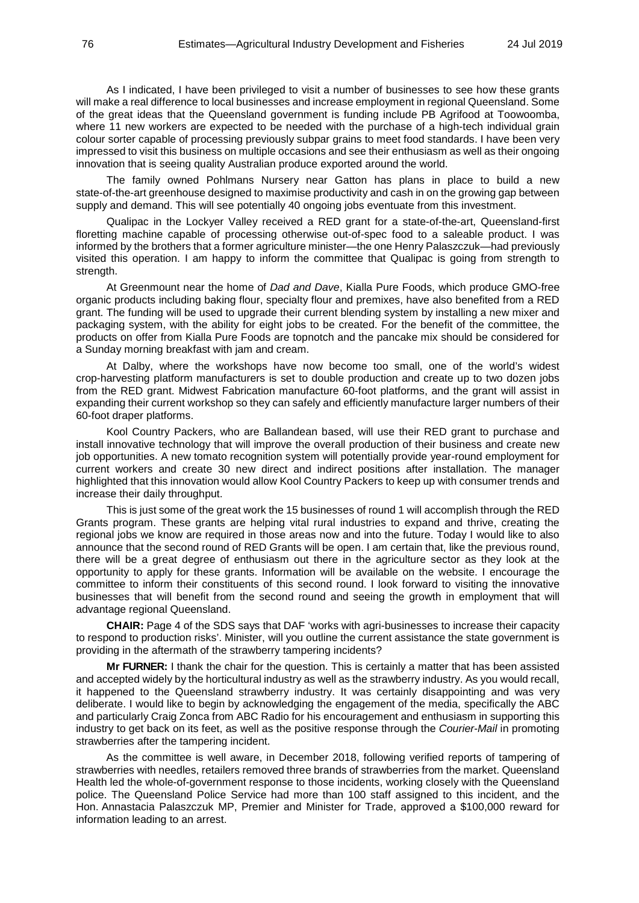As I indicated, I have been privileged to visit a number of businesses to see how these grants will make a real difference to local businesses and increase employment in regional Queensland. Some of the great ideas that the Queensland government is funding include PB Agrifood at Toowoomba, where 11 new workers are expected to be needed with the purchase of a high-tech individual grain colour sorter capable of processing previously subpar grains to meet food standards. I have been very impressed to visit this business on multiple occasions and see their enthusiasm as well as their ongoing innovation that is seeing quality Australian produce exported around the world.

The family owned Pohlmans Nursery near Gatton has plans in place to build a new state-of-the-art greenhouse designed to maximise productivity and cash in on the growing gap between supply and demand. This will see potentially 40 ongoing jobs eventuate from this investment.

Qualipac in the Lockyer Valley received a RED grant for a state-of-the-art, Queensland-first floretting machine capable of processing otherwise out-of-spec food to a saleable product. I was informed by the brothers that a former agriculture minister—the one Henry Palaszczuk—had previously visited this operation. I am happy to inform the committee that Qualipac is going from strength to strength.

At Greenmount near the home of *Dad and Dave*, Kialla Pure Foods, which produce GMO-free organic products including baking flour, specialty flour and premixes, have also benefited from a RED grant. The funding will be used to upgrade their current blending system by installing a new mixer and packaging system, with the ability for eight jobs to be created. For the benefit of the committee, the products on offer from Kialla Pure Foods are topnotch and the pancake mix should be considered for a Sunday morning breakfast with jam and cream.

At Dalby, where the workshops have now become too small, one of the world's widest crop-harvesting platform manufacturers is set to double production and create up to two dozen jobs from the RED grant. Midwest Fabrication manufacture 60-foot platforms, and the grant will assist in expanding their current workshop so they can safely and efficiently manufacture larger numbers of their 60-foot draper platforms.

Kool Country Packers, who are Ballandean based, will use their RED grant to purchase and install innovative technology that will improve the overall production of their business and create new job opportunities. A new tomato recognition system will potentially provide year-round employment for current workers and create 30 new direct and indirect positions after installation. The manager highlighted that this innovation would allow Kool Country Packers to keep up with consumer trends and increase their daily throughput.

This is just some of the great work the 15 businesses of round 1 will accomplish through the RED Grants program. These grants are helping vital rural industries to expand and thrive, creating the regional jobs we know are required in those areas now and into the future. Today I would like to also announce that the second round of RED Grants will be open. I am certain that, like the previous round, there will be a great degree of enthusiasm out there in the agriculture sector as they look at the opportunity to apply for these grants. Information will be available on the website. I encourage the committee to inform their constituents of this second round. I look forward to visiting the innovative businesses that will benefit from the second round and seeing the growth in employment that will advantage regional Queensland.

**CHAIR:** Page 4 of the SDS says that DAF 'works with agri-businesses to increase their capacity to respond to production risks'. Minister, will you outline the current assistance the state government is providing in the aftermath of the strawberry tampering incidents?

**Mr FURNER:** I thank the chair for the question. This is certainly a matter that has been assisted and accepted widely by the horticultural industry as well as the strawberry industry. As you would recall, it happened to the Queensland strawberry industry. It was certainly disappointing and was very deliberate. I would like to begin by acknowledging the engagement of the media, specifically the ABC and particularly Craig Zonca from ABC Radio for his encouragement and enthusiasm in supporting this industry to get back on its feet, as well as the positive response through the *Courier-Mail* in promoting strawberries after the tampering incident.

As the committee is well aware, in December 2018, following verified reports of tampering of strawberries with needles, retailers removed three brands of strawberries from the market. Queensland Health led the whole-of-government response to those incidents, working closely with the Queensland police. The Queensland Police Service had more than 100 staff assigned to this incident, and the Hon. Annastacia Palaszczuk MP, Premier and Minister for Trade, approved a $100,000 reward for information leading to an arrest.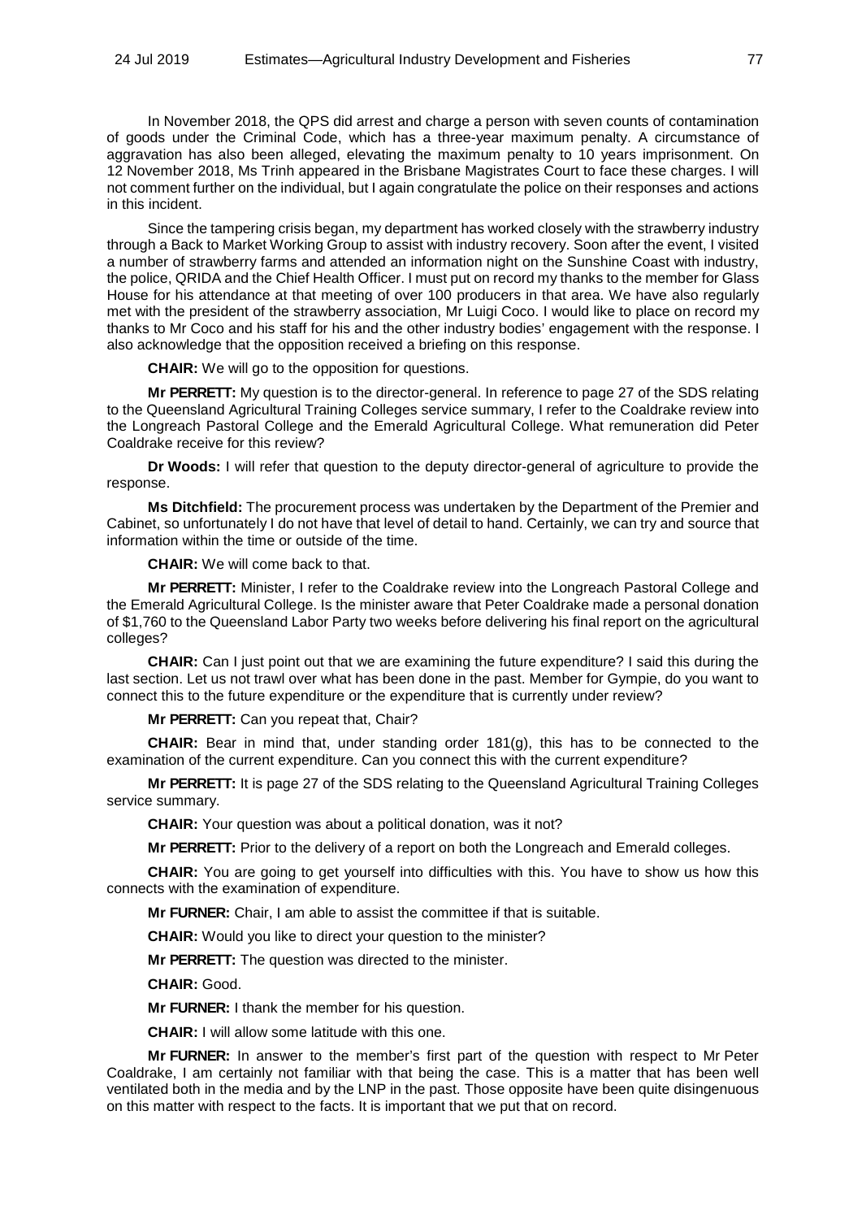In November 2018, the QPS did arrest and charge a person with seven counts of contamination of goods under the Criminal Code, which has a three-year maximum penalty. A circumstance of aggravation has also been alleged, elevating the maximum penalty to 10 years imprisonment. On 12 November 2018, Ms Trinh appeared in the Brisbane Magistrates Court to face these charges. I will not comment further on the individual, but I again congratulate the police on their responses and actions in this incident.

Since the tampering crisis began, my department has worked closely with the strawberry industry through a Back to Market Working Group to assist with industry recovery. Soon after the event, I visited a number of strawberry farms and attended an information night on the Sunshine Coast with industry, the police, QRIDA and the Chief Health Officer. I must put on record my thanks to the member for Glass House for his attendance at that meeting of over 100 producers in that area. We have also regularly met with the president of the strawberry association, Mr Luigi Coco. I would like to place on record my thanks to Mr Coco and his staff for his and the other industry bodies' engagement with the response. I also acknowledge that the opposition received a briefing on this response.

**CHAIR:** We will go to the opposition for questions.

**Mr PERRETT:** My question is to the director-general. In reference to page 27 of the SDS relating to the Queensland Agricultural Training Colleges service summary, I refer to the Coaldrake review into the Longreach Pastoral College and the Emerald Agricultural College. What remuneration did Peter Coaldrake receive for this review?

**Dr Woods:** I will refer that question to the deputy director-general of agriculture to provide the response.

**Ms Ditchfield:** The procurement process was undertaken by the Department of the Premier and Cabinet, so unfortunately I do not have that level of detail to hand. Certainly, we can try and source that information within the time or outside of the time.

**CHAIR:** We will come back to that.

**Mr PERRETT:** Minister, I refer to the Coaldrake review into the Longreach Pastoral College and the Emerald Agricultural College. Is the minister aware that Peter Coaldrake made a personal donation of $1,760 to the Queensland Labor Party two weeks before delivering his final report on the agricultural colleges?

**CHAIR:** Can I just point out that we are examining the future expenditure? I said this during the last section. Let us not trawl over what has been done in the past. Member for Gympie, do you want to connect this to the future expenditure or the expenditure that is currently under review?

**Mr PERRETT:** Can you repeat that, Chair?

**CHAIR:** Bear in mind that, under standing order 181(g), this has to be connected to the examination of the current expenditure. Can you connect this with the current expenditure?

**Mr PERRETT:** It is page 27 of the SDS relating to the Queensland Agricultural Training Colleges service summary.

**CHAIR:** Your question was about a political donation, was it not?

**Mr PERRETT:** Prior to the delivery of a report on both the Longreach and Emerald colleges.

**CHAIR:** You are going to get yourself into difficulties with this. You have to show us how this connects with the examination of expenditure.

**Mr FURNER:** Chair, I am able to assist the committee if that is suitable.

**CHAIR:** Would you like to direct your question to the minister?

**Mr PERRETT:** The question was directed to the minister.

**CHAIR:** Good.

**Mr FURNER:** I thank the member for his question.

**CHAIR:** I will allow some latitude with this one.

**Mr FURNER:** In answer to the member's first part of the question with respect to Mr Peter Coaldrake, I am certainly not familiar with that being the case. This is a matter that has been well ventilated both in the media and by the LNP in the past. Those opposite have been quite disingenuous on this matter with respect to the facts. It is important that we put that on record.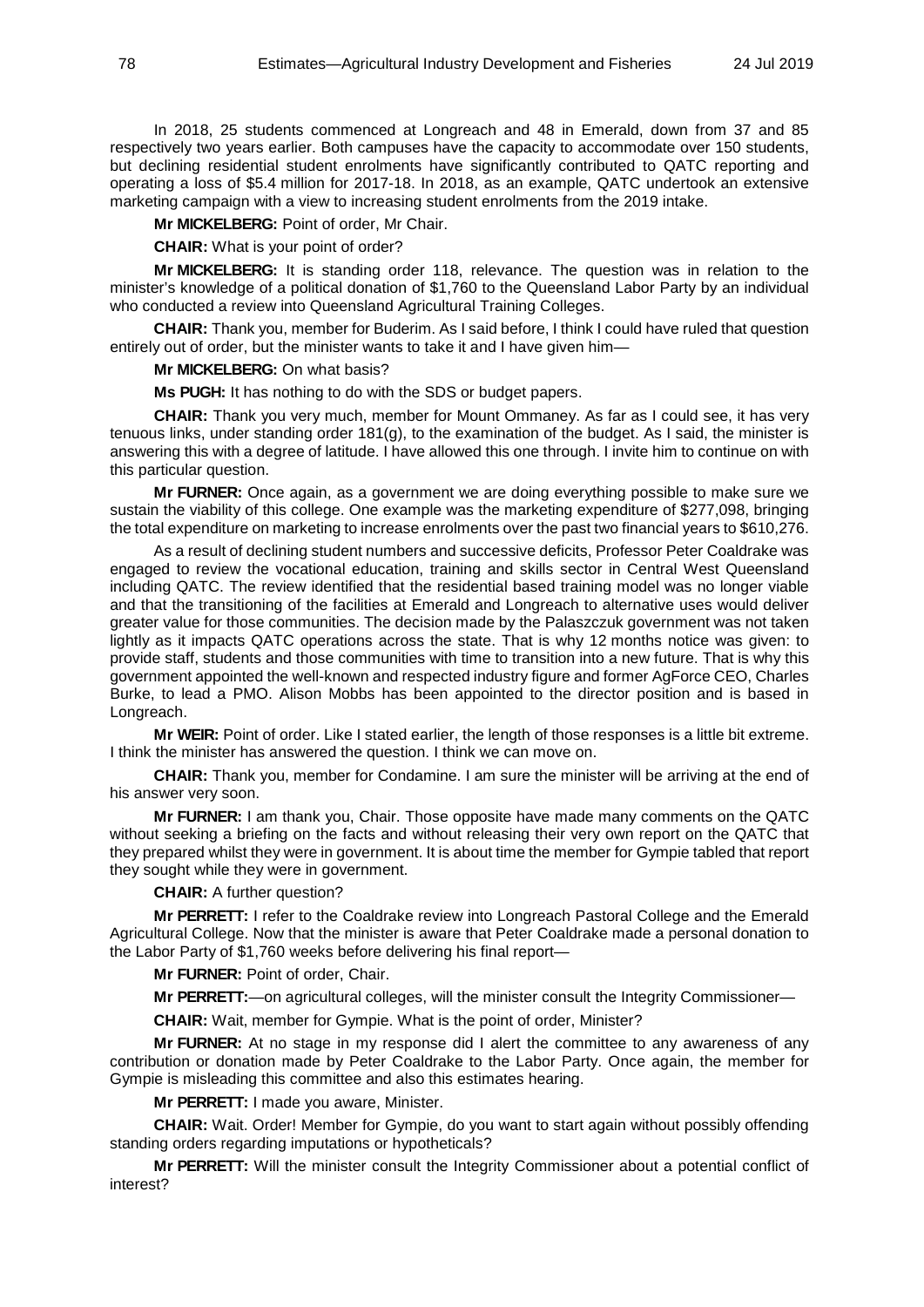In 2018, 25 students commenced at Longreach and 48 in Emerald, down from 37 and 85 respectively two years earlier. Both campuses have the capacity to accommodate over 150 students, but declining residential student enrolments have significantly contributed to QATC reporting and operating a loss of $5.4 million for 2017-18. In 2018, as an example, QATC undertook an extensive marketing campaign with a view to increasing student enrolments from the 2019 intake.

**Mr MICKELBERG:** Point of order, Mr Chair.

**CHAIR:** What is your point of order?

**Mr MICKELBERG:** It is standing order 118, relevance. The question was in relation to the minister's knowledge of a political donation of $1,760 to the Queensland Labor Party by an individual who conducted a review into Queensland Agricultural Training Colleges.

**CHAIR:** Thank you, member for Buderim. As I said before, I think I could have ruled that question entirely out of order, but the minister wants to take it and I have given him—

**Mr MICKELBERG:** On what basis?

**Ms PUGH:** It has nothing to do with the SDS or budget papers.

**CHAIR:** Thank you very much, member for Mount Ommaney. As far as I could see, it has very tenuous links, under standing order 181(g), to the examination of the budget. As I said, the minister is answering this with a degree of latitude. I have allowed this one through. I invite him to continue on with this particular question.

**Mr FURNER:** Once again, as a government we are doing everything possible to make sure we sustain the viability of this college. One example was the marketing expenditure of $277,098, bringing the total expenditure on marketing to increase enrolments over the past two financial years to $610,276.

As a result of declining student numbers and successive deficits, Professor Peter Coaldrake was engaged to review the vocational education, training and skills sector in Central West Queensland including QATC. The review identified that the residential based training model was no longer viable and that the transitioning of the facilities at Emerald and Longreach to alternative uses would deliver greater value for those communities. The decision made by the Palaszczuk government was not taken lightly as it impacts QATC operations across the state. That is why 12 months notice was given: to provide staff, students and those communities with time to transition into a new future. That is why this government appointed the well-known and respected industry figure and former AgForce CEO, Charles Burke, to lead a PMO. Alison Mobbs has been appointed to the director position and is based in Longreach.

**Mr WEIR:** Point of order. Like I stated earlier, the length of those responses is a little bit extreme. I think the minister has answered the question. I think we can move on.

**CHAIR:** Thank you, member for Condamine. I am sure the minister will be arriving at the end of his answer very soon.

**Mr FURNER:** I am thank you, Chair. Those opposite have made many comments on the QATC without seeking a briefing on the facts and without releasing their very own report on the QATC that they prepared whilst they were in government. It is about time the member for Gympie tabled that report they sought while they were in government.

**CHAIR:** A further question?

**Mr PERRETT:** I refer to the Coaldrake review into Longreach Pastoral College and the Emerald Agricultural College. Now that the minister is aware that Peter Coaldrake made a personal donation to the Labor Party of $1,760 weeks before delivering his final report—

**Mr FURNER:** Point of order, Chair.

**Mr PERRETT:**—on agricultural colleges, will the minister consult the Integrity Commissioner—

**CHAIR:** Wait, member for Gympie. What is the point of order, Minister?

**Mr FURNER:** At no stage in my response did I alert the committee to any awareness of any contribution or donation made by Peter Coaldrake to the Labor Party. Once again, the member for Gympie is misleading this committee and also this estimates hearing.

**Mr PERRETT:** I made you aware, Minister.

**CHAIR:** Wait. Order! Member for Gympie, do you want to start again without possibly offending standing orders regarding imputations or hypotheticals?

**Mr PERRETT:** Will the minister consult the Integrity Commissioner about a potential conflict of interest?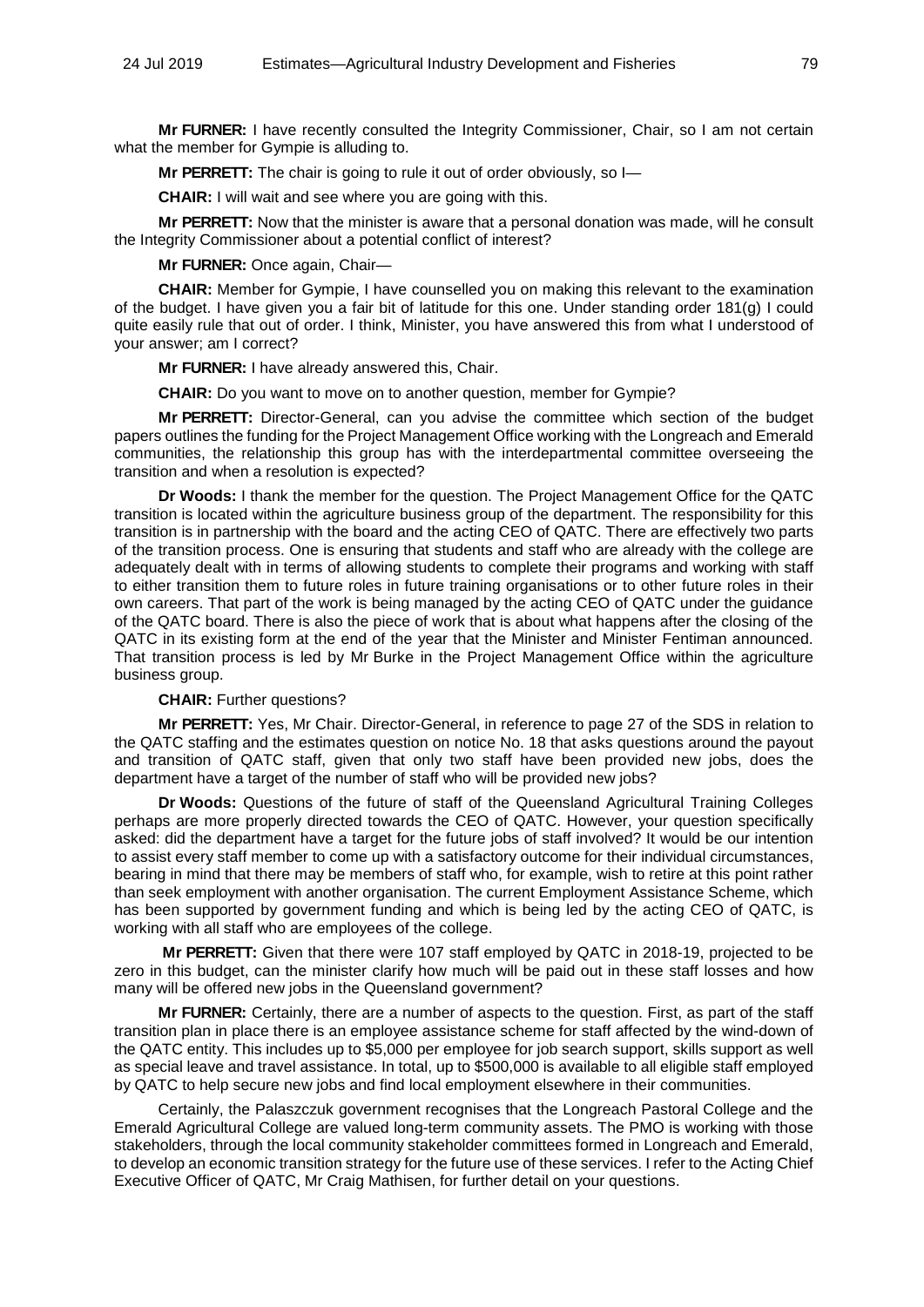**Mr FURNER:** I have recently consulted the Integrity Commissioner, Chair, so I am not certain what the member for Gympie is alluding to.

**Mr PERRETT:** The chair is going to rule it out of order obviously, so I—

**CHAIR:** I will wait and see where you are going with this.

**Mr PERRETT:** Now that the minister is aware that a personal donation was made, will he consult the Integrity Commissioner about a potential conflict of interest?

**Mr FURNER:** Once again, Chair—

**CHAIR:** Member for Gympie, I have counselled you on making this relevant to the examination of the budget. I have given you a fair bit of latitude for this one. Under standing order 181(g) I could quite easily rule that out of order. I think, Minister, you have answered this from what I understood of your answer; am I correct?

**Mr FURNER:** I have already answered this, Chair.

**CHAIR:** Do you want to move on to another question, member for Gympie?

**Mr PERRETT:** Director-General, can you advise the committee which section of the budget papers outlines the funding for the Project Management Office working with the Longreach and Emerald communities, the relationship this group has with the interdepartmental committee overseeing the transition and when a resolution is expected?

**Dr Woods:** I thank the member for the question. The Project Management Office for the QATC transition is located within the agriculture business group of the department. The responsibility for this transition is in partnership with the board and the acting CEO of QATC. There are effectively two parts of the transition process. One is ensuring that students and staff who are already with the college are adequately dealt with in terms of allowing students to complete their programs and working with staff to either transition them to future roles in future training organisations or to other future roles in their own careers. That part of the work is being managed by the acting CEO of QATC under the guidance of the QATC board. There is also the piece of work that is about what happens after the closing of the QATC in its existing form at the end of the year that the Minister and Minister Fentiman announced. That transition process is led by Mr Burke in the Project Management Office within the agriculture business group.

**CHAIR:** Further questions?

**Mr PERRETT:** Yes, Mr Chair. Director-General, in reference to page 27 of the SDS in relation to the QATC staffing and the estimates question on notice No. 18 that asks questions around the payout and transition of QATC staff, given that only two staff have been provided new jobs, does the department have a target of the number of staff who will be provided new jobs?

**Dr Woods:** Questions of the future of staff of the Queensland Agricultural Training Colleges perhaps are more properly directed towards the CEO of QATC. However, your question specifically asked: did the department have a target for the future jobs of staff involved? It would be our intention to assist every staff member to come up with a satisfactory outcome for their individual circumstances, bearing in mind that there may be members of staff who, for example, wish to retire at this point rather than seek employment with another organisation. The current Employment Assistance Scheme, which has been supported by government funding and which is being led by the acting CEO of QATC, is working with all staff who are employees of the college.

**Mr PERRETT:** Given that there were 107 staff employed by QATC in 2018-19, projected to be zero in this budget, can the minister clarify how much will be paid out in these staff losses and how many will be offered new jobs in the Queensland government?

**Mr FURNER:** Certainly, there are a number of aspects to the question. First, as part of the staff transition plan in place there is an employee assistance scheme for staff affected by the wind-down of the QATC entity. This includes up to $5,000 per employee for job search support, skills support as well as special leave and travel assistance. In total, up to $500,000 is available to all eligible staff employed by QATC to help secure new jobs and find local employment elsewhere in their communities.

Certainly, the Palaszczuk government recognises that the Longreach Pastoral College and the Emerald Agricultural College are valued long-term community assets. The PMO is working with those stakeholders, through the local community stakeholder committees formed in Longreach and Emerald, to develop an economic transition strategy for the future use of these services. I refer to the Acting Chief Executive Officer of QATC, Mr Craig Mathisen, for further detail on your questions.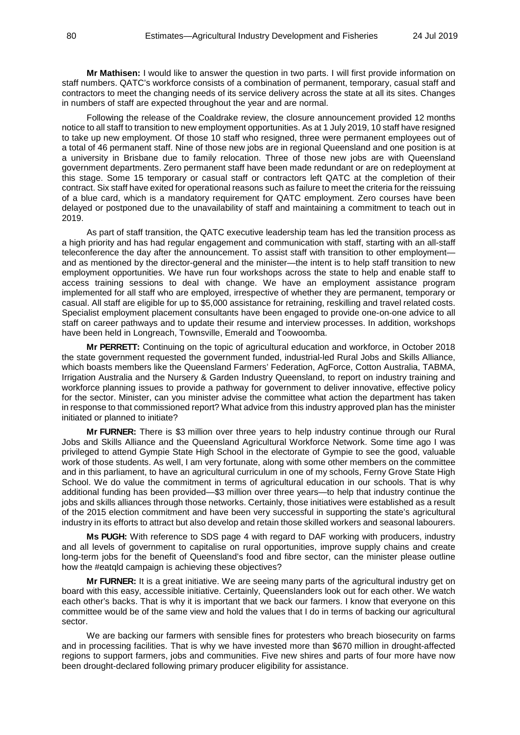**Mr Mathisen:** I would like to answer the question in two parts. I will first provide information on staff numbers. QATC's workforce consists of a combination of permanent, temporary, casual staff and contractors to meet the changing needs of its service delivery across the state at all its sites. Changes in numbers of staff are expected throughout the year and are normal.

Following the release of the Coaldrake review, the closure announcement provided 12 months notice to all staff to transition to new employment opportunities. As at 1 July 2019, 10 staff have resigned to take up new employment. Of those 10 staff who resigned, three were permanent employees out of a total of 46 permanent staff. Nine of those new jobs are in regional Queensland and one position is at a university in Brisbane due to family relocation. Three of those new jobs are with Queensland government departments. Zero permanent staff have been made redundant or are on redeployment at this stage. Some 15 temporary or casual staff or contractors left QATC at the completion of their contract. Six staff have exited for operational reasons such as failure to meet the criteria for the reissuing of a blue card, which is a mandatory requirement for QATC employment. Zero courses have been delayed or postponed due to the unavailability of staff and maintaining a commitment to teach out in 2019.

As part of staff transition, the QATC executive leadership team has led the transition process as a high priority and has had regular engagement and communication with staff, starting with an all-staff teleconference the day after the announcement. To assist staff with transition to other employment—and as mentioned by the director-general and the minister—the intent is to help staff transition to new employment opportunities. We have run four workshops across the state to help and enable staff to access training sessions to deal with change. We have an employment assistance program implemented for all staff who are employed, irrespective of whether they are permanent, temporary or casual. All staff are eligible for up to $5,000 assistance for retraining, reskilling and travel related costs. Specialist employment placement consultants have been engaged to provide one-on-one advice to all staff on career pathways and to update their resume and interview processes. In addition, workshops have been held in Longreach, Townsville, Emerald and Toowoomba.

**Mr PERRETT:** Continuing on the topic of agricultural education and workforce, in October 2018 the state government requested the government funded, industrial-led Rural Jobs and Skills Alliance, which boasts members like the Queensland Farmers' Federation, AgForce, Cotton Australia, TABMA, Irrigation Australia and the Nursery & Garden Industry Queensland, to report on industry training and workforce planning issues to provide a pathway for government to deliver innovative, effective policy for the sector. Minister, can you minister advise the committee what action the department has taken in response to that commissioned report? What advice from this industry approved plan has the minister initiated or planned to initiate?

**Mr FURNER:** There is $3 million over three years to help industry continue through our Rural Jobs and Skills Alliance and the Queensland Agricultural Workforce Network. Some time ago I was privileged to attend Gympie State High School in the electorate of Gympie to see the good, valuable work of those students. As well, I am very fortunate, along with some other members on the committee and in this parliament, to have an agricultural curriculum in one of my schools, Ferny Grove State High School. We do value the commitment in terms of agricultural education in our schools. That is why additional funding has been provided—$3 million over three years—to help that industry continue the jobs and skills alliances through those networks. Certainly, those initiatives were established as a result of the 2015 election commitment and have been very successful in supporting the state's agricultural industry in its efforts to attract but also develop and retain those skilled workers and seasonal labourers.

**Ms PUGH:** With reference to SDS page 4 with regard to DAF working with producers, industry and all levels of government to capitalise on rural opportunities, improve supply chains and create long-term jobs for the benefit of Queensland's food and fibre sector, can the minister please outline how the #eatqld campaign is achieving these objectives?

**Mr FURNER:** It is a great initiative. We are seeing many parts of the agricultural industry get on board with this easy, accessible initiative. Certainly, Queenslanders look out for each other. We watch each other's backs. That is why it is important that we back our farmers. I know that everyone on this committee would be of the same view and hold the values that I do in terms of backing our agricultural sector.

We are backing our farmers with sensible fines for protesters who breach biosecurity on farms and in processing facilities. That is why we have invested more than $670 million in drought-affected regions to support farmers, jobs and communities. Five new shires and parts of four more have now been drought-declared following primary producer eligibility for assistance.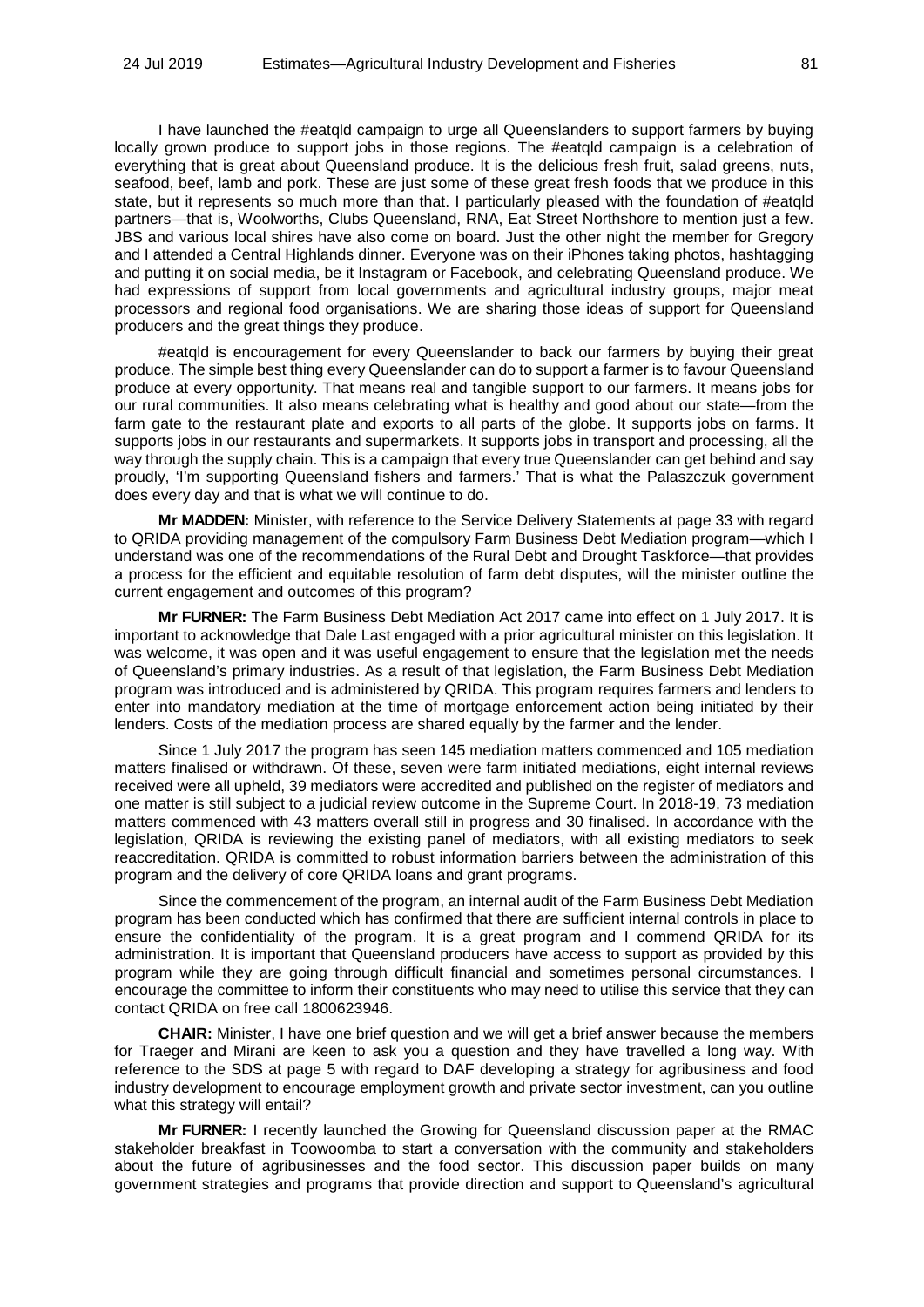I have launched the #eatqld campaign to urge all Queenslanders to support farmers by buying locally grown produce to support jobs in those regions. The #eatqld campaign is a celebration of everything that is great about Queensland produce. It is the delicious fresh fruit, salad greens, nuts, seafood, beef, lamb and pork. These are just some of these great fresh foods that we produce in this state, but it represents so much more than that. I particularly pleased with the foundation of #eatqld partners—that is, Woolworths, Clubs Queensland, RNA, Eat Street Northshore to mention just a few. JBS and various local shires have also come on board. Just the other night the member for Gregory and I attended a Central Highlands dinner. Everyone was on their iPhones taking photos, hashtagging and putting it on social media, be it Instagram or Facebook, and celebrating Queensland produce. We had expressions of support from local governments and agricultural industry groups, major meat processors and regional food organisations. We are sharing those ideas of support for Queensland producers and the great things they produce.

#eatqld is encouragement for every Queenslander to back our farmers by buying their great produce. The simple best thing every Queenslander can do to support a farmer is to favour Queensland produce at every opportunity. That means real and tangible support to our farmers. It means jobs for our rural communities. It also means celebrating what is healthy and good about our state—from the farm gate to the restaurant plate and exports to all parts of the globe. It supports jobs on farms. It supports jobs in our restaurants and supermarkets. It supports jobs in transport and processing, all the way through the supply chain. This is a campaign that every true Queenslander can get behind and say proudly, 'I'm supporting Queensland fishers and farmers.' That is what the Palaszczuk government does every day and that is what we will continue to do.

**Mr MADDEN:** Minister, with reference to the Service Delivery Statements at page 33 with regard to QRIDA providing management of the compulsory Farm Business Debt Mediation program—which I understand was one of the recommendations of the Rural Debt and Drought Taskforce—that provides a process for the efficient and equitable resolution of farm debt disputes, will the minister outline the current engagement and outcomes of this program?

**Mr FURNER:** The Farm Business Debt Mediation Act 2017 came into effect on 1 July 2017. It is important to acknowledge that Dale Last engaged with a prior agricultural minister on this legislation. It was welcome, it was open and it was useful engagement to ensure that the legislation met the needs of Queensland's primary industries. As a result of that legislation, the Farm Business Debt Mediation program was introduced and is administered by QRIDA. This program requires farmers and lenders to enter into mandatory mediation at the time of mortgage enforcement action being initiated by their lenders. Costs of the mediation process are shared equally by the farmer and the lender.

Since 1 July 2017 the program has seen 145 mediation matters commenced and 105 mediation matters finalised or withdrawn. Of these, seven were farm initiated mediations, eight internal reviews received were all upheld, 39 mediators were accredited and published on the register of mediators and one matter is still subject to a judicial review outcome in the Supreme Court. In 2018-19, 73 mediation matters commenced with 43 matters overall still in progress and 30 finalised. In accordance with the legislation, QRIDA is reviewing the existing panel of mediators, with all existing mediators to seek reaccreditation. QRIDA is committed to robust information barriers between the administration of this program and the delivery of core QRIDA loans and grant programs.

Since the commencement of the program, an internal audit of the Farm Business Debt Mediation program has been conducted which has confirmed that there are sufficient internal controls in place to ensure the confidentiality of the program. It is a great program and I commend QRIDA for its administration. It is important that Queensland producers have access to support as provided by this program while they are going through difficult financial and sometimes personal circumstances. I encourage the committee to inform their constituents who may need to utilise this service that they can contact QRIDA on free call 1800623946.

**CHAIR:** Minister, I have one brief question and we will get a brief answer because the members for Traeger and Mirani are keen to ask you a question and they have travelled a long way. With reference to the SDS at page 5 with regard to DAF developing a strategy for agribusiness and food industry development to encourage employment growth and private sector investment, can you outline what this strategy will entail?

**Mr FURNER:** I recently launched the Growing for Queensland discussion paper at the RMAC stakeholder breakfast in Toowoomba to start a conversation with the community and stakeholders about the future of agribusinesses and the food sector. This discussion paper builds on many government strategies and programs that provide direction and support to Queensland's agricultural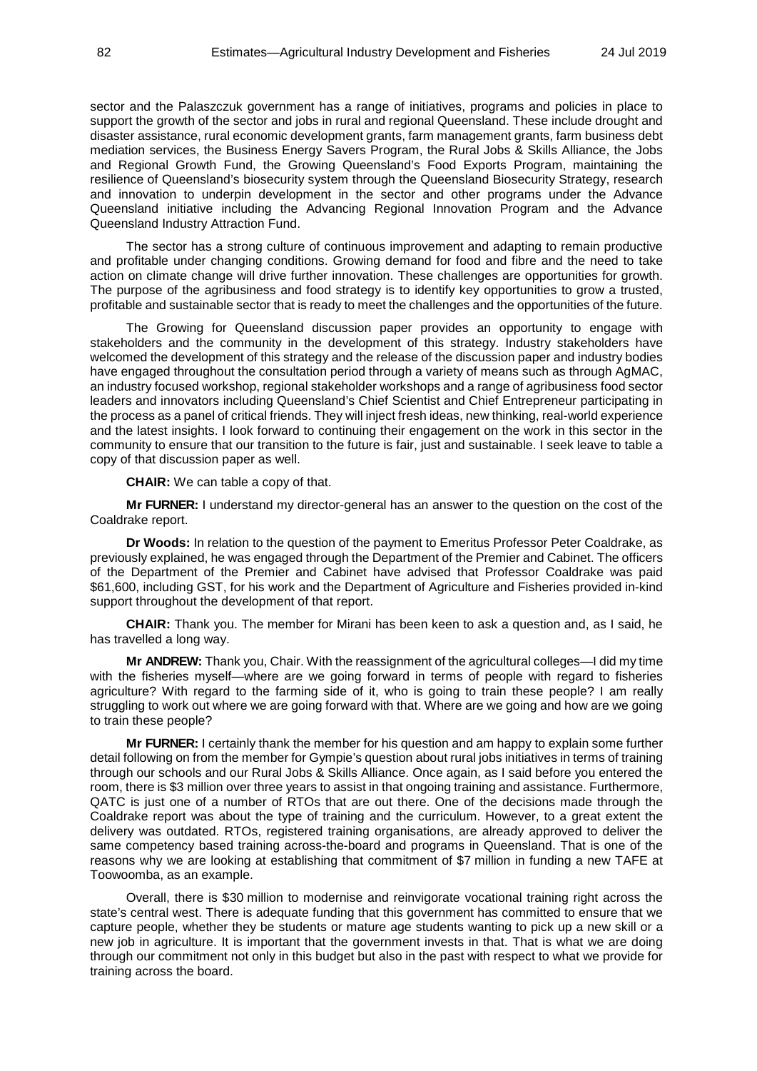sector and the Palaszczuk government has a range of initiatives, programs and policies in place to support the growth of the sector and jobs in rural and regional Queensland. These include drought and disaster assistance, rural economic development grants, farm management grants, farm business debt mediation services, the Business Energy Savers Program, the Rural Jobs & Skills Alliance, the Jobs and Regional Growth Fund, the Growing Queensland's Food Exports Program, maintaining the resilience of Queensland's biosecurity system through the Queensland Biosecurity Strategy, research and innovation to underpin development in the sector and other programs under the Advance Queensland initiative including the Advancing Regional Innovation Program and the Advance Queensland Industry Attraction Fund.

The sector has a strong culture of continuous improvement and adapting to remain productive and profitable under changing conditions. Growing demand for food and fibre and the need to take action on climate change will drive further innovation. These challenges are opportunities for growth. The purpose of the agribusiness and food strategy is to identify key opportunities to grow a trusted, profitable and sustainable sector that is ready to meet the challenges and the opportunities of the future.

The Growing for Queensland discussion paper provides an opportunity to engage with stakeholders and the community in the development of this strategy. Industry stakeholders have welcomed the development of this strategy and the release of the discussion paper and industry bodies have engaged throughout the consultation period through a variety of means such as through AgMAC, an industry focused workshop, regional stakeholder workshops and a range of agribusiness food sector leaders and innovators including Queensland's Chief Scientist and Chief Entrepreneur participating in the process as a panel of critical friends. They will inject fresh ideas, new thinking, real-world experience and the latest insights. I look forward to continuing their engagement on the work in this sector in the community to ensure that our transition to the future is fair, just and sustainable. I seek leave to table a copy of that discussion paper as well.

**CHAIR:** We can table a copy of that.

**Mr FURNER:** I understand my director-general has an answer to the question on the cost of the Coaldrake report.

**Dr Woods:** In relation to the question of the payment to Emeritus Professor Peter Coaldrake, as previously explained, he was engaged through the Department of the Premier and Cabinet. The officers of the Department of the Premier and Cabinet have advised that Professor Coaldrake was paid $61,600, including GST, for his work and the Department of Agriculture and Fisheries provided in-kind support throughout the development of that report.

**CHAIR:** Thank you. The member for Mirani has been keen to ask a question and, as I said, he has travelled a long way.

**Mr ANDREW:** Thank you, Chair. With the reassignment of the agricultural colleges—I did my time with the fisheries myself—where are we going forward in terms of people with regard to fisheries agriculture? With regard to the farming side of it, who is going to train these people? I am really struggling to work out where we are going forward with that. Where are we going and how are we going to train these people?

**Mr FURNER:** I certainly thank the member for his question and am happy to explain some further detail following on from the member for Gympie's question about rural jobs initiatives in terms of training through our schools and our Rural Jobs & Skills Alliance. Once again, as I said before you entered the room, there is $3 million over three years to assist in that ongoing training and assistance. Furthermore, QATC is just one of a number of RTOs that are out there. One of the decisions made through the Coaldrake report was about the type of training and the curriculum. However, to a great extent the delivery was outdated. RTOs, registered training organisations, are already approved to deliver the same competency based training across-the-board and programs in Queensland. That is one of the reasons why we are looking at establishing that commitment of $7 million in funding a new TAFE at Toowoomba, as an example.

Overall, there is $30 million to modernise and reinvigorate vocational training right across the state's central west. There is adequate funding that this government has committed to ensure that we capture people, whether they be students or mature age students wanting to pick up a new skill or a new job in agriculture. It is important that the government invests in that. That is what we are doing through our commitment not only in this budget but also in the past with respect to what we provide for training across the board.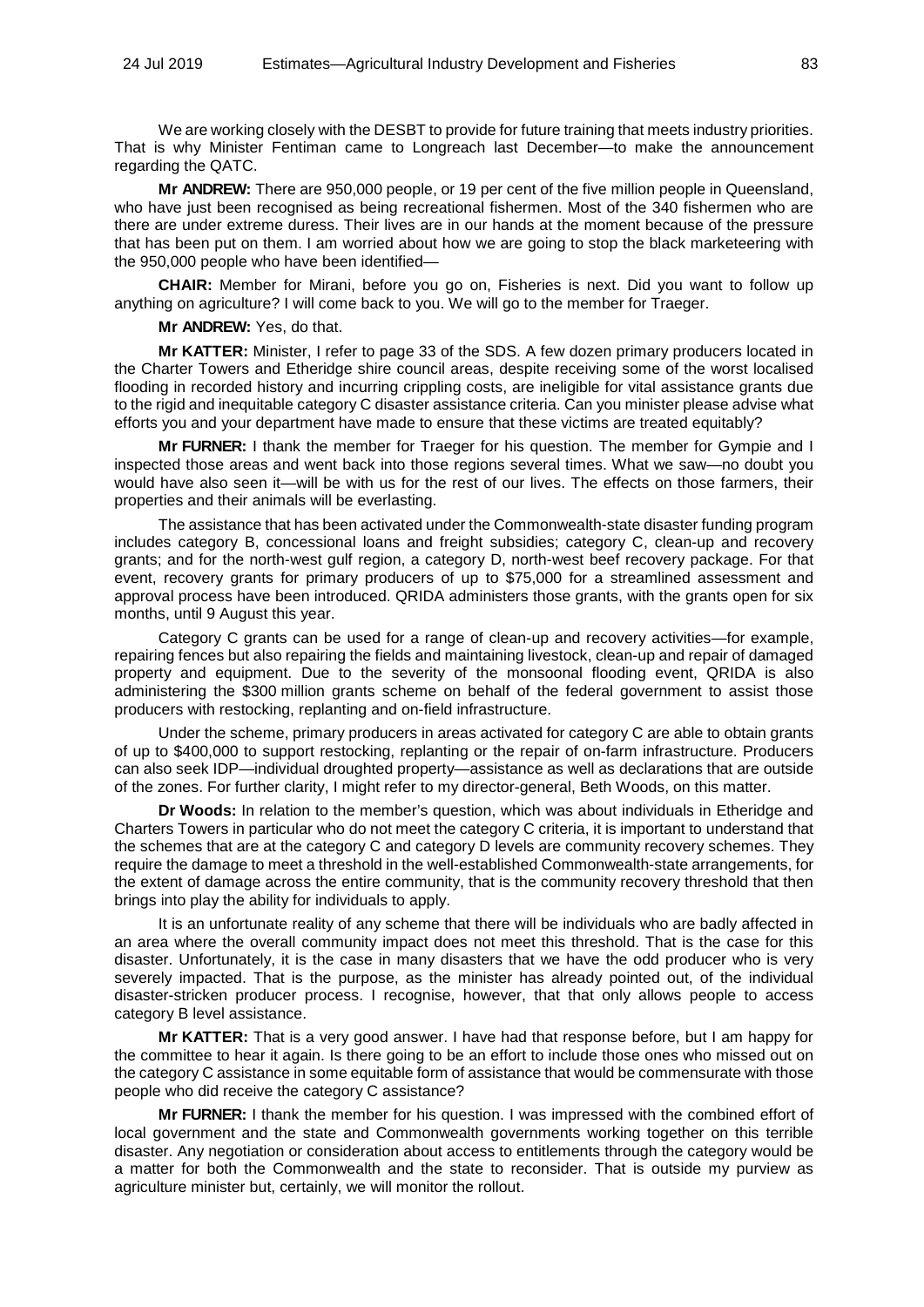We are working closely with the DESBT to provide for future training that meets industry priorities. That is why Minister Fentiman came to Longreach last December—to make the announcement regarding the QATC.

**Mr ANDREW:** There are 950,000 people, or 19 per cent of the five million people in Queensland, who have just been recognised as being recreational fishermen. Most of the 340 fishermen who are there are under extreme duress. Their lives are in our hands at the moment because of the pressure that has been put on them. I am worried about how we are going to stop the black marketeering with the 950,000 people who have been identified—

**CHAIR:** Member for Mirani, before you go on, Fisheries is next. Did you want to follow up anything on agriculture? I will come back to you. We will go to the member for Traeger.

**Mr ANDREW:** Yes, do that.

**Mr KATTER:** Minister, I refer to page 33 of the SDS. A few dozen primary producers located in the Charter Towers and Etheridge shire council areas, despite receiving some of the worst localised flooding in recorded history and incurring crippling costs, are ineligible for vital assistance grants due to the rigid and inequitable category C disaster assistance criteria. Can you minister please advise what efforts you and your department have made to ensure that these victims are treated equitably?

**Mr FURNER:** I thank the member for Traeger for his question. The member for Gympie and I inspected those areas and went back into those regions several times. What we saw—no doubt you would have also seen it—will be with us for the rest of our lives. The effects on those farmers, their properties and their animals will be everlasting.

The assistance that has been activated under the Commonwealth-state disaster funding program includes category B, concessional loans and freight subsidies; category C, clean-up and recovery grants; and for the north-west gulf region, a category D, north-west beef recovery package. For that event, recovery grants for primary producers of up to $75,000 for a streamlined assessment and approval process have been introduced. QRIDA administers those grants, with the grants open for six months, until 9 August this year.

Category C grants can be used for a range of clean-up and recovery activities—for example, repairing fences but also repairing the fields and maintaining livestock, clean-up and repair of damaged property and equipment. Due to the severity of the monsoonal flooding event, QRIDA is also administering the $300 million grants scheme on behalf of the federal government to assist those producers with restocking, replanting and on-field infrastructure.

Under the scheme, primary producers in areas activated for category C are able to obtain grants of up to $400,000 to support restocking, replanting or the repair of on-farm infrastructure. Producers can also seek IDP—individual droughted property—assistance as well as declarations that are outside of the zones. For further clarity, I might refer to my director-general, Beth Woods, on this matter.

**Dr Woods:** In relation to the member's question, which was about individuals in Etheridge and Charters Towers in particular who do not meet the category C criteria, it is important to understand that the schemes that are at the category C and category D levels are community recovery schemes. They require the damage to meet a threshold in the well-established Commonwealth-state arrangements, for the extent of damage across the entire community, that is the community recovery threshold that then brings into play the ability for individuals to apply.

It is an unfortunate reality of any scheme that there will be individuals who are badly affected in an area where the overall community impact does not meet this threshold. That is the case for this disaster. Unfortunately, it is the case in many disasters that we have the odd producer who is very severely impacted. That is the purpose, as the minister has already pointed out, of the individual disaster-stricken producer process. I recognise, however, that that only allows people to access category B level assistance.

**Mr KATTER:** That is a very good answer. I have had that response before, but I am happy for the committee to hear it again. Is there going to be an effort to include those ones who missed out on the category C assistance in some equitable form of assistance that would be commensurate with those people who did receive the category C assistance?

**Mr FURNER:** I thank the member for his question. I was impressed with the combined effort of local government and the state and Commonwealth governments working together on this terrible disaster. Any negotiation or consideration about access to entitlements through the category would be a matter for both the Commonwealth and the state to reconsider. That is outside my purview as agriculture minister but, certainly, we will monitor the rollout.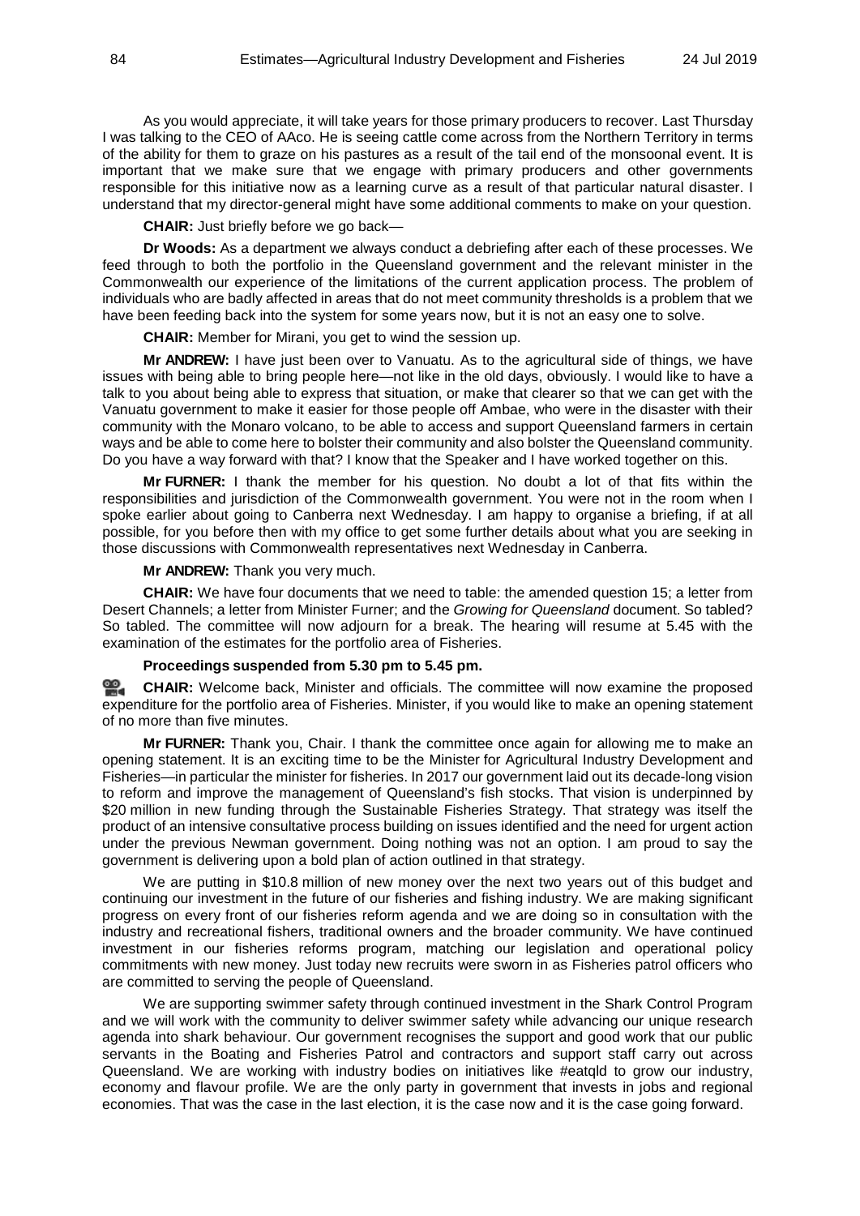As you would appreciate, it will take years for those primary producers to recover. Last Thursday I was talking to the CEO of AAco. He is seeing cattle come across from the Northern Territory in terms of the ability for them to graze on his pastures as a result of the tail end of the monsoonal event. It is important that we make sure that we engage with primary producers and other governments responsible for this initiative now as a learning curve as a result of that particular natural disaster. I understand that my director-general might have some additional comments to make on your question.

**CHAIR:** Just briefly before we go back—

**Dr Woods:** As a department we always conduct a debriefing after each of these processes. We feed through to both the portfolio in the Queensland government and the relevant minister in the Commonwealth our experience of the limitations of the current application process. The problem of individuals who are badly affected in areas that do not meet community thresholds is a problem that we have been feeding back into the system for some years now, but it is not an easy one to solve.

**CHAIR:** Member for Mirani, you get to wind the session up.

**Mr ANDREW:** I have just been over to Vanuatu. As to the agricultural side of things, we have issues with being able to bring people here—not like in the old days, obviously. I would like to have a talk to you about being able to express that situation, or make that clearer so that we can get with the Vanuatu government to make it easier for those people off Ambae, who were in the disaster with their community with the Monaro volcano, to be able to access and support Queensland farmers in certain ways and be able to come here to bolster their community and also bolster the Queensland community. Do you have a way forward with that? I know that the Speaker and I have worked together on this.

**Mr FURNER:** I thank the member for his question. No doubt a lot of that fits within the responsibilities and jurisdiction of the Commonwealth government. You were not in the room when I spoke earlier about going to Canberra next Wednesday. I am happy to organise a briefing, if at all possible, for you before then with my office to get some further details about what you are seeking in those discussions with Commonwealth representatives next Wednesday in Canberra.

**Mr ANDREW:** Thank you very much.

**CHAIR:** We have four documents that we need to table: the amended question 15; a letter from Desert Channels; a letter from Minister Furner; and the *Growing for Queensland* document. So tabled? So tabled. The committee will now adjourn for a break. The hearing will resume at 5.45 with the examination of the estimates for the portfolio area of Fisheries.

**Proceedings suspended from 5.30 pm to 5.45 pm.**

**CHAIR:** Welcome back, Minister and officials. The committee will now examine the proposed expenditure for the portfolio area of Fisheries. Minister, if you would like to make an opening statement of no more than five minutes.

**Mr FURNER:** Thank you, Chair. I thank the committee once again for allowing me to make an opening statement. It is an exciting time to be the Minister for Agricultural Industry Development and Fisheries—in particular the minister for fisheries. In 2017 our government laid out its decade-long vision to reform and improve the management of Queensland's fish stocks. That vision is underpinned by $20 million in new funding through the Sustainable Fisheries Strategy. That strategy was itself the product of an intensive consultative process building on issues identified and the need for urgent action under the previous Newman government. Doing nothing was not an option. I am proud to say the government is delivering upon a bold plan of action outlined in that strategy.

We are putting in $10.8 million of new money over the next two years out of this budget and continuing our investment in the future of our fisheries and fishing industry. We are making significant progress on every front of our fisheries reform agenda and we are doing so in consultation with the industry and recreational fishers, traditional owners and the broader community. We have continued investment in our fisheries reforms program, matching our legislation and operational policy commitments with new money. Just today new recruits were sworn in as Fisheries patrol officers who are committed to serving the people of Queensland.

We are supporting swimmer safety through continued investment in the Shark Control Program and we will work with the community to deliver swimmer safety while advancing our unique research agenda into shark behaviour. Our government recognises the support and good work that our public servants in the Boating and Fisheries Patrol and contractors and support staff carry out across Queensland. We are working with industry bodies on initiatives like #eatqld to grow our industry, economy and flavour profile. We are the only party in government that invests in jobs and regional economies. That was the case in the last election, it is the case now and it is the case going forward.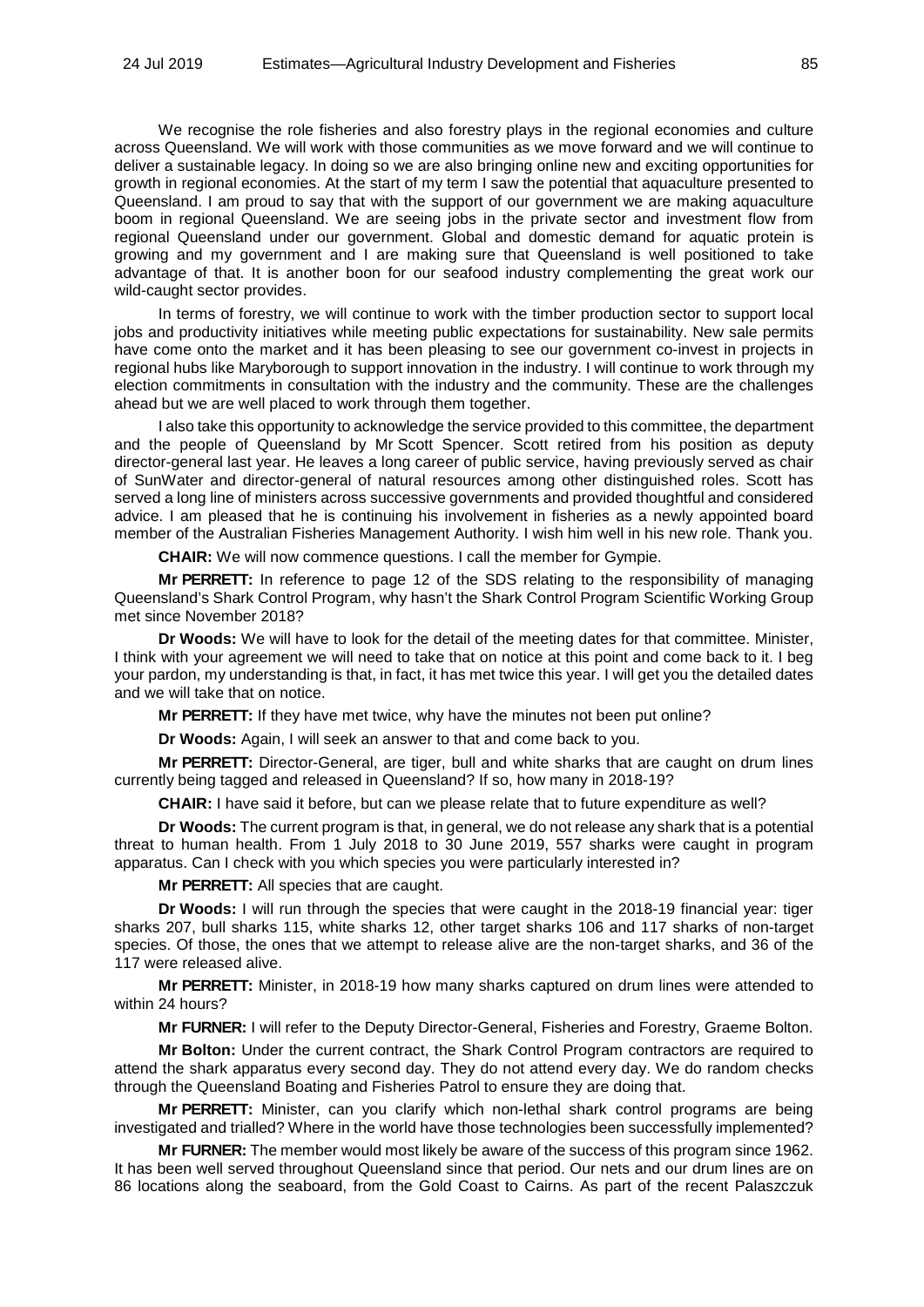We recognise the role fisheries and also forestry plays in the regional economies and culture across Queensland. We will work with those communities as we move forward and we will continue to deliver a sustainable legacy. In doing so we are also bringing online new and exciting opportunities for growth in regional economies. At the start of my term I saw the potential that aquaculture presented to Queensland. I am proud to say that with the support of our government we are making aquaculture boom in regional Queensland. We are seeing jobs in the private sector and investment flow from regional Queensland under our government. Global and domestic demand for aquatic protein is growing and my government and I are making sure that Queensland is well positioned to take advantage of that. It is another boon for our seafood industry complementing the great work our wild-caught sector provides.

In terms of forestry, we will continue to work with the timber production sector to support local jobs and productivity initiatives while meeting public expectations for sustainability. New sale permits have come onto the market and it has been pleasing to see our government co-invest in projects in regional hubs like Maryborough to support innovation in the industry. I will continue to work through my election commitments in consultation with the industry and the community. These are the challenges ahead but we are well placed to work through them together.

I also take this opportunity to acknowledge the service provided to this committee, the department and the people of Queensland by Mr Scott Spencer. Scott retired from his position as deputy director-general last year. He leaves a long career of public service, having previously served as chair of SunWater and director-general of natural resources among other distinguished roles. Scott has served a long line of ministers across successive governments and provided thoughtful and considered advice. I am pleased that he is continuing his involvement in fisheries as a newly appointed board member of the Australian Fisheries Management Authority. I wish him well in his new role. Thank you.

**CHAIR:** We will now commence questions. I call the member for Gympie.

**Mr PERRETT:** In reference to page 12 of the SDS relating to the responsibility of managing Queensland's Shark Control Program, why hasn't the Shark Control Program Scientific Working Group met since November 2018?

**Dr Woods:** We will have to look for the detail of the meeting dates for that committee. Minister, I think with your agreement we will need to take that on notice at this point and come back to it. I beg your pardon, my understanding is that, in fact, it has met twice this year. I will get you the detailed dates and we will take that on notice.

**Mr PERRETT:** If they have met twice, why have the minutes not been put online?

**Dr Woods:** Again, I will seek an answer to that and come back to you.

**Mr PERRETT:** Director-General, are tiger, bull and white sharks that are caught on drum lines currently being tagged and released in Queensland? If so, how many in 2018-19?

**CHAIR:** I have said it before, but can we please relate that to future expenditure as well?

**Dr Woods:** The current program is that, in general, we do not release any shark that is a potential threat to human health. From 1 July 2018 to 30 June 2019, 557 sharks were caught in program apparatus. Can I check with you which species you were particularly interested in?

**Mr PERRETT:** All species that are caught.

**Dr Woods:** I will run through the species that were caught in the 2018-19 financial year: tiger sharks 207, bull sharks 115, white sharks 12, other target sharks 106 and 117 sharks of non-target species. Of those, the ones that we attempt to release alive are the non-target sharks, and 36 of the 117 were released alive.

**Mr PERRETT:** Minister, in 2018-19 how many sharks captured on drum lines were attended to within 24 hours?

**Mr FURNER:** I will refer to the Deputy Director-General, Fisheries and Forestry, Graeme Bolton.

**Mr Bolton:** Under the current contract, the Shark Control Program contractors are required to attend the shark apparatus every second day. They do not attend every day. We do random checks through the Queensland Boating and Fisheries Patrol to ensure they are doing that.

**Mr PERRETT:** Minister, can you clarify which non-lethal shark control programs are being investigated and trialled? Where in the world have those technologies been successfully implemented?

**Mr FURNER:** The member would most likely be aware of the success of this program since 1962. It has been well served throughout Queensland since that period. Our nets and our drum lines are on 86 locations along the seaboard, from the Gold Coast to Cairns. As part of the recent Palaszczuk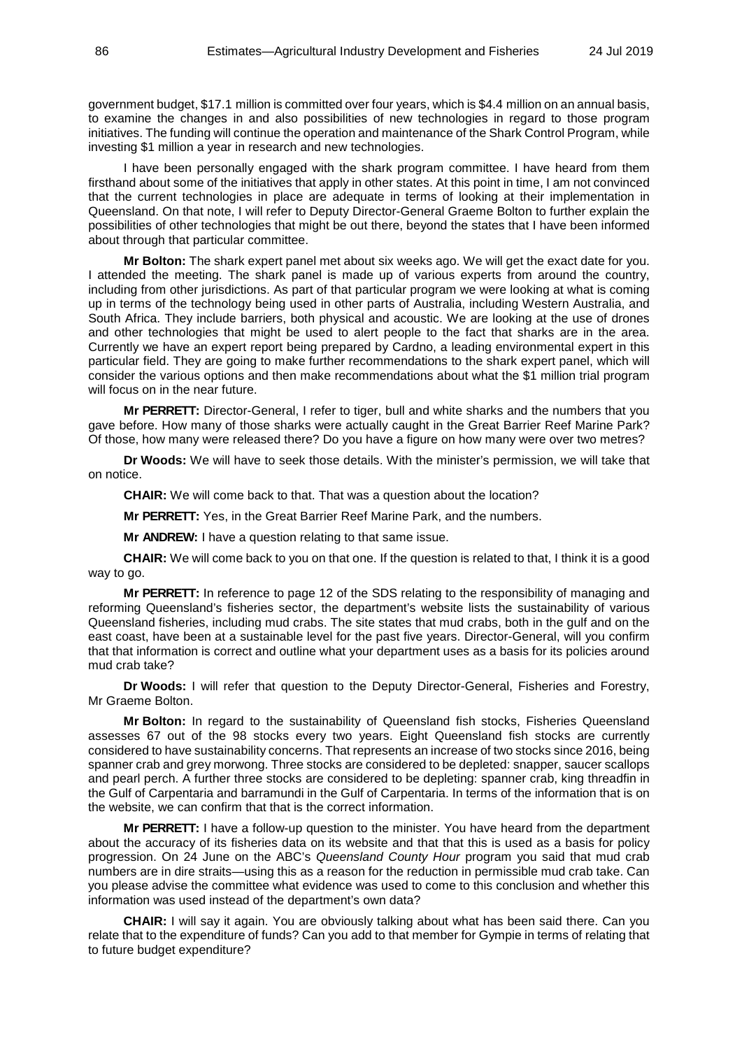government budget, $17.1 million is committed over four years, which is $4.4 million on an annual basis, to examine the changes in and also possibilities of new technologies in regard to those program initiatives. The funding will continue the operation and maintenance of the Shark Control Program, while investing $1 million a year in research and new technologies.

I have been personally engaged with the shark program committee. I have heard from them firsthand about some of the initiatives that apply in other states. At this point in time, I am not convinced that the current technologies in place are adequate in terms of looking at their implementation in Queensland. On that note, I will refer to Deputy Director-General Graeme Bolton to further explain the possibilities of other technologies that might be out there, beyond the states that I have been informed about through that particular committee.

**Mr Bolton:** The shark expert panel met about six weeks ago. We will get the exact date for you. I attended the meeting. The shark panel is made up of various experts from around the country, including from other jurisdictions. As part of that particular program we were looking at what is coming up in terms of the technology being used in other parts of Australia, including Western Australia, and South Africa. They include barriers, both physical and acoustic. We are looking at the use of drones and other technologies that might be used to alert people to the fact that sharks are in the area. Currently we have an expert report being prepared by Cardno, a leading environmental expert in this particular field. They are going to make further recommendations to the shark expert panel, which will consider the various options and then make recommendations about what the $1 million trial program will focus on in the near future.

**Mr PERRETT:** Director-General, I refer to tiger, bull and white sharks and the numbers that you gave before. How many of those sharks were actually caught in the Great Barrier Reef Marine Park? Of those, how many were released there? Do you have a figure on how many were over two metres?

**Dr Woods:** We will have to seek those details. With the minister's permission, we will take that on notice.

**CHAIR:** We will come back to that. That was a question about the location?

**Mr PERRETT:** Yes, in the Great Barrier Reef Marine Park, and the numbers.

**Mr ANDREW:** I have a question relating to that same issue.

**CHAIR:** We will come back to you on that one. If the question is related to that, I think it is a good way to go.

**Mr PERRETT:** In reference to page 12 of the SDS relating to the responsibility of managing and reforming Queensland's fisheries sector, the department's website lists the sustainability of various Queensland fisheries, including mud crabs. The site states that mud crabs, both in the gulf and on the east coast, have been at a sustainable level for the past five years. Director-General, will you confirm that that information is correct and outline what your department uses as a basis for its policies around mud crab take?

**Dr Woods:** I will refer that question to the Deputy Director-General, Fisheries and Forestry, Mr Graeme Bolton.

**Mr Bolton:** In regard to the sustainability of Queensland fish stocks, Fisheries Queensland assesses 67 out of the 98 stocks every two years. Eight Queensland fish stocks are currently considered to have sustainability concerns. That represents an increase of two stocks since 2016, being spanner crab and grey morwong. Three stocks are considered to be depleted: snapper, saucer scallops and pearl perch. A further three stocks are considered to be depleting: spanner crab, king threadfin in the Gulf of Carpentaria and barramundi in the Gulf of Carpentaria. In terms of the information that is on the website, we can confirm that that is the correct information.

**Mr PERRETT:** I have a follow-up question to the minister. You have heard from the department about the accuracy of its fisheries data on its website and that that this is used as a basis for policy progression. On 24 June on the ABC's *Queensland County Hour* program you said that mud crab numbers are in dire straits—using this as a reason for the reduction in permissible mud crab take. Can you please advise the committee what evidence was used to come to this conclusion and whether this information was used instead of the department's own data?

**CHAIR:** I will say it again. You are obviously talking about what has been said there. Can you relate that to the expenditure of funds? Can you add to that member for Gympie in terms of relating that to future budget expenditure?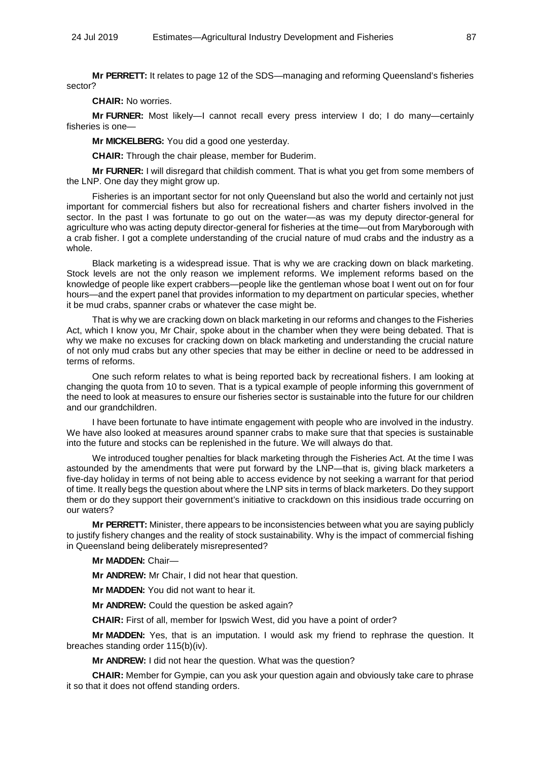**Mr PERRETT:** It relates to page 12 of the SDS—managing and reforming Queensland's fisheries sector?

**CHAIR:** No worries.

**Mr FURNER:** Most likely—I cannot recall every press interview I do; I do many—certainly fisheries is one—

**Mr MICKELBERG:** You did a good one yesterday.

**CHAIR:** Through the chair please, member for Buderim.

**Mr FURNER:** I will disregard that childish comment. That is what you get from some members of the LNP. One day they might grow up.

Fisheries is an important sector for not only Queensland but also the world and certainly not just important for commercial fishers but also for recreational fishers and charter fishers involved in the sector. In the past I was fortunate to go out on the water—as was my deputy director-general for agriculture who was acting deputy director-general for fisheries at the time—out from Maryborough with a crab fisher. I got a complete understanding of the crucial nature of mud crabs and the industry as a whole.

Black marketing is a widespread issue. That is why we are cracking down on black marketing. Stock levels are not the only reason we implement reforms. We implement reforms based on the knowledge of people like expert crabbers—people like the gentleman whose boat I went out on for four hours—and the expert panel that provides information to my department on particular species, whether it be mud crabs, spanner crabs or whatever the case might be.

That is why we are cracking down on black marketing in our reforms and changes to the Fisheries Act, which I know you, Mr Chair, spoke about in the chamber when they were being debated. That is why we make no excuses for cracking down on black marketing and understanding the crucial nature of not only mud crabs but any other species that may be either in decline or need to be addressed in terms of reforms.

One such reform relates to what is being reported back by recreational fishers. I am looking at changing the quota from 10 to seven. That is a typical example of people informing this government of the need to look at measures to ensure our fisheries sector is sustainable into the future for our children and our grandchildren.

I have been fortunate to have intimate engagement with people who are involved in the industry. We have also looked at measures around spanner crabs to make sure that that species is sustainable into the future and stocks can be replenished in the future. We will always do that.

We introduced tougher penalties for black marketing through the Fisheries Act. At the time I was astounded by the amendments that were put forward by the LNP—that is, giving black marketers a five-day holiday in terms of not being able to access evidence by not seeking a warrant for that period of time. It really begs the question about where the LNP sits in terms of black marketers. Do they support them or do they support their government's initiative to crackdown on this insidious trade occurring on our waters?

**Mr PERRETT:** Minister, there appears to be inconsistencies between what you are saying publicly to justify fishery changes and the reality of stock sustainability. Why is the impact of commercial fishing in Queensland being deliberately misrepresented?

**Mr MADDEN:** Chair—

**Mr ANDREW:** Mr Chair, I did not hear that question.

**Mr MADDEN:** You did not want to hear it.

**Mr ANDREW:** Could the question be asked again?

**CHAIR:** First of all, member for Ipswich West, did you have a point of order?

**Mr MADDEN:** Yes, that is an imputation. I would ask my friend to rephrase the question. It breaches standing order 115(b)(iv).

**Mr ANDREW:** I did not hear the question. What was the question?

**CHAIR:** Member for Gympie, can you ask your question again and obviously take care to phrase it so that it does not offend standing orders.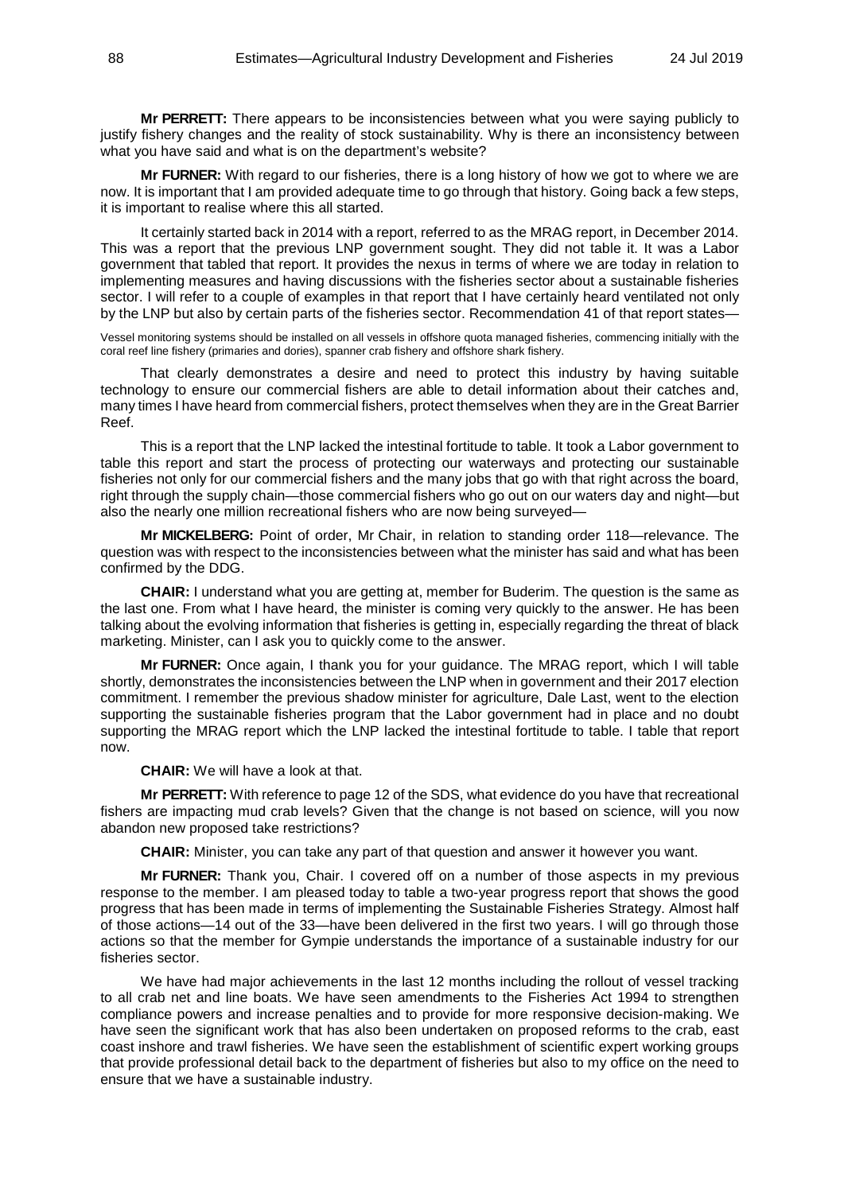**Mr PERRETT:** There appears to be inconsistencies between what you were saying publicly to justify fishery changes and the reality of stock sustainability. Why is there an inconsistency between what you have said and what is on the department's website?

**Mr FURNER:** With regard to our fisheries, there is a long history of how we got to where we are now. It is important that I am provided adequate time to go through that history. Going back a few steps, it is important to realise where this all started.

It certainly started back in 2014 with a report, referred to as the MRAG report, in December 2014. This was a report that the previous LNP government sought. They did not table it. It was a Labor government that tabled that report. It provides the nexus in terms of where we are today in relation to implementing measures and having discussions with the fisheries sector about a sustainable fisheries sector. I will refer to a couple of examples in that report that I have certainly heard ventilated not only by the LNP but also by certain parts of the fisheries sector. Recommendation 41 of that report states—

> Vessel monitoring systems should be installed on all vessels in offshore quota managed fisheries, commencing initially with the coral reef line fishery (primaries and dories), spanner crab fishery and offshore shark fishery.

That clearly demonstrates a desire and need to protect this industry by having suitable technology to ensure our commercial fishers are able to detail information about their catches and, many times I have heard from commercial fishers, protect themselves when they are in the Great Barrier Reef.

This is a report that the LNP lacked the intestinal fortitude to table. It took a Labor government to table this report and start the process of protecting our waterways and protecting our sustainable fisheries not only for our commercial fishers and the many jobs that go with that right across the board, right through the supply chain—those commercial fishers who go out on our waters day and night—but also the nearly one million recreational fishers who are now being surveyed—

**Mr MICKELBERG:** Point of order, Mr Chair, in relation to standing order 118—relevance. The question was with respect to the inconsistencies between what the minister has said and what has been confirmed by the DDG.

**CHAIR:** I understand what you are getting at, member for Buderim. The question is the same as the last one. From what I have heard, the minister is coming very quickly to the answer. He has been talking about the evolving information that fisheries is getting in, especially regarding the threat of black marketing. Minister, can I ask you to quickly come to the answer.

**Mr FURNER:** Once again, I thank you for your guidance. The MRAG report, which I will table shortly, demonstrates the inconsistencies between the LNP when in government and their 2017 election commitment. I remember the previous shadow minister for agriculture, Dale Last, went to the election supporting the sustainable fisheries program that the Labor government had in place and no doubt supporting the MRAG report which the LNP lacked the intestinal fortitude to table. I table that report now.

**CHAIR:** We will have a look at that.

**Mr PERRETT:** With reference to page 12 of the SDS, what evidence do you have that recreational fishers are impacting mud crab levels? Given that the change is not based on science, will you now abandon new proposed take restrictions?

**CHAIR:** Minister, you can take any part of that question and answer it however you want.

**Mr FURNER:** Thank you, Chair. I covered off on a number of those aspects in my previous response to the member. I am pleased today to table a two-year progress report that shows the good progress that has been made in terms of implementing the Sustainable Fisheries Strategy. Almost half of those actions—14 out of the 33—have been delivered in the first two years. I will go through those actions so that the member for Gympie understands the importance of a sustainable industry for our fisheries sector.

We have had major achievements in the last 12 months including the rollout of vessel tracking to all crab net and line boats. We have seen amendments to the Fisheries Act 1994 to strengthen compliance powers and increase penalties and to provide for more responsive decision-making. We have seen the significant work that has also been undertaken on proposed reforms to the crab, east coast inshore and trawl fisheries. We have seen the establishment of scientific expert working groups that provide professional detail back to the department of fisheries but also to my office on the need to ensure that we have a sustainable industry.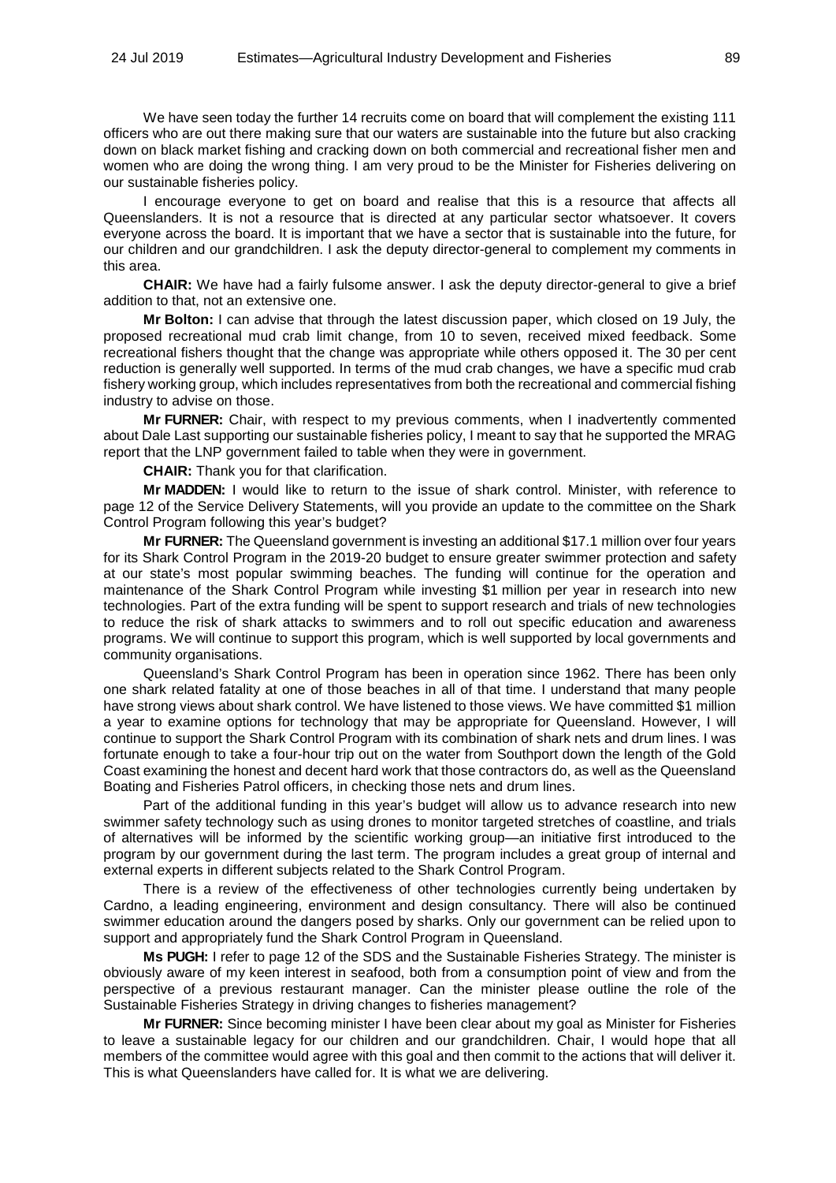We have seen today the further 14 recruits come on board that will complement the existing 111 officers who are out there making sure that our waters are sustainable into the future but also cracking down on black market fishing and cracking down on both commercial and recreational fisher men and women who are doing the wrong thing. I am very proud to be the Minister for Fisheries delivering on our sustainable fisheries policy.

I encourage everyone to get on board and realise that this is a resource that affects all Queenslanders. It is not a resource that is directed at any particular sector whatsoever. It covers everyone across the board. It is important that we have a sector that is sustainable into the future, for our children and our grandchildren. I ask the deputy director-general to complement my comments in this area.

**CHAIR:** We have had a fairly fulsome answer. I ask the deputy director-general to give a brief addition to that, not an extensive one.

**Mr Bolton:** I can advise that through the latest discussion paper, which closed on 19 July, the proposed recreational mud crab limit change, from 10 to seven, received mixed feedback. Some recreational fishers thought that the change was appropriate while others opposed it. The 30 per cent reduction is generally well supported. In terms of the mud crab changes, we have a specific mud crab fishery working group, which includes representatives from both the recreational and commercial fishing industry to advise on those.

**Mr FURNER:** Chair, with respect to my previous comments, when I inadvertently commented about Dale Last supporting our sustainable fisheries policy, I meant to say that he supported the MRAG report that the LNP government failed to table when they were in government.

**CHAIR:** Thank you for that clarification.

**Mr MADDEN:** I would like to return to the issue of shark control. Minister, with reference to page 12 of the Service Delivery Statements, will you provide an update to the committee on the Shark Control Program following this year's budget?

**Mr FURNER:** The Queensland government is investing an additional $17.1 million over four years for its Shark Control Program in the 2019-20 budget to ensure greater swimmer protection and safety at our state's most popular swimming beaches. The funding will continue for the operation and maintenance of the Shark Control Program while investing $1 million per year in research into new technologies. Part of the extra funding will be spent to support research and trials of new technologies to reduce the risk of shark attacks to swimmers and to roll out specific education and awareness programs. We will continue to support this program, which is well supported by local governments and community organisations.

Queensland's Shark Control Program has been in operation since 1962. There has been only one shark related fatality at one of those beaches in all of that time. I understand that many people have strong views about shark control. We have listened to those views. We have committed $1 million a year to examine options for technology that may be appropriate for Queensland. However, I will continue to support the Shark Control Program with its combination of shark nets and drum lines. I was fortunate enough to take a four-hour trip out on the water from Southport down the length of the Gold Coast examining the honest and decent hard work that those contractors do, as well as the Queensland Boating and Fisheries Patrol officers, in checking those nets and drum lines.

Part of the additional funding in this year's budget will allow us to advance research into new swimmer safety technology such as using drones to monitor targeted stretches of coastline, and trials of alternatives will be informed by the scientific working group—an initiative first introduced to the program by our government during the last term. The program includes a great group of internal and external experts in different subjects related to the Shark Control Program.

There is a review of the effectiveness of other technologies currently being undertaken by Cardno, a leading engineering, environment and design consultancy. There will also be continued swimmer education around the dangers posed by sharks. Only our government can be relied upon to support and appropriately fund the Shark Control Program in Queensland.

**Ms PUGH:** I refer to page 12 of the SDS and the Sustainable Fisheries Strategy. The minister is obviously aware of my keen interest in seafood, both from a consumption point of view and from the perspective of a previous restaurant manager. Can the minister please outline the role of the Sustainable Fisheries Strategy in driving changes to fisheries management?

**Mr FURNER:** Since becoming minister I have been clear about my goal as Minister for Fisheries to leave a sustainable legacy for our children and our grandchildren. Chair, I would hope that all members of the committee would agree with this goal and then commit to the actions that will deliver it. This is what Queenslanders have called for. It is what we are delivering.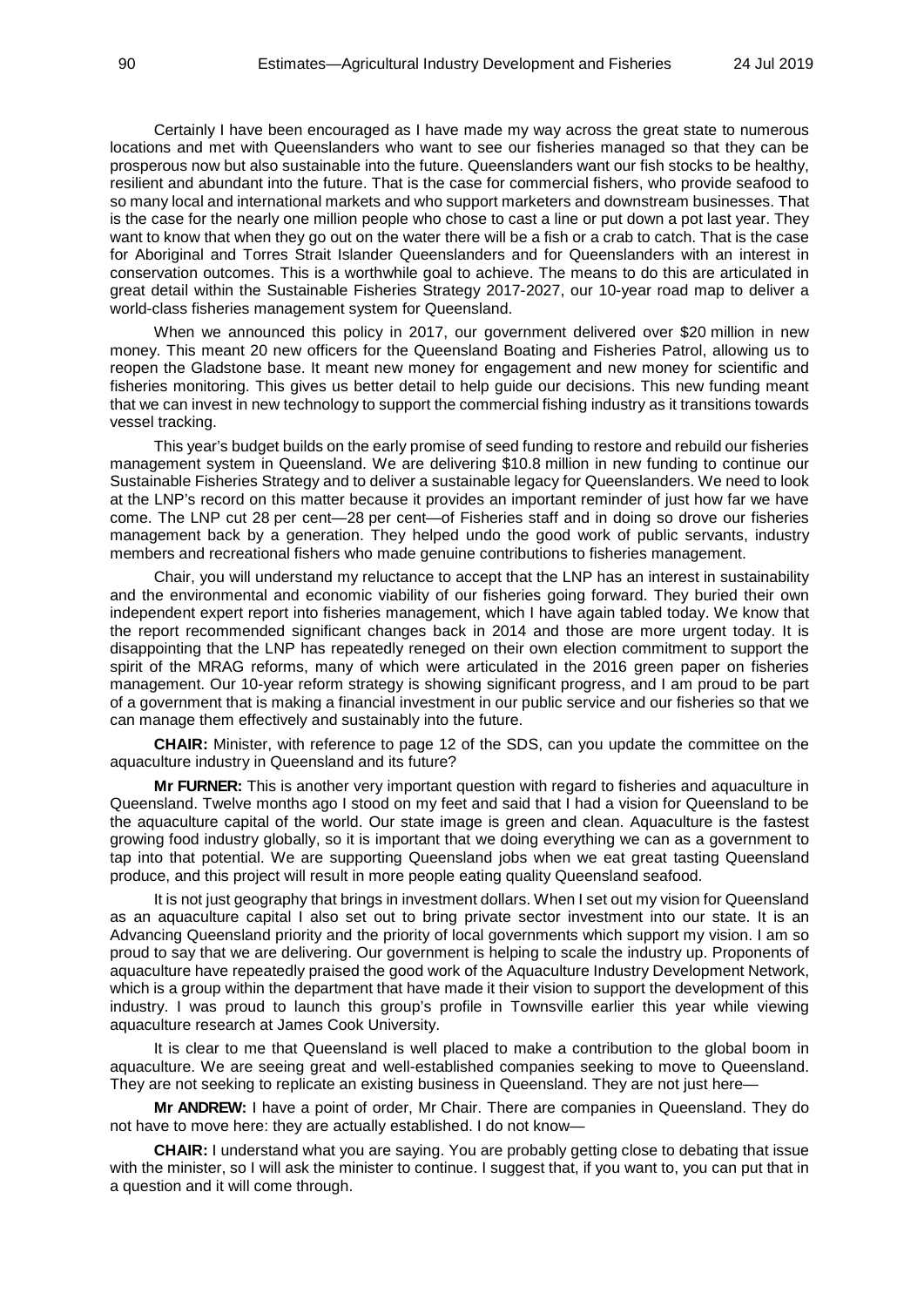Certainly I have been encouraged as I have made my way across the great state to numerous locations and met with Queenslanders who want to see our fisheries managed so that they can be prosperous now but also sustainable into the future. Queenslanders want our fish stocks to be healthy, resilient and abundant into the future. That is the case for commercial fishers, who provide seafood to so many local and international markets and who support marketers and downstream businesses. That is the case for the nearly one million people who chose to cast a line or put down a pot last year. They want to know that when they go out on the water there will be a fish or a crab to catch. That is the case for Aboriginal and Torres Strait Islander Queenslanders and for Queenslanders with an interest in conservation outcomes. This is a worthwhile goal to achieve. The means to do this are articulated in great detail within the Sustainable Fisheries Strategy 2017-2027, our 10-year road map to deliver a world-class fisheries management system for Queensland.

When we announced this policy in 2017, our government delivered over $20 million in new money. This meant 20 new officers for the Queensland Boating and Fisheries Patrol, allowing us to reopen the Gladstone base. It meant new money for engagement and new money for scientific and fisheries monitoring. This gives us better detail to help guide our decisions. This new funding meant that we can invest in new technology to support the commercial fishing industry as it transitions towards vessel tracking.

This year's budget builds on the early promise of seed funding to restore and rebuild our fisheries management system in Queensland. We are delivering $10.8 million in new funding to continue our Sustainable Fisheries Strategy and to deliver a sustainable legacy for Queenslanders. We need to look at the LNP's record on this matter because it provides an important reminder of just how far we have come. The LNP cut 28 per cent—28 per cent—of Fisheries staff and in doing so drove our fisheries management back by a generation. They helped undo the good work of public servants, industry members and recreational fishers who made genuine contributions to fisheries management.

Chair, you will understand my reluctance to accept that the LNP has an interest in sustainability and the environmental and economic viability of our fisheries going forward. They buried their own independent expert report into fisheries management, which I have again tabled today. We know that the report recommended significant changes back in 2014 and those are more urgent today. It is disappointing that the LNP has repeatedly reneged on their own election commitment to support the spirit of the MRAG reforms, many of which were articulated in the 2016 green paper on fisheries management. Our 10-year reform strategy is showing significant progress, and I am proud to be part of a government that is making a financial investment in our public service and our fisheries so that we can manage them effectively and sustainably into the future.

**CHAIR:** Minister, with reference to page 12 of the SDS, can you update the committee on the aquaculture industry in Queensland and its future?

**Mr FURNER:** This is another very important question with regard to fisheries and aquaculture in Queensland. Twelve months ago I stood on my feet and said that I had a vision for Queensland to be the aquaculture capital of the world. Our state image is green and clean. Aquaculture is the fastest growing food industry globally, so it is important that we doing everything we can as a government to tap into that potential. We are supporting Queensland jobs when we eat great tasting Queensland produce, and this project will result in more people eating quality Queensland seafood.

It is not just geography that brings in investment dollars. When I set out my vision for Queensland as an aquaculture capital I also set out to bring private sector investment into our state. It is an Advancing Queensland priority and the priority of local governments which support my vision. I am so proud to say that we are delivering. Our government is helping to scale the industry up. Proponents of aquaculture have repeatedly praised the good work of the Aquaculture Industry Development Network, which is a group within the department that have made it their vision to support the development of this industry. I was proud to launch this group's profile in Townsville earlier this year while viewing aquaculture research at James Cook University.

It is clear to me that Queensland is well placed to make a contribution to the global boom in aquaculture. We are seeing great and well-established companies seeking to move to Queensland. They are not seeking to replicate an existing business in Queensland. They are not just here—

**Mr ANDREW:** I have a point of order, Mr Chair. There are companies in Queensland. They do not have to move here: they are actually established. I do not know—

**CHAIR:** I understand what you are saying. You are probably getting close to debating that issue with the minister, so I will ask the minister to continue. I suggest that, if you want to, you can put that in a question and it will come through.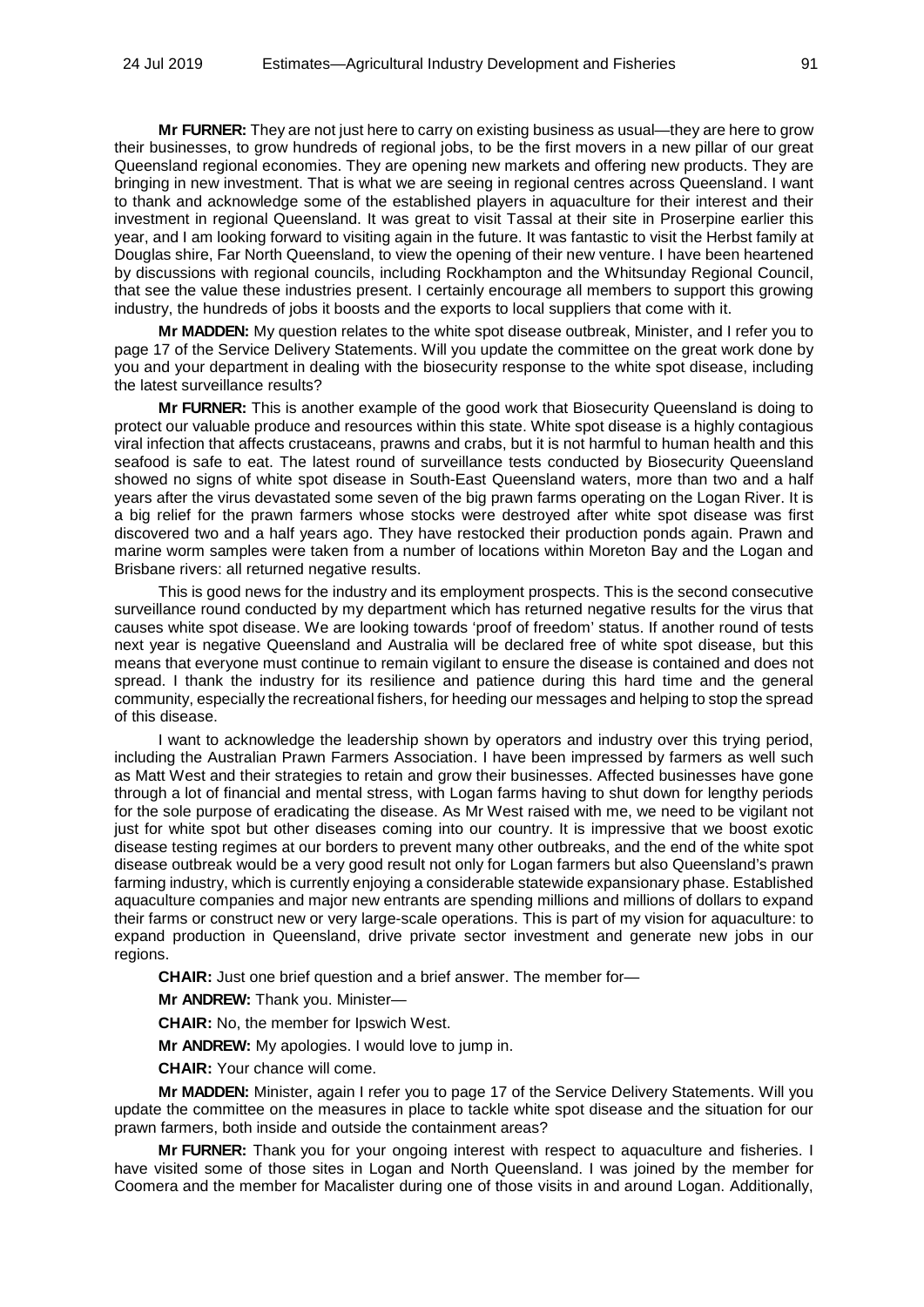**Mr FURNER:** They are not just here to carry on existing business as usual—they are here to grow their businesses, to grow hundreds of regional jobs, to be the first movers in a new pillar of our great Queensland regional economies. They are opening new markets and offering new products. They are bringing in new investment. That is what we are seeing in regional centres across Queensland. I want to thank and acknowledge some of the established players in aquaculture for their interest and their investment in regional Queensland. It was great to visit Tassal at their site in Proserpine earlier this year, and I am looking forward to visiting again in the future. It was fantastic to visit the Herbst family at Douglas shire, Far North Queensland, to view the opening of their new venture. I have been heartened by discussions with regional councils, including Rockhampton and the Whitsunday Regional Council, that see the value these industries present. I certainly encourage all members to support this growing industry, the hundreds of jobs it boosts and the exports to local suppliers that come with it.

**Mr MADDEN:** My question relates to the white spot disease outbreak, Minister, and I refer you to page 17 of the Service Delivery Statements. Will you update the committee on the great work done by you and your department in dealing with the biosecurity response to the white spot disease, including the latest surveillance results?

**Mr FURNER:** This is another example of the good work that Biosecurity Queensland is doing to protect our valuable produce and resources within this state. White spot disease is a highly contagious viral infection that affects crustaceans, prawns and crabs, but it is not harmful to human health and this seafood is safe to eat. The latest round of surveillance tests conducted by Biosecurity Queensland showed no signs of white spot disease in South-East Queensland waters, more than two and a half years after the virus devastated some seven of the big prawn farms operating on the Logan River. It is a big relief for the prawn farmers whose stocks were destroyed after white spot disease was first discovered two and a half years ago. They have restocked their production ponds again. Prawn and marine worm samples were taken from a number of locations within Moreton Bay and the Logan and Brisbane rivers: all returned negative results.

This is good news for the industry and its employment prospects. This is the second consecutive surveillance round conducted by my department which has returned negative results for the virus that causes white spot disease. We are looking towards 'proof of freedom' status. If another round of tests next year is negative Queensland and Australia will be declared free of white spot disease, but this means that everyone must continue to remain vigilant to ensure the disease is contained and does not spread. I thank the industry for its resilience and patience during this hard time and the general community, especially the recreational fishers, for heeding our messages and helping to stop the spread of this disease.

I want to acknowledge the leadership shown by operators and industry over this trying period, including the Australian Prawn Farmers Association. I have been impressed by farmers as well such as Matt West and their strategies to retain and grow their businesses. Affected businesses have gone through a lot of financial and mental stress, with Logan farms having to shut down for lengthy periods for the sole purpose of eradicating the disease. As Mr West raised with me, we need to be vigilant not just for white spot but other diseases coming into our country. It is impressive that we boost exotic disease testing regimes at our borders to prevent many other outbreaks, and the end of the white spot disease outbreak would be a very good result not only for Logan farmers but also Queensland's prawn farming industry, which is currently enjoying a considerable statewide expansionary phase. Established aquaculture companies and major new entrants are spending millions and millions of dollars to expand their farms or construct new or very large-scale operations. This is part of my vision for aquaculture: to expand production in Queensland, drive private sector investment and generate new jobs in our regions.

**CHAIR:** Just one brief question and a brief answer. The member for—

**Mr ANDREW:** Thank you. Minister—

**CHAIR:** No, the member for Ipswich West.

**Mr ANDREW:** My apologies. I would love to jump in.

**CHAIR:** Your chance will come.

**Mr MADDEN:** Minister, again I refer you to page 17 of the Service Delivery Statements. Will you update the committee on the measures in place to tackle white spot disease and the situation for our prawn farmers, both inside and outside the containment areas?

**Mr FURNER:** Thank you for your ongoing interest with respect to aquaculture and fisheries. I have visited some of those sites in Logan and North Queensland. I was joined by the member for Coomera and the member for Macalister during one of those visits in and around Logan. Additionally,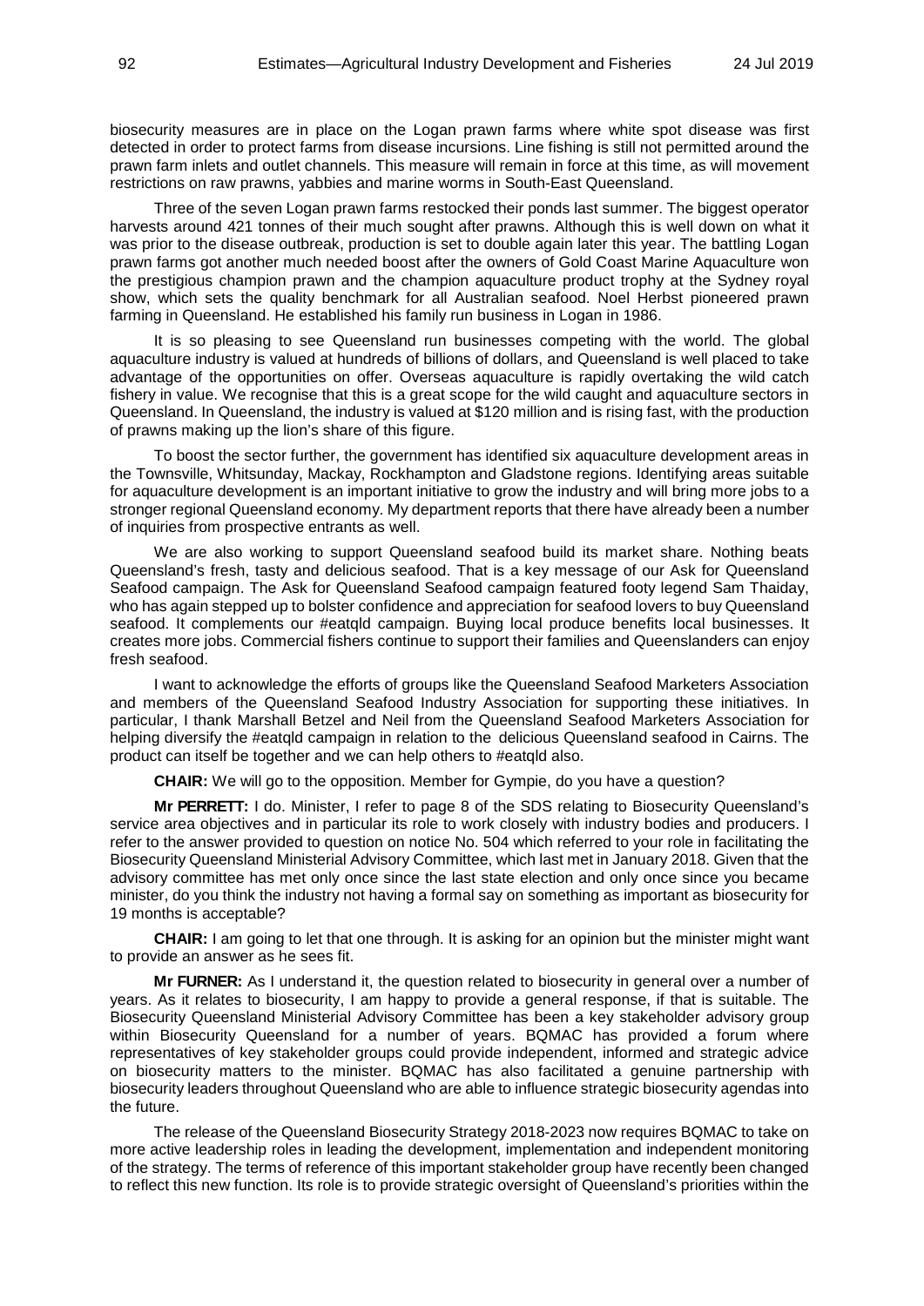biosecurity measures are in place on the Logan prawn farms where white spot disease was first detected in order to protect farms from disease incursions. Line fishing is still not permitted around the prawn farm inlets and outlet channels. This measure will remain in force at this time, as will movement restrictions on raw prawns, yabbies and marine worms in South-East Queensland.

Three of the seven Logan prawn farms restocked their ponds last summer. The biggest operator harvests around 421 tonnes of their much sought after prawns. Although this is well down on what it was prior to the disease outbreak, production is set to double again later this year. The battling Logan prawn farms got another much needed boost after the owners of Gold Coast Marine Aquaculture won the prestigious champion prawn and the champion aquaculture product trophy at the Sydney royal show, which sets the quality benchmark for all Australian seafood. Noel Herbst pioneered prawn farming in Queensland. He established his family run business in Logan in 1986.

It is so pleasing to see Queensland run businesses competing with the world. The global aquaculture industry is valued at hundreds of billions of dollars, and Queensland is well placed to take advantage of the opportunities on offer. Overseas aquaculture is rapidly overtaking the wild catch fishery in value. We recognise that this is a great scope for the wild caught and aquaculture sectors in Queensland. In Queensland, the industry is valued at $120 million and is rising fast, with the production of prawns making up the lion's share of this figure.

To boost the sector further, the government has identified six aquaculture development areas in the Townsville, Whitsunday, Mackay, Rockhampton and Gladstone regions. Identifying areas suitable for aquaculture development is an important initiative to grow the industry and will bring more jobs to a stronger regional Queensland economy. My department reports that there have already been a number of inquiries from prospective entrants as well.

We are also working to support Queensland seafood build its market share. Nothing beats Queensland's fresh, tasty and delicious seafood. That is a key message of our Ask for Queensland Seafood campaign. The Ask for Queensland Seafood campaign featured footy legend Sam Thaiday, who has again stepped up to bolster confidence and appreciation for seafood lovers to buy Queensland seafood. It complements our #eatqld campaign. Buying local produce benefits local businesses. It creates more jobs. Commercial fishers continue to support their families and Queenslanders can enjoy fresh seafood.

I want to acknowledge the efforts of groups like the Queensland Seafood Marketers Association and members of the Queensland Seafood Industry Association for supporting these initiatives. In particular, I thank Marshall Betzel and Neil from the Queensland Seafood Marketers Association for helping diversify the #eatqld campaign in relation to the delicious Queensland seafood in Cairns. The product can itself be together and we can help others to #eatqld also.

**CHAIR:** We will go to the opposition. Member for Gympie, do you have a question?

**Mr PERRETT:** I do. Minister, I refer to page 8 of the SDS relating to Biosecurity Queensland's service area objectives and in particular its role to work closely with industry bodies and producers. I refer to the answer provided to question on notice No. 504 which referred to your role in facilitating the Biosecurity Queensland Ministerial Advisory Committee, which last met in January 2018. Given that the advisory committee has met only once since the last state election and only once since you became minister, do you think the industry not having a formal say on something as important as biosecurity for 19 months is acceptable?

**CHAIR:** I am going to let that one through. It is asking for an opinion but the minister might want to provide an answer as he sees fit.

**Mr FURNER:** As I understand it, the question related to biosecurity in general over a number of years. As it relates to biosecurity, I am happy to provide a general response, if that is suitable. The Biosecurity Queensland Ministerial Advisory Committee has been a key stakeholder advisory group within Biosecurity Queensland for a number of years. BQMAC has provided a forum where representatives of key stakeholder groups could provide independent, informed and strategic advice on biosecurity matters to the minister. BQMAC has also facilitated a genuine partnership with biosecurity leaders throughout Queensland who are able to influence strategic biosecurity agendas into the future.

The release of the Queensland Biosecurity Strategy 2018-2023 now requires BQMAC to take on more active leadership roles in leading the development, implementation and independent monitoring of the strategy. The terms of reference of this important stakeholder group have recently been changed to reflect this new function. Its role is to provide strategic oversight of Queensland's priorities within the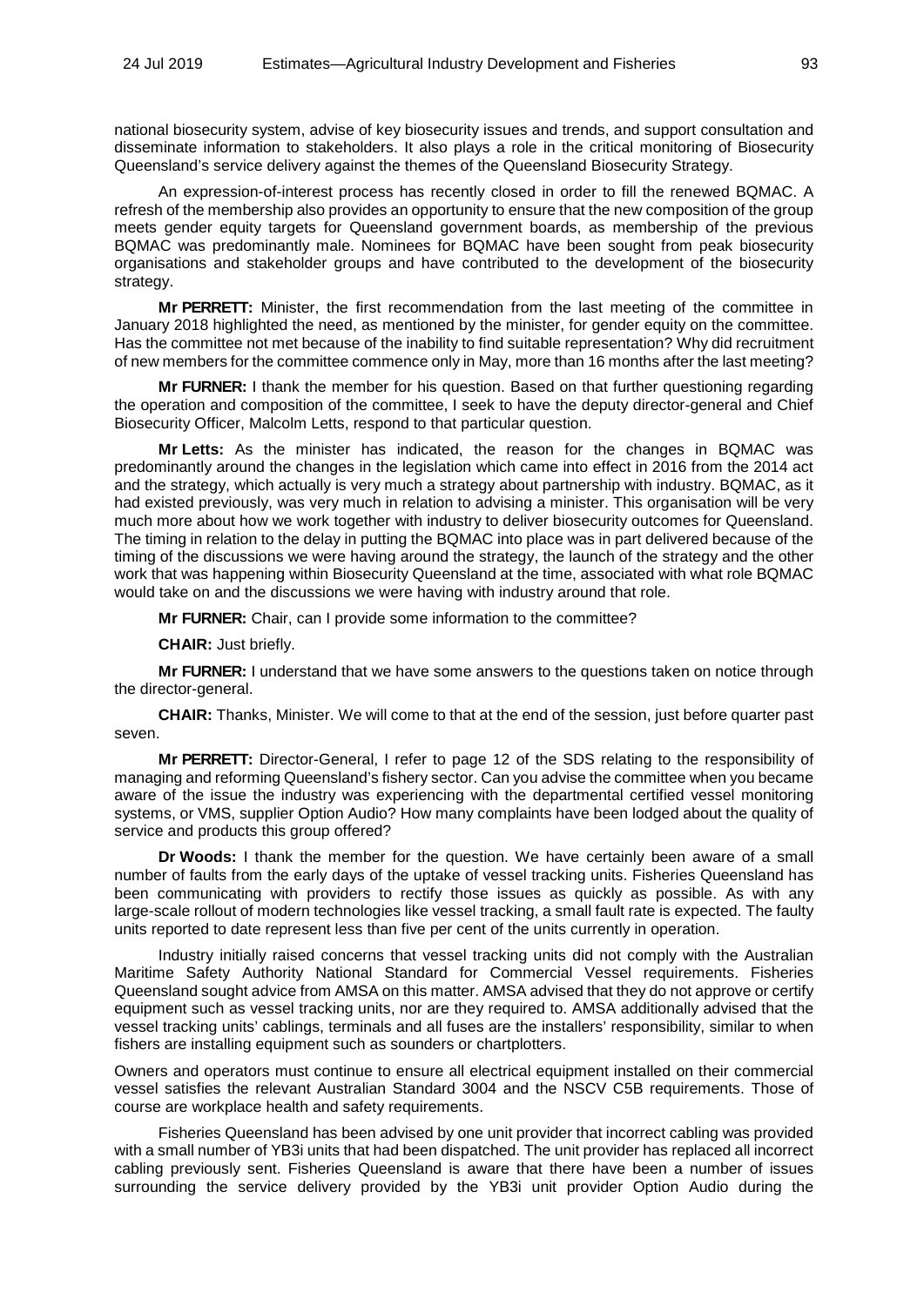national biosecurity system, advise of key biosecurity issues and trends, and support consultation and disseminate information to stakeholders. It also plays a role in the critical monitoring of Biosecurity Queensland's service delivery against the themes of the Queensland Biosecurity Strategy.

An expression-of-interest process has recently closed in order to fill the renewed BQMAC. A refresh of the membership also provides an opportunity to ensure that the new composition of the group meets gender equity targets for Queensland government boards, as membership of the previous BQMAC was predominantly male. Nominees for BQMAC have been sought from peak biosecurity organisations and stakeholder groups and have contributed to the development of the biosecurity strategy.

**Mr PERRETT:** Minister, the first recommendation from the last meeting of the committee in January 2018 highlighted the need, as mentioned by the minister, for gender equity on the committee. Has the committee not met because of the inability to find suitable representation? Why did recruitment of new members for the committee commence only in May, more than 16 months after the last meeting?

**Mr FURNER:** I thank the member for his question. Based on that further questioning regarding the operation and composition of the committee, I seek to have the deputy director-general and Chief Biosecurity Officer, Malcolm Letts, respond to that particular question.

**Mr Letts:** As the minister has indicated, the reason for the changes in BQMAC was predominantly around the changes in the legislation which came into effect in 2016 from the 2014 act and the strategy, which actually is very much a strategy about partnership with industry. BQMAC, as it had existed previously, was very much in relation to advising a minister. This organisation will be very much more about how we work together with industry to deliver biosecurity outcomes for Queensland. The timing in relation to the delay in putting the BQMAC into place was in part delivered because of the timing of the discussions we were having around the strategy, the launch of the strategy and the other work that was happening within Biosecurity Queensland at the time, associated with what role BQMAC would take on and the discussions we were having with industry around that role.

**Mr FURNER:** Chair, can I provide some information to the committee?

**CHAIR:** Just briefly.

**Mr FURNER:** I understand that we have some answers to the questions taken on notice through the director-general.

**CHAIR:** Thanks, Minister. We will come to that at the end of the session, just before quarter past seven.

**Mr PERRETT:** Director-General, I refer to page 12 of the SDS relating to the responsibility of managing and reforming Queensland's fishery sector. Can you advise the committee when you became aware of the issue the industry was experiencing with the departmental certified vessel monitoring systems, or VMS, supplier Option Audio? How many complaints have been lodged about the quality of service and products this group offered?

**Dr Woods:** I thank the member for the question. We have certainly been aware of a small number of faults from the early days of the uptake of vessel tracking units. Fisheries Queensland has been communicating with providers to rectify those issues as quickly as possible. As with any large-scale rollout of modern technologies like vessel tracking, a small fault rate is expected. The faulty units reported to date represent less than five per cent of the units currently in operation.

Industry initially raised concerns that vessel tracking units did not comply with the Australian Maritime Safety Authority National Standard for Commercial Vessel requirements. Fisheries Queensland sought advice from AMSA on this matter. AMSA advised that they do not approve or certify equipment such as vessel tracking units, nor are they required to. AMSA additionally advised that the vessel tracking units' cablings, terminals and all fuses are the installers' responsibility, similar to when fishers are installing equipment such as sounders or chartplotters.

Owners and operators must continue to ensure all electrical equipment installed on their commercial vessel satisfies the relevant Australian Standard 3004 and the NSCV C5B requirements. Those of course are workplace health and safety requirements.

Fisheries Queensland has been advised by one unit provider that incorrect cabling was provided with a small number of YB3i units that had been dispatched. The unit provider has replaced all incorrect cabling previously sent. Fisheries Queensland is aware that there have been a number of issues surrounding the service delivery provided by the YB3i unit provider Option Audio during the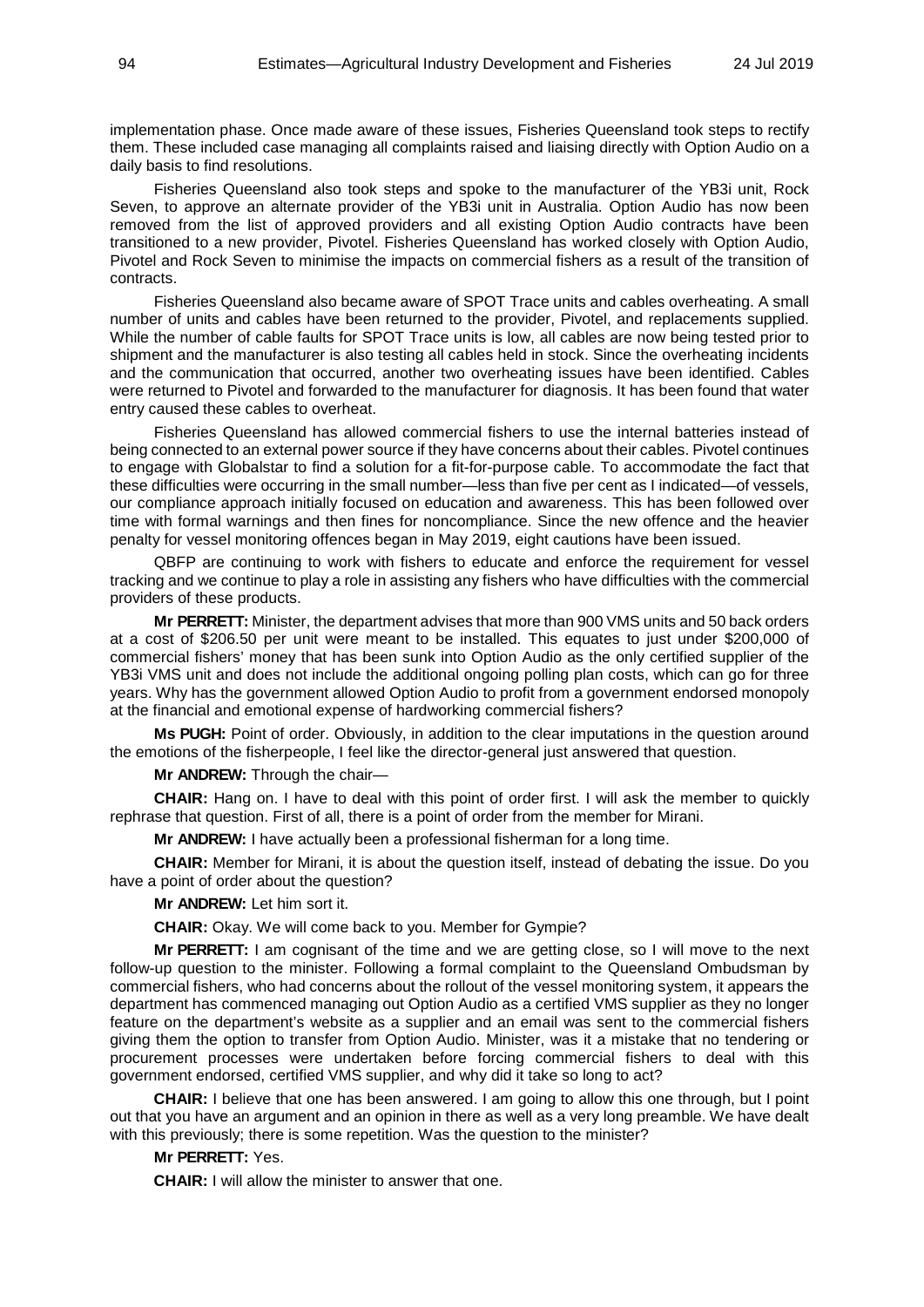implementation phase. Once made aware of these issues, Fisheries Queensland took steps to rectify them. These included case managing all complaints raised and liaising directly with Option Audio on a daily basis to find resolutions.

Fisheries Queensland also took steps and spoke to the manufacturer of the YB3i unit, Rock Seven, to approve an alternate provider of the YB3i unit in Australia. Option Audio has now been removed from the list of approved providers and all existing Option Audio contracts have been transitioned to a new provider, Pivotel. Fisheries Queensland has worked closely with Option Audio, Pivotel and Rock Seven to minimise the impacts on commercial fishers as a result of the transition of contracts.

Fisheries Queensland also became aware of SPOT Trace units and cables overheating. A small number of units and cables have been returned to the provider, Pivotel, and replacements supplied. While the number of cable faults for SPOT Trace units is low, all cables are now being tested prior to shipment and the manufacturer is also testing all cables held in stock. Since the overheating incidents and the communication that occurred, another two overheating issues have been identified. Cables were returned to Pivotel and forwarded to the manufacturer for diagnosis. It has been found that water entry caused these cables to overheat.

Fisheries Queensland has allowed commercial fishers to use the internal batteries instead of being connected to an external power source if they have concerns about their cables. Pivotel continues to engage with Globalstar to find a solution for a fit-for-purpose cable. To accommodate the fact that these difficulties were occurring in the small number—less than five per cent as I indicated—of vessels, our compliance approach initially focused on education and awareness. This has been followed over time with formal warnings and then fines for noncompliance. Since the new offence and the heavier penalty for vessel monitoring offences began in May 2019, eight cautions have been issued.

QBFP are continuing to work with fishers to educate and enforce the requirement for vessel tracking and we continue to play a role in assisting any fishers who have difficulties with the commercial providers of these products.

**Mr PERRETT:** Minister, the department advises that more than 900 VMS units and 50 back orders at a cost of $206.50 per unit were meant to be installed. This equates to just under $200,000 of commercial fishers' money that has been sunk into Option Audio as the only certified supplier of the YB3i VMS unit and does not include the additional ongoing polling plan costs, which can go for three years. Why has the government allowed Option Audio to profit from a government endorsed monopoly at the financial and emotional expense of hardworking commercial fishers?

**Ms PUGH:** Point of order. Obviously, in addition to the clear imputations in the question around the emotions of the fisherpeople, I feel like the director-general just answered that question.

**Mr ANDREW:** Through the chair—

**CHAIR:** Hang on. I have to deal with this point of order first. I will ask the member to quickly rephrase that question. First of all, there is a point of order from the member for Mirani.

**Mr ANDREW:** I have actually been a professional fisherman for a long time.

**CHAIR:** Member for Mirani, it is about the question itself, instead of debating the issue. Do you have a point of order about the question?

**Mr ANDREW:** Let him sort it.

**CHAIR:** Okay. We will come back to you. Member for Gympie?

**Mr PERRETT:** I am cognisant of the time and we are getting close, so I will move to the next follow-up question to the minister. Following a formal complaint to the Queensland Ombudsman by commercial fishers, who had concerns about the rollout of the vessel monitoring system, it appears the department has commenced managing out Option Audio as a certified VMS supplier as they no longer feature on the department's website as a supplier and an email was sent to the commercial fishers giving them the option to transfer from Option Audio. Minister, was it a mistake that no tendering or procurement processes were undertaken before forcing commercial fishers to deal with this government endorsed, certified VMS supplier, and why did it take so long to act?

**CHAIR:** I believe that one has been answered. I am going to allow this one through, but I point out that you have an argument and an opinion in there as well as a very long preamble. We have dealt with this previously; there is some repetition. Was the question to the minister?

**Mr PERRETT:** Yes.

**CHAIR:** I will allow the minister to answer that one.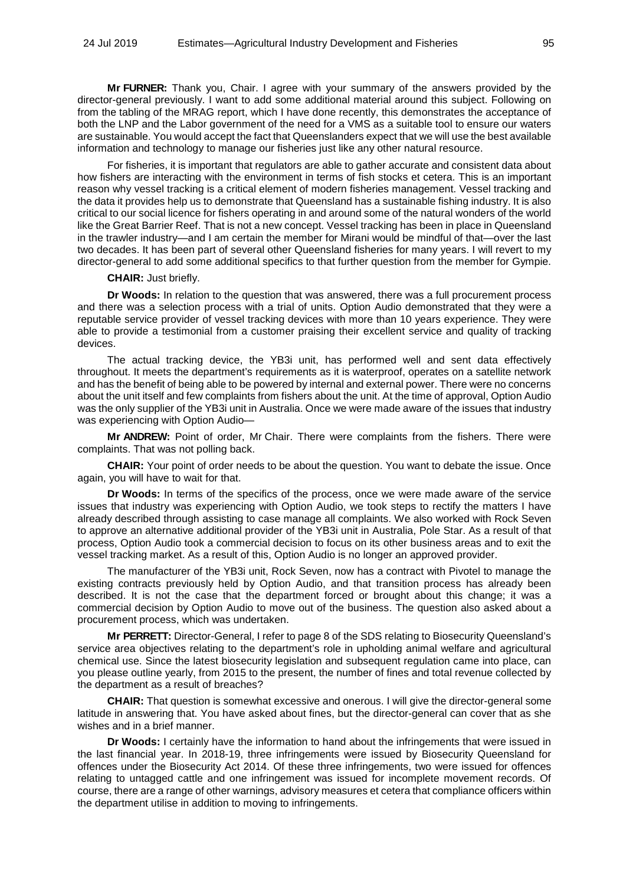**Mr FURNER:** Thank you, Chair. I agree with your summary of the answers provided by the director-general previously. I want to add some additional material around this subject. Following on from the tabling of the MRAG report, which I have done recently, this demonstrates the acceptance of both the LNP and the Labor government of the need for a VMS as a suitable tool to ensure our waters are sustainable. You would accept the fact that Queenslanders expect that we will use the best available information and technology to manage our fisheries just like any other natural resource.

For fisheries, it is important that regulators are able to gather accurate and consistent data about how fishers are interacting with the environment in terms of fish stocks et cetera. This is an important reason why vessel tracking is a critical element of modern fisheries management. Vessel tracking and the data it provides help us to demonstrate that Queensland has a sustainable fishing industry. It is also critical to our social licence for fishers operating in and around some of the natural wonders of the world like the Great Barrier Reef. That is not a new concept. Vessel tracking has been in place in Queensland in the trawler industry—and I am certain the member for Mirani would be mindful of that—over the last two decades. It has been part of several other Queensland fisheries for many years. I will revert to my director-general to add some additional specifics to that further question from the member for Gympie.

**CHAIR:** Just briefly.

**Dr Woods:** In relation to the question that was answered, there was a full procurement process and there was a selection process with a trial of units. Option Audio demonstrated that they were a reputable service provider of vessel tracking devices with more than 10 years experience. They were able to provide a testimonial from a customer praising their excellent service and quality of tracking devices.

The actual tracking device, the YB3i unit, has performed well and sent data effectively throughout. It meets the department's requirements as it is waterproof, operates on a satellite network and has the benefit of being able to be powered by internal and external power. There were no concerns about the unit itself and few complaints from fishers about the unit. At the time of approval, Option Audio was the only supplier of the YB3i unit in Australia. Once we were made aware of the issues that industry was experiencing with Option Audio—

**Mr ANDREW:** Point of order, Mr Chair. There were complaints from the fishers. There were complaints. That was not polling back.

**CHAIR:** Your point of order needs to be about the question. You want to debate the issue. Once again, you will have to wait for that.

**Dr Woods:** In terms of the specifics of the process, once we were made aware of the service issues that industry was experiencing with Option Audio, we took steps to rectify the matters I have already described through assisting to case manage all complaints. We also worked with Rock Seven to approve an alternative additional provider of the YB3i unit in Australia, Pole Star. As a result of that process, Option Audio took a commercial decision to focus on its other business areas and to exit the vessel tracking market. As a result of this, Option Audio is no longer an approved provider.

The manufacturer of the YB3i unit, Rock Seven, now has a contract with Pivotel to manage the existing contracts previously held by Option Audio, and that transition process has already been described. It is not the case that the department forced or brought about this change; it was a commercial decision by Option Audio to move out of the business. The question also asked about a procurement process, which was undertaken.

**Mr PERRETT:** Director-General, I refer to page 8 of the SDS relating to Biosecurity Queensland's service area objectives relating to the department's role in upholding animal welfare and agricultural chemical use. Since the latest biosecurity legislation and subsequent regulation came into place, can you please outline yearly, from 2015 to the present, the number of fines and total revenue collected by the department as a result of breaches?

**CHAIR:** That question is somewhat excessive and onerous. I will give the director-general some latitude in answering that. You have asked about fines, but the director-general can cover that as she wishes and in a brief manner.

**Dr Woods:** I certainly have the information to hand about the infringements that were issued in the last financial year. In 2018-19, three infringements were issued by Biosecurity Queensland for offences under the Biosecurity Act 2014. Of these three infringements, two were issued for offences relating to untagged cattle and one infringement was issued for incomplete movement records. Of course, there are a range of other warnings, advisory measures et cetera that compliance officers within the department utilise in addition to moving to infringements.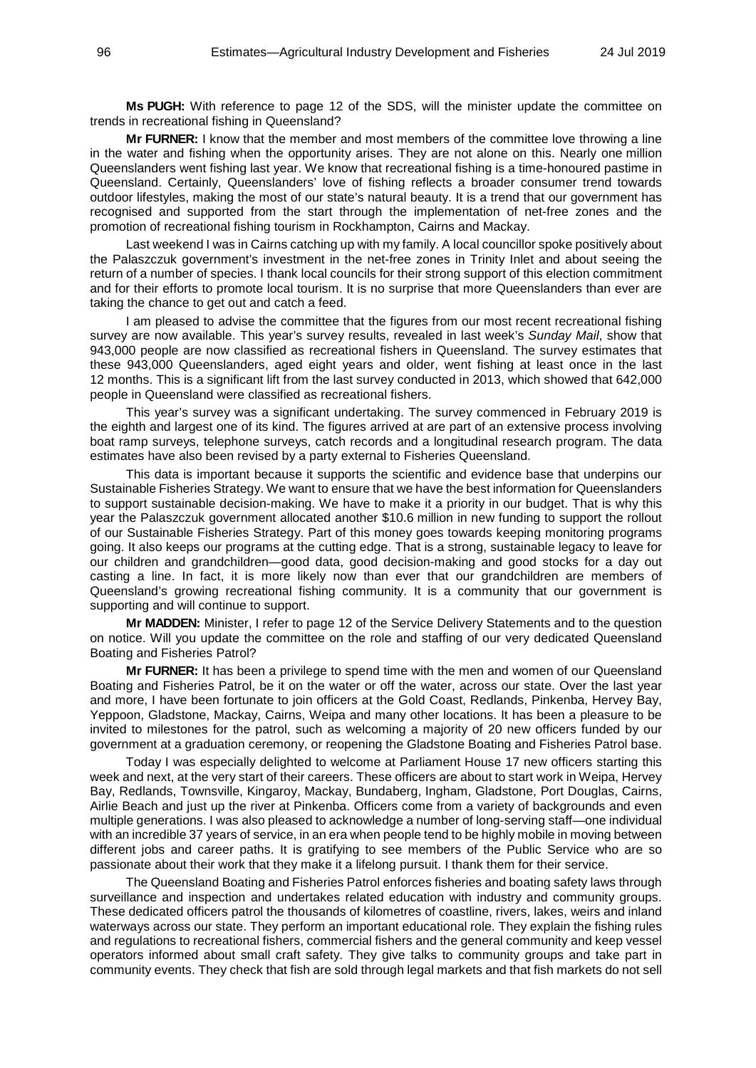**Ms PUGH:** With reference to page 12 of the SDS, will the minister update the committee on trends in recreational fishing in Queensland?

**Mr FURNER:** I know that the member and most members of the committee love throwing a line in the water and fishing when the opportunity arises. They are not alone on this. Nearly one million Queenslanders went fishing last year. We know that recreational fishing is a time-honoured pastime in Queensland. Certainly, Queenslanders' love of fishing reflects a broader consumer trend towards outdoor lifestyles, making the most of our state's natural beauty. It is a trend that our government has recognised and supported from the start through the implementation of net-free zones and the promotion of recreational fishing tourism in Rockhampton, Cairns and Mackay.

Last weekend I was in Cairns catching up with my family. A local councillor spoke positively about the Palaszczuk government's investment in the net-free zones in Trinity Inlet and about seeing the return of a number of species. I thank local councils for their strong support of this election commitment and for their efforts to promote local tourism. It is no surprise that more Queenslanders than ever are taking the chance to get out and catch a feed.

I am pleased to advise the committee that the figures from our most recent recreational fishing survey are now available. This year's survey results, revealed in last week's *Sunday Mail*, show that 943,000 people are now classified as recreational fishers in Queensland. The survey estimates that these 943,000 Queenslanders, aged eight years and older, went fishing at least once in the last 12 months. This is a significant lift from the last survey conducted in 2013, which showed that 642,000 people in Queensland were classified as recreational fishers.

This year's survey was a significant undertaking. The survey commenced in February 2019 is the eighth and largest one of its kind. The figures arrived at are part of an extensive process involving boat ramp surveys, telephone surveys, catch records and a longitudinal research program. The data estimates have also been revised by a party external to Fisheries Queensland.

This data is important because it supports the scientific and evidence base that underpins our Sustainable Fisheries Strategy. We want to ensure that we have the best information for Queenslanders to support sustainable decision-making. We have to make it a priority in our budget. That is why this year the Palaszczuk government allocated another $10.6 million in new funding to support the rollout of our Sustainable Fisheries Strategy. Part of this money goes towards keeping monitoring programs going. It also keeps our programs at the cutting edge. That is a strong, sustainable legacy to leave for our children and grandchildren—good data, good decision-making and good stocks for a day out casting a line. In fact, it is more likely now than ever that our grandchildren are members of Queensland's growing recreational fishing community. It is a community that our government is supporting and will continue to support.

**Mr MADDEN:** Minister, I refer to page 12 of the Service Delivery Statements and to the question on notice. Will you update the committee on the role and staffing of our very dedicated Queensland Boating and Fisheries Patrol?

**Mr FURNER:** It has been a privilege to spend time with the men and women of our Queensland Boating and Fisheries Patrol, be it on the water or off the water, across our state. Over the last year and more, I have been fortunate to join officers at the Gold Coast, Redlands, Pinkenba, Hervey Bay, Yeppoon, Gladstone, Mackay, Cairns, Weipa and many other locations. It has been a pleasure to be invited to milestones for the patrol, such as welcoming a majority of 20 new officers funded by our government at a graduation ceremony, or reopening the Gladstone Boating and Fisheries Patrol base.

Today I was especially delighted to welcome at Parliament House 17 new officers starting this week and next, at the very start of their careers. These officers are about to start work in Weipa, Hervey Bay, Redlands, Townsville, Kingaroy, Mackay, Bundaberg, Ingham, Gladstone, Port Douglas, Cairns, Airlie Beach and just up the river at Pinkenba. Officers come from a variety of backgrounds and even multiple generations. I was also pleased to acknowledge a number of long-serving staff—one individual with an incredible 37 years of service, in an era when people tend to be highly mobile in moving between different jobs and career paths. It is gratifying to see members of the Public Service who are so passionate about their work that they make it a lifelong pursuit. I thank them for their service.

The Queensland Boating and Fisheries Patrol enforces fisheries and boating safety laws through surveillance and inspection and undertakes related education with industry and community groups. These dedicated officers patrol the thousands of kilometres of coastline, rivers, lakes, weirs and inland waterways across our state. They perform an important educational role. They explain the fishing rules and regulations to recreational fishers, commercial fishers and the general community and keep vessel operators informed about small craft safety. They give talks to community groups and take part in community events. They check that fish are sold through legal markets and that fish markets do not sell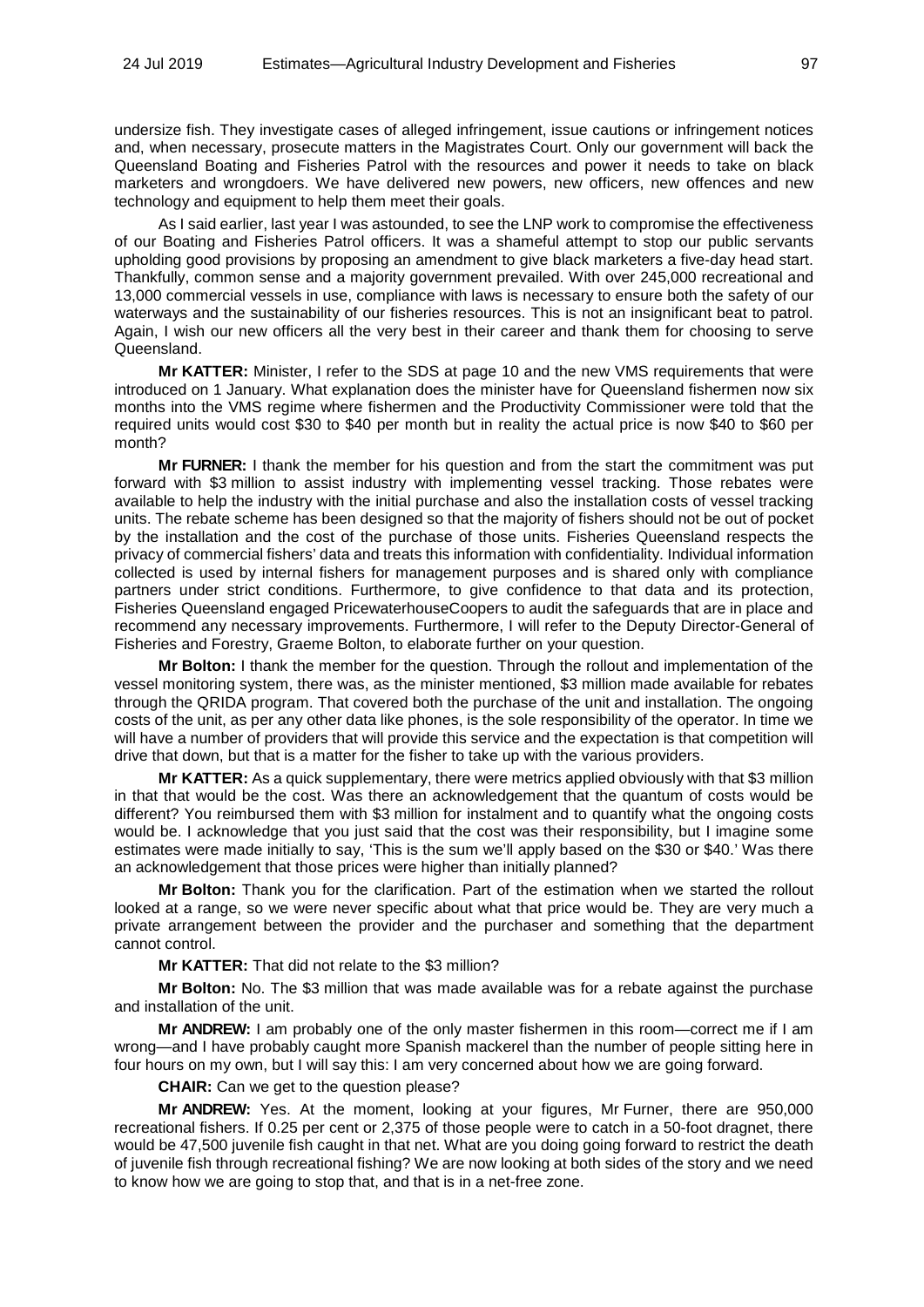undersize fish. They investigate cases of alleged infringement, issue cautions or infringement notices and, when necessary, prosecute matters in the Magistrates Court. Only our government will back the Queensland Boating and Fisheries Patrol with the resources and power it needs to take on black marketers and wrongdoers. We have delivered new powers, new officers, new offences and new technology and equipment to help them meet their goals.

As I said earlier, last year I was astounded, to see the LNP work to compromise the effectiveness of our Boating and Fisheries Patrol officers. It was a shameful attempt to stop our public servants upholding good provisions by proposing an amendment to give black marketers a five-day head start. Thankfully, common sense and a majority government prevailed. With over 245,000 recreational and 13,000 commercial vessels in use, compliance with laws is necessary to ensure both the safety of our waterways and the sustainability of our fisheries resources. This is not an insignificant beat to patrol. Again, I wish our new officers all the very best in their career and thank them for choosing to serve Queensland.

**Mr KATTER:** Minister, I refer to the SDS at page 10 and the new VMS requirements that were introduced on 1 January. What explanation does the minister have for Queensland fishermen now six months into the VMS regime where fishermen and the Productivity Commissioner were told that the required units would cost $30 to $40 per month but in reality the actual price is now $40 to $60 per month?

**Mr FURNER:** I thank the member for his question and from the start the commitment was put forward with $3 million to assist industry with implementing vessel tracking. Those rebates were available to help the industry with the initial purchase and also the installation costs of vessel tracking units. The rebate scheme has been designed so that the majority of fishers should not be out of pocket by the installation and the cost of the purchase of those units. Fisheries Queensland respects the privacy of commercial fishers' data and treats this information with confidentiality. Individual information collected is used by internal fishers for management purposes and is shared only with compliance partners under strict conditions. Furthermore, to give confidence to that data and its protection, Fisheries Queensland engaged PricewaterhouseCoopers to audit the safeguards that are in place and recommend any necessary improvements. Furthermore, I will refer to the Deputy Director-General of Fisheries and Forestry, Graeme Bolton, to elaborate further on your question.

**Mr Bolton:** I thank the member for the question. Through the rollout and implementation of the vessel monitoring system, there was, as the minister mentioned, $3 million made available for rebates through the QRIDA program. That covered both the purchase of the unit and installation. The ongoing costs of the unit, as per any other data like phones, is the sole responsibility of the operator. In time we will have a number of providers that will provide this service and the expectation is that competition will drive that down, but that is a matter for the fisher to take up with the various providers.

**Mr KATTER:** As a quick supplementary, there were metrics applied obviously with that $3 million in that that would be the cost. Was there an acknowledgement that the quantum of costs would be different? You reimbursed them with $3 million for instalment and to quantify what the ongoing costs would be. I acknowledge that you just said that the cost was their responsibility, but I imagine some estimates were made initially to say, 'This is the sum we'll apply based on the $30 or $40.' Was there an acknowledgement that those prices were higher than initially planned?

**Mr Bolton:** Thank you for the clarification. Part of the estimation when we started the rollout looked at a range, so we were never specific about what that price would be. They are very much a private arrangement between the provider and the purchaser and something that the department cannot control.

**Mr KATTER:** That did not relate to the $3 million?

**Mr Bolton:** No. The $3 million that was made available was for a rebate against the purchase and installation of the unit.

**Mr ANDREW:** I am probably one of the only master fishermen in this room—correct me if I am wrong—and I have probably caught more Spanish mackerel than the number of people sitting here in four hours on my own, but I will say this: I am very concerned about how we are going forward.

**CHAIR:** Can we get to the question please?

**Mr ANDREW:** Yes. At the moment, looking at your figures, Mr Furner, there are 950,000 recreational fishers. If 0.25 per cent or 2,375 of those people were to catch in a 50-foot dragnet, there would be 47,500 juvenile fish caught in that net. What are you doing going forward to restrict the death of juvenile fish through recreational fishing? We are now looking at both sides of the story and we need to know how we are going to stop that, and that is in a net-free zone.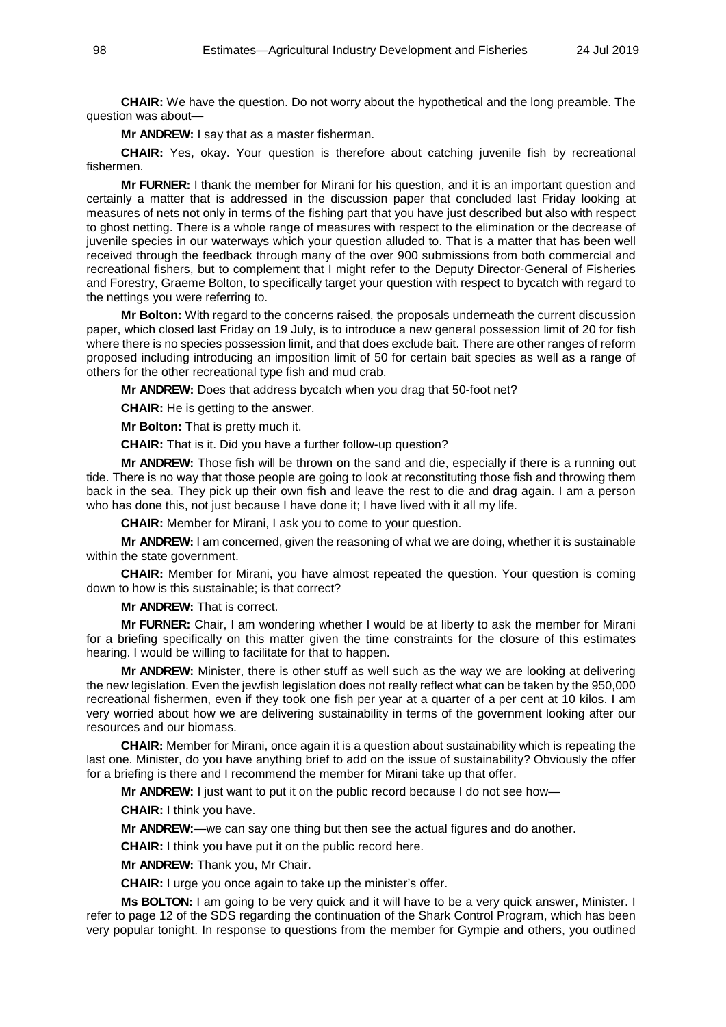**CHAIR:** We have the question. Do not worry about the hypothetical and the long preamble. The question was about—

**Mr ANDREW:** I say that as a master fisherman.

**CHAIR:** Yes, okay. Your question is therefore about catching juvenile fish by recreational fishermen.

**Mr FURNER:** I thank the member for Mirani for his question, and it is an important question and certainly a matter that is addressed in the discussion paper that concluded last Friday looking at measures of nets not only in terms of the fishing part that you have just described but also with respect to ghost netting. There is a whole range of measures with respect to the elimination or the decrease of juvenile species in our waterways which your question alluded to. That is a matter that has been well received through the feedback through many of the over 900 submissions from both commercial and recreational fishers, but to complement that I might refer to the Deputy Director-General of Fisheries and Forestry, Graeme Bolton, to specifically target your question with respect to bycatch with regard to the nettings you were referring to.

**Mr Bolton:** With regard to the concerns raised, the proposals underneath the current discussion paper, which closed last Friday on 19 July, is to introduce a new general possession limit of 20 for fish where there is no species possession limit, and that does exclude bait. There are other ranges of reform proposed including introducing an imposition limit of 50 for certain bait species as well as a range of others for the other recreational type fish and mud crab.

**Mr ANDREW:** Does that address bycatch when you drag that 50-foot net?

**CHAIR:** He is getting to the answer.

**Mr Bolton:** That is pretty much it.

**CHAIR:** That is it. Did you have a further follow-up question?

**Mr ANDREW:** Those fish will be thrown on the sand and die, especially if there is a running out tide. There is no way that those people are going to look at reconstituting those fish and throwing them back in the sea. They pick up their own fish and leave the rest to die and drag again. I am a person who has done this, not just because I have done it; I have lived with it all my life.

**CHAIR:** Member for Mirani, I ask you to come to your question.

**Mr ANDREW:** I am concerned, given the reasoning of what we are doing, whether it is sustainable within the state government.

**CHAIR:** Member for Mirani, you have almost repeated the question. Your question is coming down to how is this sustainable; is that correct?

**Mr ANDREW:** That is correct.

**Mr FURNER:** Chair, I am wondering whether I would be at liberty to ask the member for Mirani for a briefing specifically on this matter given the time constraints for the closure of this estimates hearing. I would be willing to facilitate for that to happen.

**Mr ANDREW:** Minister, there is other stuff as well such as the way we are looking at delivering the new legislation. Even the jewfish legislation does not really reflect what can be taken by the 950,000 recreational fishermen, even if they took one fish per year at a quarter of a per cent at 10 kilos. I am very worried about how we are delivering sustainability in terms of the government looking after our resources and our biomass.

**CHAIR:** Member for Mirani, once again it is a question about sustainability which is repeating the last one. Minister, do you have anything brief to add on the issue of sustainability? Obviously the offer for a briefing is there and I recommend the member for Mirani take up that offer.

**Mr ANDREW:** I just want to put it on the public record because I do not see how—

**CHAIR:** I think you have.

**Mr ANDREW:**—we can say one thing but then see the actual figures and do another.

**CHAIR:** I think you have put it on the public record here.

**Mr ANDREW:** Thank you, Mr Chair.

**CHAIR:** I urge you once again to take up the minister's offer.

**Ms BOLTON:** I am going to be very quick and it will have to be a very quick answer, Minister. I refer to page 12 of the SDS regarding the continuation of the Shark Control Program, which has been very popular tonight. In response to questions from the member for Gympie and others, you outlined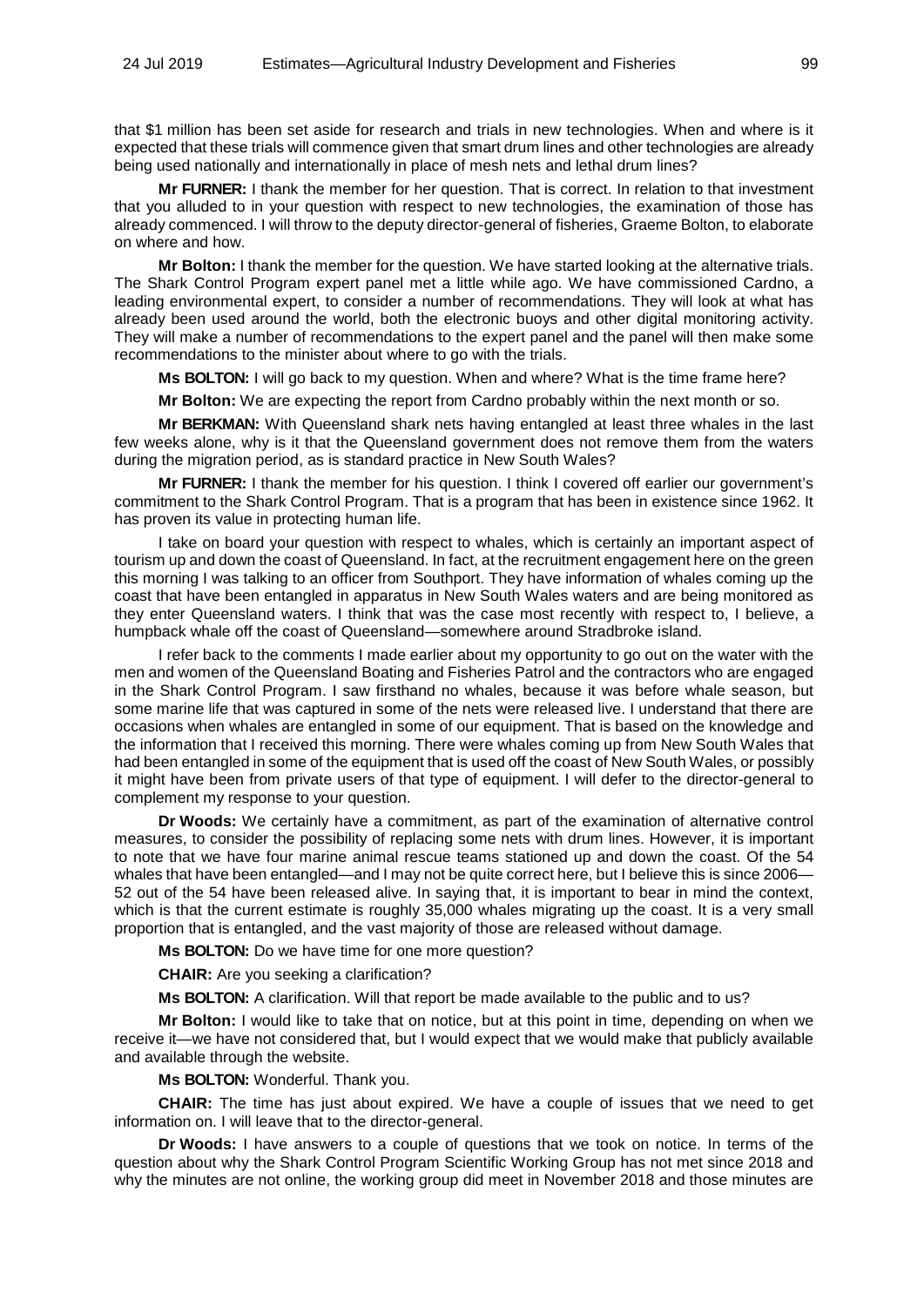that $1 million has been set aside for research and trials in new technologies. When and where is it expected that these trials will commence given that smart drum lines and other technologies are already being used nationally and internationally in place of mesh nets and lethal drum lines?

**Mr FURNER:** I thank the member for her question. That is correct. In relation to that investment that you alluded to in your question with respect to new technologies, the examination of those has already commenced. I will throw to the deputy director-general of fisheries, Graeme Bolton, to elaborate on where and how.

**Mr Bolton:** I thank the member for the question. We have started looking at the alternative trials. The Shark Control Program expert panel met a little while ago. We have commissioned Cardno, a leading environmental expert, to consider a number of recommendations. They will look at what has already been used around the world, both the electronic buoys and other digital monitoring activity. They will make a number of recommendations to the expert panel and the panel will then make some recommendations to the minister about where to go with the trials.

**Ms BOLTON:** I will go back to my question. When and where? What is the time frame here?

**Mr Bolton:** We are expecting the report from Cardno probably within the next month or so.

**Mr BERKMAN:** With Queensland shark nets having entangled at least three whales in the last few weeks alone, why is it that the Queensland government does not remove them from the waters during the migration period, as is standard practice in New South Wales?

**Mr FURNER:** I thank the member for his question. I think I covered off earlier our government's commitment to the Shark Control Program. That is a program that has been in existence since 1962. It has proven its value in protecting human life.

I take on board your question with respect to whales, which is certainly an important aspect of tourism up and down the coast of Queensland. In fact, at the recruitment engagement here on the green this morning I was talking to an officer from Southport. They have information of whales coming up the coast that have been entangled in apparatus in New South Wales waters and are being monitored as they enter Queensland waters. I think that was the case most recently with respect to, I believe, a humpback whale off the coast of Queensland—somewhere around Stradbroke island.

I refer back to the comments I made earlier about my opportunity to go out on the water with the men and women of the Queensland Boating and Fisheries Patrol and the contractors who are engaged in the Shark Control Program. I saw firsthand no whales, because it was before whale season, but some marine life that was captured in some of the nets were released live. I understand that there are occasions when whales are entangled in some of our equipment. That is based on the knowledge and the information that I received this morning. There were whales coming up from New South Wales that had been entangled in some of the equipment that is used off the coast of New South Wales, or possibly it might have been from private users of that type of equipment. I will defer to the director-general to complement my response to your question.

**Dr Woods:** We certainly have a commitment, as part of the examination of alternative control measures, to consider the possibility of replacing some nets with drum lines. However, it is important to note that we have four marine animal rescue teams stationed up and down the coast. Of the 54 whales that have been entangled—and I may not be quite correct here, but I believe this is since 2006—52 out of the 54 have been released alive. In saying that, it is important to bear in mind the context, which is that the current estimate is roughly 35,000 whales migrating up the coast. It is a very small proportion that is entangled, and the vast majority of those are released without damage.

**Ms BOLTON:** Do we have time for one more question?

**CHAIR:** Are you seeking a clarification?

**Ms BOLTON:** A clarification. Will that report be made available to the public and to us?

**Mr Bolton:** I would like to take that on notice, but at this point in time, depending on when we receive it—we have not considered that, but I would expect that we would make that publicly available and available through the website.

**Ms BOLTON:** Wonderful. Thank you.

**CHAIR:** The time has just about expired. We have a couple of issues that we need to get information on. I will leave that to the director-general.

**Dr Woods:** I have answers to a couple of questions that we took on notice. In terms of the question about why the Shark Control Program Scientific Working Group has not met since 2018 and why the minutes are not online, the working group did meet in November 2018 and those minutes are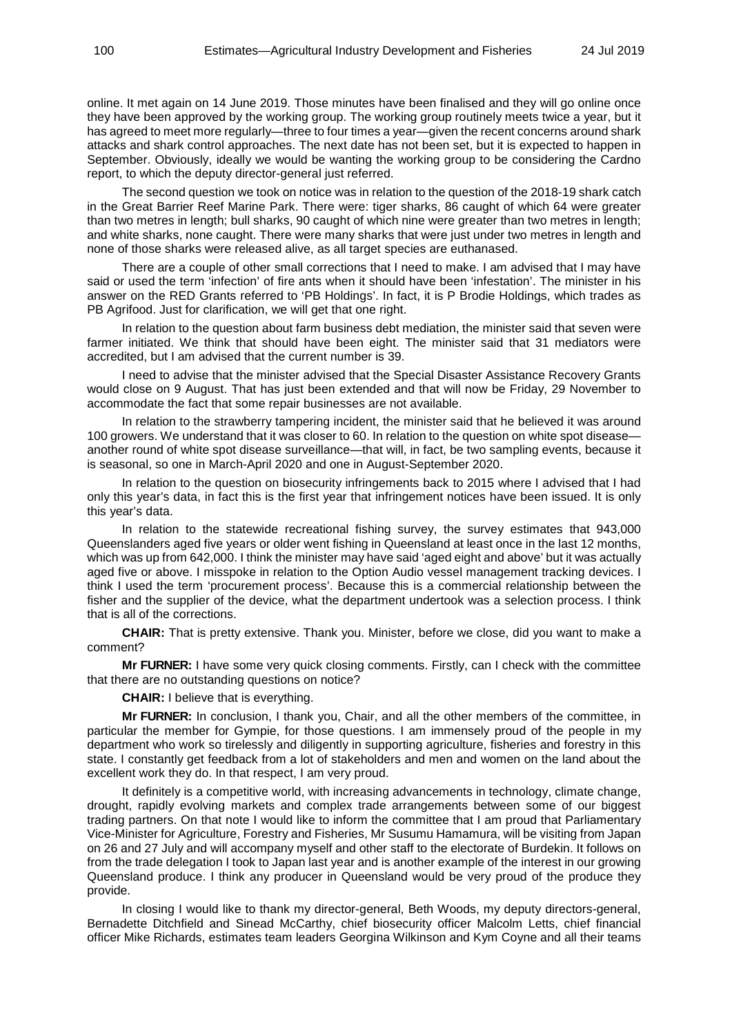online. It met again on 14 June 2019. Those minutes have been finalised and they will go online once they have been approved by the working group. The working group routinely meets twice a year, but it has agreed to meet more regularly—three to four times a year—given the recent concerns around shark attacks and shark control approaches. The next date has not been set, but it is expected to happen in September. Obviously, ideally we would be wanting the working group to be considering the Cardno report, to which the deputy director-general just referred.

The second question we took on notice was in relation to the question of the 2018-19 shark catch in the Great Barrier Reef Marine Park. There were: tiger sharks, 86 caught of which 64 were greater than two metres in length; bull sharks, 90 caught of which nine were greater than two metres in length; and white sharks, none caught. There were many sharks that were just under two metres in length and none of those sharks were released alive, as all target species are euthanased.

There are a couple of other small corrections that I need to make. I am advised that I may have said or used the term 'infection' of fire ants when it should have been 'infestation'. The minister in his answer on the RED Grants referred to 'PB Holdings'. In fact, it is P Brodie Holdings, which trades as PB Agrifood. Just for clarification, we will get that one right.

In relation to the question about farm business debt mediation, the minister said that seven were farmer initiated. We think that should have been eight. The minister said that 31 mediators were accredited, but I am advised that the current number is 39.

I need to advise that the minister advised that the Special Disaster Assistance Recovery Grants would close on 9 August. That has just been extended and that will now be Friday, 29 November to accommodate the fact that some repair businesses are not available.

In relation to the strawberry tampering incident, the minister said that he believed it was around 100 growers. We understand that it was closer to 60. In relation to the question on white spot disease—another round of white spot disease surveillance—that will, in fact, be two sampling events, because it is seasonal, so one in March-April 2020 and one in August-September 2020.

In relation to the question on biosecurity infringements back to 2015 where I advised that I had only this year's data, in fact this is the first year that infringement notices have been issued. It is only this year's data.

In relation to the statewide recreational fishing survey, the survey estimates that 943,000 Queenslanders aged five years or older went fishing in Queensland at least once in the last 12 months, which was up from 642,000. I think the minister may have said 'aged eight and above' but it was actually aged five or above. I misspoke in relation to the Option Audio vessel management tracking devices. I think I used the term 'procurement process'. Because this is a commercial relationship between the fisher and the supplier of the device, what the department undertook was a selection process. I think that is all of the corrections.

**CHAIR:** That is pretty extensive. Thank you. Minister, before we close, did you want to make a comment?

**Mr FURNER:** I have some very quick closing comments. Firstly, can I check with the committee that there are no outstanding questions on notice?

**CHAIR:** I believe that is everything.

**Mr FURNER:** In conclusion, I thank you, Chair, and all the other members of the committee, in particular the member for Gympie, for those questions. I am immensely proud of the people in my department who work so tirelessly and diligently in supporting agriculture, fisheries and forestry in this state. I constantly get feedback from a lot of stakeholders and men and women on the land about the excellent work they do. In that respect, I am very proud.

It definitely is a competitive world, with increasing advancements in technology, climate change, drought, rapidly evolving markets and complex trade arrangements between some of our biggest trading partners. On that note I would like to inform the committee that I am proud that Parliamentary Vice-Minister for Agriculture, Forestry and Fisheries, Mr Susumu Hamamura, will be visiting from Japan on 26 and 27 July and will accompany myself and other staff to the electorate of Burdekin. It follows on from the trade delegation I took to Japan last year and is another example of the interest in our growing Queensland produce. I think any producer in Queensland would be very proud of the produce they provide.

In closing I would like to thank my director-general, Beth Woods, my deputy directors-general, Bernadette Ditchfield and Sinead McCarthy, chief biosecurity officer Malcolm Letts, chief financial officer Mike Richards, estimates team leaders Georgina Wilkinson and Kym Coyne and all their teams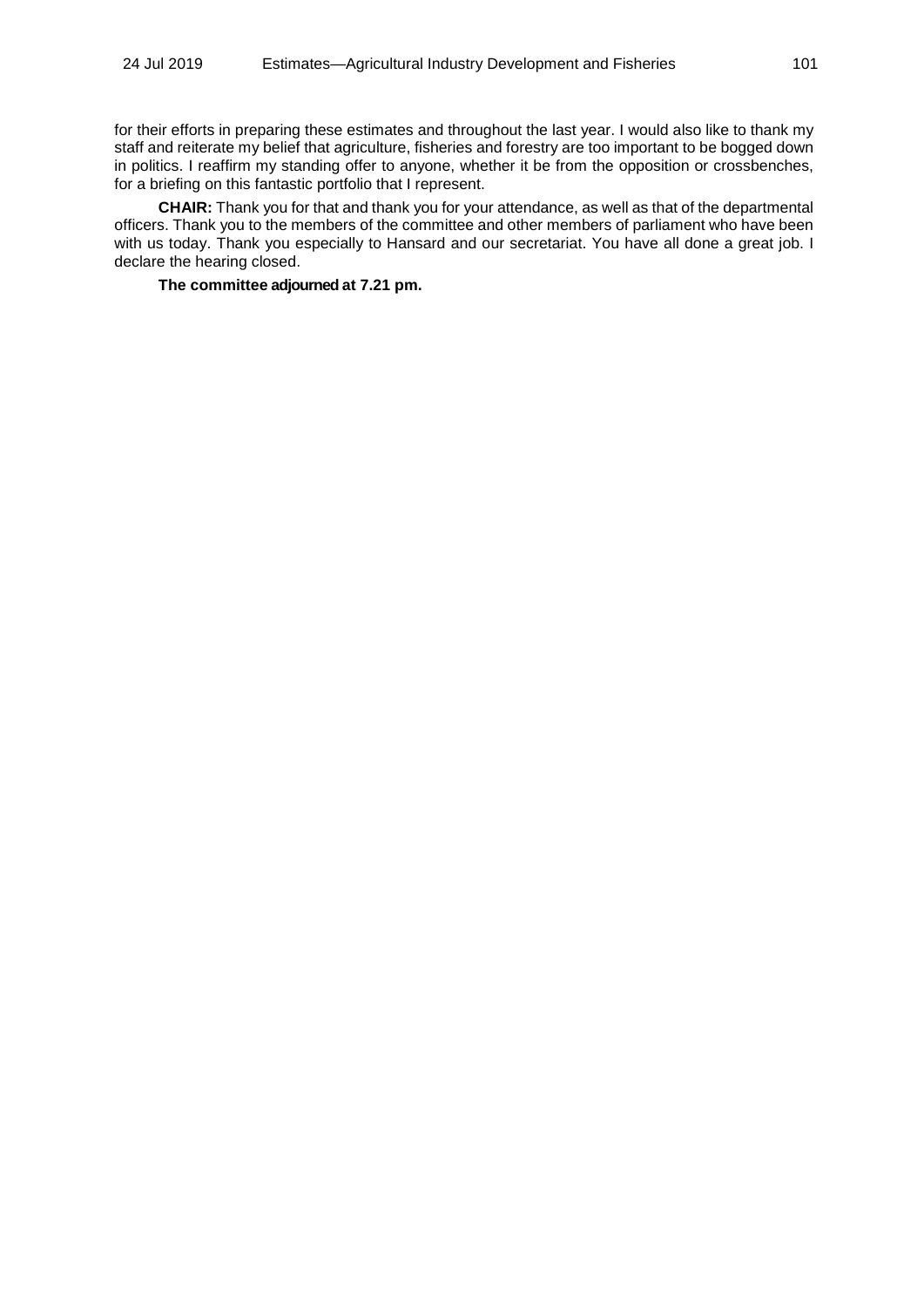for their efforts in preparing these estimates and throughout the last year. I would also like to thank my staff and reiterate my belief that agriculture, fisheries and forestry are too important to be bogged down in politics. I reaffirm my standing offer to anyone, whether it be from the opposition or crossbenches, for a briefing on this fantastic portfolio that I represent.

**CHAIR:** Thank you for that and thank you for your attendance, as well as that of the departmental officers. Thank you to the members of the committee and other members of parliament who have been with us today. Thank you especially to Hansard and our secretariat. You have all done a great job. I declare the hearing closed.

**The committee adjourned at 7.21 pm.**